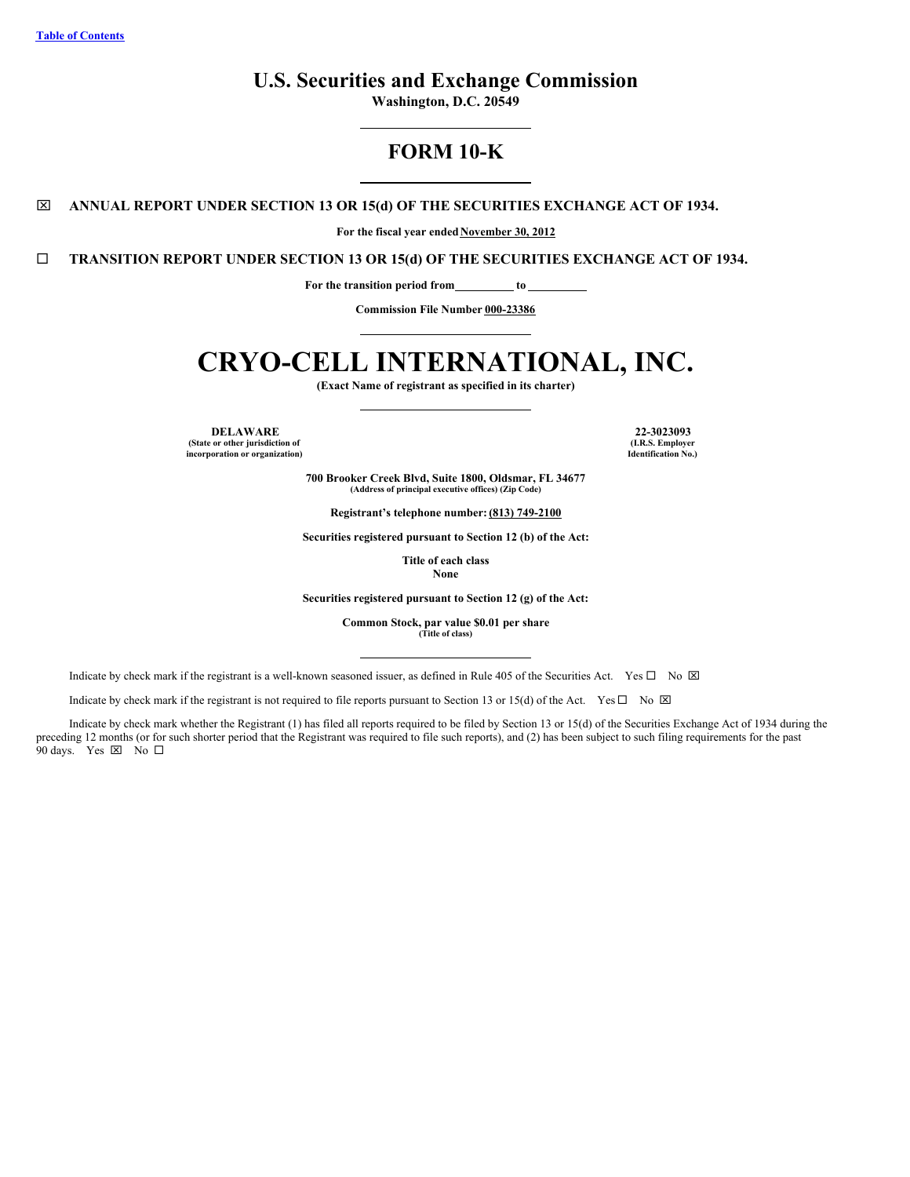[Table of Contents](#)

# U.S. Securities and Exchange Commission

**Washington, D.C. 20549**

# FORM 10-K

☒ **ANNUAL REPORT UNDER SECTION 13 OR 15(d) OF THE SECURITIES EXCHANGE ACT OF 1934.**

**For the fiscal year ended November 30, 2012**

☐ **TRANSITION REPORT UNDER SECTION 13 OR 15(d) OF THE SECURITIES EXCHANGE ACT OF 1934.**

**For the transition period from \_\_\_\_\_\_\_\_\_\_ to \_\_\_\_\_\_\_\_\_\_**

**Commission File Number 000-23386**

# CRYO-CELL INTERNATIONAL, INC.

**(Exact Name of registrant as specified in its charter)**

| **DELAWARE** | **22-3023093** |
|---|---|
| **(State or other jurisdiction of incorporation or organization)** | **(I.R.S. Employer Identification No.)** |

**700 Brooker Creek Blvd, Suite 1800, Oldsmar, FL 34677**
**(Address of principal executive offices) (Zip Code)**

**Registrant's telephone number: (813) 749-2100**

**Securities registered pursuant to Section 12 (b) of the Act:**

**Title of each class**
**None**

**Securities registered pursuant to Section 12 (g) of the Act:**

**Common Stock, par value $0.01 per share**
**(Title of class)**

Indicate by check mark if the registrant is a well-known seasoned issuer, as defined in Rule 405 of the Securities Act. Yes ☐ No ☒

Indicate by check mark if the registrant is not required to file reports pursuant to Section 13 or 15(d) of the Act. Yes ☐ No ☒

Indicate by check mark whether the Registrant (1) has filed all reports required to be filed by Section 13 or 15(d) of the Securities Exchange Act of 1934 during the preceding 12 months (or for such shorter period that the Registrant was required to file such reports), and (2) has been subject to such filing requirements for the past 90 days. Yes ☒ No ☐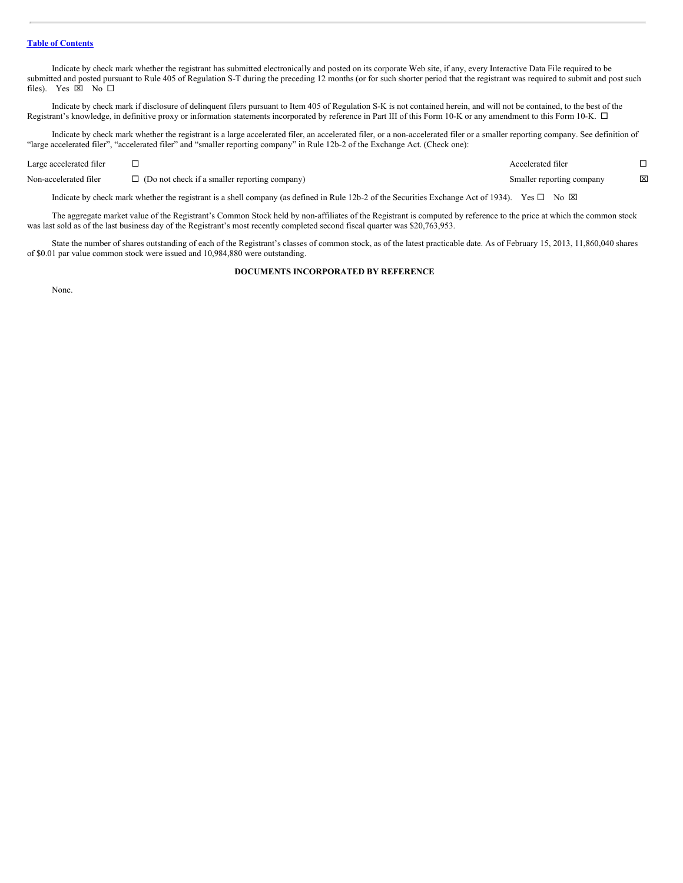[Table of Contents](#)

Indicate by check mark whether the registrant has submitted electronically and posted on its corporate Web site, if any, every Interactive Data File required to be submitted and posted pursuant to Rule 405 of Regulation S-T during the preceding 12 months (or for such shorter period that the registrant was required to submit and post such files). Yes ☒ No ☐

Indicate by check mark if disclosure of delinquent filers pursuant to Item 405 of Regulation S-K is not contained herein, and will not be contained, to the best of the Registrant's knowledge, in definitive proxy or information statements incorporated by reference in Part III of this Form 10-K or any amendment to this Form 10-K. ☐

Indicate by check mark whether the registrant is a large accelerated filer, an accelerated filer, or a non-accelerated filer or a smaller reporting company. See definition of "large accelerated filer", "accelerated filer" and "smaller reporting company" in Rule 12b-2 of the Exchange Act. (Check one):

| | | | |
|---|---|---|---|
| Large accelerated filer | ☐ | Accelerated filer | ☐ |
| Non-accelerated filer | ☐ (Do not check if a smaller reporting company) | Smaller reporting company | ☒ |

Indicate by check mark whether the registrant is a shell company (as defined in Rule 12b-2 of the Securities Exchange Act of 1934). Yes ☐ No ☒

The aggregate market value of the Registrant's Common Stock held by non-affiliates of the Registrant is computed by reference to the price at which the common stock was last sold as of the last business day of the Registrant's most recently completed second fiscal quarter was $20,763,953.

State the number of shares outstanding of each of the Registrant's classes of common stock, as of the latest practicable date. As of February 15, 2013, 11,860,040 shares of $0.01 par value common stock were issued and 10,984,880 were outstanding.

**DOCUMENTS INCORPORATED BY REFERENCE**

None.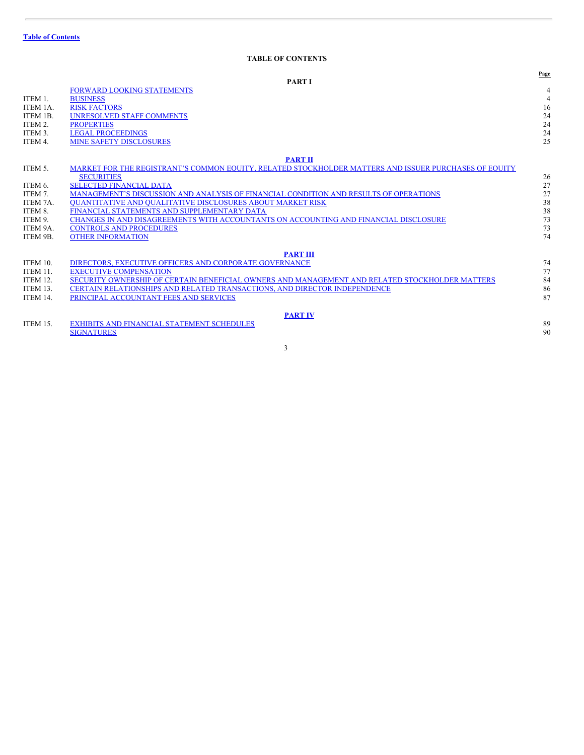[Table of Contents](#)

# TABLE OF CONTENTS

| | | Page |
|---|---|---|
| | **PART I** | |
| | FORWARD LOOKING STATEMENTS | 4 |
| ITEM 1. | BUSINESS | 4 |
| ITEM 1A. | RISK FACTORS | 16 |
| ITEM 1B. | UNRESOLVED STAFF COMMENTS | 24 |
| ITEM 2. | PROPERTIES | 24 |
| ITEM 3. | LEGAL PROCEEDINGS | 24 |
| ITEM 4. | MINE SAFETY DISCLOSURES | 25 |
| | **PART II** | |
| ITEM 5. | MARKET FOR THE REGISTRANT'S COMMON EQUITY, RELATED STOCKHOLDER MATTERS AND ISSUER PURCHASES OF EQUITY SECURITIES | 26 |
| ITEM 6. | SELECTED FINANCIAL DATA | 27 |
| ITEM 7. | MANAGEMENT'S DISCUSSION AND ANALYSIS OF FINANCIAL CONDITION AND RESULTS OF OPERATIONS | 27 |
| ITEM 7A. | QUANTITATIVE AND QUALITATIVE DISCLOSURES ABOUT MARKET RISK | 38 |
| ITEM 8. | FINANCIAL STATEMENTS AND SUPPLEMENTARY DATA | 38 |
| ITEM 9. | CHANGES IN AND DISAGREEMENTS WITH ACCOUNTANTS ON ACCOUNTING AND FINANCIAL DISCLOSURE | 73 |
| ITEM 9A. | CONTROLS AND PROCEDURES | 73 |
| ITEM 9B. | OTHER INFORMATION | 74 |
| | **PART III** | |
| ITEM 10. | DIRECTORS, EXECUTIVE OFFICERS AND CORPORATE GOVERNANCE | 74 |
| ITEM 11. | EXECUTIVE COMPENSATION | 77 |
| ITEM 12. | SECURITY OWNERSHIP OF CERTAIN BENEFICIAL OWNERS AND MANAGEMENT AND RELATED STOCKHOLDER MATTERS | 84 |
| ITEM 13. | CERTAIN RELATIONSHIPS AND RELATED TRANSACTIONS, AND DIRECTOR INDEPENDENCE | 86 |
| ITEM 14. | PRINCIPAL ACCOUNTANT FEES AND SERVICES | 87 |
| | **PART IV** | |
| ITEM 15. | EXHIBITS AND FINANCIAL STATEMENT SCHEDULES | 89 |
| | SIGNATURES | 90 |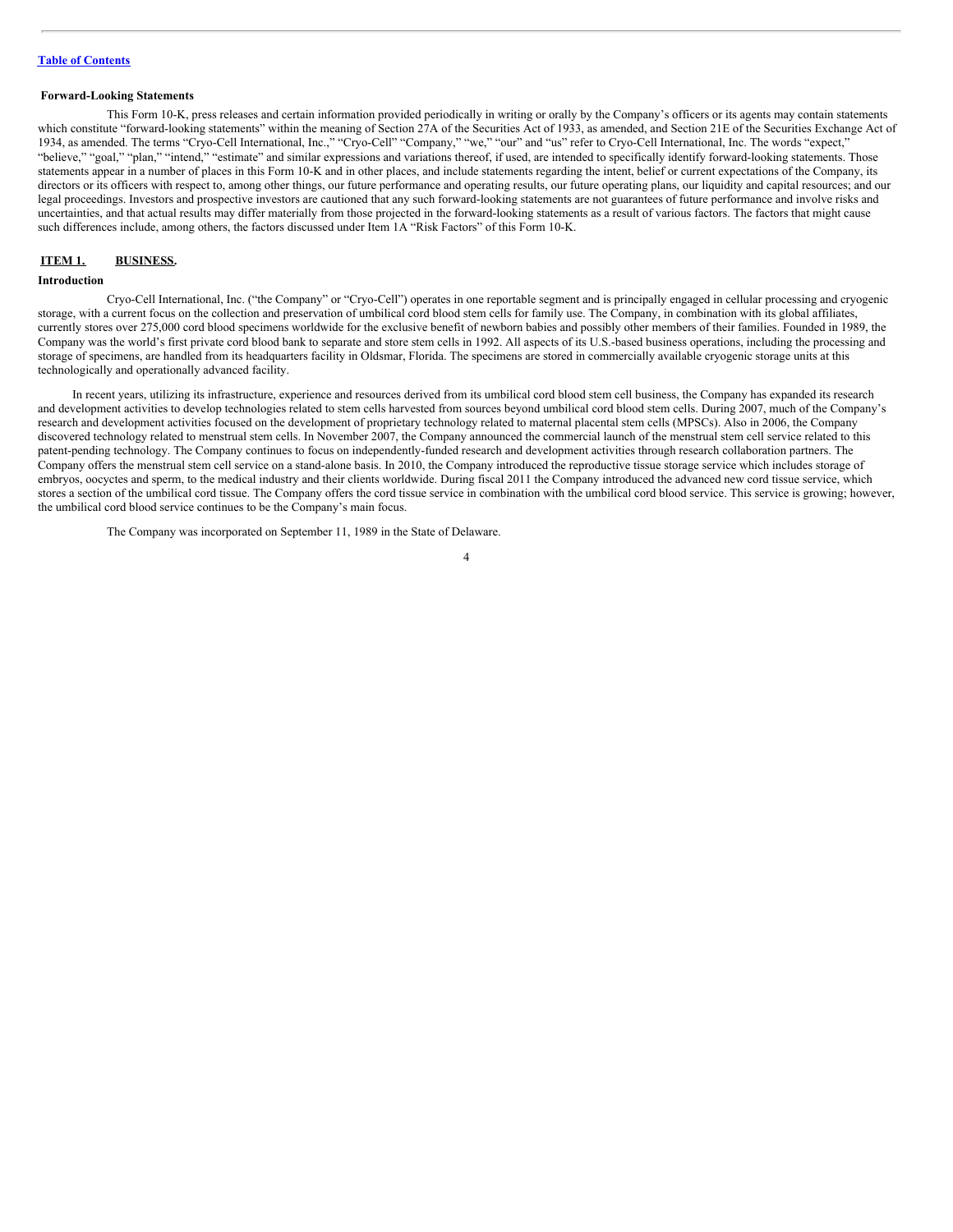**Forward-Looking Statements**

This Form 10-K, press releases and certain information provided periodically in writing or orally by the Company's officers or its agents may contain statements which constitute "forward-looking statements" within the meaning of Section 27A of the Securities Act of 1933, as amended, and Section 21E of the Securities Exchange Act of 1934, as amended. The terms "Cryo-Cell International, Inc.," "Cryo-Cell" "Company," "we," "our" and "us" refer to Cryo-Cell International, Inc. The words "expect," "believe," "goal," "plan," "intend," "estimate" and similar expressions and variations thereof, if used, are intended to specifically identify forward-looking statements. Those statements appear in a number of places in this Form 10-K and in other places, and include statements regarding the intent, belief or current expectations of the Company, its directors or its officers with respect to, among other things, our future performance and operating results, our future operating plans, our liquidity and capital resources; and our legal proceedings. Investors and prospective investors are cautioned that any such forward-looking statements are not guarantees of future performance and involve risks and uncertainties, and that actual results may differ materially from those projected in the forward-looking statements as a result of various factors. The factors that might cause such differences include, among others, the factors discussed under Item 1A "Risk Factors" of this Form 10-K.

## ITEM 1. BUSINESS.

**Introduction**

Cryo-Cell International, Inc. ("the Company" or "Cryo-Cell") operates in one reportable segment and is principally engaged in cellular processing and cryogenic storage, with a current focus on the collection and preservation of umbilical cord blood stem cells for family use. The Company, in combination with its global affiliates, currently stores over 275,000 cord blood specimens worldwide for the exclusive benefit of newborn babies and possibly other members of their families. Founded in 1989, the Company was the world's first private cord blood bank to separate and store stem cells in 1992. All aspects of its U.S.-based business operations, including the processing and storage of specimens, are handled from its headquarters facility in Oldsmar, Florida. The specimens are stored in commercially available cryogenic storage units at this technologically and operationally advanced facility.

In recent years, utilizing its infrastructure, experience and resources derived from its umbilical cord blood stem cell business, the Company has expanded its research and development activities to develop technologies related to stem cells harvested from sources beyond umbilical cord blood stem cells. During 2007, much of the Company's research and development activities focused on the development of proprietary technology related to maternal placental stem cells (MPSCs). Also in 2006, the Company discovered technology related to menstrual stem cells. In November 2007, the Company announced the commercial launch of the menstrual stem cell service related to this patent-pending technology. The Company continues to focus on independently-funded research and development activities through research collaboration partners. The Company offers the menstrual stem cell service on a stand-alone basis. In 2010, the Company introduced the reproductive tissue storage service which includes storage of embryos, oocyctes and sperm, to the medical industry and their clients worldwide. During fiscal 2011 the Company introduced the advanced new cord tissue service, which stores a section of the umbilical cord tissue. The Company offers the cord tissue service in combination with the umbilical cord blood service. This service is growing; however, the umbilical cord blood service continues to be the Company's main focus.

The Company was incorporated on September 11, 1989 in the State of Delaware.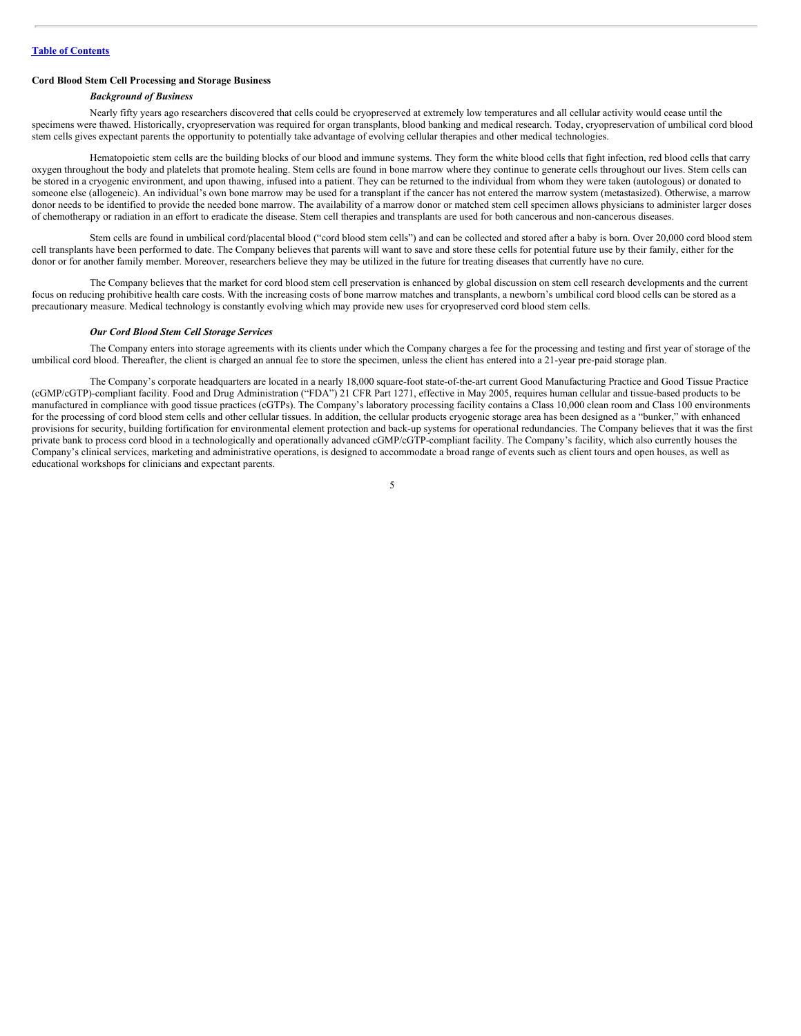**Cord Blood Stem Cell Processing and Storage Business**

***Background of Business***

Nearly fifty years ago researchers discovered that cells could be cryopreserved at extremely low temperatures and all cellular activity would cease until the specimens were thawed. Historically, cryopreservation was required for organ transplants, blood banking and medical research. Today, cryopreservation of umbilical cord blood stem cells gives expectant parents the opportunity to potentially take advantage of evolving cellular therapies and other medical technologies.

Hematopoietic stem cells are the building blocks of our blood and immune systems. They form the white blood cells that fight infection, red blood cells that carry oxygen throughout the body and platelets that promote healing. Stem cells are found in bone marrow where they continue to generate cells throughout our lives. Stem cells can be stored in a cryogenic environment, and upon thawing, infused into a patient. They can be returned to the individual from whom they were taken (autologous) or donated to someone else (allogeneic). An individual's own bone marrow may be used for a transplant if the cancer has not entered the marrow system (metastasized). Otherwise, a marrow donor needs to be identified to provide the needed bone marrow. The availability of a marrow donor or matched stem cell specimen allows physicians to administer larger doses of chemotherapy or radiation in an effort to eradicate the disease. Stem cell therapies and transplants are used for both cancerous and non-cancerous diseases.

Stem cells are found in umbilical cord/placental blood ("cord blood stem cells") and can be collected and stored after a baby is born. Over 20,000 cord blood stem cell transplants have been performed to date. The Company believes that parents will want to save and store these cells for potential future use by their family, either for the donor or for another family member. Moreover, researchers believe they may be utilized in the future for treating diseases that currently have no cure.

The Company believes that the market for cord blood stem cell preservation is enhanced by global discussion on stem cell research developments and the current focus on reducing prohibitive health care costs. With the increasing costs of bone marrow matches and transplants, a newborn's umbilical cord blood cells can be stored as a precautionary measure. Medical technology is constantly evolving which may provide new uses for cryopreserved cord blood stem cells.

***Our Cord Blood Stem Cell Storage Services***

The Company enters into storage agreements with its clients under which the Company charges a fee for the processing and testing and first year of storage of the umbilical cord blood. Thereafter, the client is charged an annual fee to store the specimen, unless the client has entered into a 21-year pre-paid storage plan.

The Company's corporate headquarters are located in a nearly 18,000 square-foot state-of-the-art current Good Manufacturing Practice and Good Tissue Practice (cGMP/cGTP)-compliant facility. Food and Drug Administration ("FDA") 21 CFR Part 1271, effective in May 2005, requires human cellular and tissue-based products to be manufactured in compliance with good tissue practices (cGTPs). The Company's laboratory processing facility contains a Class 10,000 clean room and Class 100 environments for the processing of cord blood stem cells and other cellular tissues. In addition, the cellular products cryogenic storage area has been designed as a "bunker," with enhanced provisions for security, building fortification for environmental element protection and back-up systems for operational redundancies. The Company believes that it was the first private bank to process cord blood in a technologically and operationally advanced cGMP/cGTP-compliant facility. The Company's facility, which also currently houses the Company's clinical services, marketing and administrative operations, is designed to accommodate a broad range of events such as client tours and open houses, as well as educational workshops for clinicians and expectant parents.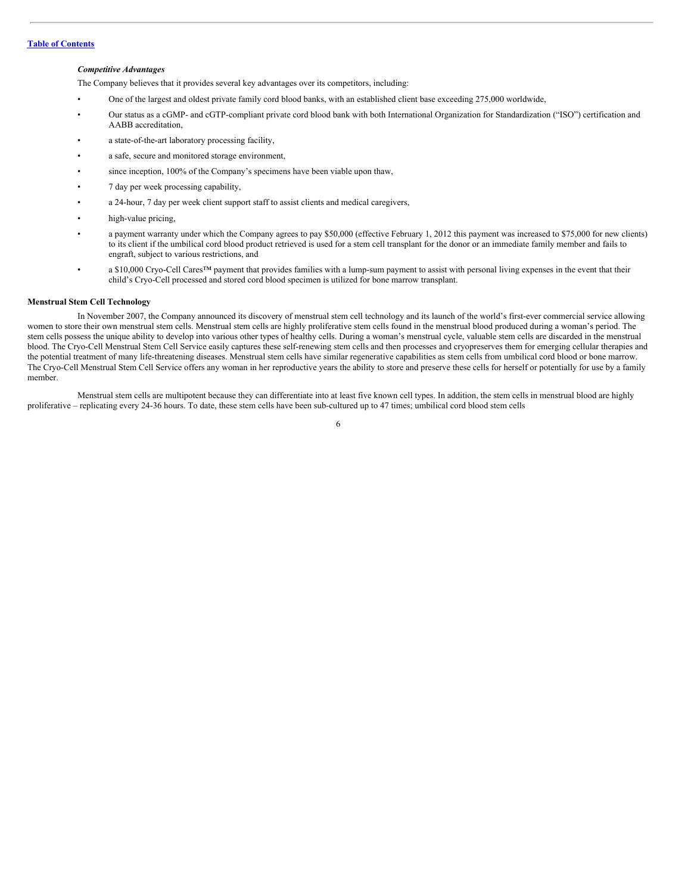***Competitive Advantages***

The Company believes that it provides several key advantages over its competitors, including:

- One of the largest and oldest private family cord blood banks, with an established client base exceeding 275,000 worldwide,
- Our status as a cGMP- and cGTP-compliant private cord blood bank with both International Organization for Standardization (“ISO”) certification and AABB accreditation,
- a state-of-the-art laboratory processing facility,
- a safe, secure and monitored storage environment,
- since inception, 100% of the Company’s specimens have been viable upon thaw,
- 7 day per week processing capability,
- a 24-hour, 7 day per week client support staff to assist clients and medical caregivers,
- high-value pricing,
- a payment warranty under which the Company agrees to pay $50,000 (effective February 1, 2012 this payment was increased to $75,000 for new clients) to its client if the umbilical cord blood product retrieved is used for a stem cell transplant for the donor or an immediate family member and fails to engraft, subject to various restrictions, and
- a $10,000 Cryo-Cell Cares™ payment that provides families with a lump-sum payment to assist with personal living expenses in the event that their child’s Cryo-Cell processed and stored cord blood specimen is utilized for bone marrow transplant.

**Menstrual Stem Cell Technology**

In November 2007, the Company announced its discovery of menstrual stem cell technology and its launch of the world’s first-ever commercial service allowing women to store their own menstrual stem cells. Menstrual stem cells are highly proliferative stem cells found in the menstrual blood produced during a woman’s period. The stem cells possess the unique ability to develop into various other types of healthy cells. During a woman’s menstrual cycle, valuable stem cells are discarded in the menstrual blood. The Cryo-Cell Menstrual Stem Cell Service easily captures these self-renewing stem cells and then processes and cryopreserves them for emerging cellular therapies and the potential treatment of many life-threatening diseases. Menstrual stem cells have similar regenerative capabilities as stem cells from umbilical cord blood or bone marrow. The Cryo-Cell Menstrual Stem Cell Service offers any woman in her reproductive years the ability to store and preserve these cells for herself or potentially for use by a family member.

Menstrual stem cells are multipotent because they can differentiate into at least five known cell types. In addition, the stem cells in menstrual blood are highly proliferative – replicating every 24-36 hours. To date, these stem cells have been sub-cultured up to 47 times; umbilical cord blood stem cells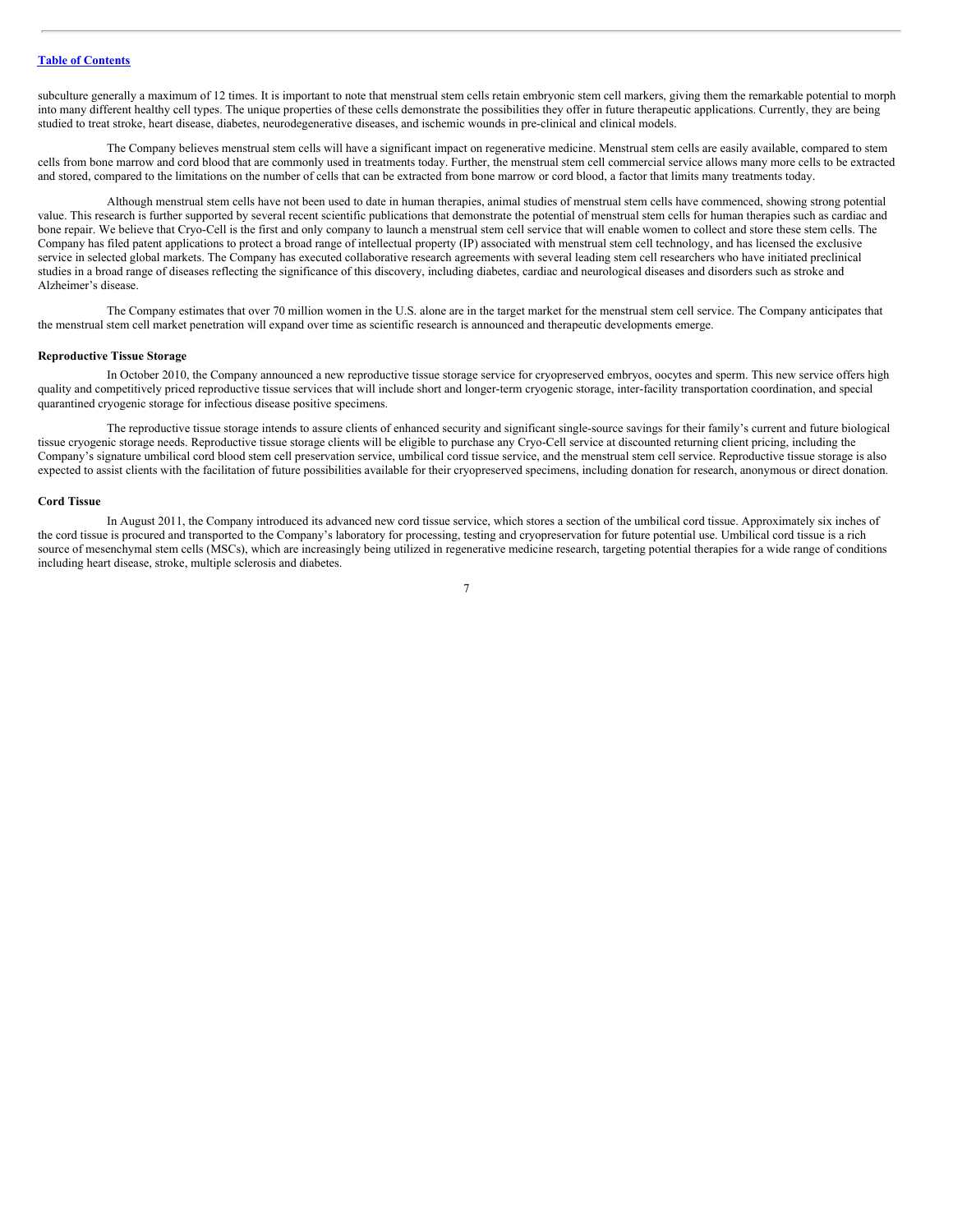subculture generally a maximum of 12 times. It is important to note that menstrual stem cells retain embryonic stem cell markers, giving them the remarkable potential to morph into many different healthy cell types. The unique properties of these cells demonstrate the possibilities they offer in future therapeutic applications. Currently, they are being studied to treat stroke, heart disease, diabetes, neurodegenerative diseases, and ischemic wounds in pre-clinical and clinical models.

The Company believes menstrual stem cells will have a significant impact on regenerative medicine. Menstrual stem cells are easily available, compared to stem cells from bone marrow and cord blood that are commonly used in treatments today. Further, the menstrual stem cell commercial service allows many more cells to be extracted and stored, compared to the limitations on the number of cells that can be extracted from bone marrow or cord blood, a factor that limits many treatments today.

Although menstrual stem cells have not been used to date in human therapies, animal studies of menstrual stem cells have commenced, showing strong potential value. This research is further supported by several recent scientific publications that demonstrate the potential of menstrual stem cells for human therapies such as cardiac and bone repair. We believe that Cryo-Cell is the first and only company to launch a menstrual stem cell service that will enable women to collect and store these stem cells. The Company has filed patent applications to protect a broad range of intellectual property (IP) associated with menstrual stem cell technology, and has licensed the exclusive service in selected global markets. The Company has executed collaborative research agreements with several leading stem cell researchers who have initiated preclinical studies in a broad range of diseases reflecting the significance of this discovery, including diabetes, cardiac and neurological diseases and disorders such as stroke and Alzheimer's disease.

The Company estimates that over 70 million women in the U.S. alone are in the target market for the menstrual stem cell service. The Company anticipates that the menstrual stem cell market penetration will expand over time as scientific research is announced and therapeutic developments emerge.

**Reproductive Tissue Storage**

In October 2010, the Company announced a new reproductive tissue storage service for cryopreserved embryos, oocytes and sperm. This new service offers high quality and competitively priced reproductive tissue services that will include short and longer-term cryogenic storage, inter-facility transportation coordination, and special quarantined cryogenic storage for infectious disease positive specimens.

The reproductive tissue storage intends to assure clients of enhanced security and significant single-source savings for their family's current and future biological tissue cryogenic storage needs. Reproductive tissue storage clients will be eligible to purchase any Cryo-Cell service at discounted returning client pricing, including the Company's signature umbilical cord blood stem cell preservation service, umbilical cord tissue service, and the menstrual stem cell service. Reproductive tissue storage is also expected to assist clients with the facilitation of future possibilities available for their cryopreserved specimens, including donation for research, anonymous or direct donation.

**Cord Tissue**

In August 2011, the Company introduced its advanced new cord tissue service, which stores a section of the umbilical cord tissue. Approximately six inches of the cord tissue is procured and transported to the Company's laboratory for processing, testing and cryopreservation for future potential use. Umbilical cord tissue is a rich source of mesenchymal stem cells (MSCs), which are increasingly being utilized in regenerative medicine research, targeting potential therapies for a wide range of conditions including heart disease, stroke, multiple sclerosis and diabetes.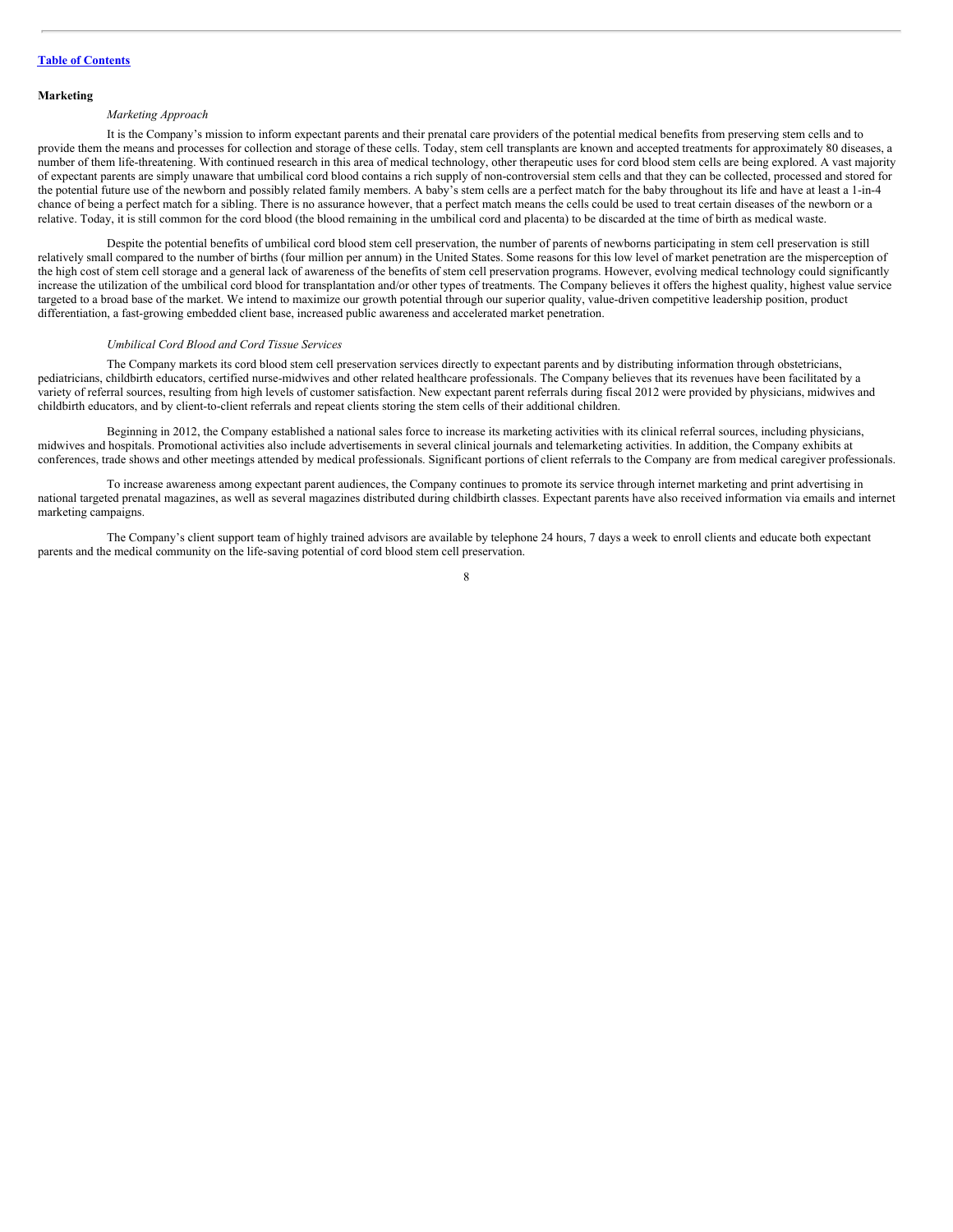## Marketing

### *Marketing Approach*

It is the Company's mission to inform expectant parents and their prenatal care providers of the potential medical benefits from preserving stem cells and to provide them the means and processes for collection and storage of these cells. Today, stem cell transplants are known and accepted treatments for approximately 80 diseases, a number of them life-threatening. With continued research in this area of medical technology, other therapeutic uses for cord blood stem cells are being explored. A vast majority of expectant parents are simply unaware that umbilical cord blood contains a rich supply of non-controversial stem cells and that they can be collected, processed and stored for the potential future use of the newborn and possibly related family members. A baby's stem cells are a perfect match for the baby throughout its life and have at least a 1-in-4 chance of being a perfect match for a sibling. There is no assurance however, that a perfect match means the cells could be used to treat certain diseases of the newborn or a relative. Today, it is still common for the cord blood (the blood remaining in the umbilical cord and placenta) to be discarded at the time of birth as medical waste.

Despite the potential benefits of umbilical cord blood stem cell preservation, the number of parents of newborns participating in stem cell preservation is still relatively small compared to the number of births (four million per annum) in the United States. Some reasons for this low level of market penetration are the misperception of the high cost of stem cell storage and a general lack of awareness of the benefits of stem cell preservation programs. However, evolving medical technology could significantly increase the utilization of the umbilical cord blood for transplantation and/or other types of treatments. The Company believes it offers the highest quality, highest value service targeted to a broad base of the market. We intend to maximize our growth potential through our superior quality, value-driven competitive leadership position, product differentiation, a fast-growing embedded client base, increased public awareness and accelerated market penetration.

### *Umbilical Cord Blood and Cord Tissue Services*

The Company markets its cord blood stem cell preservation services directly to expectant parents and by distributing information through obstetricians, pediatricians, childbirth educators, certified nurse-midwives and other related healthcare professionals. The Company believes that its revenues have been facilitated by a variety of referral sources, resulting from high levels of customer satisfaction. New expectant parent referrals during fiscal 2012 were provided by physicians, midwives and childbirth educators, and by client-to-client referrals and repeat clients storing the stem cells of their additional children.

Beginning in 2012, the Company established a national sales force to increase its marketing activities with its clinical referral sources, including physicians, midwives and hospitals. Promotional activities also include advertisements in several clinical journals and telemarketing activities. In addition, the Company exhibits at conferences, trade shows and other meetings attended by medical professionals. Significant portions of client referrals to the Company are from medical caregiver professionals.

To increase awareness among expectant parent audiences, the Company continues to promote its service through internet marketing and print advertising in national targeted prenatal magazines, as well as several magazines distributed during childbirth classes. Expectant parents have also received information via emails and internet marketing campaigns.

The Company's client support team of highly trained advisors are available by telephone 24 hours, 7 days a week to enroll clients and educate both expectant parents and the medical community on the life-saving potential of cord blood stem cell preservation.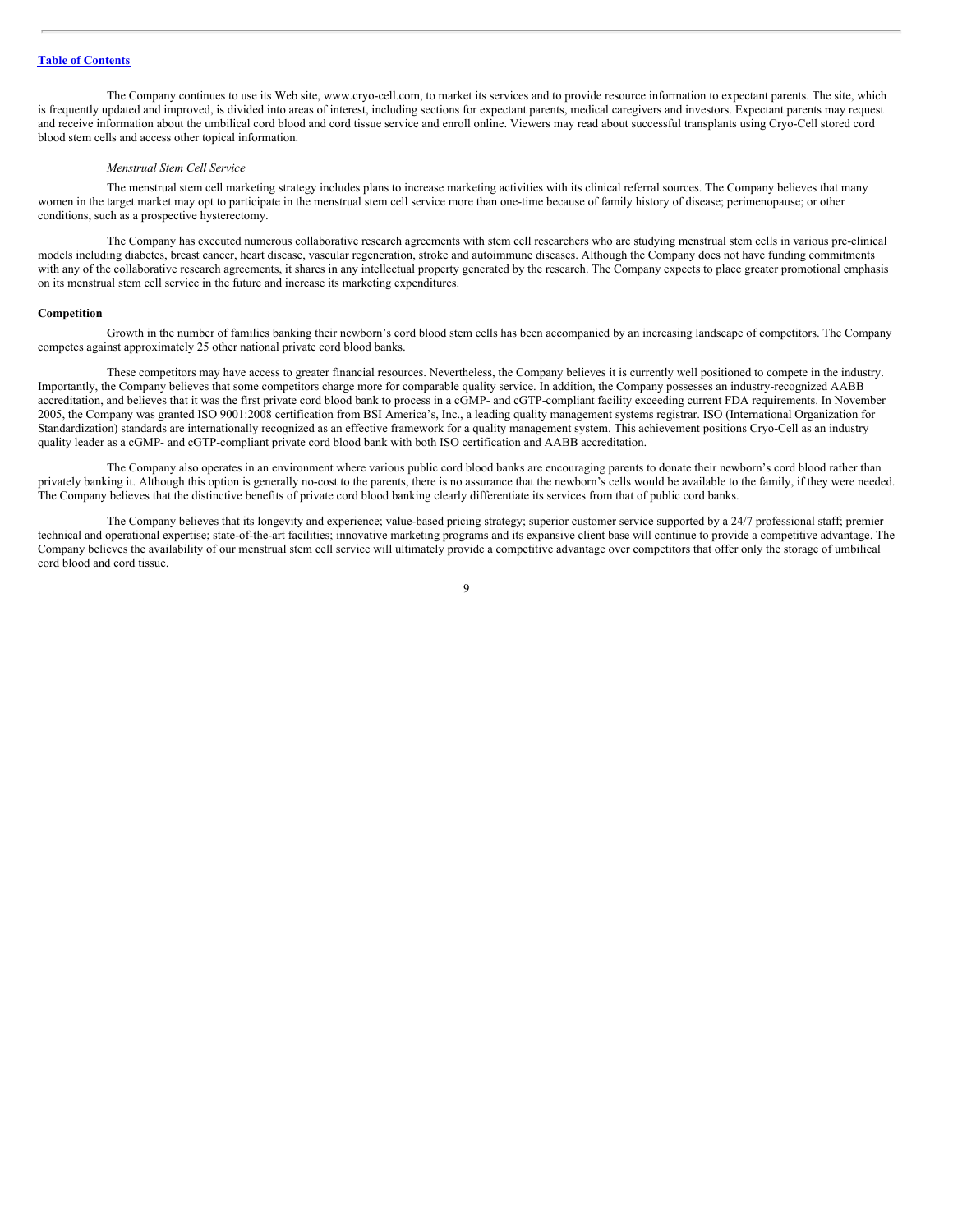The Company continues to use its Web site, www.cryo-cell.com, to market its services and to provide resource information to expectant parents. The site, which is frequently updated and improved, is divided into areas of interest, including sections for expectant parents, medical caregivers and investors. Expectant parents may request and receive information about the umbilical cord blood and cord tissue service and enroll online. Viewers may read about successful transplants using Cryo-Cell stored cord blood stem cells and access other topical information.

*Menstrual Stem Cell Service*

The menstrual stem cell marketing strategy includes plans to increase marketing activities with its clinical referral sources. The Company believes that many women in the target market may opt to participate in the menstrual stem cell service more than one-time because of family history of disease; perimenopause; or other conditions, such as a prospective hysterectomy.

The Company has executed numerous collaborative research agreements with stem cell researchers who are studying menstrual stem cells in various pre-clinical models including diabetes, breast cancer, heart disease, vascular regeneration, stroke and autoimmune diseases. Although the Company does not have funding commitments with any of the collaborative research agreements, it shares in any intellectual property generated by the research. The Company expects to place greater promotional emphasis on its menstrual stem cell service in the future and increase its marketing expenditures.

**Competition**

Growth in the number of families banking their newborn's cord blood stem cells has been accompanied by an increasing landscape of competitors. The Company competes against approximately 25 other national private cord blood banks.

These competitors may have access to greater financial resources. Nevertheless, the Company believes it is currently well positioned to compete in the industry. Importantly, the Company believes that some competitors charge more for comparable quality service. In addition, the Company possesses an industry-recognized AABB accreditation, and believes that it was the first private cord blood bank to process in a cGMP- and cGTP-compliant facility exceeding current FDA requirements. In November 2005, the Company was granted ISO 9001:2008 certification from BSI America's, Inc., a leading quality management systems registrar. ISO (International Organization for Standardization) standards are internationally recognized as an effective framework for a quality management system. This achievement positions Cryo-Cell as an industry quality leader as a cGMP- and cGTP-compliant private cord blood bank with both ISO certification and AABB accreditation.

The Company also operates in an environment where various public cord blood banks are encouraging parents to donate their newborn's cord blood rather than privately banking it. Although this option is generally no-cost to the parents, there is no assurance that the newborn's cells would be available to the family, if they were needed. The Company believes that the distinctive benefits of private cord blood banking clearly differentiate its services from that of public cord banks.

The Company believes that its longevity and experience; value-based pricing strategy; superior customer service supported by a 24/7 professional staff; premier technical and operational expertise; state-of-the-art facilities; innovative marketing programs and its expansive client base will continue to provide a competitive advantage. The Company believes the availability of our menstrual stem cell service will ultimately provide a competitive advantage over competitors that offer only the storage of umbilical cord blood and cord tissue.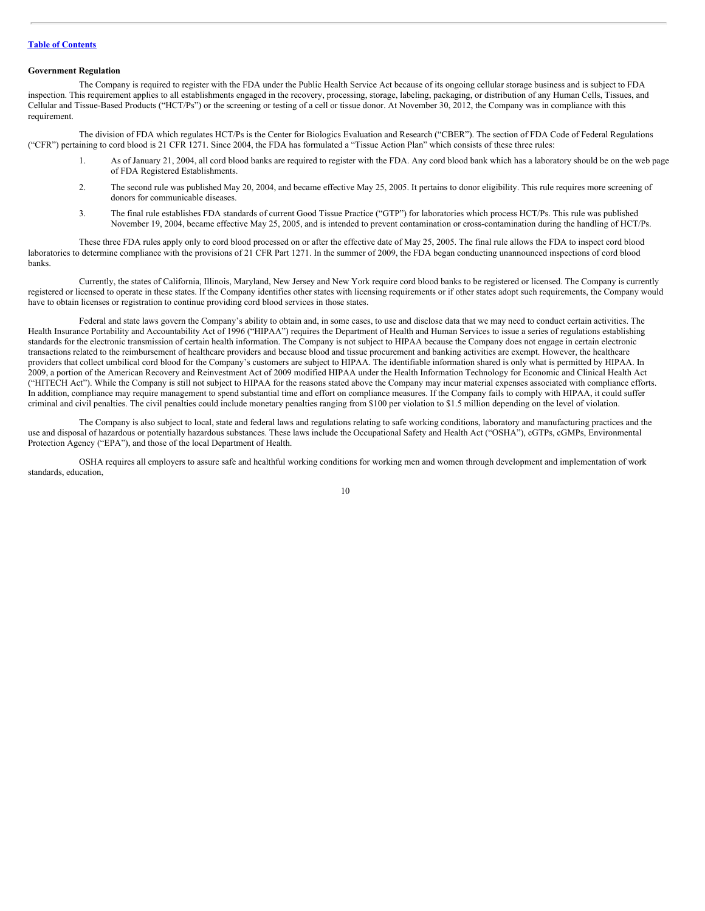**Government Regulation**

The Company is required to register with the FDA under the Public Health Service Act because of its ongoing cellular storage business and is subject to FDA inspection. This requirement applies to all establishments engaged in the recovery, processing, storage, labeling, packaging, or distribution of any Human Cells, Tissues, and Cellular and Tissue-Based Products ("HCT/Ps") or the screening or testing of a cell or tissue donor. At November 30, 2012, the Company was in compliance with this requirement.

The division of FDA which regulates HCT/Ps is the Center for Biologics Evaluation and Research ("CBER"). The section of FDA Code of Federal Regulations ("CFR") pertaining to cord blood is 21 CFR 1271. Since 2004, the FDA has formulated a "Tissue Action Plan" which consists of these three rules:

1. As of January 21, 2004, all cord blood banks are required to register with the FDA. Any cord blood bank which has a laboratory should be on the web page of FDA Registered Establishments.
2. The second rule was published May 20, 2004, and became effective May 25, 2005. It pertains to donor eligibility. This rule requires more screening of donors for communicable diseases.
3. The final rule establishes FDA standards of current Good Tissue Practice ("GTP") for laboratories which process HCT/Ps. This rule was published November 19, 2004, became effective May 25, 2005, and is intended to prevent contamination or cross-contamination during the handling of HCT/Ps.

These three FDA rules apply only to cord blood processed on or after the effective date of May 25, 2005. The final rule allows the FDA to inspect cord blood laboratories to determine compliance with the provisions of 21 CFR Part 1271. In the summer of 2009, the FDA began conducting unannounced inspections of cord blood banks.

Currently, the states of California, Illinois, Maryland, New Jersey and New York require cord blood banks to be registered or licensed. The Company is currently registered or licensed to operate in these states. If the Company identifies other states with licensing requirements or if other states adopt such requirements, the Company would have to obtain licenses or registration to continue providing cord blood services in those states.

Federal and state laws govern the Company's ability to obtain and, in some cases, to use and disclose data that we may need to conduct certain activities. The Health Insurance Portability and Accountability Act of 1996 ("HIPAA") requires the Department of Health and Human Services to issue a series of regulations establishing standards for the electronic transmission of certain health information. The Company is not subject to HIPAA because the Company does not engage in certain electronic transactions related to the reimbursement of healthcare providers and because blood and tissue procurement and banking activities are exempt. However, the healthcare providers that collect umbilical cord blood for the Company's customers are subject to HIPAA. The identifiable information shared is only what is permitted by HIPAA. In 2009, a portion of the American Recovery and Reinvestment Act of 2009 modified HIPAA under the Health Information Technology for Economic and Clinical Health Act ("HITECH Act"). While the Company is still not subject to HIPAA for the reasons stated above the Company may incur material expenses associated with compliance efforts. In addition, compliance may require management to spend substantial time and effort on compliance measures. If the Company fails to comply with HIPAA, it could suffer criminal and civil penalties. The civil penalties could include monetary penalties ranging from $100 per violation to $1.5 million depending on the level of violation.

The Company is also subject to local, state and federal laws and regulations relating to safe working conditions, laboratory and manufacturing practices and the use and disposal of hazardous or potentially hazardous substances. These laws include the Occupational Safety and Health Act ("OSHA"), cGTPs, cGMPs, Environmental Protection Agency ("EPA"), and those of the local Department of Health.

OSHA requires all employers to assure safe and healthful working conditions for working men and women through development and implementation of work standards, education,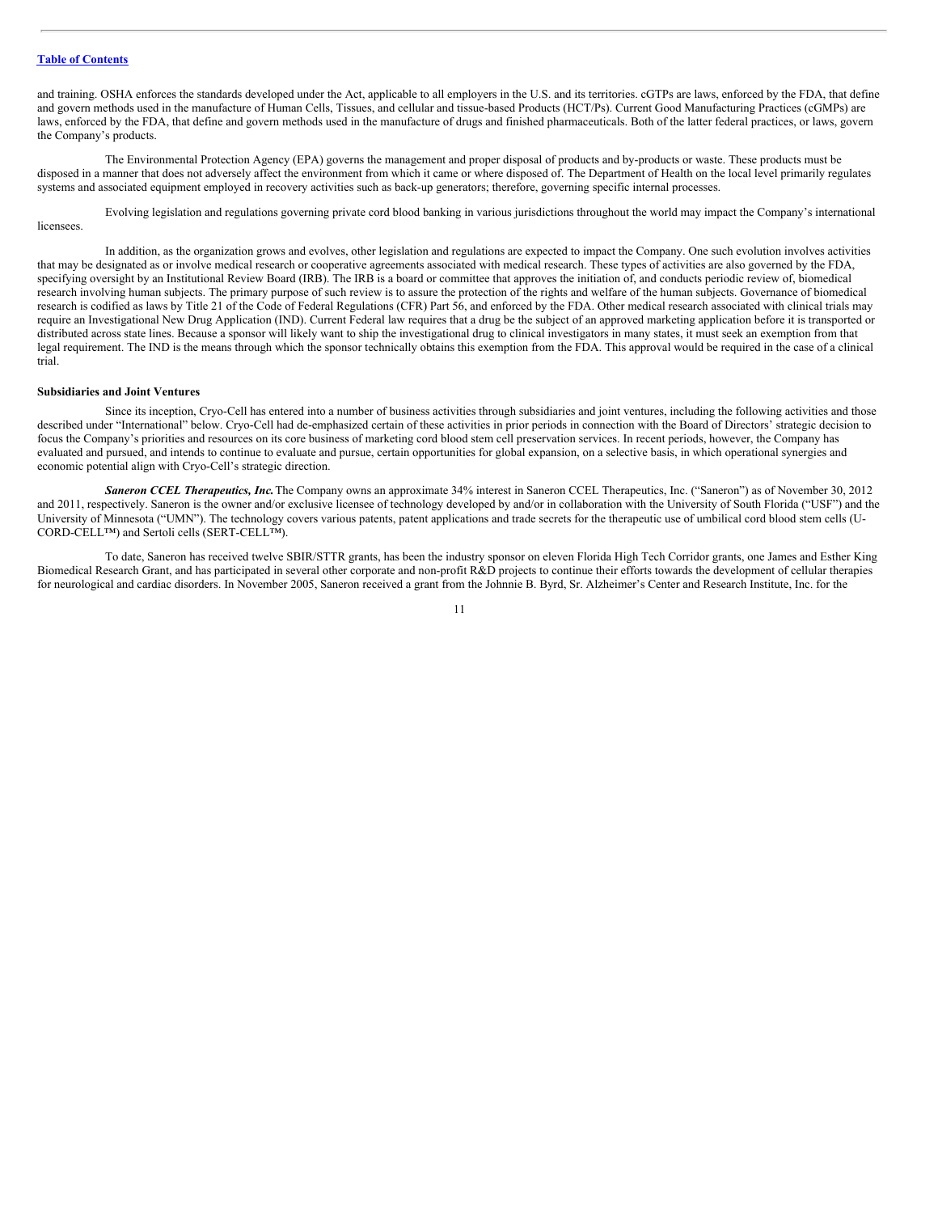and training. OSHA enforces the standards developed under the Act, applicable to all employers in the U.S. and its territories. cGTPs are laws, enforced by the FDA, that define and govern methods used in the manufacture of Human Cells, Tissues, and cellular and tissue-based Products (HCT/Ps). Current Good Manufacturing Practices (cGMPs) are laws, enforced by the FDA, that define and govern methods used in the manufacture of drugs and finished pharmaceuticals. Both of the latter federal practices, or laws, govern the Company's products.

The Environmental Protection Agency (EPA) governs the management and proper disposal of products and by-products or waste. These products must be disposed in a manner that does not adversely affect the environment from which it came or where disposed of. The Department of Health on the local level primarily regulates systems and associated equipment employed in recovery activities such as back-up generators; therefore, governing specific internal processes.

Evolving legislation and regulations governing private cord blood banking in various jurisdictions throughout the world may impact the Company's international licensees.

In addition, as the organization grows and evolves, other legislation and regulations are expected to impact the Company. One such evolution involves activities that may be designated as or involve medical research or cooperative agreements associated with medical research. These types of activities are also governed by the FDA, specifying oversight by an Institutional Review Board (IRB). The IRB is a board or committee that approves the initiation of, and conducts periodic review of, biomedical research involving human subjects. The primary purpose of such review is to assure the protection of the rights and welfare of the human subjects. Governance of biomedical research is codified as laws by Title 21 of the Code of Federal Regulations (CFR) Part 56, and enforced by the FDA. Other medical research associated with clinical trials may require an Investigational New Drug Application (IND). Current Federal law requires that a drug be the subject of an approved marketing application before it is transported or distributed across state lines. Because a sponsor will likely want to ship the investigational drug to clinical investigators in many states, it must seek an exemption from that legal requirement. The IND is the means through which the sponsor technically obtains this exemption from the FDA. This approval would be required in the case of a clinical trial.

**Subsidiaries and Joint Ventures**

Since its inception, Cryo-Cell has entered into a number of business activities through subsidiaries and joint ventures, including the following activities and those described under "International" below. Cryo-Cell had de-emphasized certain of these activities in prior periods in connection with the Board of Directors' strategic decision to focus the Company's priorities and resources on its core business of marketing cord blood stem cell preservation services. In recent periods, however, the Company has evaluated and pursued, and intends to continue to evaluate and pursue, certain opportunities for global expansion, on a selective basis, in which operational synergies and economic potential align with Cryo-Cell's strategic direction.

***Saneron CCEL Therapeutics, Inc.*** The Company owns an approximate 34% interest in Saneron CCEL Therapeutics, Inc. ("Saneron") as of November 30, 2012 and 2011, respectively. Saneron is the owner and/or exclusive licensee of technology developed by and/or in collaboration with the University of South Florida ("USF") and the University of Minnesota ("UMN"). The technology covers various patents, patent applications and trade secrets for the therapeutic use of umbilical cord blood stem cells (U-CORD-CELL™) and Sertoli cells (SERT-CELL™).

To date, Saneron has received twelve SBIR/STTR grants, has been the industry sponsor on eleven Florida High Tech Corridor grants, one James and Esther King Biomedical Research Grant, and has participated in several other corporate and non-profit R&D projects to continue their efforts towards the development of cellular therapies for neurological and cardiac disorders. In November 2005, Saneron received a grant from the Johnnie B. Byrd, Sr. Alzheimer's Center and Research Institute, Inc. for the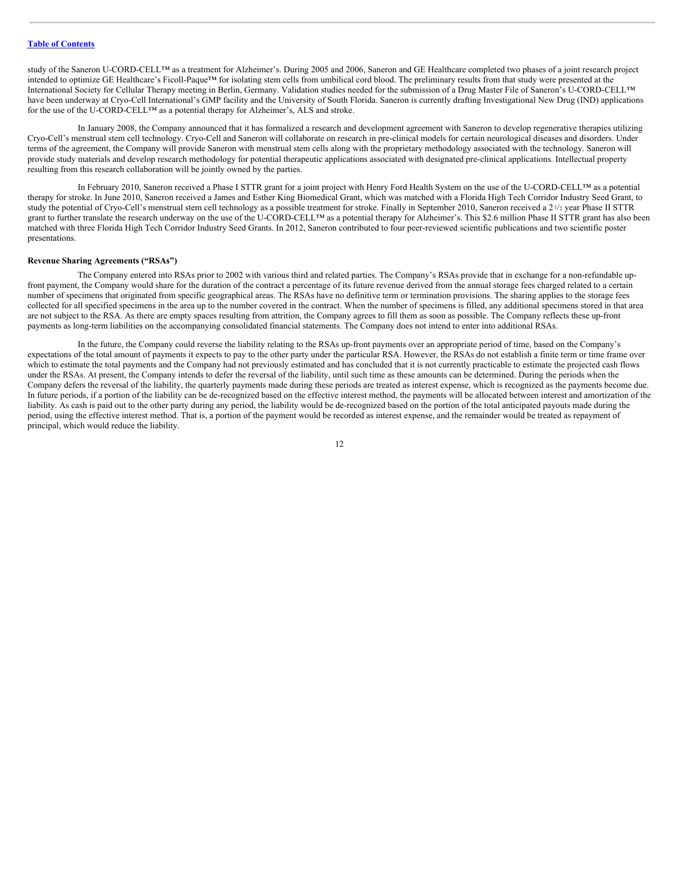study of the Saneron U-CORD-CELL™ as a treatment for Alzheimer's. During 2005 and 2006, Saneron and GE Healthcare completed two phases of a joint research project intended to optimize GE Healthcare's Ficoll-Paque™ for isolating stem cells from umbilical cord blood. The preliminary results from that study were presented at the International Society for Cellular Therapy meeting in Berlin, Germany. Validation studies needed for the submission of a Drug Master File of Saneron's U-CORD-CELL™ have been underway at Cryo-Cell International's GMP facility and the University of South Florida. Saneron is currently drafting Investigational New Drug (IND) applications for the use of the U-CORD-CELL™ as a potential therapy for Alzheimer's, ALS and stroke.

In January 2008, the Company announced that it has formalized a research and development agreement with Saneron to develop regenerative therapies utilizing Cryo-Cell's menstrual stem cell technology. Cryo-Cell and Saneron will collaborate on research in pre-clinical models for certain neurological diseases and disorders. Under terms of the agreement, the Company will provide Saneron with menstrual stem cells along with the proprietary methodology associated with the technology. Saneron will provide study materials and develop research methodology for potential therapeutic applications associated with designated pre-clinical applications. Intellectual property resulting from this research collaboration will be jointly owned by the parties.

In February 2010, Saneron received a Phase I STTR grant for a joint project with Henry Ford Health System on the use of the U-CORD-CELL™ as a potential therapy for stroke. In June 2010, Saneron received a James and Esther King Biomedical Grant, which was matched with a Florida High Tech Corridor Industry Seed Grant, to study the potential of Cryo-Cell's menstrual stem cell technology as a possible treatment for stroke. Finally in September 2010, Saneron received a 2 1/2 year Phase II STTR grant to further translate the research underway on the use of the U-CORD-CELL™ as a potential therapy for Alzheimer's. This $2.6 million Phase II STTR grant has also been matched with three Florida High Tech Corridor Industry Seed Grants. In 2012, Saneron contributed to four peer-reviewed scientific publications and two scientific poster presentations.

**Revenue Sharing Agreements ("RSAs")**

The Company entered into RSAs prior to 2002 with various third and related parties. The Company's RSAs provide that in exchange for a non-refundable up-front payment, the Company would share for the duration of the contract a percentage of its future revenue derived from the annual storage fees charged related to a certain number of specimens that originated from specific geographical areas. The RSAs have no definitive term or termination provisions. The sharing applies to the storage fees collected for all specified specimens in the area up to the number covered in the contract. When the number of specimens is filled, any additional specimens stored in that area are not subject to the RSA. As there are empty spaces resulting from attrition, the Company agrees to fill them as soon as possible. The Company reflects these up-front payments as long-term liabilities on the accompanying consolidated financial statements. The Company does not intend to enter into additional RSAs.

In the future, the Company could reverse the liability relating to the RSAs up-front payments over an appropriate period of time, based on the Company's expectations of the total amount of payments it expects to pay to the other party under the particular RSA. However, the RSAs do not establish a finite term or time frame over which to estimate the total payments and the Company had not previously estimated and has concluded that it is not currently practicable to estimate the projected cash flows under the RSAs. At present, the Company intends to defer the reversal of the liability, until such time as these amounts can be determined. During the periods when the Company defers the reversal of the liability, the quarterly payments made during these periods are treated as interest expense, which is recognized as the payments become due. In future periods, if a portion of the liability can be de-recognized based on the effective interest method, the payments will be allocated between interest and amortization of the liability. As cash is paid out to the other party during any period, the liability would be de-recognized based on the portion of the total anticipated payouts made during the period, using the effective interest method. That is, a portion of the payment would be recorded as interest expense, and the remainder would be treated as repayment of principal, which would reduce the liability.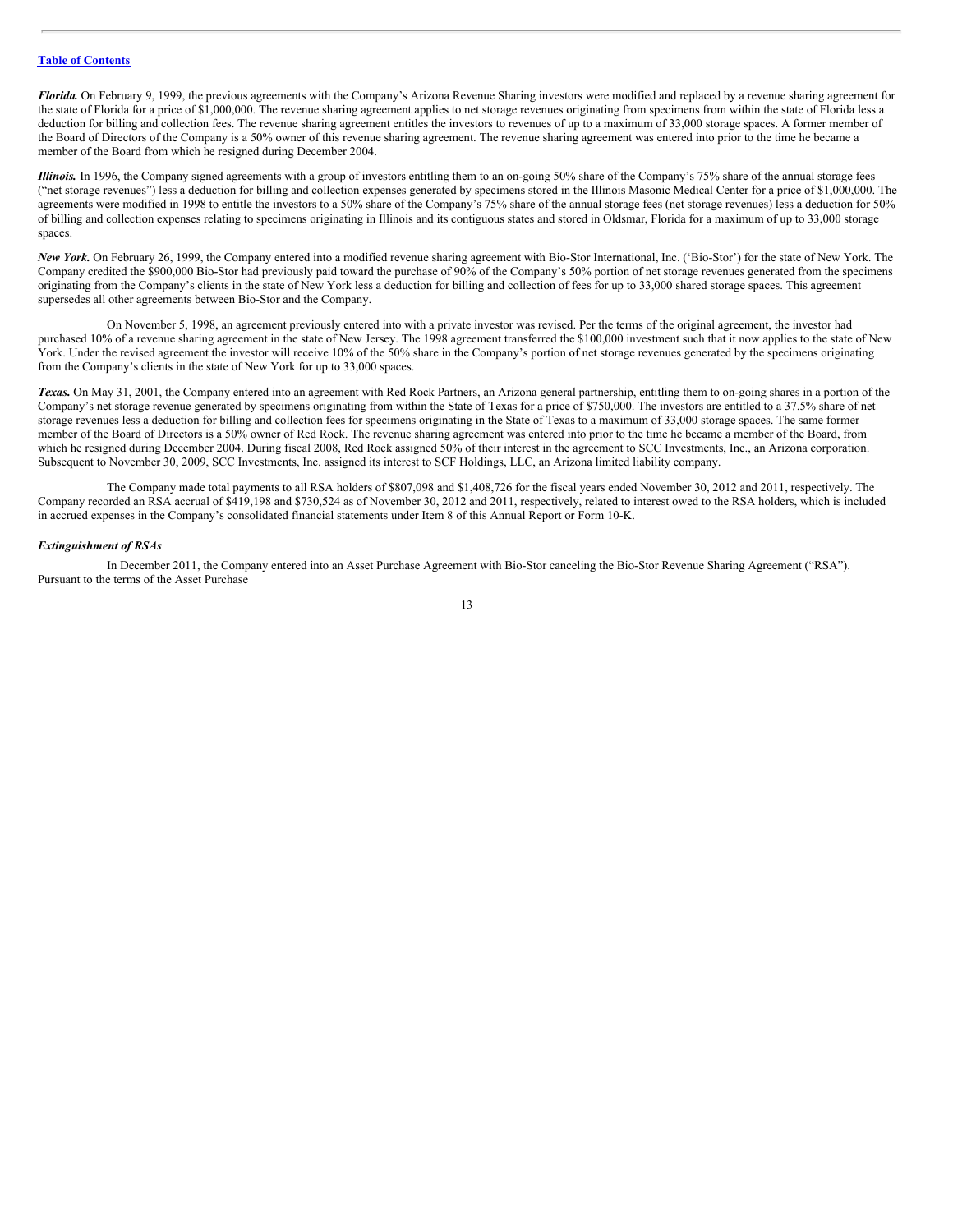***Florida.*** On February 9, 1999, the previous agreements with the Company's Arizona Revenue Sharing investors were modified and replaced by a revenue sharing agreement for the state of Florida for a price of $1,000,000. The revenue sharing agreement applies to net storage revenues originating from specimens from within the state of Florida less a deduction for billing and collection fees. The revenue sharing agreement entitles the investors to revenues of up to a maximum of 33,000 storage spaces. A former member of the Board of Directors of the Company is a 50% owner of this revenue sharing agreement. The revenue sharing agreement was entered into prior to the time he became a member of the Board from which he resigned during December 2004.

***Illinois.*** In 1996, the Company signed agreements with a group of investors entitling them to an on-going 50% share of the Company's 75% share of the annual storage fees ("net storage revenues") less a deduction for billing and collection expenses generated by specimens stored in the Illinois Masonic Medical Center for a price of $1,000,000. The agreements were modified in 1998 to entitle the investors to a 50% share of the Company's 75% share of the annual storage fees (net storage revenues) less a deduction for 50% of billing and collection expenses relating to specimens originating in Illinois and its contiguous states and stored in Oldsmar, Florida for a maximum of up to 33,000 storage spaces.

***New York.*** On February 26, 1999, the Company entered into a modified revenue sharing agreement with Bio-Stor International, Inc. ('Bio-Stor') for the state of New York. The Company credited the $900,000 Bio-Stor had previously paid toward the purchase of 90% of the Company's 50% portion of net storage revenues generated from the specimens originating from the Company's clients in the state of New York less a deduction for billing and collection of fees for up to 33,000 shared storage spaces. This agreement supersedes all other agreements between Bio-Stor and the Company.

On November 5, 1998, an agreement previously entered into with a private investor was revised. Per the terms of the original agreement, the investor had purchased 10% of a revenue sharing agreement in the state of New Jersey. The 1998 agreement transferred the $100,000 investment such that it now applies to the state of New York. Under the revised agreement the investor will receive 10% of the 50% share in the Company's portion of net storage revenues generated by the specimens originating from the Company's clients in the state of New York for up to 33,000 spaces.

***Texas.*** On May 31, 2001, the Company entered into an agreement with Red Rock Partners, an Arizona general partnership, entitling them to on-going shares in a portion of the Company's net storage revenue generated by specimens originating from within the State of Texas for a price of $750,000. The investors are entitled to a 37.5% share of net storage revenues less a deduction for billing and collection fees for specimens originating in the State of Texas to a maximum of 33,000 storage spaces. The same former member of the Board of Directors is a 50% owner of Red Rock. The revenue sharing agreement was entered into prior to the time he became a member of the Board, from which he resigned during December 2004. During fiscal 2008, Red Rock assigned 50% of their interest in the agreement to SCC Investments, Inc., an Arizona corporation. Subsequent to November 30, 2009, SCC Investments, Inc. assigned its interest to SCF Holdings, LLC, an Arizona limited liability company.

The Company made total payments to all RSA holders of $807,098 and $1,408,726 for the fiscal years ended November 30, 2012 and 2011, respectively. The Company recorded an RSA accrual of $419,198 and $730,524 as of November 30, 2012 and 2011, respectively, related to interest owed to the RSA holders, which is included in accrued expenses in the Company's consolidated financial statements under Item 8 of this Annual Report or Form 10-K.

***Extinguishment of RSAs***

In December 2011, the Company entered into an Asset Purchase Agreement with Bio-Stor canceling the Bio-Stor Revenue Sharing Agreement ("RSA"). Pursuant to the terms of the Asset Purchase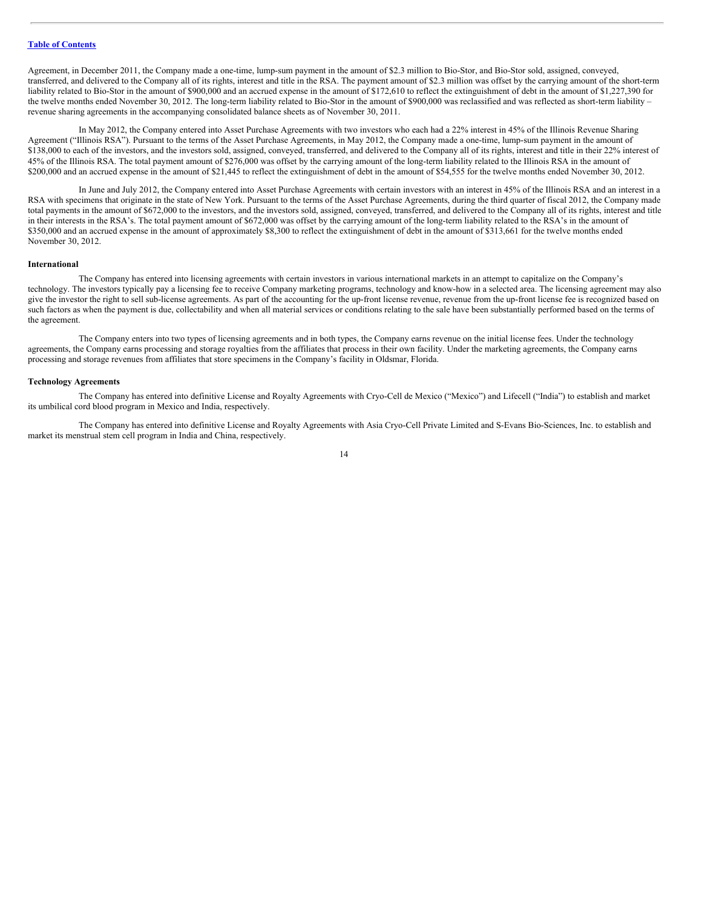Agreement, in December 2011, the Company made a one-time, lump-sum payment in the amount of $2.3 million to Bio-Stor, and Bio-Stor sold, assigned, conveyed, transferred, and delivered to the Company all of its rights, interest and title in the RSA. The payment amount of $2.3 million was offset by the carrying amount of the short-term liability related to Bio-Stor in the amount of $900,000 and an accrued expense in the amount of $172,610 to reflect the extinguishment of debt in the amount of $1,227,390 for the twelve months ended November 30, 2012. The long-term liability related to Bio-Stor in the amount of $900,000 was reclassified and was reflected as short-term liability – revenue sharing agreements in the accompanying consolidated balance sheets as of November 30, 2011.

In May 2012, the Company entered into Asset Purchase Agreements with two investors who each had a 22% interest in 45% of the Illinois Revenue Sharing Agreement ("Illinois RSA"). Pursuant to the terms of the Asset Purchase Agreements, in May 2012, the Company made a one-time, lump-sum payment in the amount of $138,000 to each of the investors, and the investors sold, assigned, conveyed, transferred, and delivered to the Company all of its rights, interest and title in their 22% interest of 45% of the Illinois RSA. The total payment amount of $276,000 was offset by the carrying amount of the long-term liability related to the Illinois RSA in the amount of $200,000 and an accrued expense in the amount of $21,445 to reflect the extinguishment of debt in the amount of $54,555 for the twelve months ended November 30, 2012.

In June and July 2012, the Company entered into Asset Purchase Agreements with certain investors with an interest in 45% of the Illinois RSA and an interest in a RSA with specimens that originate in the state of New York. Pursuant to the terms of the Asset Purchase Agreements, during the third quarter of fiscal 2012, the Company made total payments in the amount of $672,000 to the investors, and the investors sold, assigned, conveyed, transferred, and delivered to the Company all of its rights, interest and title in their interests in the RSA's. The total payment amount of $672,000 was offset by the carrying amount of the long-term liability related to the RSA's in the amount of $350,000 and an accrued expense in the amount of approximately $8,300 to reflect the extinguishment of debt in the amount of $313,661 for the twelve months ended November 30, 2012.

**International**

The Company has entered into licensing agreements with certain investors in various international markets in an attempt to capitalize on the Company's technology. The investors typically pay a licensing fee to receive Company marketing programs, technology and know-how in a selected area. The licensing agreement may also give the investor the right to sell sub-license agreements. As part of the accounting for the up-front license revenue, revenue from the up-front license fee is recognized based on such factors as when the payment is due, collectability and when all material services or conditions relating to the sale have been substantially performed based on the terms of the agreement.

The Company enters into two types of licensing agreements and in both types, the Company earns revenue on the initial license fees. Under the technology agreements, the Company earns processing and storage royalties from the affiliates that process in their own facility. Under the marketing agreements, the Company earns processing and storage revenues from affiliates that store specimens in the Company's facility in Oldsmar, Florida.

**Technology Agreements**

The Company has entered into definitive License and Royalty Agreements with Cryo-Cell de Mexico ("Mexico") and Lifecell ("India") to establish and market its umbilical cord blood program in Mexico and India, respectively.

The Company has entered into definitive License and Royalty Agreements with Asia Cryo-Cell Private Limited and S-Evans Bio-Sciences, Inc. to establish and market its menstrual stem cell program in India and China, respectively.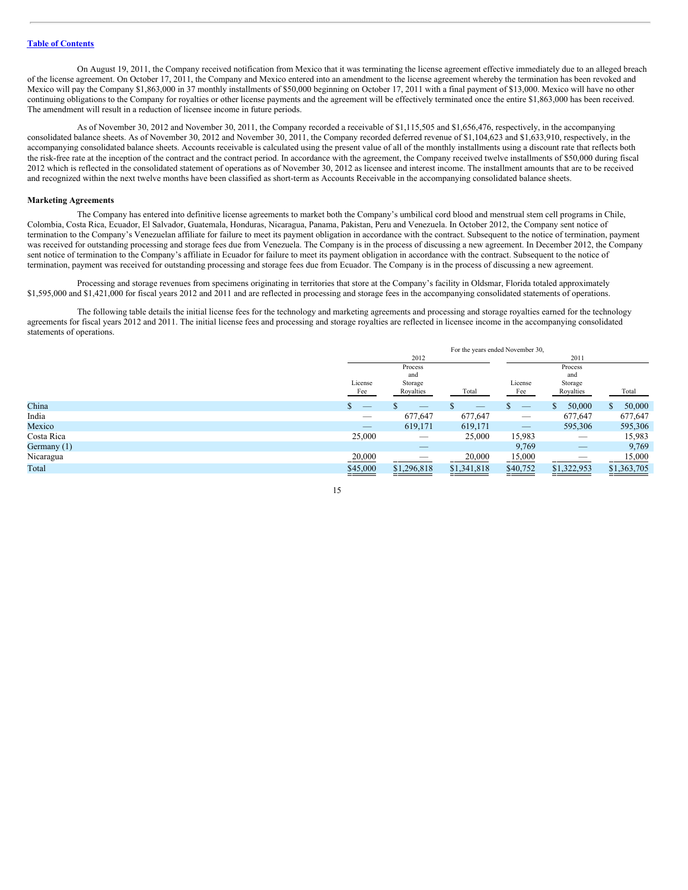On August 19, 2011, the Company received notification from Mexico that it was terminating the license agreement effective immediately due to an alleged breach of the license agreement. On October 17, 2011, the Company and Mexico entered into an amendment to the license agreement whereby the termination has been revoked and Mexico will pay the Company $1,863,000 in 37 monthly installments of $50,000 beginning on October 17, 2011 with a final payment of $13,000. Mexico will have no other continuing obligations to the Company for royalties or other license payments and the agreement will be effectively terminated once the entire $1,863,000 has been received. The amendment will result in a reduction of licensee income in future periods.

As of November 30, 2012 and November 30, 2011, the Company recorded a receivable of $1,115,505 and $1,656,476, respectively, in the accompanying consolidated balance sheets. As of November 30, 2012 and November 30, 2011, the Company recorded deferred revenue of $1,104,623 and $1,633,910, respectively, in the accompanying consolidated balance sheets. Accounts receivable is calculated using the present value of all of the monthly installments using a discount rate that reflects both the risk-free rate at the inception of the contract and the contract period. In accordance with the agreement, the Company received twelve installments of $50,000 during fiscal 2012 which is reflected in the consolidated statement of operations as of November 30, 2012 as licensee and interest income. The installment amounts that are to be received and recognized within the next twelve months have been classified as short-term as Accounts Receivable in the accompanying consolidated balance sheets.

**Marketing Agreements**

The Company has entered into definitive license agreements to market both the Company's umbilical cord blood and menstrual stem cell programs in Chile, Colombia, Costa Rica, Ecuador, El Salvador, Guatemala, Honduras, Nicaragua, Panama, Pakistan, Peru and Venezuela. In October 2012, the Company sent notice of termination to the Company's Venezuelan affiliate for failure to meet its payment obligation in accordance with the contract. Subsequent to the notice of termination, payment was received for outstanding processing and storage fees due from Venezuela. The Company is in the process of discussing a new agreement. In December 2012, the Company sent notice of termination to the Company's affiliate in Ecuador for failure to meet its payment obligation in accordance with the contract. Subsequent to the notice of termination, payment was received for outstanding processing and storage fees due from Ecuador. The Company is in the process of discussing a new agreement.

Processing and storage revenues from specimens originating in territories that store at the Company's facility in Oldsmar, Florida totaled approximately $1,595,000 and $1,421,000 for fiscal years 2012 and 2011 and are reflected in processing and storage fees in the accompanying consolidated statements of operations.

The following table details the initial license fees for the technology and marketing agreements and processing and storage royalties earned for the technology agreements for fiscal years 2012 and 2011. The initial license fees and processing and storage royalties are reflected in licensee income in the accompanying consolidated statements of operations.

| | For the years ended November 30, | | | | | |
|---|---|---|---|---|---|---|
| | 2012 | | | 2011 | | |
| | License Fee | Process and Storage Royalties | Total | License Fee | Process and Storage Royalties | Total |
| China | $ — | $ — | $ — | $ — | $ 50,000 | $ 50,000 |
| India | — | 677,647 | 677,647 | — | 677,647 | 677,647 |
| Mexico | — | 619,171 | 619,171 | — | 595,306 | 595,306 |
| Costa Rica | 25,000 | — | 25,000 | 15,983 | — | 15,983 |
| Germany (1) | | — | | 9,769 | — | 9,769 |
| Nicaragua | 20,000 | — | 20,000 | 15,000 | — | 15,000 |
| Total | $45,000 | $1,296,818 | $1,341,818 | $40,752 | $1,322,953 | $1,363,705 |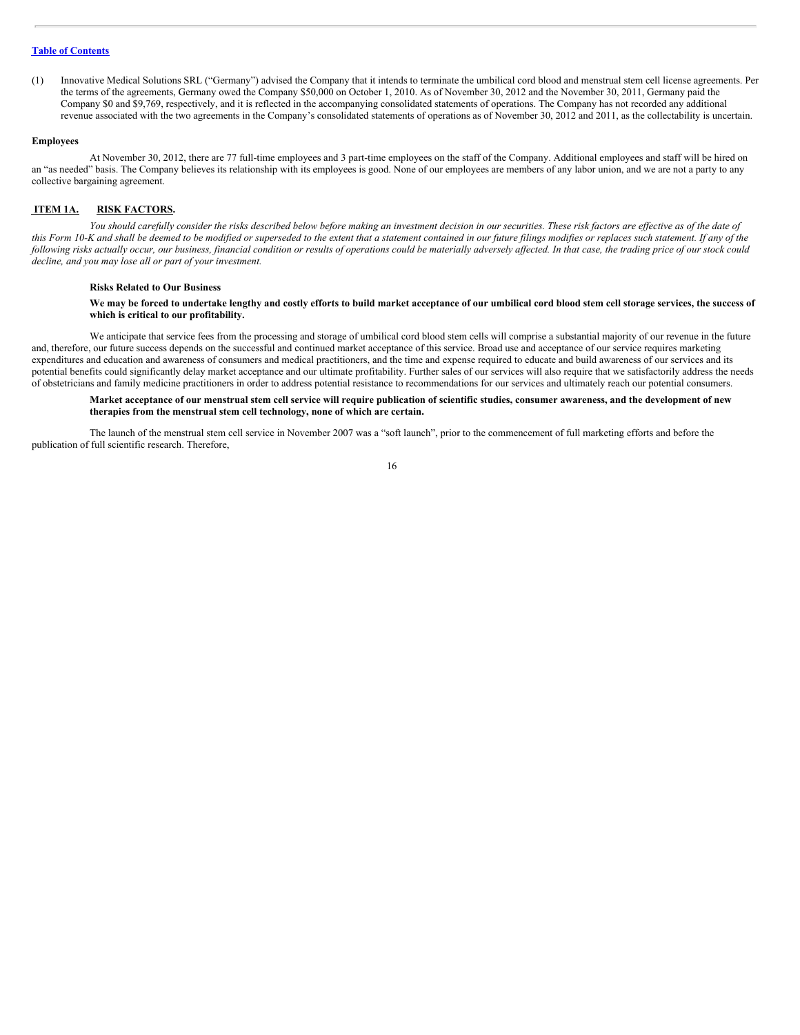(1) Innovative Medical Solutions SRL ("Germany") advised the Company that it intends to terminate the umbilical cord blood and menstrual stem cell license agreements. Per the terms of the agreements, Germany owed the Company $50,000 on October 1, 2010. As of November 30, 2012 and the November 30, 2011, Germany paid the Company $0 and $9,769, respectively, and it is reflected in the accompanying consolidated statements of operations. The Company has not recorded any additional revenue associated with the two agreements in the Company's consolidated statements of operations as of November 30, 2012 and 2011, as the collectability is uncertain.

**Employees**

At November 30, 2012, there are 77 full-time employees and 3 part-time employees on the staff of the Company. Additional employees and staff will be hired on an "as needed" basis. The Company believes its relationship with its employees is good. None of our employees are members of any labor union, and we are not a party to any collective bargaining agreement.

## ITEM 1A. RISK FACTORS.

*You should carefully consider the risks described below before making an investment decision in our securities. These risk factors are effective as of the date of this Form 10-K and shall be deemed to be modified or superseded to the extent that a statement contained in our future filings modifies or replaces such statement. If any of the following risks actually occur, our business, financial condition or results of operations could be materially adversely affected. In that case, the trading price of our stock could decline, and you may lose all or part of your investment.*

**Risks Related to Our Business**

**We may be forced to undertake lengthy and costly efforts to build market acceptance of our umbilical cord blood stem cell storage services, the success of which is critical to our profitability.**

We anticipate that service fees from the processing and storage of umbilical cord blood stem cells will comprise a substantial majority of our revenue in the future and, therefore, our future success depends on the successful and continued market acceptance of this service. Broad use and acceptance of our service requires marketing expenditures and education and awareness of consumers and medical practitioners, and the time and expense required to educate and build awareness of our services and its potential benefits could significantly delay market acceptance and our ultimate profitability. Further sales of our services will also require that we satisfactorily address the needs of obstetricians and family medicine practitioners in order to address potential resistance to recommendations for our services and ultimately reach our potential consumers.

**Market acceptance of our menstrual stem cell service will require publication of scientific studies, consumer awareness, and the development of new therapies from the menstrual stem cell technology, none of which are certain.**

The launch of the menstrual stem cell service in November 2007 was a "soft launch", prior to the commencement of full marketing efforts and before the publication of full scientific research. Therefore,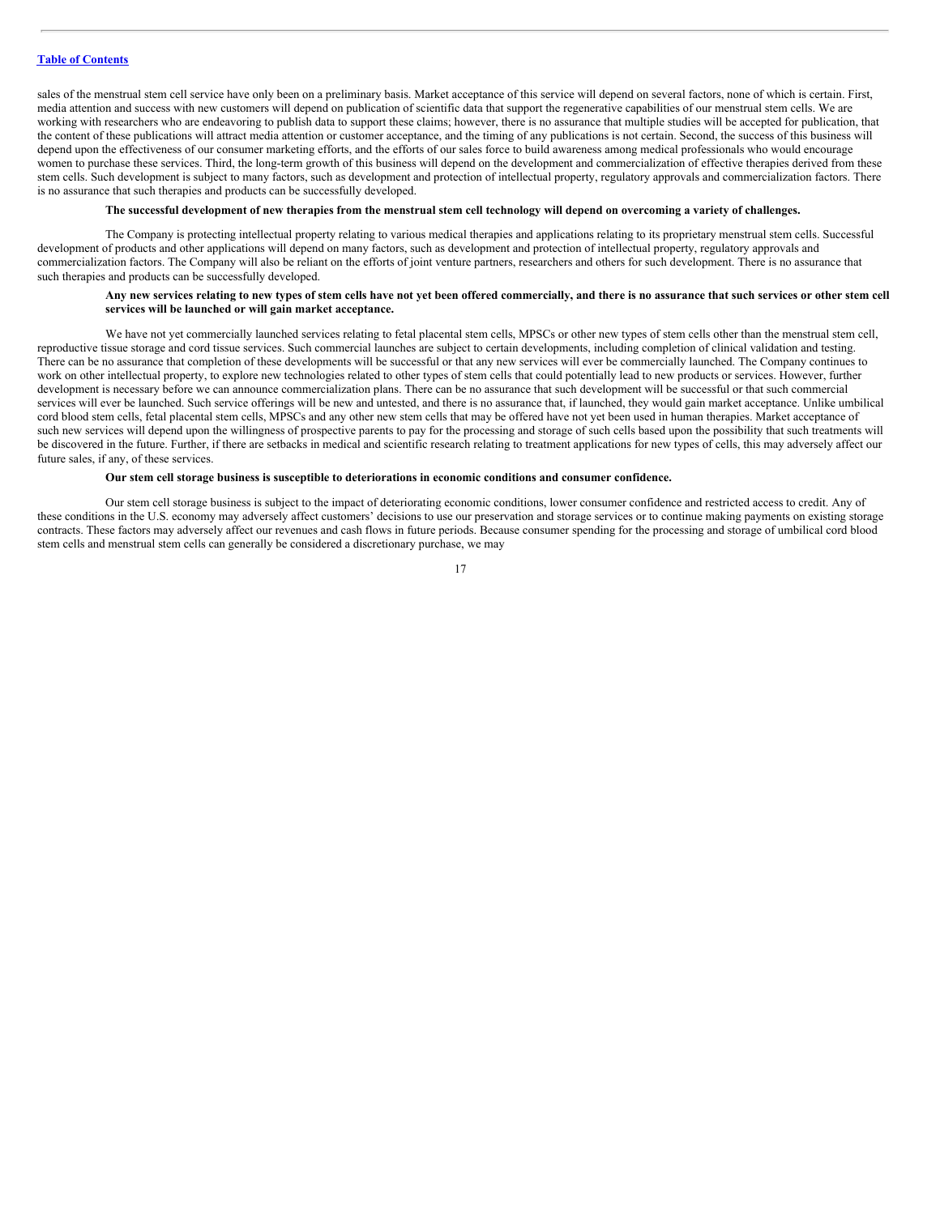sales of the menstrual stem cell service have only been on a preliminary basis. Market acceptance of this service will depend on several factors, none of which is certain. First, media attention and success with new customers will depend on publication of scientific data that support the regenerative capabilities of our menstrual stem cells. We are working with researchers who are endeavoring to publish data to support these claims; however, there is no assurance that multiple studies will be accepted for publication, that the content of these publications will attract media attention or customer acceptance, and the timing of any publications is not certain. Second, the success of this business will depend upon the effectiveness of our consumer marketing efforts, and the efforts of our sales force to build awareness among medical professionals who would encourage women to purchase these services. Third, the long-term growth of this business will depend on the development and commercialization of effective therapies derived from these stem cells. Such development is subject to many factors, such as development and protection of intellectual property, regulatory approvals and commercialization factors. There is no assurance that such therapies and products can be successfully developed.

**The successful development of new therapies from the menstrual stem cell technology will depend on overcoming a variety of challenges.**

The Company is protecting intellectual property relating to various medical therapies and applications relating to its proprietary menstrual stem cells. Successful development of products and other applications will depend on many factors, such as development and protection of intellectual property, regulatory approvals and commercialization factors. The Company will also be reliant on the efforts of joint venture partners, researchers and others for such development. There is no assurance that such therapies and products can be successfully developed.

**Any new services relating to new types of stem cells have not yet been offered commercially, and there is no assurance that such services or other stem cell services will be launched or will gain market acceptance.**

We have not yet commercially launched services relating to fetal placental stem cells, MPSCs or other new types of stem cells other than the menstrual stem cell, reproductive tissue storage and cord tissue services. Such commercial launches are subject to certain developments, including completion of clinical validation and testing. There can be no assurance that completion of these developments will be successful or that any new services will ever be commercially launched. The Company continues to work on other intellectual property, to explore new technologies related to other types of stem cells that could potentially lead to new products or services. However, further development is necessary before we can announce commercialization plans. There can be no assurance that such development will be successful or that such commercial services will ever be launched. Such service offerings will be new and untested, and there is no assurance that, if launched, they would gain market acceptance. Unlike umbilical cord blood stem cells, fetal placental stem cells, MPSCs and any other new stem cells that may be offered have not yet been used in human therapies. Market acceptance of such new services will depend upon the willingness of prospective parents to pay for the processing and storage of such cells based upon the possibility that such treatments will be discovered in the future. Further, if there are setbacks in medical and scientific research relating to treatment applications for new types of cells, this may adversely affect our future sales, if any, of these services.

**Our stem cell storage business is susceptible to deteriorations in economic conditions and consumer confidence.**

Our stem cell storage business is subject to the impact of deteriorating economic conditions, lower consumer confidence and restricted access to credit. Any of these conditions in the U.S. economy may adversely affect customers' decisions to use our preservation and storage services or to continue making payments on existing storage contracts. These factors may adversely affect our revenues and cash flows in future periods. Because consumer spending for the processing and storage of umbilical cord blood stem cells and menstrual stem cells can generally be considered a discretionary purchase, we may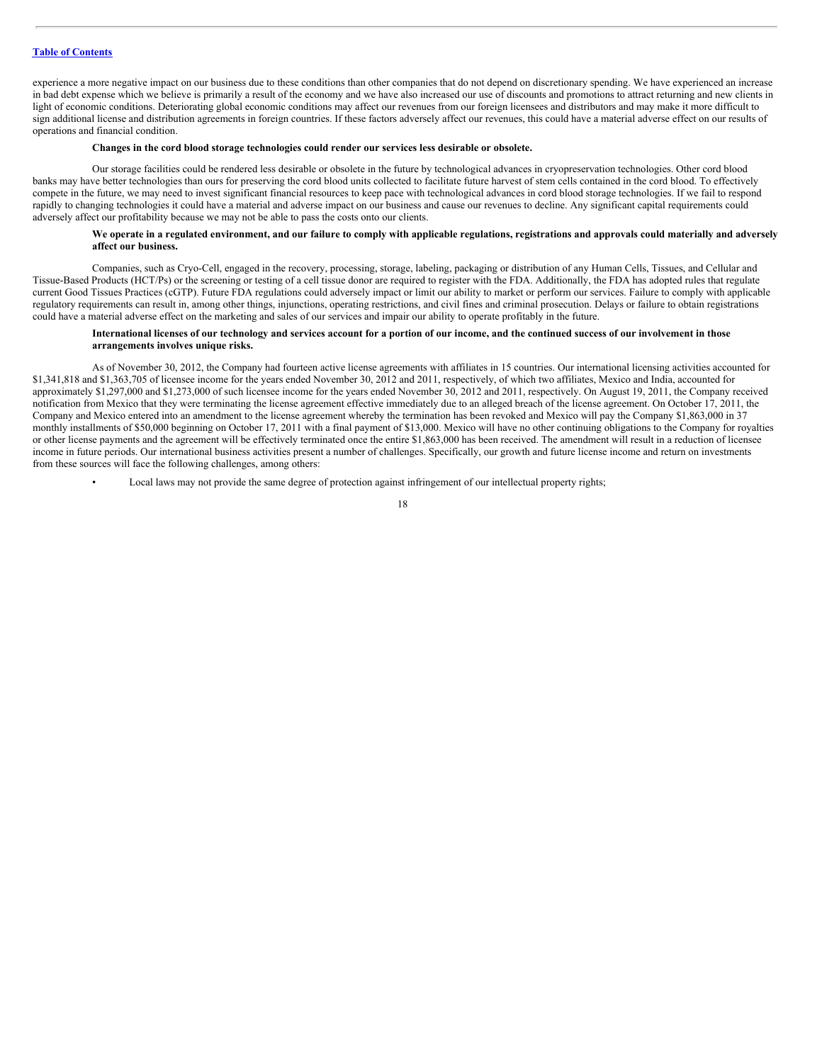experience a more negative impact on our business due to these conditions than other companies that do not depend on discretionary spending. We have experienced an increase in bad debt expense which we believe is primarily a result of the economy and we have also increased our use of discounts and promotions to attract returning and new clients in light of economic conditions. Deteriorating global economic conditions may affect our revenues from our foreign licensees and distributors and may make it more difficult to sign additional license and distribution agreements in foreign countries. If these factors adversely affect our revenues, this could have a material adverse effect on our results of operations and financial condition.

**Changes in the cord blood storage technologies could render our services less desirable or obsolete.**

Our storage facilities could be rendered less desirable or obsolete in the future by technological advances in cryopreservation technologies. Other cord blood banks may have better technologies than ours for preserving the cord blood units collected to facilitate future harvest of stem cells contained in the cord blood. To effectively compete in the future, we may need to invest significant financial resources to keep pace with technological advances in cord blood storage technologies. If we fail to respond rapidly to changing technologies it could have a material and adverse impact on our business and cause our revenues to decline. Any significant capital requirements could adversely affect our profitability because we may not be able to pass the costs onto our clients.

**We operate in a regulated environment, and our failure to comply with applicable regulations, registrations and approvals could materially and adversely affect our business.**

Companies, such as Cryo-Cell, engaged in the recovery, processing, storage, labeling, packaging or distribution of any Human Cells, Tissues, and Cellular and Tissue-Based Products (HCT/Ps) or the screening or testing of a cell tissue donor are required to register with the FDA. Additionally, the FDA has adopted rules that regulate current Good Tissues Practices (cGTP). Future FDA regulations could adversely impact or limit our ability to market or perform our services. Failure to comply with applicable regulatory requirements can result in, among other things, injunctions, operating restrictions, and civil fines and criminal prosecution. Delays or failure to obtain registrations could have a material adverse effect on the marketing and sales of our services and impair our ability to operate profitably in the future.

**International licenses of our technology and services account for a portion of our income, and the continued success of our involvement in those arrangements involves unique risks.**

As of November 30, 2012, the Company had fourteen active license agreements with affiliates in 15 countries. Our international licensing activities accounted for $1,341,818 and $1,363,705 of licensee income for the years ended November 30, 2012 and 2011, respectively, of which two affiliates, Mexico and India, accounted for approximately $1,297,000 and $1,273,000 of such licensee income for the years ended November 30, 2012 and 2011, respectively. On August 19, 2011, the Company received notification from Mexico that they were terminating the license agreement effective immediately due to an alleged breach of the license agreement. On October 17, 2011, the Company and Mexico entered into an amendment to the license agreement whereby the termination has been revoked and Mexico will pay the Company $1,863,000 in 37 monthly installments of $50,000 beginning on October 17, 2011 with a final payment of $13,000. Mexico will have no other continuing obligations to the Company for royalties or other license payments and the agreement will be effectively terminated once the entire $1,863,000 has been received. The amendment will result in a reduction of licensee income in future periods. Our international business activities present a number of challenges. Specifically, our growth and future license income and return on investments from these sources will face the following challenges, among others:

- Local laws may not provide the same degree of protection against infringement of our intellectual property rights;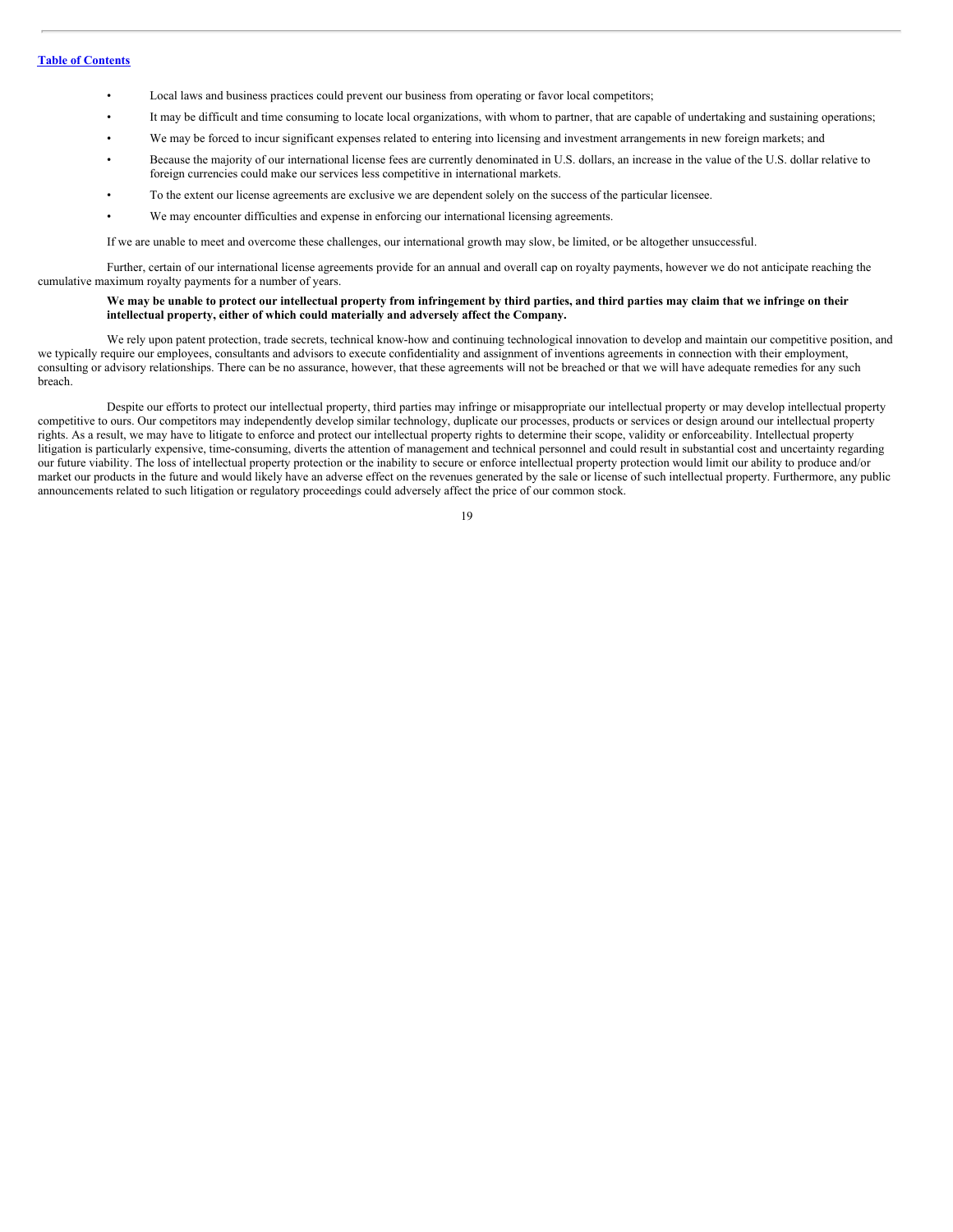- Local laws and business practices could prevent our business from operating or favor local competitors;
- It may be difficult and time consuming to locate local organizations, with whom to partner, that are capable of undertaking and sustaining operations;
- We may be forced to incur significant expenses related to entering into licensing and investment arrangements in new foreign markets; and
- Because the majority of our international license fees are currently denominated in U.S. dollars, an increase in the value of the U.S. dollar relative to foreign currencies could make our services less competitive in international markets.
- To the extent our license agreements are exclusive we are dependent solely on the success of the particular licensee.
- We may encounter difficulties and expense in enforcing our international licensing agreements.

If we are unable to meet and overcome these challenges, our international growth may slow, be limited, or be altogether unsuccessful.

Further, certain of our international license agreements provide for an annual and overall cap on royalty payments, however we do not anticipate reaching the cumulative maximum royalty payments for a number of years.

**We may be unable to protect our intellectual property from infringement by third parties, and third parties may claim that we infringe on their intellectual property, either of which could materially and adversely affect the Company.**

We rely upon patent protection, trade secrets, technical know-how and continuing technological innovation to develop and maintain our competitive position, and we typically require our employees, consultants and advisors to execute confidentiality and assignment of inventions agreements in connection with their employment, consulting or advisory relationships. There can be no assurance, however, that these agreements will not be breached or that we will have adequate remedies for any such breach.

Despite our efforts to protect our intellectual property, third parties may infringe or misappropriate our intellectual property or may develop intellectual property competitive to ours. Our competitors may independently develop similar technology, duplicate our processes, products or services or design around our intellectual property rights. As a result, we may have to litigate to enforce and protect our intellectual property rights to determine their scope, validity or enforceability. Intellectual property litigation is particularly expensive, time-consuming, diverts the attention of management and technical personnel and could result in substantial cost and uncertainty regarding our future viability. The loss of intellectual property protection or the inability to secure or enforce intellectual property protection would limit our ability to produce and/or market our products in the future and would likely have an adverse effect on the revenues generated by the sale or license of such intellectual property. Furthermore, any public announcements related to such litigation or regulatory proceedings could adversely affect the price of our common stock.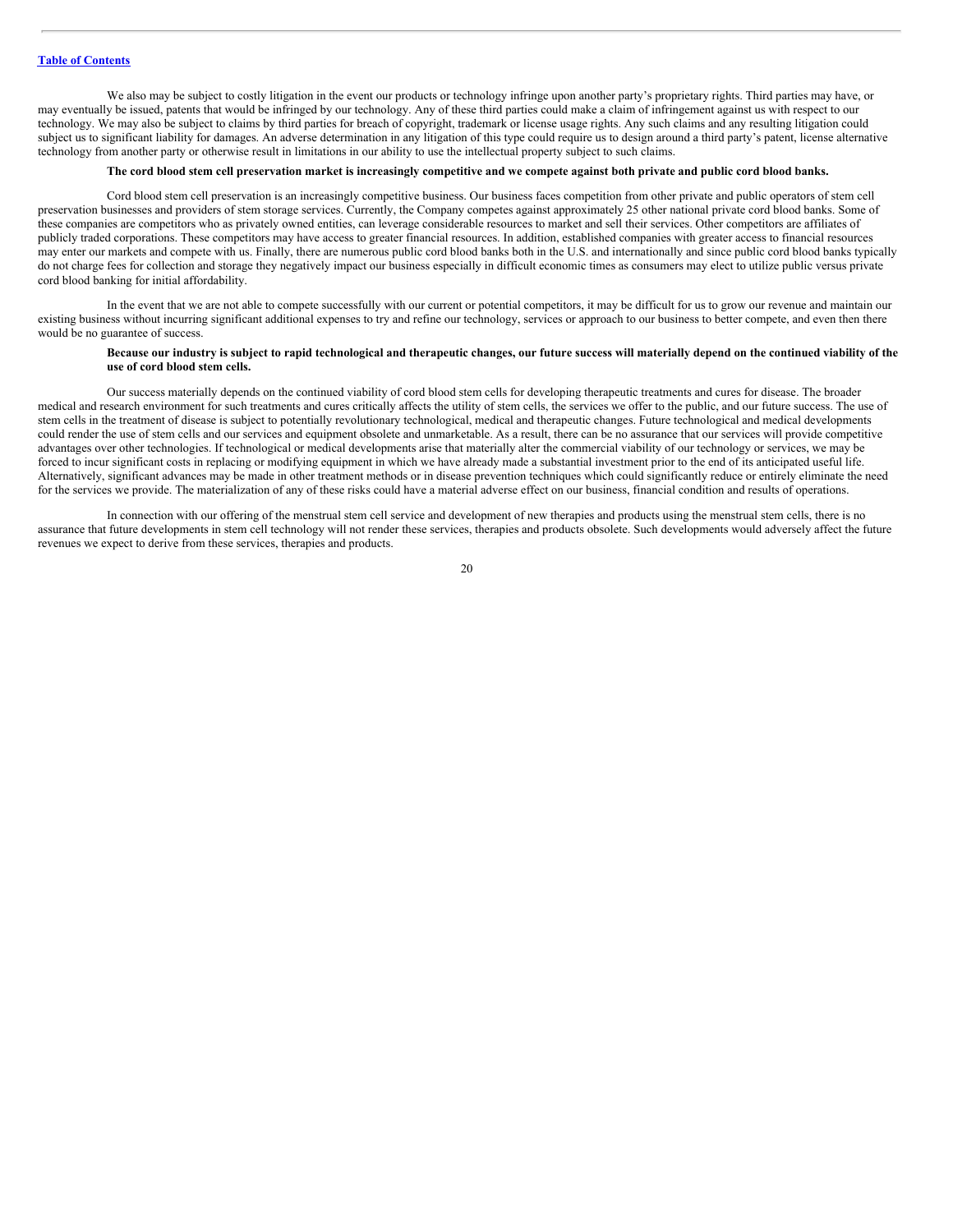We also may be subject to costly litigation in the event our products or technology infringe upon another party's proprietary rights. Third parties may have, or may eventually be issued, patents that would be infringed by our technology. Any of these third parties could make a claim of infringement against us with respect to our technology. We may also be subject to claims by third parties for breach of copyright, trademark or license usage rights. Any such claims and any resulting litigation could subject us to significant liability for damages. An adverse determination in any litigation of this type could require us to design around a third party's patent, license alternative technology from another party or otherwise result in limitations in our ability to use the intellectual property subject to such claims.

**The cord blood stem cell preservation market is increasingly competitive and we compete against both private and public cord blood banks.**

Cord blood stem cell preservation is an increasingly competitive business. Our business faces competition from other private and public operators of stem cell preservation businesses and providers of stem storage services. Currently, the Company competes against approximately 25 other national private cord blood banks. Some of these companies are competitors who as privately owned entities, can leverage considerable resources to market and sell their services. Other competitors are affiliates of publicly traded corporations. These competitors may have access to greater financial resources. In addition, established companies with greater access to financial resources may enter our markets and compete with us. Finally, there are numerous public cord blood banks both in the U.S. and internationally and since public cord blood banks typically do not charge fees for collection and storage they negatively impact our business especially in difficult economic times as consumers may elect to utilize public versus private cord blood banking for initial affordability.

In the event that we are not able to compete successfully with our current or potential competitors, it may be difficult for us to grow our revenue and maintain our existing business without incurring significant additional expenses to try and refine our technology, services or approach to our business to better compete, and even then there would be no guarantee of success.

**Because our industry is subject to rapid technological and therapeutic changes, our future success will materially depend on the continued viability of the use of cord blood stem cells.**

Our success materially depends on the continued viability of cord blood stem cells for developing therapeutic treatments and cures for disease. The broader medical and research environment for such treatments and cures critically affects the utility of stem cells, the services we offer to the public, and our future success. The use of stem cells in the treatment of disease is subject to potentially revolutionary technological, medical and therapeutic changes. Future technological and medical developments could render the use of stem cells and our services and equipment obsolete and unmarketable. As a result, there can be no assurance that our services will provide competitive advantages over other technologies. If technological or medical developments arise that materially alter the commercial viability of our technology or services, we may be forced to incur significant costs in replacing or modifying equipment in which we have already made a substantial investment prior to the end of its anticipated useful life. Alternatively, significant advances may be made in other treatment methods or in disease prevention techniques which could significantly reduce or entirely eliminate the need for the services we provide. The materialization of any of these risks could have a material adverse effect on our business, financial condition and results of operations.

In connection with our offering of the menstrual stem cell service and development of new therapies and products using the menstrual stem cells, there is no assurance that future developments in stem cell technology will not render these services, therapies and products obsolete. Such developments would adversely affect the future revenues we expect to derive from these services, therapies and products.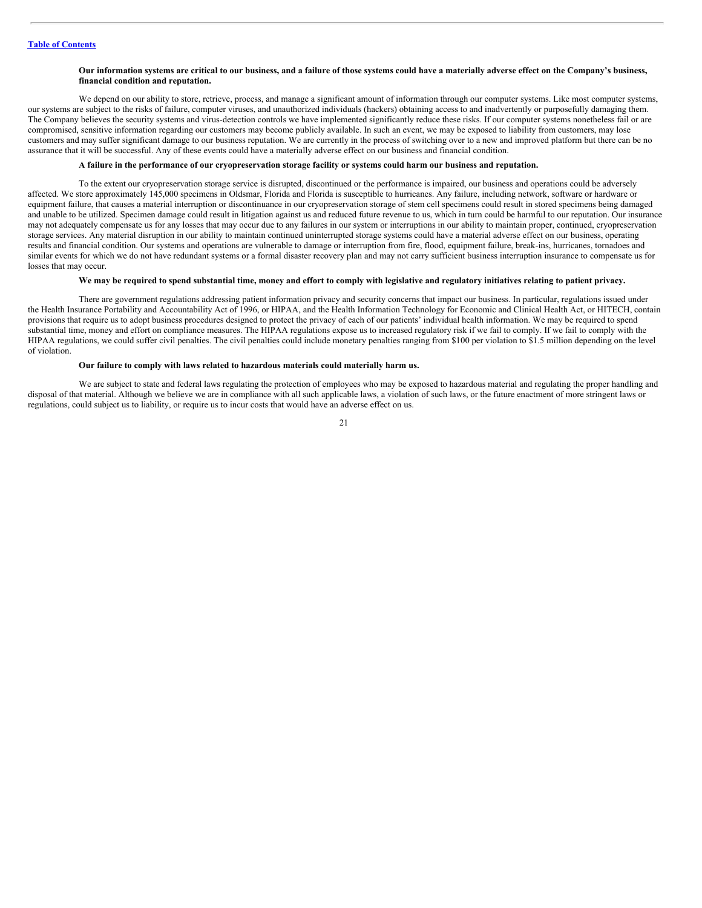**Our information systems are critical to our business, and a failure of those systems could have a materially adverse effect on the Company's business, financial condition and reputation.**

We depend on our ability to store, retrieve, process, and manage a significant amount of information through our computer systems. Like most computer systems, our systems are subject to the risks of failure, computer viruses, and unauthorized individuals (hackers) obtaining access to and inadvertently or purposefully damaging them. The Company believes the security systems and virus-detection controls we have implemented significantly reduce these risks. If our computer systems nonetheless fail or are compromised, sensitive information regarding our customers may become publicly available. In such an event, we may be exposed to liability from customers, may lose customers and may suffer significant damage to our business reputation. We are currently in the process of switching over to a new and improved platform but there can be no assurance that it will be successful. Any of these events could have a materially adverse effect on our business and financial condition.

**A failure in the performance of our cryopreservation storage facility or systems could harm our business and reputation.**

To the extent our cryopreservation storage service is disrupted, discontinued or the performance is impaired, our business and operations could be adversely affected. We store approximately 145,000 specimens in Oldsmar, Florida and Florida is susceptible to hurricanes. Any failure, including network, software or hardware or equipment failure, that causes a material interruption or discontinuance in our cryopreservation storage of stem cell specimens could result in stored specimens being damaged and unable to be utilized. Specimen damage could result in litigation against us and reduced future revenue to us, which in turn could be harmful to our reputation. Our insurance may not adequately compensate us for any losses that may occur due to any failures in our system or interruptions in our ability to maintain proper, continued, cryopreservation storage services. Any material disruption in our ability to maintain continued uninterrupted storage systems could have a material adverse effect on our business, operating results and financial condition. Our systems and operations are vulnerable to damage or interruption from fire, flood, equipment failure, break-ins, hurricanes, tornadoes and similar events for which we do not have redundant systems or a formal disaster recovery plan and may not carry sufficient business interruption insurance to compensate us for losses that may occur.

**We may be required to spend substantial time, money and effort to comply with legislative and regulatory initiatives relating to patient privacy.**

There are government regulations addressing patient information privacy and security concerns that impact our business. In particular, regulations issued under the Health Insurance Portability and Accountability Act of 1996, or HIPAA, and the Health Information Technology for Economic and Clinical Health Act, or HITECH, contain provisions that require us to adopt business procedures designed to protect the privacy of each of our patients' individual health information. We may be required to spend substantial time, money and effort on compliance measures. The HIPAA regulations expose us to increased regulatory risk if we fail to comply. If we fail to comply with the HIPAA regulations, we could suffer civil penalties. The civil penalties could include monetary penalties ranging from $100 per violation to $1.5 million depending on the level of violation.

**Our failure to comply with laws related to hazardous materials could materially harm us.**

We are subject to state and federal laws regulating the protection of employees who may be exposed to hazardous material and regulating the proper handling and disposal of that material. Although we believe we are in compliance with all such applicable laws, a violation of such laws, or the future enactment of more stringent laws or regulations, could subject us to liability, or require us to incur costs that would have an adverse effect on us.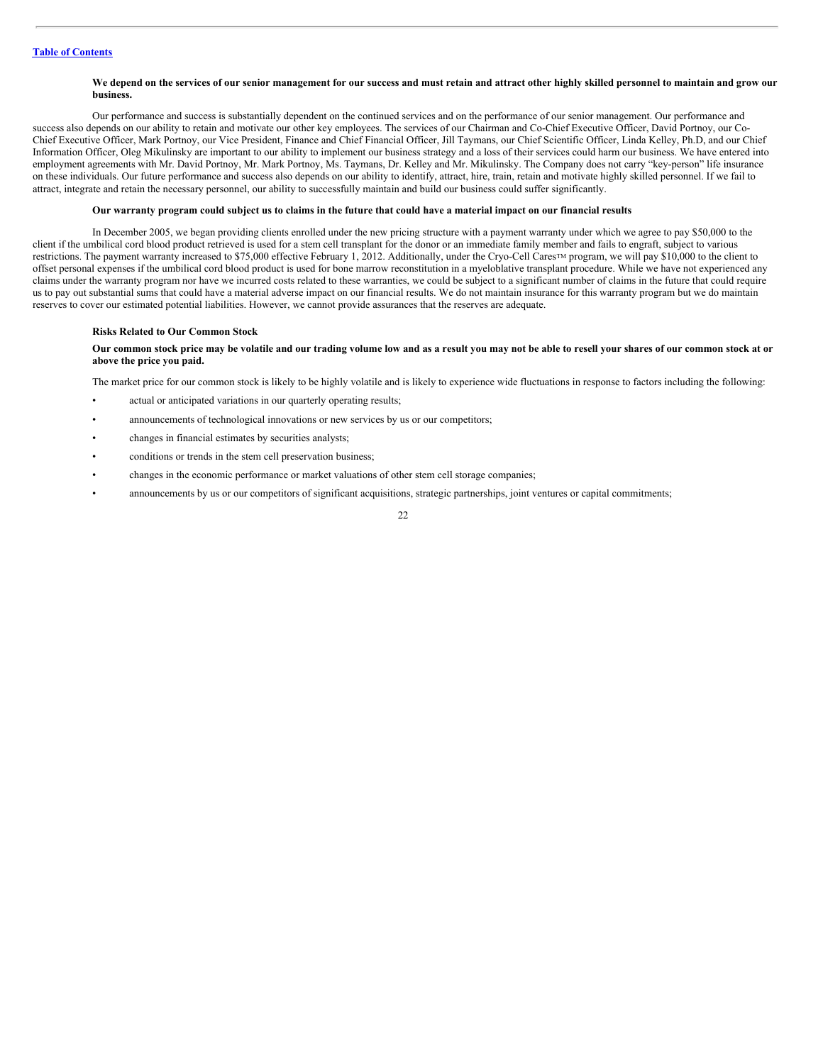**We depend on the services of our senior management for our success and must retain and attract other highly skilled personnel to maintain and grow our business.**

Our performance and success is substantially dependent on the continued services and on the performance of our senior management. Our performance and success also depends on our ability to retain and motivate our other key employees. The services of our Chairman and Co-Chief Executive Officer, David Portnoy, our Co-Chief Executive Officer, Mark Portnoy, our Vice President, Finance and Chief Financial Officer, Jill Taymans, our Chief Scientific Officer, Linda Kelley, Ph.D, and our Chief Information Officer, Oleg Mikulinsky are important to our ability to implement our business strategy and a loss of their services could harm our business. We have entered into employment agreements with Mr. David Portnoy, Mr. Mark Portnoy, Ms. Taymans, Dr. Kelley and Mr. Mikulinsky. The Company does not carry "key-person" life insurance on these individuals. Our future performance and success also depends on our ability to identify, attract, hire, train, retain and motivate highly skilled personnel. If we fail to attract, integrate and retain the necessary personnel, our ability to successfully maintain and build our business could suffer significantly.

**Our warranty program could subject us to claims in the future that could have a material impact on our financial results**

In December 2005, we began providing clients enrolled under the new pricing structure with a payment warranty under which we agree to pay $50,000 to the client if the umbilical cord blood product retrieved is used for a stem cell transplant for the donor or an immediate family member and fails to engraft, subject to various restrictions. The payment warranty increased to $75,000 effective February 1, 2012. Additionally, under the Cryo-Cell Cares™ program, we will pay $10,000 to the client to offset personal expenses if the umbilical cord blood product is used for bone marrow reconstitution in a myeloblative transplant procedure. While we have not experienced any claims under the warranty program nor have we incurred costs related to these warranties, we could be subject to a significant number of claims in the future that could require us to pay out substantial sums that could have a material adverse impact on our financial results. We do not maintain insurance for this warranty program but we do maintain reserves to cover our estimated potential liabilities. However, we cannot provide assurances that the reserves are adequate.

**Risks Related to Our Common Stock**

**Our common stock price may be volatile and our trading volume low and as a result you may not be able to resell your shares of our common stock at or above the price you paid.**

The market price for our common stock is likely to be highly volatile and is likely to experience wide fluctuations in response to factors including the following:

- actual or anticipated variations in our quarterly operating results;
- announcements of technological innovations or new services by us or our competitors;
- changes in financial estimates by securities analysts;
- conditions or trends in the stem cell preservation business;
- changes in the economic performance or market valuations of other stem cell storage companies;
- announcements by us or our competitors of significant acquisitions, strategic partnerships, joint ventures or capital commitments;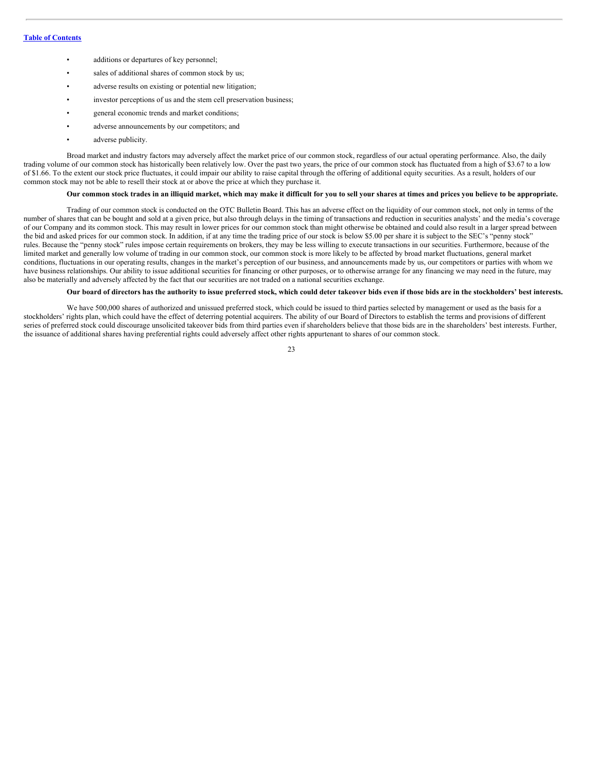- additions or departures of key personnel;
- sales of additional shares of common stock by us;
- adverse results on existing or potential new litigation;
- investor perceptions of us and the stem cell preservation business;
- general economic trends and market conditions;
- adverse announcements by our competitors; and
- adverse publicity.

Broad market and industry factors may adversely affect the market price of our common stock, regardless of our actual operating performance. Also, the daily trading volume of our common stock has historically been relatively low. Over the past two years, the price of our common stock has fluctuated from a high of $3.67 to a low of $1.66. To the extent our stock price fluctuates, it could impair our ability to raise capital through the offering of additional equity securities. As a result, holders of our common stock may not be able to resell their stock at or above the price at which they purchase it.

**Our common stock trades in an illiquid market, which may make it difficult for you to sell your shares at times and prices you believe to be appropriate.**

Trading of our common stock is conducted on the OTC Bulletin Board. This has an adverse effect on the liquidity of our common stock, not only in terms of the number of shares that can be bought and sold at a given price, but also through delays in the timing of transactions and reduction in securities analysts' and the media's coverage of our Company and its common stock. This may result in lower prices for our common stock than might otherwise be obtained and could also result in a larger spread between the bid and asked prices for our common stock. In addition, if at any time the trading price of our stock is below $5.00 per share it is subject to the SEC's "penny stock" rules. Because the "penny stock" rules impose certain requirements on brokers, they may be less willing to execute transactions in our securities. Furthermore, because of the limited market and generally low volume of trading in our common stock, our common stock is more likely to be affected by broad market fluctuations, general market conditions, fluctuations in our operating results, changes in the market's perception of our business, and announcements made by us, our competitors or parties with whom we have business relationships. Our ability to issue additional securities for financing or other purposes, or to otherwise arrange for any financing we may need in the future, may also be materially and adversely affected by the fact that our securities are not traded on a national securities exchange.

**Our board of directors has the authority to issue preferred stock, which could deter takeover bids even if those bids are in the stockholders' best interests.**

We have 500,000 shares of authorized and unissued preferred stock, which could be issued to third parties selected by management or used as the basis for a stockholders' rights plan, which could have the effect of deterring potential acquirers. The ability of our Board of Directors to establish the terms and provisions of different series of preferred stock could discourage unsolicited takeover bids from third parties even if shareholders believe that those bids are in the shareholders' best interests. Further, the issuance of additional shares having preferential rights could adversely affect other rights appurtenant to shares of our common stock.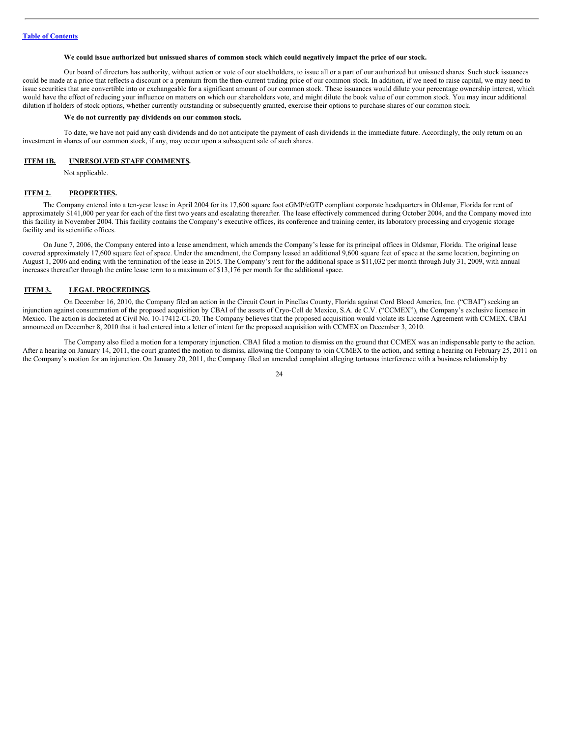**We could issue authorized but unissued shares of common stock which could negatively impact the price of our stock.**

Our board of directors has authority, without action or vote of our stockholders, to issue all or a part of our authorized but unissued shares. Such stock issuances could be made at a price that reflects a discount or a premium from the then-current trading price of our common stock. In addition, if we need to raise capital, we may need to issue securities that are convertible into or exchangeable for a significant amount of our common stock. These issuances would dilute your percentage ownership interest, which would have the effect of reducing your influence on matters on which our shareholders vote, and might dilute the book value of our common stock. You may incur additional dilution if holders of stock options, whether currently outstanding or subsequently granted, exercise their options to purchase shares of our common stock.

**We do not currently pay dividends on our common stock.**

To date, we have not paid any cash dividends and do not anticipate the payment of cash dividends in the immediate future. Accordingly, the only return on an investment in shares of our common stock, if any, may occur upon a subsequent sale of such shares.

## ITEM 1B. UNRESOLVED STAFF COMMENTS.

Not applicable.

## ITEM 2. PROPERTIES.

The Company entered into a ten-year lease in April 2004 for its 17,600 square foot cGMP/cGTP compliant corporate headquarters in Oldsmar, Florida for rent of approximately $141,000 per year for each of the first two years and escalating thereafter. The lease effectively commenced during October 2004, and the Company moved into this facility in November 2004. This facility contains the Company's executive offices, its conference and training center, its laboratory processing and cryogenic storage facility and its scientific offices.

On June 7, 2006, the Company entered into a lease amendment, which amends the Company's lease for its principal offices in Oldsmar, Florida. The original lease covered approximately 17,600 square feet of space. Under the amendment, the Company leased an additional 9,600 square feet of space at the same location, beginning on August 1, 2006 and ending with the termination of the lease in 2015. The Company's rent for the additional space is $11,032 per month through July 31, 2009, with annual increases thereafter through the entire lease term to a maximum of $13,176 per month for the additional space.

## ITEM 3. LEGAL PROCEEDINGS.

On December 16, 2010, the Company filed an action in the Circuit Court in Pinellas County, Florida against Cord Blood America, Inc. ("CBAI") seeking an injunction against consummation of the proposed acquisition by CBAI of the assets of Cryo-Cell de Mexico, S.A. de C.V. ("CCMEX"), the Company's exclusive licensee in Mexico. The action is docketed at Civil No. 10-17412-CI-20. The Company believes that the proposed acquisition would violate its License Agreement with CCMEX. CBAI announced on December 8, 2010 that it had entered into a letter of intent for the proposed acquisition with CCMEX on December 3, 2010.

The Company also filed a motion for a temporary injunction. CBAI filed a motion to dismiss on the ground that CCMEX was an indispensable party to the action. After a hearing on January 14, 2011, the court granted the motion to dismiss, allowing the Company to join CCMEX to the action, and setting a hearing on February 25, 2011 on the Company's motion for an injunction. On January 20, 2011, the Company filed an amended complaint alleging tortuous interference with a business relationship by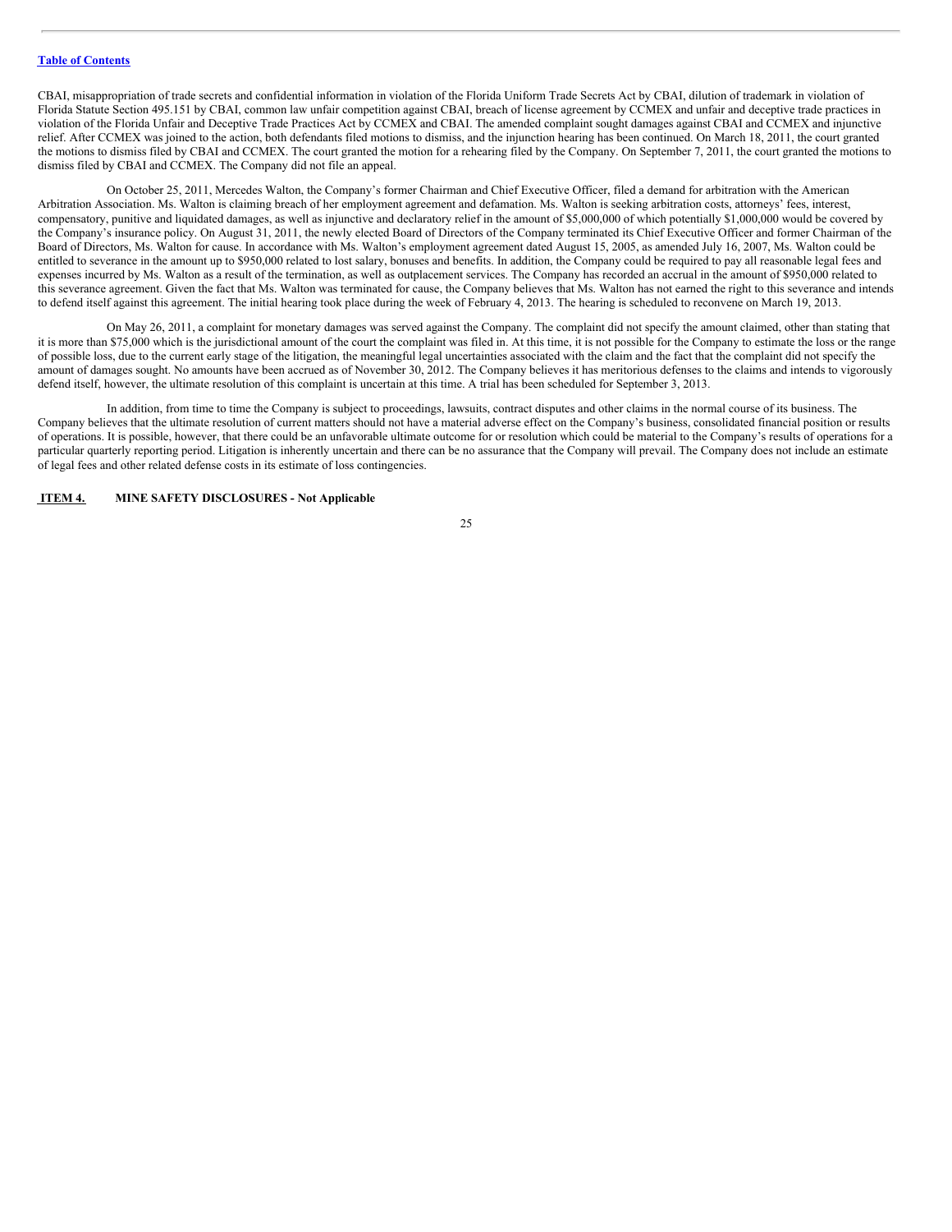CBAI, misappropriation of trade secrets and confidential information in violation of the Florida Uniform Trade Secrets Act by CBAI, dilution of trademark in violation of Florida Statute Section 495.151 by CBAI, common law unfair competition against CBAI, breach of license agreement by CCMEX and unfair and deceptive trade practices in violation of the Florida Unfair and Deceptive Trade Practices Act by CCMEX and CBAI. The amended complaint sought damages against CBAI and CCMEX and injunctive relief. After CCMEX was joined to the action, both defendants filed motions to dismiss, and the injunction hearing has been continued. On March 18, 2011, the court granted the motions to dismiss filed by CBAI and CCMEX. The court granted the motion for a rehearing filed by the Company. On September 7, 2011, the court granted the motions to dismiss filed by CBAI and CCMEX. The Company did not file an appeal.

On October 25, 2011, Mercedes Walton, the Company's former Chairman and Chief Executive Officer, filed a demand for arbitration with the American Arbitration Association. Ms. Walton is claiming breach of her employment agreement and defamation. Ms. Walton is seeking arbitration costs, attorneys' fees, interest, compensatory, punitive and liquidated damages, as well as injunctive and declaratory relief in the amount of $5,000,000 of which potentially $1,000,000 would be covered by the Company's insurance policy. On August 31, 2011, the newly elected Board of Directors of the Company terminated its Chief Executive Officer and former Chairman of the Board of Directors, Ms. Walton for cause. In accordance with Ms. Walton's employment agreement dated August 15, 2005, as amended July 16, 2007, Ms. Walton could be entitled to severance in the amount up to $950,000 related to lost salary, bonuses and benefits. In addition, the Company could be required to pay all reasonable legal fees and expenses incurred by Ms. Walton as a result of the termination, as well as outplacement services. The Company has recorded an accrual in the amount of $950,000 related to this severance agreement. Given the fact that Ms. Walton was terminated for cause, the Company believes that Ms. Walton has not earned the right to this severance and intends to defend itself against this agreement. The initial hearing took place during the week of February 4, 2013. The hearing is scheduled to reconvene on March 19, 2013.

On May 26, 2011, a complaint for monetary damages was served against the Company. The complaint did not specify the amount claimed, other than stating that it is more than $75,000 which is the jurisdictional amount of the court the complaint was filed in. At this time, it is not possible for the Company to estimate the loss or the range of possible loss, due to the current early stage of the litigation, the meaningful legal uncertainties associated with the claim and the fact that the complaint did not specify the amount of damages sought. No amounts have been accrued as of November 30, 2012. The Company believes it has meritorious defenses to the claims and intends to vigorously defend itself, however, the ultimate resolution of this complaint is uncertain at this time. A trial has been scheduled for September 3, 2013.

In addition, from time to time the Company is subject to proceedings, lawsuits, contract disputes and other claims in the normal course of its business. The Company believes that the ultimate resolution of current matters should not have a material adverse effect on the Company's business, consolidated financial position or results of operations. It is possible, however, that there could be an unfavorable ultimate outcome for or resolution which could be material to the Company's results of operations for a particular quarterly reporting period. Litigation is inherently uncertain and there can be no assurance that the Company will prevail. The Company does not include an estimate of legal fees and other related defense costs in its estimate of loss contingencies.

## ITEM 4. MINE SAFETY DISCLOSURES - Not Applicable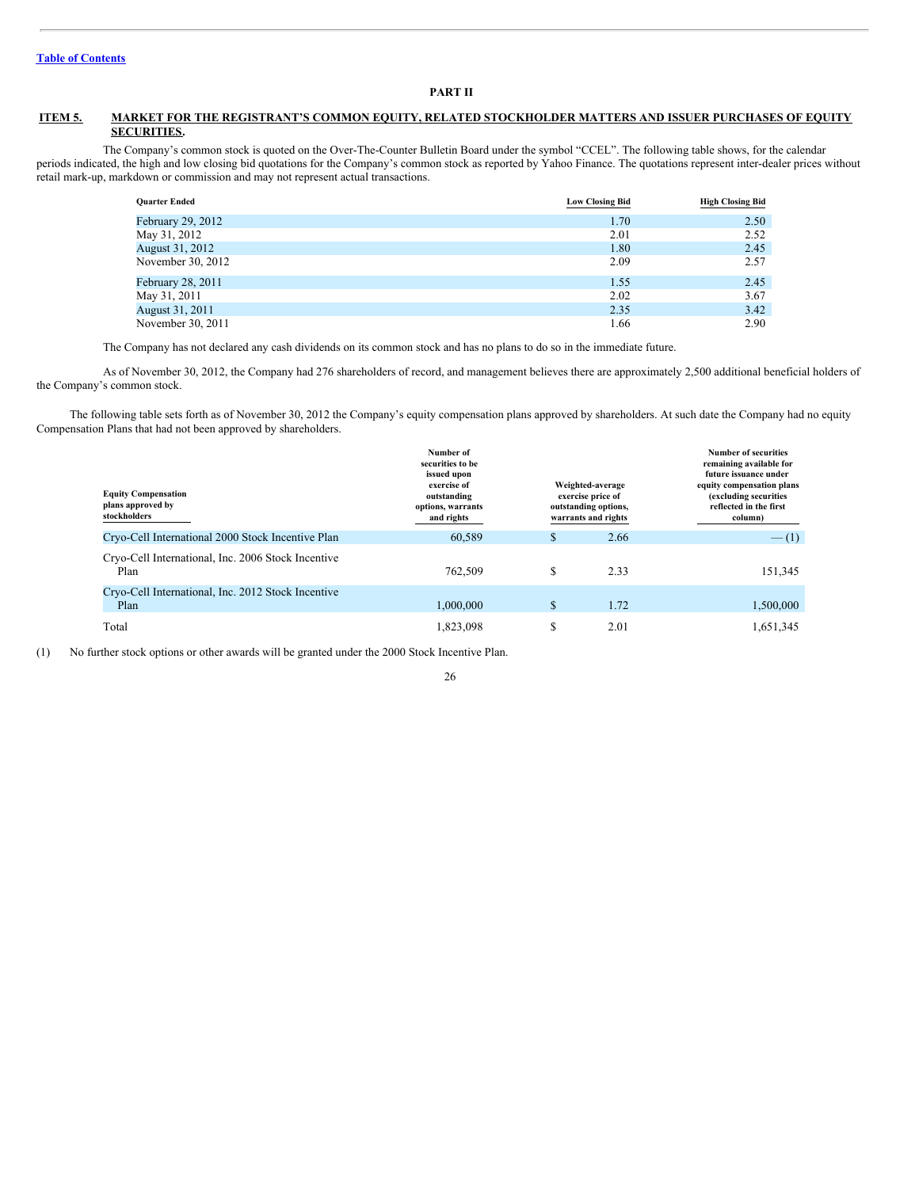Table of Contents

## PART II

## ITEM 5. MARKET FOR THE REGISTRANT'S COMMON EQUITY, RELATED STOCKHOLDER MATTERS AND ISSUER PURCHASES OF EQUITY SECURITIES.

The Company's common stock is quoted on the Over-The-Counter Bulletin Board under the symbol "CCEL". The following table shows, for the calendar periods indicated, the high and low closing bid quotations for the Company's common stock as reported by Yahoo Finance. The quotations represent inter-dealer prices without retail mark-up, markdown or commission and may not represent actual transactions.

| Quarter Ended | Low Closing Bid | High Closing Bid |
|---|---|---|
| February 29, 2012 | 1.70 | 2.50 |
| May 31, 2012 | 2.01 | 2.52 |
| August 31, 2012 | 1.80 | 2.45 |
| November 30, 2012 | 2.09 | 2.57 |
| February 28, 2011 | 1.55 | 2.45 |
| May 31, 2011 | 2.02 | 3.67 |
| August 31, 2011 | 2.35 | 3.42 |
| November 30, 2011 | 1.66 | 2.90 |

The Company has not declared any cash dividends on its common stock and has no plans to do so in the immediate future.

As of November 30, 2012, the Company had 276 shareholders of record, and management believes there are approximately 2,500 additional beneficial holders of the Company's common stock.

The following table sets forth as of November 30, 2012 the Company's equity compensation plans approved by shareholders. At such date the Company had no equity Compensation Plans that had not been approved by shareholders.

| Equity Compensation plans approved by stockholders | Number of securities to be issued upon exercise of outstanding options, warrants and rights | Weighted-average exercise price of outstanding options, warrants and rights | Number of securities remaining available for future issuance under equity compensation plans (excluding securities reflected in the first column) |
|---|---|---|---|
| Cryo-Cell International 2000 Stock Incentive Plan | 60,589 | $ 2.66 | — (1) |
| Cryo-Cell International, Inc. 2006 Stock Incentive Plan | 762,509 | $ 2.33 | 151,345 |
| Cryo-Cell International, Inc. 2012 Stock Incentive Plan | 1,000,000 | $ 1.72 | 1,500,000 |
| Total | 1,823,098 | $ 2.01 | 1,651,345 |

(1) No further stock options or other awards will be granted under the 2000 Stock Incentive Plan.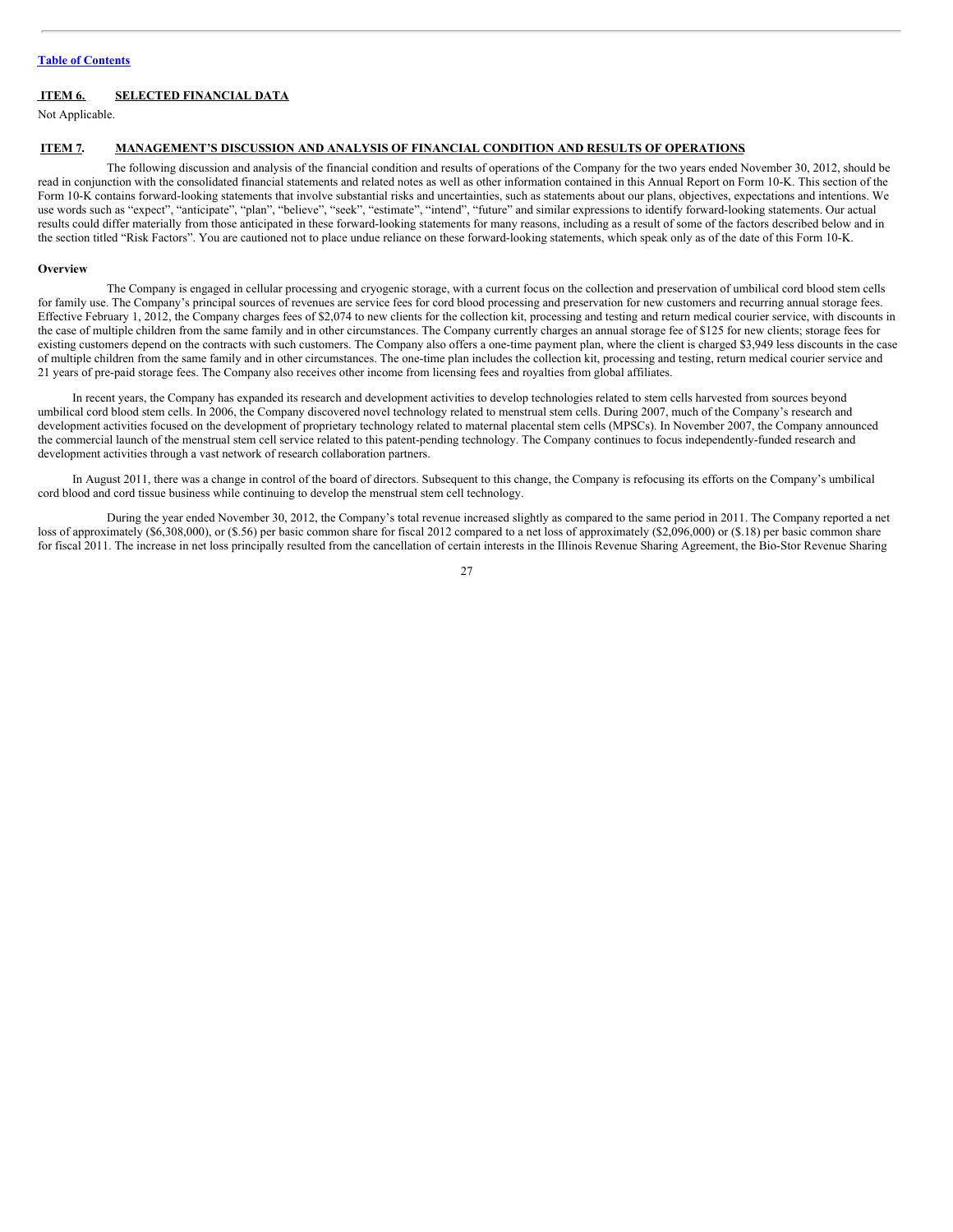[Table of Contents](#)

## ITEM 6. SELECTED FINANCIAL DATA

Not Applicable.

## ITEM 7. MANAGEMENT'S DISCUSSION AND ANALYSIS OF FINANCIAL CONDITION AND RESULTS OF OPERATIONS

The following discussion and analysis of the financial condition and results of operations of the Company for the two years ended November 30, 2012, should be read in conjunction with the consolidated financial statements and related notes as well as other information contained in this Annual Report on Form 10-K. This section of the Form 10-K contains forward-looking statements that involve substantial risks and uncertainties, such as statements about our plans, objectives, expectations and intentions. We use words such as "expect", "anticipate", "plan", "believe", "seek", "estimate", "intend", "future" and similar expressions to identify forward-looking statements. Our actual results could differ materially from those anticipated in these forward-looking statements for many reasons, including as a result of some of the factors described below and in the section titled "Risk Factors". You are cautioned not to place undue reliance on these forward-looking statements, which speak only as of the date of this Form 10-K.

**Overview**

The Company is engaged in cellular processing and cryogenic storage, with a current focus on the collection and preservation of umbilical cord blood stem cells for family use. The Company's principal sources of revenues are service fees for cord blood processing and preservation for new customers and recurring annual storage fees. Effective February 1, 2012, the Company charges fees of $2,074 to new clients for the collection kit, processing and testing and return medical courier service, with discounts in the case of multiple children from the same family and in other circumstances. The Company currently charges an annual storage fee of $125 for new clients; storage fees for existing customers depend on the contracts with such customers. The Company also offers a one-time payment plan, where the client is charged $3,949 less discounts in the case of multiple children from the same family and in other circumstances. The one-time plan includes the collection kit, processing and testing, return medical courier service and 21 years of pre-paid storage fees. The Company also receives other income from licensing fees and royalties from global affiliates.

In recent years, the Company has expanded its research and development activities to develop technologies related to stem cells harvested from sources beyond umbilical cord blood stem cells. In 2006, the Company discovered novel technology related to menstrual stem cells. During 2007, much of the Company's research and development activities focused on the development of proprietary technology related to maternal placental stem cells (MPSCs). In November 2007, the Company announced the commercial launch of the menstrual stem cell service related to this patent-pending technology. The Company continues to focus independently-funded research and development activities through a vast network of research collaboration partners.

In August 2011, there was a change in control of the board of directors. Subsequent to this change, the Company is refocusing its efforts on the Company's umbilical cord blood and cord tissue business while continuing to develop the menstrual stem cell technology.

During the year ended November 30, 2012, the Company's total revenue increased slightly as compared to the same period in 2011. The Company reported a net loss of approximately ($6,308,000), or ($.56) per basic common share for fiscal 2012 compared to a net loss of approximately ($2,096,000) or ($.18) per basic common share for fiscal 2011. The increase in net loss principally resulted from the cancellation of certain interests in the Illinois Revenue Sharing Agreement, the Bio-Stor Revenue Sharing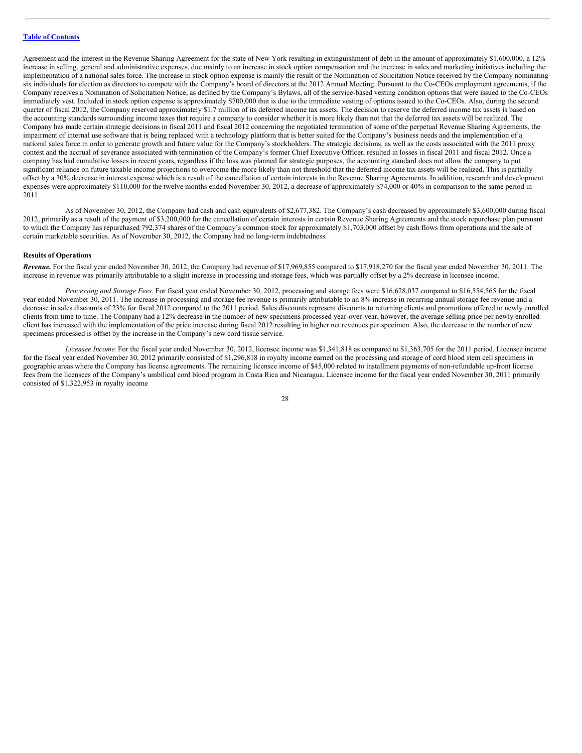Agreement and the interest in the Revenue Sharing Agreement for the state of New York resulting in extinguishment of debt in the amount of approximately $1,600,000, a 12% increase in selling, general and administrative expenses, due mainly to an increase in stock option compensation and the increase in sales and marketing initiatives including the implementation of a national sales force. The increase in stock option expense is mainly the result of the Nomination of Solicitation Notice received by the Company nominating six individuals for election as directors to compete with the Company's board of directors at the 2012 Annual Meeting. Pursuant to the Co-CEOs employment agreements, if the Company receives a Nomination of Solicitation Notice, as defined by the Company's Bylaws, all of the service-based vesting condition options that were issued to the Co-CEOs immediately vest. Included in stock option expense is approximately $700,000 that is due to the immediate vesting of options issued to the Co-CEOs. Also, during the second quarter of fiscal 2012, the Company reserved approximately $1.7 million of its deferred income tax assets. The decision to reserve the deferred income tax assets is based on the accounting standards surrounding income taxes that require a company to consider whether it is more likely than not that the deferred tax assets will be realized. The Company has made certain strategic decisions in fiscal 2011 and fiscal 2012 concerning the negotiated termination of some of the perpetual Revenue Sharing Agreements, the impairment of internal use software that is being replaced with a technology platform that is better suited for the Company's business needs and the implementation of a national sales force in order to generate growth and future value for the Company's stockholders. The strategic decisions, as well as the costs associated with the 2011 proxy contest and the accrual of severance associated with termination of the Company's former Chief Executive Officer, resulted in losses in fiscal 2011 and fiscal 2012. Once a company has had cumulative losses in recent years, regardless if the loss was planned for strategic purposes, the accounting standard does not allow the company to put significant reliance on future taxable income projections to overcome the more likely than not threshold that the deferred income tax assets will be realized. This is partially offset by a 30% decrease in interest expense which is a result of the cancellation of certain interests in the Revenue Sharing Agreements. In addition, research and development expenses were approximately $110,000 for the twelve months ended November 30, 2012, a decrease of approximately $74,000 or 40% in comparison to the same period in 2011.

As of November 30, 2012, the Company had cash and cash equivalents of $2,677,382. The Company's cash decreased by approximately $3,600,000 during fiscal 2012, primarily as a result of the payment of $3,200,000 for the cancellation of certain interests in certain Revenue Sharing Agreements and the stock repurchase plan pursuant to which the Company has repurchased 792,374 shares of the Company's common stock for approximately $1,703,000 offset by cash flows from operations and the sale of certain marketable securities. As of November 30, 2012, the Company had no long-term indebtedness.

**Results of Operations**

***Revenue.*** For the fiscal year ended November 30, 2012, the Company had revenue of $17,969,855 compared to $17,918,270 for the fiscal year ended November 30, 2011. The increase in revenue was primarily attributable to a slight increase in processing and storage fees, which was partially offset by a 2% decrease in licensee income.

*Processing and Storage Fees.* For fiscal year ended November 30, 2012, processing and storage fees were $16,628,037 compared to $16,554,565 for the fiscal year ended November 30, 2011. The increase in processing and storage fee revenue is primarily attributable to an 8% increase in recurring annual storage fee revenue and a decrease in sales discounts of 23% for fiscal 2012 compared to the 2011 period. Sales discounts represent discounts to returning clients and promotions offered to newly enrolled clients from time to time. The Company had a 12% decrease in the number of new specimens processed year-over-year, however, the average selling price per newly enrolled client has increased with the implementation of the price increase during fiscal 2012 resulting in higher net revenues per specimen. Also, the decrease in the number of new specimens processed is offset by the increase in the Company's new cord tissue service.

*Licensee Income.* For the fiscal year ended November 30, 2012, licensee income was $1,341,818 as compared to $1,363,705 for the 2011 period. Licensee income for the fiscal year ended November 30, 2012 primarily consisted of $1,296,818 in royalty income earned on the processing and storage of cord blood stem cell specimens in geographic areas where the Company has license agreements. The remaining licensee income of $45,000 related to installment payments of non-refundable up-front license fees from the licensees of the Company's umbilical cord blood program in Costa Rica and Nicaragua. Licensee income for the fiscal year ended November 30, 2011 primarily consisted of $1,322,953 in royalty income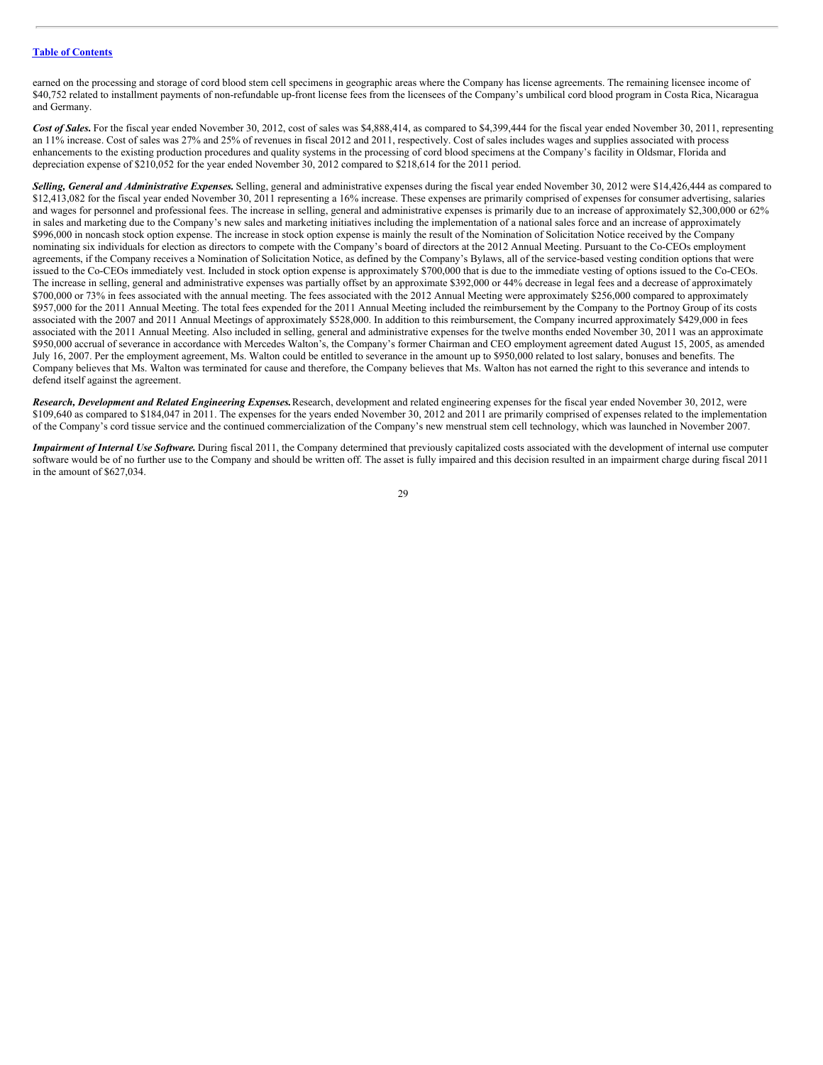earned on the processing and storage of cord blood stem cell specimens in geographic areas where the Company has license agreements. The remaining licensee income of $40,752 related to installment payments of non-refundable up-front license fees from the licensees of the Company's umbilical cord blood program in Costa Rica, Nicaragua and Germany.

***Cost of Sales.*** For the fiscal year ended November 30, 2012, cost of sales was $4,888,414, as compared to $4,399,444 for the fiscal year ended November 30, 2011, representing an 11% increase. Cost of sales was 27% and 25% of revenues in fiscal 2012 and 2011, respectively. Cost of sales includes wages and supplies associated with process enhancements to the existing production procedures and quality systems in the processing of cord blood specimens at the Company's facility in Oldsmar, Florida and depreciation expense of $210,052 for the year ended November 30, 2012 compared to $218,614 for the 2011 period.

***Selling, General and Administrative Expenses.*** Selling, general and administrative expenses during the fiscal year ended November 30, 2012 were $14,426,444 as compared to $12,413,082 for the fiscal year ended November 30, 2011 representing a 16% increase. These expenses are primarily comprised of expenses for consumer advertising, salaries and wages for personnel and professional fees. The increase in selling, general and administrative expenses is primarily due to an increase of approximately $2,300,000 or 62% in sales and marketing due to the Company's new sales and marketing initiatives including the implementation of a national sales force and an increase of approximately $996,000 in noncash stock option expense. The increase in stock option expense is mainly the result of the Nomination of Solicitation Notice received by the Company nominating six individuals for election as directors to compete with the Company's board of directors at the 2012 Annual Meeting. Pursuant to the Co-CEOs employment agreements, if the Company receives a Nomination of Solicitation Notice, as defined by the Company's Bylaws, all of the service-based vesting condition options that were issued to the Co-CEOs immediately vest. Included in stock option expense is approximately $700,000 that is due to the immediate vesting of options issued to the Co-CEOs. The increase in selling, general and administrative expenses was partially offset by an approximate $392,000 or 44% decrease in legal fees and a decrease of approximately $700,000 or 73% in fees associated with the annual meeting. The fees associated with the 2012 Annual Meeting were approximately $256,000 compared to approximately $957,000 for the 2011 Annual Meeting. The total fees expended for the 2011 Annual Meeting included the reimbursement by the Company to the Portnoy Group of its costs associated with the 2007 and 2011 Annual Meetings of approximately $528,000. In addition to this reimbursement, the Company incurred approximately $429,000 in fees associated with the 2011 Annual Meeting. Also included in selling, general and administrative expenses for the twelve months ended November 30, 2011 was an approximate $950,000 accrual of severance in accordance with Mercedes Walton's, the Company's former Chairman and CEO employment agreement dated August 15, 2005, as amended July 16, 2007. Per the employment agreement, Ms. Walton could be entitled to severance in the amount up to $950,000 related to lost salary, bonuses and benefits. The Company believes that Ms. Walton was terminated for cause and therefore, the Company believes that Ms. Walton has not earned the right to this severance and intends to defend itself against the agreement.

***Research, Development and Related Engineering Expenses.*** Research, development and related engineering expenses for the fiscal year ended November 30, 2012, were $109,640 as compared to $184,047 in 2011. The expenses for the years ended November 30, 2012 and 2011 are primarily comprised of expenses related to the implementation of the Company's cord tissue service and the continued commercialization of the Company's new menstrual stem cell technology, which was launched in November 2007.

***Impairment of Internal Use Software.*** During fiscal 2011, the Company determined that previously capitalized costs associated with the development of internal use computer software would be of no further use to the Company and should be written off. The asset is fully impaired and this decision resulted in an impairment charge during fiscal 2011 in the amount of $627,034.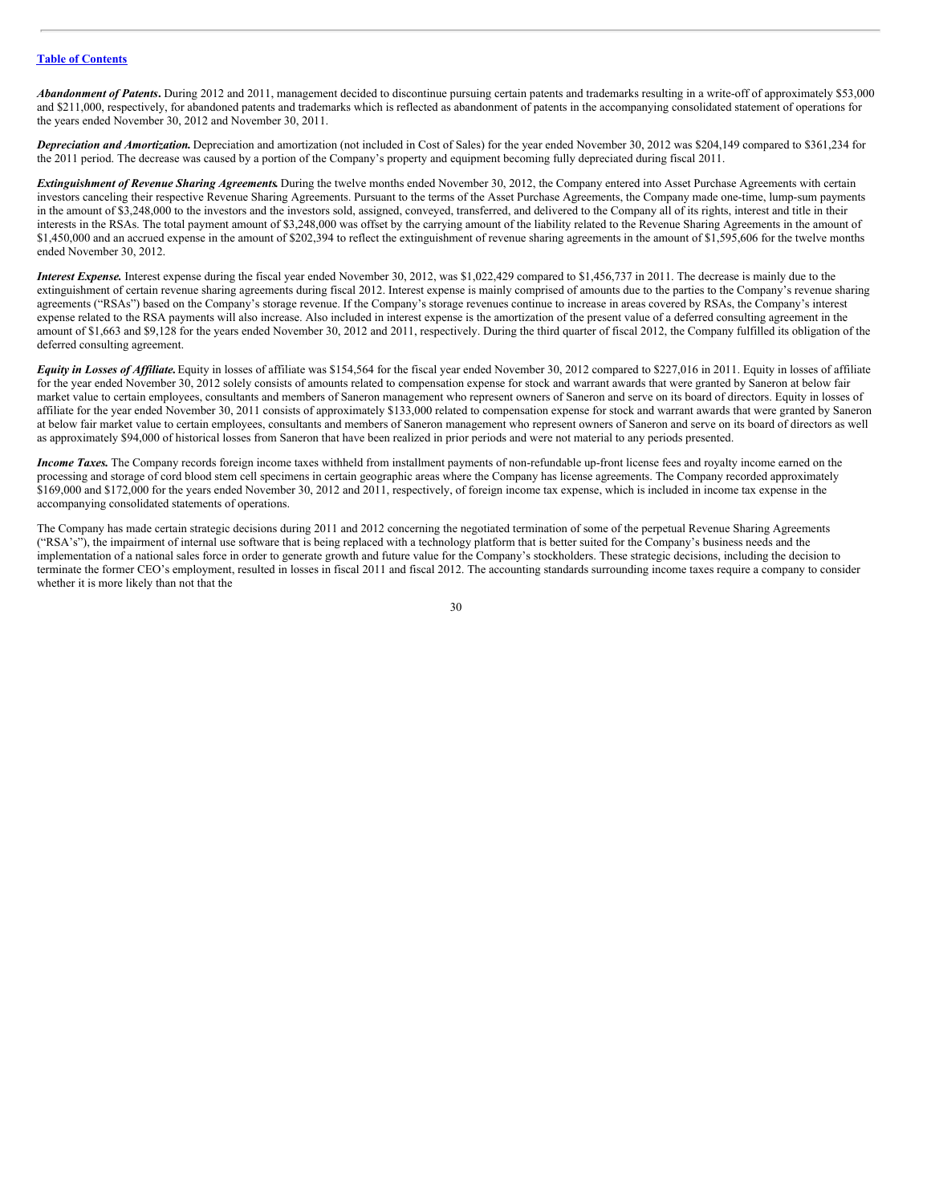*Abandonment of Patents***.** During 2012 and 2011, management decided to discontinue pursuing certain patents and trademarks resulting in a write-off of approximately $53,000 and $211,000, respectively, for abandoned patents and trademarks which is reflected as abandonment of patents in the accompanying consolidated statement of operations for the years ended November 30, 2012 and November 30, 2011.

***Depreciation and Amortization.*** Depreciation and amortization (not included in Cost of Sales) for the year ended November 30, 2012 was $204,149 compared to $361,234 for the 2011 period. The decrease was caused by a portion of the Company's property and equipment becoming fully depreciated during fiscal 2011.

***Extinguishment of Revenue Sharing Agreements.*** During the twelve months ended November 30, 2012, the Company entered into Asset Purchase Agreements with certain investors canceling their respective Revenue Sharing Agreements. Pursuant to the terms of the Asset Purchase Agreements, the Company made one-time, lump-sum payments in the amount of $3,248,000 to the investors and the investors sold, assigned, conveyed, transferred, and delivered to the Company all of its rights, interest and title in their interests in the RSAs. The total payment amount of $3,248,000 was offset by the carrying amount of the liability related to the Revenue Sharing Agreements in the amount of $1,450,000 and an accrued expense in the amount of $202,394 to reflect the extinguishment of revenue sharing agreements in the amount of $1,595,606 for the twelve months ended November 30, 2012.

***Interest Expense.*** Interest expense during the fiscal year ended November 30, 2012, was $1,022,429 compared to $1,456,737 in 2011. The decrease is mainly due to the extinguishment of certain revenue sharing agreements during fiscal 2012. Interest expense is mainly comprised of amounts due to the parties to the Company's revenue sharing agreements ("RSAs") based on the Company's storage revenue. If the Company's storage revenues continue to increase in areas covered by RSAs, the Company's interest expense related to the RSA payments will also increase. Also included in interest expense is the amortization of the present value of a deferred consulting agreement in the amount of $1,663 and $9,128 for the years ended November 30, 2012 and 2011, respectively. During the third quarter of fiscal 2012, the Company fulfilled its obligation of the deferred consulting agreement.

***Equity in Losses of Affiliate.*** Equity in losses of affiliate was $154,564 for the fiscal year ended November 30, 2012 compared to $227,016 in 2011. Equity in losses of affiliate for the year ended November 30, 2012 solely consists of amounts related to compensation expense for stock and warrant awards that were granted by Saneron at below fair market value to certain employees, consultants and members of Saneron management who represent owners of Saneron and serve on its board of directors. Equity in losses of affiliate for the year ended November 30, 2011 consists of approximately $133,000 related to compensation expense for stock and warrant awards that were granted by Saneron at below fair market value to certain employees, consultants and members of Saneron management who represent owners of Saneron and serve on its board of directors as well as approximately $94,000 of historical losses from Saneron that have been realized in prior periods and were not material to any periods presented.

***Income Taxes.*** The Company records foreign income taxes withheld from installment payments of non-refundable up-front license fees and royalty income earned on the processing and storage of cord blood stem cell specimens in certain geographic areas where the Company has license agreements. The Company recorded approximately $169,000 and $172,000 for the years ended November 30, 2012 and 2011, respectively, of foreign income tax expense, which is included in income tax expense in the accompanying consolidated statements of operations.

The Company has made certain strategic decisions during 2011 and 2012 concerning the negotiated termination of some of the perpetual Revenue Sharing Agreements ("RSA's"), the impairment of internal use software that is being replaced with a technology platform that is better suited for the Company's business needs and the implementation of a national sales force in order to generate growth and future value for the Company's stockholders. These strategic decisions, including the decision to terminate the former CEO's employment, resulted in losses in fiscal 2011 and fiscal 2012. The accounting standards surrounding income taxes require a company to consider whether it is more likely than not that the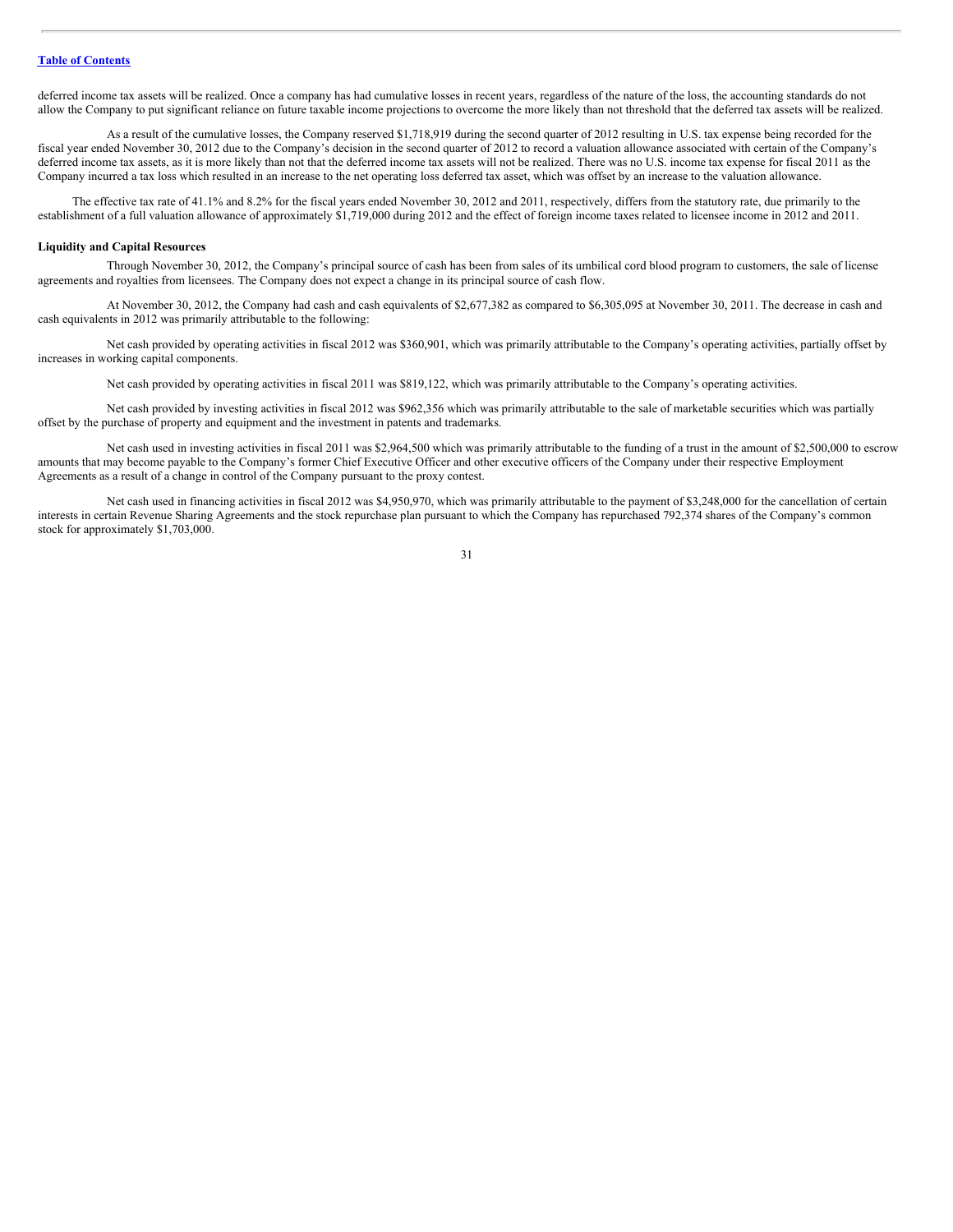deferred income tax assets will be realized. Once a company has had cumulative losses in recent years, regardless of the nature of the loss, the accounting standards do not allow the Company to put significant reliance on future taxable income projections to overcome the more likely than not threshold that the deferred tax assets will be realized.

As a result of the cumulative losses, the Company reserved $1,718,919 during the second quarter of 2012 resulting in U.S. tax expense being recorded for the fiscal year ended November 30, 2012 due to the Company's decision in the second quarter of 2012 to record a valuation allowance associated with certain of the Company's deferred income tax assets, as it is more likely than not that the deferred income tax assets will not be realized. There was no U.S. income tax expense for fiscal 2011 as the Company incurred a tax loss which resulted in an increase to the net operating loss deferred tax asset, which was offset by an increase to the valuation allowance.

The effective tax rate of 41.1% and 8.2% for the fiscal years ended November 30, 2012 and 2011, respectively, differs from the statutory rate, due primarily to the establishment of a full valuation allowance of approximately $1,719,000 during 2012 and the effect of foreign income taxes related to licensee income in 2012 and 2011.

**Liquidity and Capital Resources**

Through November 30, 2012, the Company's principal source of cash has been from sales of its umbilical cord blood program to customers, the sale of license agreements and royalties from licensees. The Company does not expect a change in its principal source of cash flow.

At November 30, 2012, the Company had cash and cash equivalents of $2,677,382 as compared to $6,305,095 at November 30, 2011. The decrease in cash and cash equivalents in 2012 was primarily attributable to the following:

Net cash provided by operating activities in fiscal 2012 was $360,901, which was primarily attributable to the Company's operating activities, partially offset by increases in working capital components.

Net cash provided by operating activities in fiscal 2011 was $819,122, which was primarily attributable to the Company's operating activities.

Net cash provided by investing activities in fiscal 2012 was $962,356 which was primarily attributable to the sale of marketable securities which was partially offset by the purchase of property and equipment and the investment in patents and trademarks.

Net cash used in investing activities in fiscal 2011 was $2,964,500 which was primarily attributable to the funding of a trust in the amount of $2,500,000 to escrow amounts that may become payable to the Company's former Chief Executive Officer and other executive officers of the Company under their respective Employment Agreements as a result of a change in control of the Company pursuant to the proxy contest.

Net cash used in financing activities in fiscal 2012 was $4,950,970, which was primarily attributable to the payment of $3,248,000 for the cancellation of certain interests in certain Revenue Sharing Agreements and the stock repurchase plan pursuant to which the Company has repurchased 792,374 shares of the Company's common stock for approximately $1,703,000.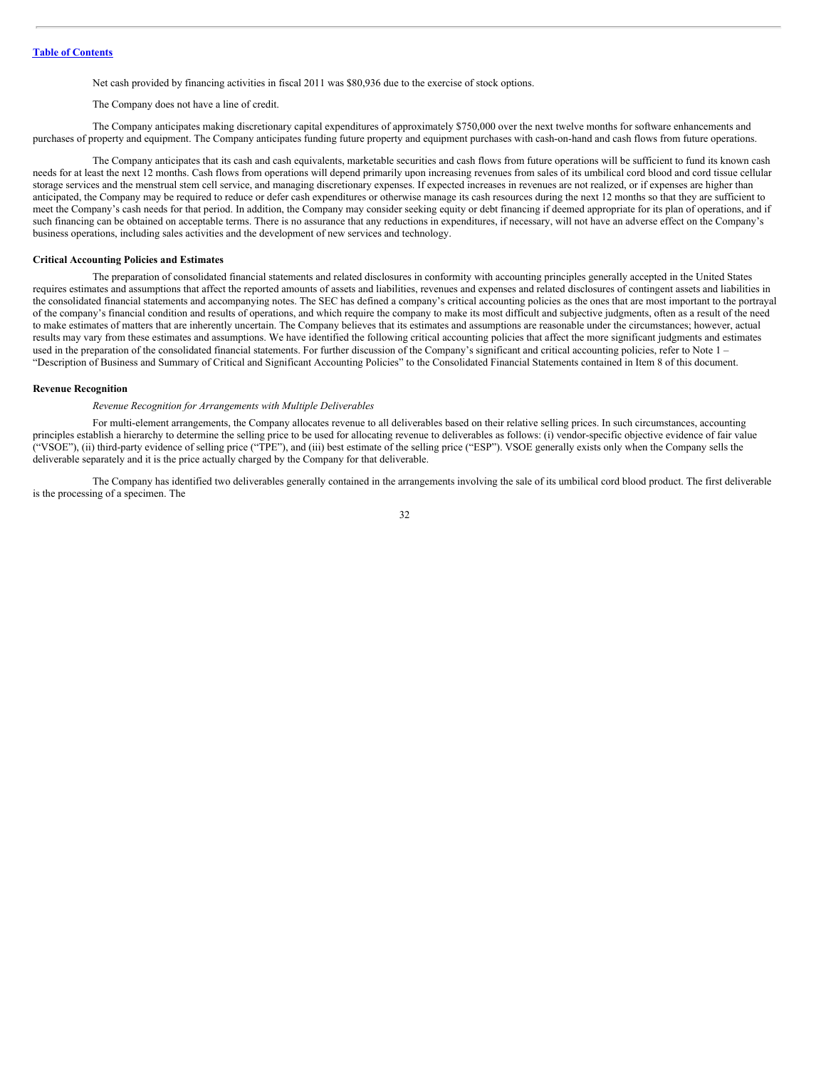Net cash provided by financing activities in fiscal 2011 was $80,936 due to the exercise of stock options.

The Company does not have a line of credit.

The Company anticipates making discretionary capital expenditures of approximately $750,000 over the next twelve months for software enhancements and purchases of property and equipment. The Company anticipates funding future property and equipment purchases with cash-on-hand and cash flows from future operations.

The Company anticipates that its cash and cash equivalents, marketable securities and cash flows from future operations will be sufficient to fund its known cash needs for at least the next 12 months. Cash flows from operations will depend primarily upon increasing revenues from sales of its umbilical cord blood and cord tissue cellular storage services and the menstrual stem cell service, and managing discretionary expenses. If expected increases in revenues are not realized, or if expenses are higher than anticipated, the Company may be required to reduce or defer cash expenditures or otherwise manage its cash resources during the next 12 months so that they are sufficient to meet the Company's cash needs for that period. In addition, the Company may consider seeking equity or debt financing if deemed appropriate for its plan of operations, and if such financing can be obtained on acceptable terms. There is no assurance that any reductions in expenditures, if necessary, will not have an adverse effect on the Company's business operations, including sales activities and the development of new services and technology.

**Critical Accounting Policies and Estimates**

The preparation of consolidated financial statements and related disclosures in conformity with accounting principles generally accepted in the United States requires estimates and assumptions that affect the reported amounts of assets and liabilities, revenues and expenses and related disclosures of contingent assets and liabilities in the consolidated financial statements and accompanying notes. The SEC has defined a company's critical accounting policies as the ones that are most important to the portrayal of the company's financial condition and results of operations, and which require the company to make its most difficult and subjective judgments, often as a result of the need to make estimates of matters that are inherently uncertain. The Company believes that its estimates and assumptions are reasonable under the circumstances; however, actual results may vary from these estimates and assumptions. We have identified the following critical accounting policies that affect the more significant judgments and estimates used in the preparation of the consolidated financial statements. For further discussion of the Company's significant and critical accounting policies, refer to Note 1 – "Description of Business and Summary of Critical and Significant Accounting Policies" to the Consolidated Financial Statements contained in Item 8 of this document.

**Revenue Recognition**

*Revenue Recognition for Arrangements with Multiple Deliverables*

For multi-element arrangements, the Company allocates revenue to all deliverables based on their relative selling prices. In such circumstances, accounting principles establish a hierarchy to determine the selling price to be used for allocating revenue to deliverables as follows: (i) vendor-specific objective evidence of fair value ("VSOE"), (ii) third-party evidence of selling price ("TPE"), and (iii) best estimate of the selling price ("ESP"). VSOE generally exists only when the Company sells the deliverable separately and it is the price actually charged by the Company for that deliverable.

The Company has identified two deliverables generally contained in the arrangements involving the sale of its umbilical cord blood product. The first deliverable is the processing of a specimen. The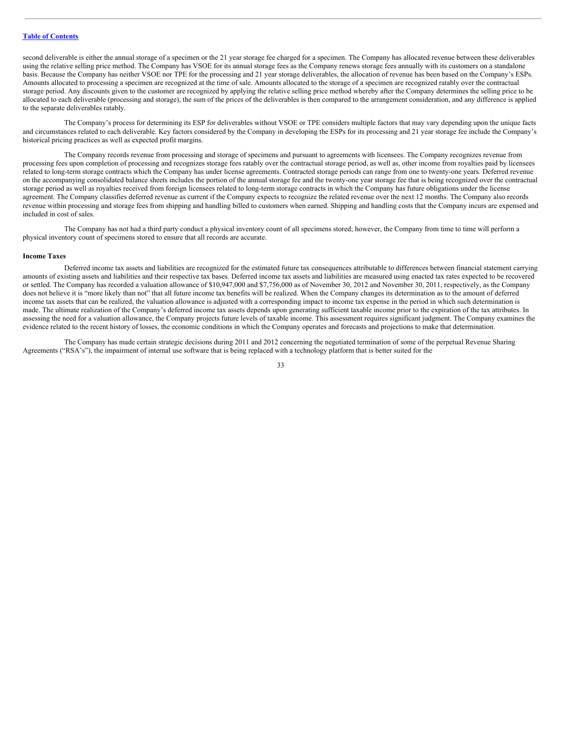second deliverable is either the annual storage of a specimen or the 21 year storage fee charged for a specimen. The Company has allocated revenue between these deliverables using the relative selling price method. The Company has VSOE for its annual storage fees as the Company renews storage fees annually with its customers on a standalone basis. Because the Company has neither VSOE nor TPE for the processing and 21 year storage deliverables, the allocation of revenue has been based on the Company's ESPs. Amounts allocated to processing a specimen are recognized at the time of sale. Amounts allocated to the storage of a specimen are recognized ratably over the contractual storage period. Any discounts given to the customer are recognized by applying the relative selling price method whereby after the Company determines the selling price to be allocated to each deliverable (processing and storage), the sum of the prices of the deliverables is then compared to the arrangement consideration, and any difference is applied to the separate deliverables ratably.

The Company's process for determining its ESP for deliverables without VSOE or TPE considers multiple factors that may vary depending upon the unique facts and circumstances related to each deliverable. Key factors considered by the Company in developing the ESPs for its processing and 21 year storage fee include the Company's historical pricing practices as well as expected profit margins.

The Company records revenue from processing and storage of specimens and pursuant to agreements with licensees. The Company recognizes revenue from processing fees upon completion of processing and recognizes storage fees ratably over the contractual storage period, as well as, other income from royalties paid by licensees related to long-term storage contracts which the Company has under license agreements. Contracted storage periods can range from one to twenty-one years. Deferred revenue on the accompanying consolidated balance sheets includes the portion of the annual storage fee and the twenty-one year storage fee that is being recognized over the contractual storage period as well as royalties received from foreign licensees related to long-term storage contracts in which the Company has future obligations under the license agreement. The Company classifies deferred revenue as current if the Company expects to recognize the related revenue over the next 12 months. The Company also records revenue within processing and storage fees from shipping and handling billed to customers when earned. Shipping and handling costs that the Company incurs are expensed and included in cost of sales.

The Company has not had a third party conduct a physical inventory count of all specimens stored; however, the Company from time to time will perform a physical inventory count of specimens stored to ensure that all records are accurate.

**Income Taxes**

Deferred income tax assets and liabilities are recognized for the estimated future tax consequences attributable to differences between financial statement carrying amounts of existing assets and liabilities and their respective tax bases. Deferred income tax assets and liabilities are measured using enacted tax rates expected to be recovered or settled. The Company has recorded a valuation allowance of $10,947,000 and $7,756,000 as of November 30, 2012 and November 30, 2011, respectively, as the Company does not believe it is "more likely than not" that all future income tax benefits will be realized. When the Company changes its determination as to the amount of deferred income tax assets that can be realized, the valuation allowance is adjusted with a corresponding impact to income tax expense in the period in which such determination is made. The ultimate realization of the Company's deferred income tax assets depends upon generating sufficient taxable income prior to the expiration of the tax attributes. In assessing the need for a valuation allowance, the Company projects future levels of taxable income. This assessment requires significant judgment. The Company examines the evidence related to the recent history of losses, the economic conditions in which the Company operates and forecasts and projections to make that determination.

The Company has made certain strategic decisions during 2011 and 2012 concerning the negotiated termination of some of the perpetual Revenue Sharing Agreements ("RSA's"), the impairment of internal use software that is being replaced with a technology platform that is better suited for the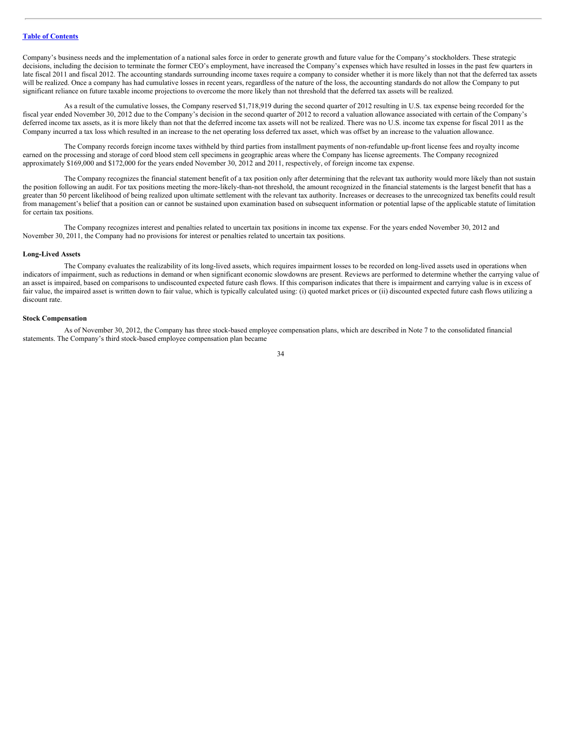Company's business needs and the implementation of a national sales force in order to generate growth and future value for the Company's stockholders. These strategic decisions, including the decision to terminate the former CEO's employment, have increased the Company's expenses which have resulted in losses in the past few quarters in late fiscal 2011 and fiscal 2012. The accounting standards surrounding income taxes require a company to consider whether it is more likely than not that the deferred tax assets will be realized. Once a company has had cumulative losses in recent years, regardless of the nature of the loss, the accounting standards do not allow the Company to put significant reliance on future taxable income projections to overcome the more likely than not threshold that the deferred tax assets will be realized.

As a result of the cumulative losses, the Company reserved $1,718,919 during the second quarter of 2012 resulting in U.S. tax expense being recorded for the fiscal year ended November 30, 2012 due to the Company's decision in the second quarter of 2012 to record a valuation allowance associated with certain of the Company's deferred income tax assets, as it is more likely than not that the deferred income tax assets will not be realized. There was no U.S. income tax expense for fiscal 2011 as the Company incurred a tax loss which resulted in an increase to the net operating loss deferred tax asset, which was offset by an increase to the valuation allowance.

The Company records foreign income taxes withheld by third parties from installment payments of non-refundable up-front license fees and royalty income earned on the processing and storage of cord blood stem cell specimens in geographic areas where the Company has license agreements. The Company recognized approximately $169,000 and $172,000 for the years ended November 30, 2012 and 2011, respectively, of foreign income tax expense.

The Company recognizes the financial statement benefit of a tax position only after determining that the relevant tax authority would more likely than not sustain the position following an audit. For tax positions meeting the more-likely-than-not threshold, the amount recognized in the financial statements is the largest benefit that has a greater than 50 percent likelihood of being realized upon ultimate settlement with the relevant tax authority. Increases or decreases to the unrecognized tax benefits could result from management's belief that a position can or cannot be sustained upon examination based on subsequent information or potential lapse of the applicable statute of limitation for certain tax positions.

The Company recognizes interest and penalties related to uncertain tax positions in income tax expense. For the years ended November 30, 2012 and November 30, 2011, the Company had no provisions for interest or penalties related to uncertain tax positions.

**Long-Lived Assets**

The Company evaluates the realizability of its long-lived assets, which requires impairment losses to be recorded on long-lived assets used in operations when indicators of impairment, such as reductions in demand or when significant economic slowdowns are present. Reviews are performed to determine whether the carrying value of an asset is impaired, based on comparisons to undiscounted expected future cash flows. If this comparison indicates that there is impairment and carrying value is in excess of fair value, the impaired asset is written down to fair value, which is typically calculated using: (i) quoted market prices or (ii) discounted expected future cash flows utilizing a discount rate.

**Stock Compensation**

As of November 30, 2012, the Company has three stock-based employee compensation plans, which are described in Note 7 to the consolidated financial statements. The Company's third stock-based employee compensation plan became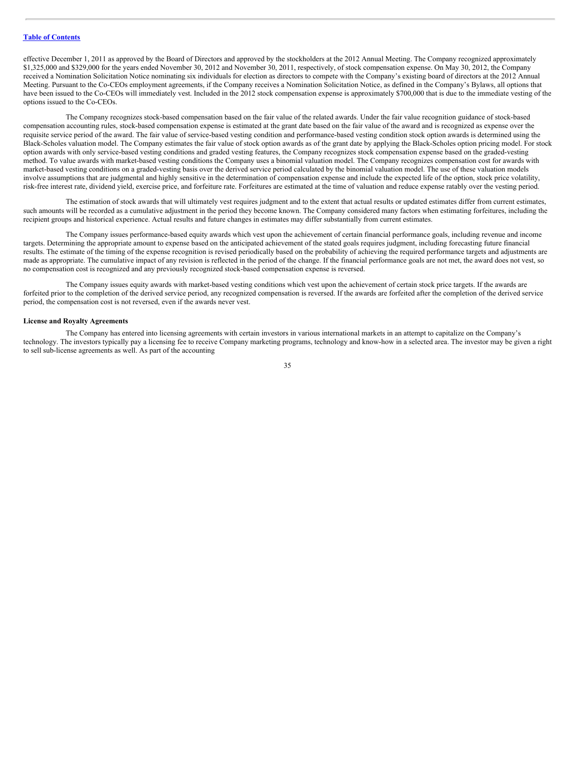effective December 1, 2011 as approved by the Board of Directors and approved by the stockholders at the 2012 Annual Meeting. The Company recognized approximately $1,325,000 and $329,000 for the years ended November 30, 2012 and November 30, 2011, respectively, of stock compensation expense. On May 30, 2012, the Company received a Nomination Solicitation Notice nominating six individuals for election as directors to compete with the Company's existing board of directors at the 2012 Annual Meeting. Pursuant to the Co-CEOs employment agreements, if the Company receives a Nomination Solicitation Notice, as defined in the Company's Bylaws, all options that have been issued to the Co-CEOs will immediately vest. Included in the 2012 stock compensation expense is approximately $700,000 that is due to the immediate vesting of the options issued to the Co-CEOs.

The Company recognizes stock-based compensation based on the fair value of the related awards. Under the fair value recognition guidance of stock-based compensation accounting rules, stock-based compensation expense is estimated at the grant date based on the fair value of the award and is recognized as expense over the requisite service period of the award. The fair value of service-based vesting condition and performance-based vesting condition stock option awards is determined using the Black-Scholes valuation model. The Company estimates the fair value of stock option awards as of the grant date by applying the Black-Scholes option pricing model. For stock option awards with only service-based vesting conditions and graded vesting features, the Company recognizes stock compensation expense based on the graded-vesting method. To value awards with market-based vesting conditions the Company uses a binomial valuation model. The Company recognizes compensation cost for awards with market-based vesting conditions on a graded-vesting basis over the derived service period calculated by the binomial valuation model. The use of these valuation models involve assumptions that are judgmental and highly sensitive in the determination of compensation expense and include the expected life of the option, stock price volatility, risk-free interest rate, dividend yield, exercise price, and forfeiture rate. Forfeitures are estimated at the time of valuation and reduce expense ratably over the vesting period.

The estimation of stock awards that will ultimately vest requires judgment and to the extent that actual results or updated estimates differ from current estimates, such amounts will be recorded as a cumulative adjustment in the period they become known. The Company considered many factors when estimating forfeitures, including the recipient groups and historical experience. Actual results and future changes in estimates may differ substantially from current estimates.

The Company issues performance-based equity awards which vest upon the achievement of certain financial performance goals, including revenue and income targets. Determining the appropriate amount to expense based on the anticipated achievement of the stated goals requires judgment, including forecasting future financial results. The estimate of the timing of the expense recognition is revised periodically based on the probability of achieving the required performance targets and adjustments are made as appropriate. The cumulative impact of any revision is reflected in the period of the change. If the financial performance goals are not met, the award does not vest, so no compensation cost is recognized and any previously recognized stock-based compensation expense is reversed.

The Company issues equity awards with market-based vesting conditions which vest upon the achievement of certain stock price targets. If the awards are forfeited prior to the completion of the derived service period, any recognized compensation is reversed. If the awards are forfeited after the completion of the derived service period, the compensation cost is not reversed, even if the awards never vest.

**License and Royalty Agreements**

The Company has entered into licensing agreements with certain investors in various international markets in an attempt to capitalize on the Company's technology. The investors typically pay a licensing fee to receive Company marketing programs, technology and know-how in a selected area. The investor may be given a right to sell sub-license agreements as well. As part of the accounting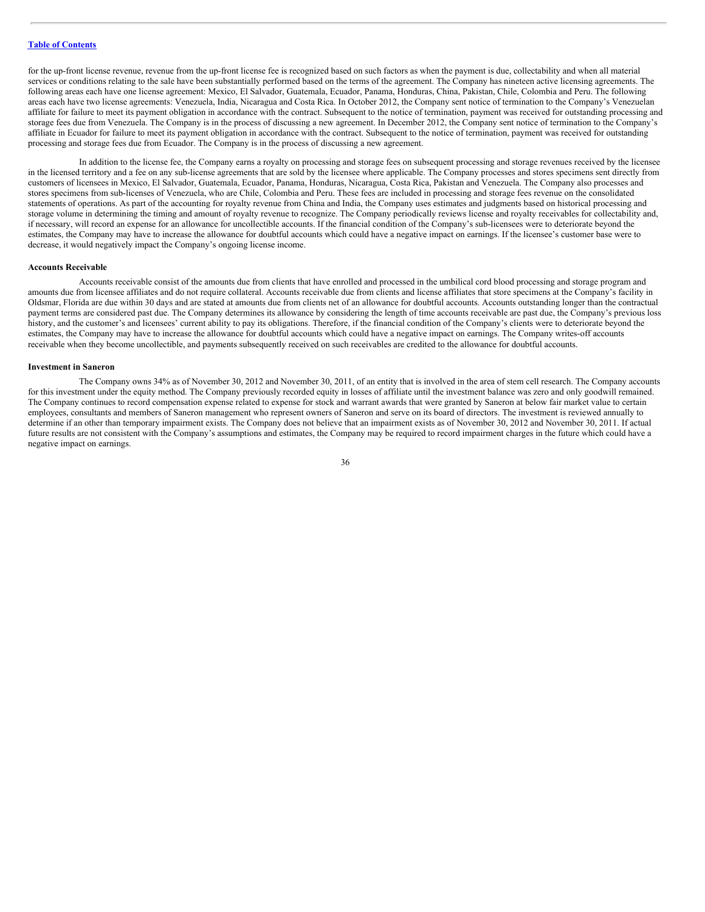for the up-front license revenue, revenue from the up-front license fee is recognized based on such factors as when the payment is due, collectability and when all material services or conditions relating to the sale have been substantially performed based on the terms of the agreement. The Company has nineteen active licensing agreements. The following areas each have one license agreement: Mexico, El Salvador, Guatemala, Ecuador, Panama, Honduras, China, Pakistan, Chile, Colombia and Peru. The following areas each have two license agreements: Venezuela, India, Nicaragua and Costa Rica. In October 2012, the Company sent notice of termination to the Company's Venezuelan affiliate for failure to meet its payment obligation in accordance with the contract. Subsequent to the notice of termination, payment was received for outstanding processing and storage fees due from Venezuela. The Company is in the process of discussing a new agreement. In December 2012, the Company sent notice of termination to the Company's affiliate in Ecuador for failure to meet its payment obligation in accordance with the contract. Subsequent to the notice of termination, payment was received for outstanding processing and storage fees due from Ecuador. The Company is in the process of discussing a new agreement.

In addition to the license fee, the Company earns a royalty on processing and storage fees on subsequent processing and storage revenues received by the licensee in the licensed territory and a fee on any sub-license agreements that are sold by the licensee where applicable. The Company processes and stores specimens sent directly from customers of licensees in Mexico, El Salvador, Guatemala, Ecuador, Panama, Honduras, Nicaragua, Costa Rica, Pakistan and Venezuela. The Company also processes and stores specimens from sub-licenses of Venezuela, who are Chile, Colombia and Peru. These fees are included in processing and storage fees revenue on the consolidated statements of operations. As part of the accounting for royalty revenue from China and India, the Company uses estimates and judgments based on historical processing and storage volume in determining the timing and amount of royalty revenue to recognize. The Company periodically reviews license and royalty receivables for collectability and, if necessary, will record an expense for an allowance for uncollectible accounts. If the financial condition of the Company's sub-licensees were to deteriorate beyond the estimates, the Company may have to increase the allowance for doubtful accounts which could have a negative impact on earnings. If the licensee's customer base were to decrease, it would negatively impact the Company's ongoing license income.

**Accounts Receivable**

Accounts receivable consist of the amounts due from clients that have enrolled and processed in the umbilical cord blood processing and storage program and amounts due from licensee affiliates and do not require collateral. Accounts receivable due from clients and license affiliates that store specimens at the Company's facility in Oldsmar, Florida are due within 30 days and are stated at amounts due from clients net of an allowance for doubtful accounts. Accounts outstanding longer than the contractual payment terms are considered past due. The Company determines its allowance by considering the length of time accounts receivable are past due, the Company's previous loss history, and the customer's and licensees' current ability to pay its obligations. Therefore, if the financial condition of the Company's clients were to deteriorate beyond the estimates, the Company may have to increase the allowance for doubtful accounts which could have a negative impact on earnings. The Company writes-off accounts receivable when they become uncollectible, and payments subsequently received on such receivables are credited to the allowance for doubtful accounts.

**Investment in Saneron**

The Company owns 34% as of November 30, 2012 and November 30, 2011, of an entity that is involved in the area of stem cell research. The Company accounts for this investment under the equity method. The Company previously recorded equity in losses of affiliate until the investment balance was zero and only goodwill remained. The Company continues to record compensation expense related to expense for stock and warrant awards that were granted by Saneron at below fair market value to certain employees, consultants and members of Saneron management who represent owners of Saneron and serve on its board of directors. The investment is reviewed annually to determine if an other than temporary impairment exists. The Company does not believe that an impairment exists as of November 30, 2012 and November 30, 2011. If actual future results are not consistent with the Company's assumptions and estimates, the Company may be required to record impairment charges in the future which could have a negative impact on earnings.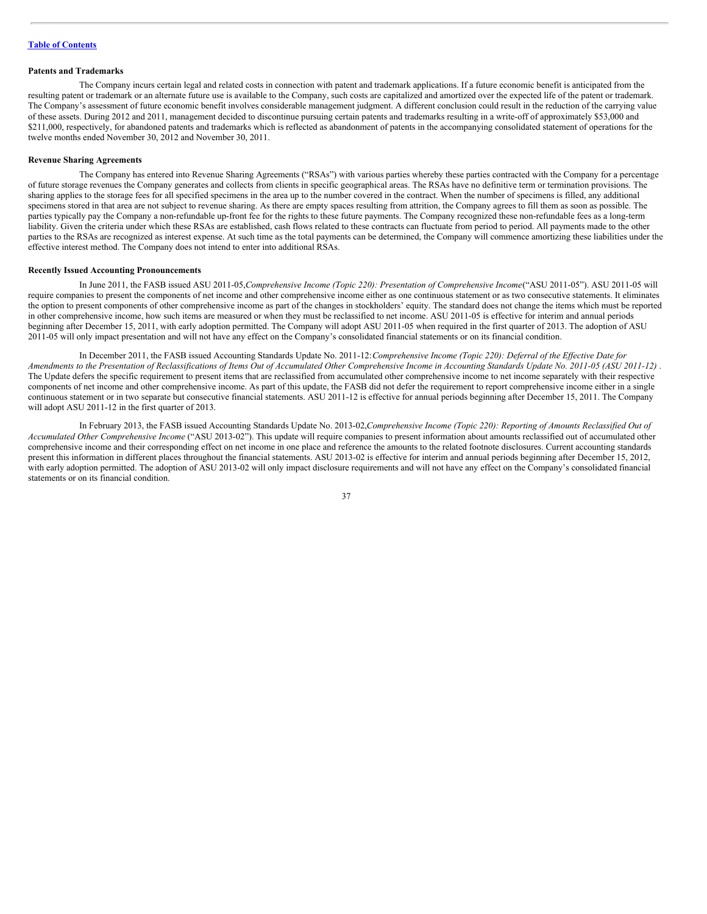**Patents and Trademarks**

The Company incurs certain legal and related costs in connection with patent and trademark applications. If a future economic benefit is anticipated from the resulting patent or trademark or an alternate future use is available to the Company, such costs are capitalized and amortized over the expected life of the patent or trademark. The Company's assessment of future economic benefit involves considerable management judgment. A different conclusion could result in the reduction of the carrying value of these assets. During 2012 and 2011, management decided to discontinue pursuing certain patents and trademarks resulting in a write-off of approximately $53,000 and $211,000, respectively, for abandoned patents and trademarks which is reflected as abandonment of patents in the accompanying consolidated statement of operations for the twelve months ended November 30, 2012 and November 30, 2011.

**Revenue Sharing Agreements**

The Company has entered into Revenue Sharing Agreements ("RSAs") with various parties whereby these parties contracted with the Company for a percentage of future storage revenues the Company generates and collects from clients in specific geographical areas. The RSAs have no definitive term or termination provisions. The sharing applies to the storage fees for all specified specimens in the area up to the number covered in the contract. When the number of specimens is filled, any additional specimens stored in that area are not subject to revenue sharing. As there are empty spaces resulting from attrition, the Company agrees to fill them as soon as possible. The parties typically pay the Company a non-refundable up-front fee for the rights to these future payments. The Company recognized these non-refundable fees as a long-term liability. Given the criteria under which these RSAs are established, cash flows related to these contracts can fluctuate from period to period. All payments made to the other parties to the RSAs are recognized as interest expense. At such time as the total payments can be determined, the Company will commence amortizing these liabilities under the effective interest method. The Company does not intend to enter into additional RSAs.

**Recently Issued Accounting Pronouncements**

In June 2011, the FASB issued ASU 2011-05, *Comprehensive Income (Topic 220): Presentation of Comprehensive Income* ("ASU 2011-05"). ASU 2011-05 will require companies to present the components of net income and other comprehensive income either as one continuous statement or as two consecutive statements. It eliminates the option to present components of other comprehensive income as part of the changes in stockholders' equity. The standard does not change the items which must be reported in other comprehensive income, how such items are measured or when they must be reclassified to net income. ASU 2011-05 is effective for interim and annual periods beginning after December 15, 2011, with early adoption permitted. The Company will adopt ASU 2011-05 when required in the first quarter of 2013. The adoption of ASU 2011-05 will only impact presentation and will not have any effect on the Company's consolidated financial statements or on its financial condition.

In December 2011, the FASB issued Accounting Standards Update No. 2011-12: *Comprehensive Income (Topic 220): Deferral of the Effective Date for Amendments to the Presentation of Reclassifications of Items Out of Accumulated Other Comprehensive Income in Accounting Standards Update No. 2011-05 (ASU 2011-12)*. The Update defers the specific requirement to present items that are reclassified from accumulated other comprehensive income to net income separately with their respective components of net income and other comprehensive income. As part of this update, the FASB did not defer the requirement to report comprehensive income either in a single continuous statement or in two separate but consecutive financial statements. ASU 2011-12 is effective for annual periods beginning after December 15, 2011. The Company will adopt ASU 2011-12 in the first quarter of 2013.

In February 2013, the FASB issued Accounting Standards Update No. 2013-02, *Comprehensive Income (Topic 220): Reporting of Amounts Reclassified Out of Accumulated Other Comprehensive Income* ("ASU 2013-02"). This update will require companies to present information about amounts reclassified out of accumulated other comprehensive income and their corresponding effect on net income in one place and reference the amounts to the related footnote disclosures. Current accounting standards present this information in different places throughout the financial statements. ASU 2013-02 is effective for interim and annual periods beginning after December 15, 2012, with early adoption permitted. The adoption of ASU 2013-02 will only impact disclosure requirements and will not have any effect on the Company's consolidated financial statements or on its financial condition.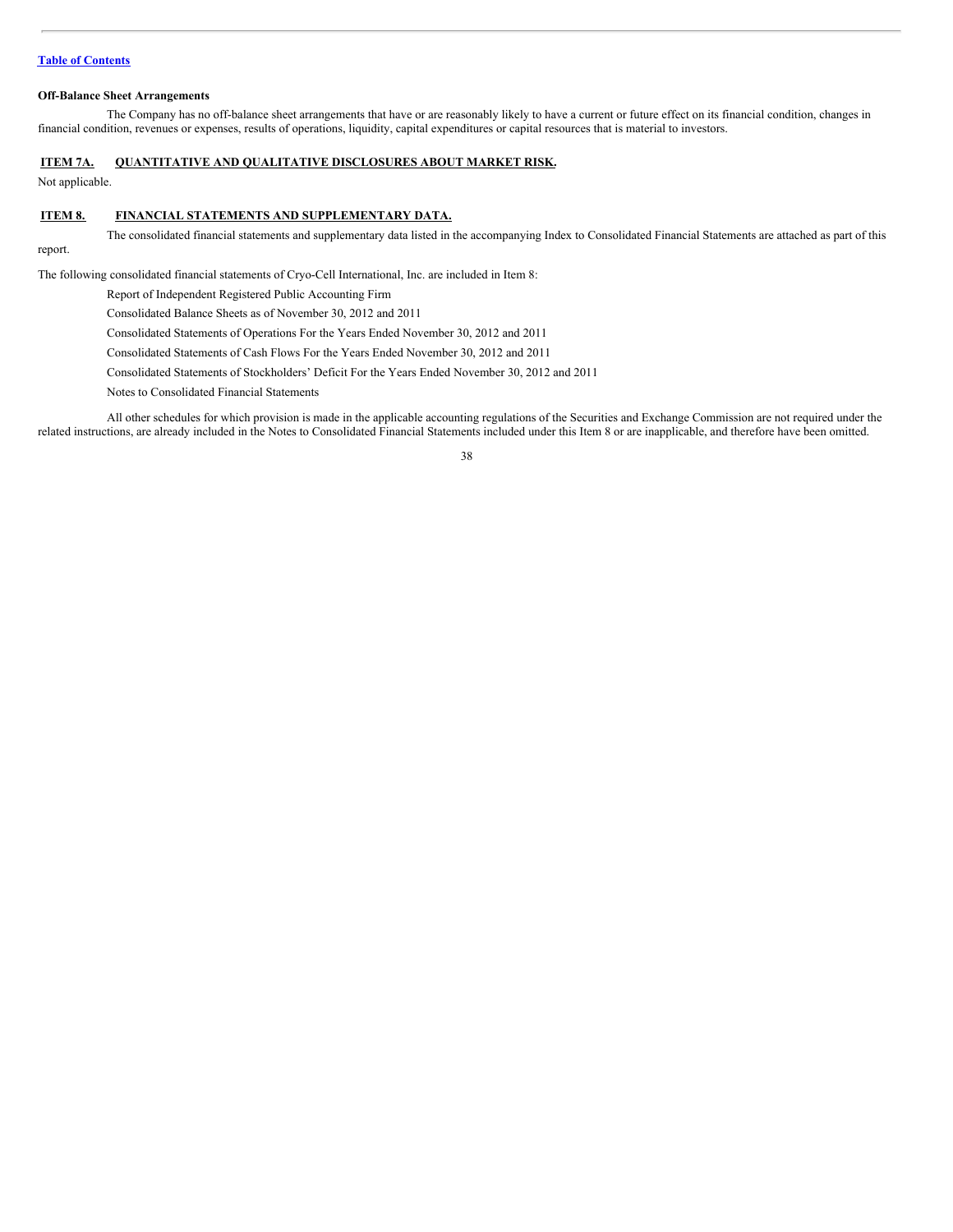**Off-Balance Sheet Arrangements**

The Company has no off-balance sheet arrangements that have or are reasonably likely to have a current or future effect on its financial condition, changes in financial condition, revenues or expenses, results of operations, liquidity, capital expenditures or capital resources that is material to investors.

## ITEM 7A. QUANTITATIVE AND QUALITATIVE DISCLOSURES ABOUT MARKET RISK.

Not applicable.

## ITEM 8. FINANCIAL STATEMENTS AND SUPPLEMENTARY DATA.

The consolidated financial statements and supplementary data listed in the accompanying Index to Consolidated Financial Statements are attached as part of this report.

The following consolidated financial statements of Cryo-Cell International, Inc. are included in Item 8:

Report of Independent Registered Public Accounting Firm

Consolidated Balance Sheets as of November 30, 2012 and 2011

Consolidated Statements of Operations For the Years Ended November 30, 2012 and 2011

Consolidated Statements of Cash Flows For the Years Ended November 30, 2012 and 2011

Consolidated Statements of Stockholders' Deficit For the Years Ended November 30, 2012 and 2011

Notes to Consolidated Financial Statements

All other schedules for which provision is made in the applicable accounting regulations of the Securities and Exchange Commission are not required under the related instructions, are already included in the Notes to Consolidated Financial Statements included under this Item 8 or are inapplicable, and therefore have been omitted.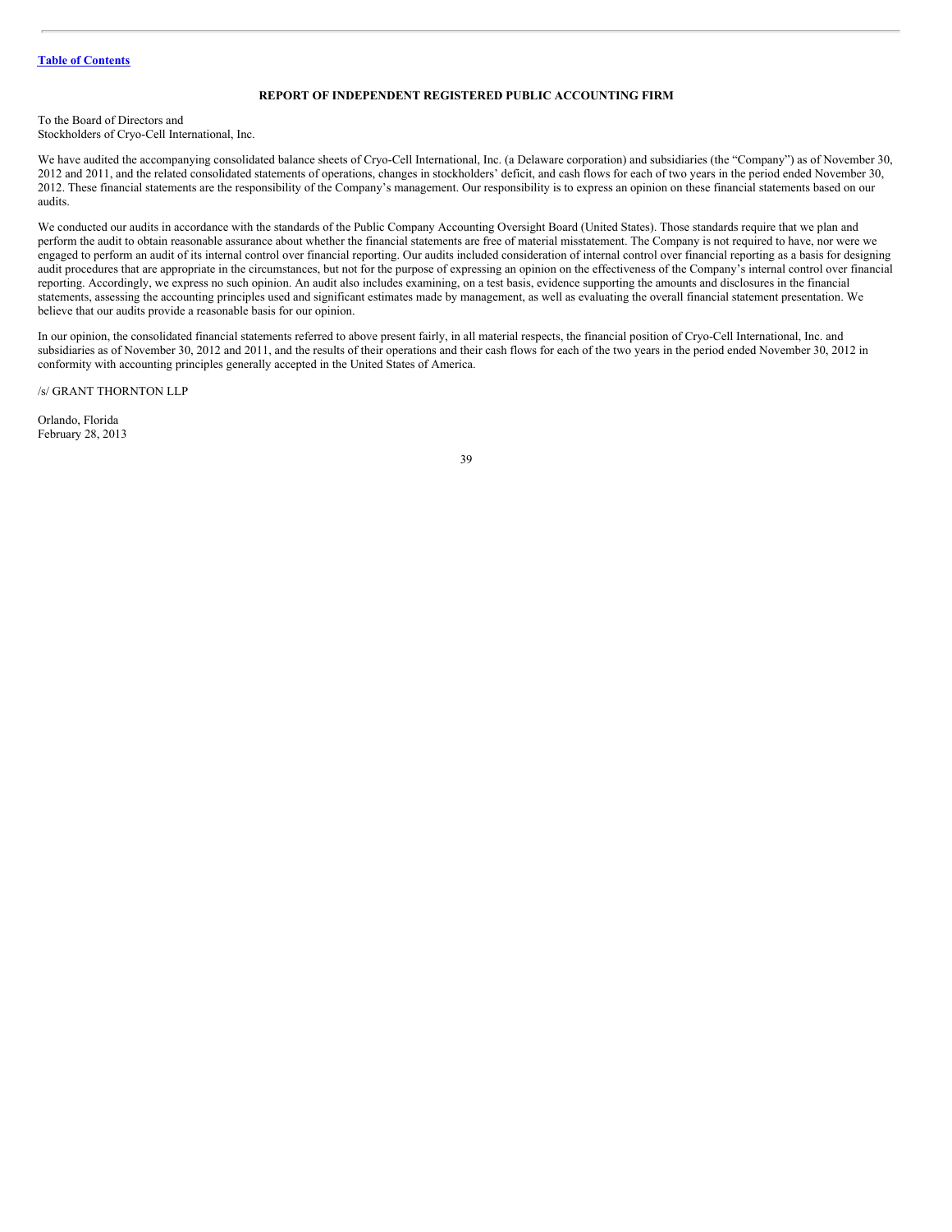[Table of Contents](#)

## REPORT OF INDEPENDENT REGISTERED PUBLIC ACCOUNTING FIRM

To the Board of Directors and
Stockholders of Cryo-Cell International, Inc.

We have audited the accompanying consolidated balance sheets of Cryo-Cell International, Inc. (a Delaware corporation) and subsidiaries (the "Company") as of November 30, 2012 and 2011, and the related consolidated statements of operations, changes in stockholders' deficit, and cash flows for each of two years in the period ended November 30, 2012. These financial statements are the responsibility of the Company's management. Our responsibility is to express an opinion on these financial statements based on our audits.

We conducted our audits in accordance with the standards of the Public Company Accounting Oversight Board (United States). Those standards require that we plan and perform the audit to obtain reasonable assurance about whether the financial statements are free of material misstatement. The Company is not required to have, nor were we engaged to perform an audit of its internal control over financial reporting. Our audits included consideration of internal control over financial reporting as a basis for designing audit procedures that are appropriate in the circumstances, but not for the purpose of expressing an opinion on the effectiveness of the Company's internal control over financial reporting. Accordingly, we express no such opinion. An audit also includes examining, on a test basis, evidence supporting the amounts and disclosures in the financial statements, assessing the accounting principles used and significant estimates made by management, as well as evaluating the overall financial statement presentation. We believe that our audits provide a reasonable basis for our opinion.

In our opinion, the consolidated financial statements referred to above present fairly, in all material respects, the financial position of Cryo-Cell International, Inc. and subsidiaries as of November 30, 2012 and 2011, and the results of their operations and their cash flows for each of the two years in the period ended November 30, 2012 in conformity with accounting principles generally accepted in the United States of America.

/s/ GRANT THORNTON LLP

Orlando, Florida
February 28, 2013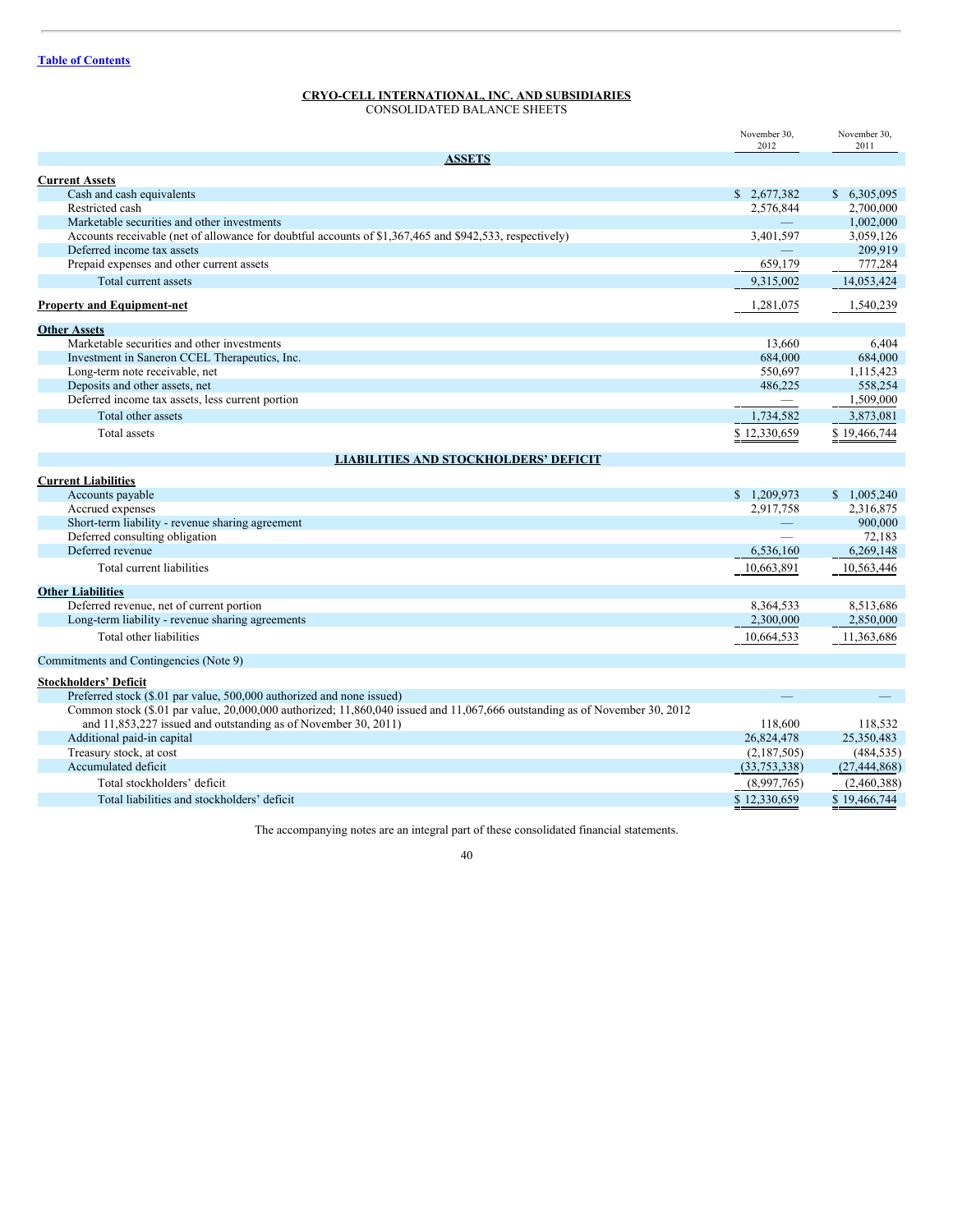Table of Contents

# CRYO-CELL INTERNATIONAL, INC. AND SUBSIDIARIES

## CONSOLIDATED BALANCE SHEETS

| | November 30, 2012 | November 30, 2011 |
|---|---|---|
| **ASSETS** | | |
| **Current Assets** | | |
| Cash and cash equivalents | $ 2,677,382 | $ 6,305,095 |
| Restricted cash | 2,576,844 | 2,700,000 |
| Marketable securities and other investments | — | 1,002,000 |
| Accounts receivable (net of allowance for doubtful accounts of $1,367,465 and $942,533, respectively) | 3,401,597 | 3,059,126 |
| Deferred income tax assets | — | 209,919 |
| Prepaid expenses and other current assets | 659,179 | 777,284 |
| Total current assets | 9,315,002 | 14,053,424 |
| **Property and Equipment-net** | 1,281,075 | 1,540,239 |
| **Other Assets** | | |
| Marketable securities and other investments | 13,660 | 6,404 |
| Investment in Saneron CCEL Therapeutics, Inc. | 684,000 | 684,000 |
| Long-term note receivable, net | 550,697 | 1,115,423 |
| Deposits and other assets, net | 486,225 | 558,254 |
| Deferred income tax assets, less current portion | — | 1,509,000 |
| Total other assets | 1,734,582 | 3,873,081 |
| Total assets | $ 12,330,659 | $ 19,466,744 |
| **LIABILITIES AND STOCKHOLDERS' DEFICIT** | | |
| **Current Liabilities** | | |
| Accounts payable | $ 1,209,973 | $ 1,005,240 |
| Accrued expenses | 2,917,758 | 2,316,875 |
| Short-term liability - revenue sharing agreement | — | 900,000 |
| Deferred consulting obligation | — | 72,183 |
| Deferred revenue | 6,536,160 | 6,269,148 |
| Total current liabilities | 10,663,891 | 10,563,446 |
| **Other Liabilities** | | |
| Deferred revenue, net of current portion | 8,364,533 | 8,513,686 |
| Long-term liability - revenue sharing agreements | 2,300,000 | 2,850,000 |
| Total other liabilities | 10,664,533 | 11,363,686 |
| Commitments and Contingencies (Note 9) | | |
| **Stockholders' Deficit** | | |
| Preferred stock ($.01 par value, 500,000 authorized and none issued) | — | — |
| Common stock ($.01 par value, 20,000,000 authorized; 11,860,040 issued and 11,067,666 outstanding as of November 30, 2012 and 11,853,227 issued and outstanding as of November 30, 2011) | 118,600 | 118,532 |
| Additional paid-in capital | 26,824,478 | 25,350,483 |
| Treasury stock, at cost | (2,187,505) | (484,535) |
| Accumulated deficit | (33,753,338) | (27,444,868) |
| Total stockholders' deficit | (8,997,765) | (2,460,388) |
| Total liabilities and stockholders' deficit | $ 12,330,659 | $ 19,466,744 |

The accompanying notes are an integral part of these consolidated financial statements.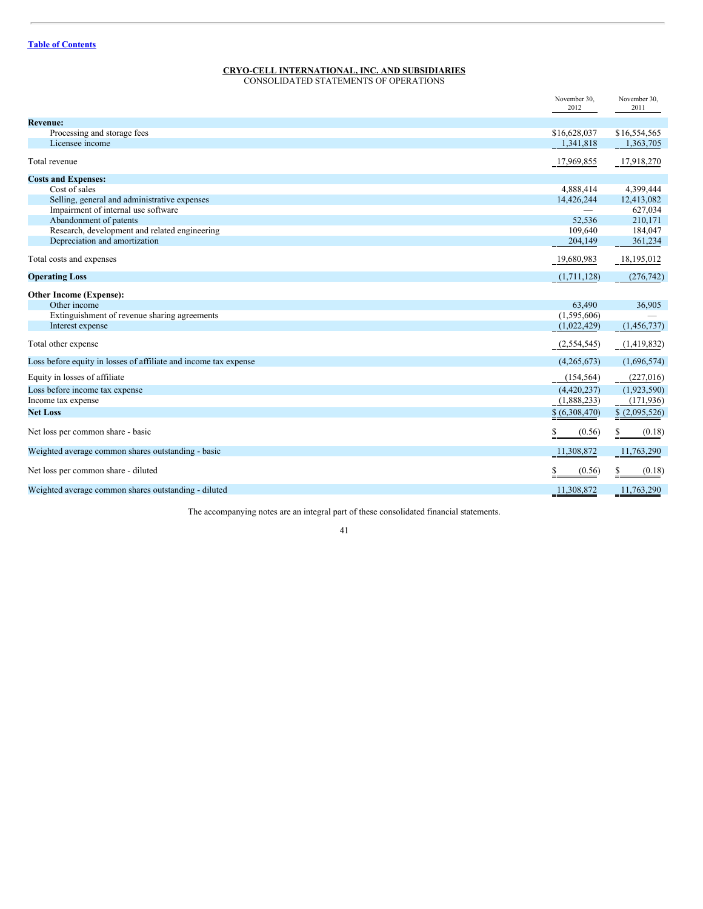Table of Contents

**CRYO-CELL INTERNATIONAL, INC. AND SUBSIDIARIES**
CONSOLIDATED STATEMENTS OF OPERATIONS

| | November 30, 2012 | November 30, 2011 |
|---|---|---|
| **Revenue:** | | |
| Processing and storage fees | $16,628,037 | $16,554,565 |
| Licensee income | 1,341,818 | 1,363,705 |
| Total revenue | 17,969,855 | 17,918,270 |
| **Costs and Expenses:** | | |
| Cost of sales | 4,888,414 | 4,399,444 |
| Selling, general and administrative expenses | 14,426,244 | 12,413,082 |
| Impairment of internal use software | — | 627,034 |
| Abandonment of patents | 52,536 | 210,171 |
| Research, development and related engineering | 109,640 | 184,047 |
| Depreciation and amortization | 204,149 | 361,234 |
| Total costs and expenses | 19,680,983 | 18,195,012 |
| **Operating Loss** | (1,711,128) | (276,742) |
| **Other Income (Expense):** | | |
| Other income | 63,490 | 36,905 |
| Extinguishment of revenue sharing agreements | (1,595,606) | — |
| Interest expense | (1,022,429) | (1,456,737) |
| Total other expense | (2,554,545) | (1,419,832) |
| Loss before equity in losses of affiliate and income tax expense | (4,265,673) | (1,696,574) |
| Equity in losses of affiliate | (154,564) | (227,016) |
| Loss before income tax expense | (4,420,237) | (1,923,590) |
| Income tax expense | (1,888,233) | (171,936) |
| **Net Loss** | $ (6,308,470) | $ (2,095,526) |
| Net loss per common share - basic | $ (0.56) | $ (0.18) |
| Weighted average common shares outstanding - basic | 11,308,872 | 11,763,290 |
| Net loss per common share - diluted | $ (0.56) | $ (0.18) |
| Weighted average common shares outstanding - diluted | 11,308,872 | 11,763,290 |

The accompanying notes are an integral part of these consolidated financial statements.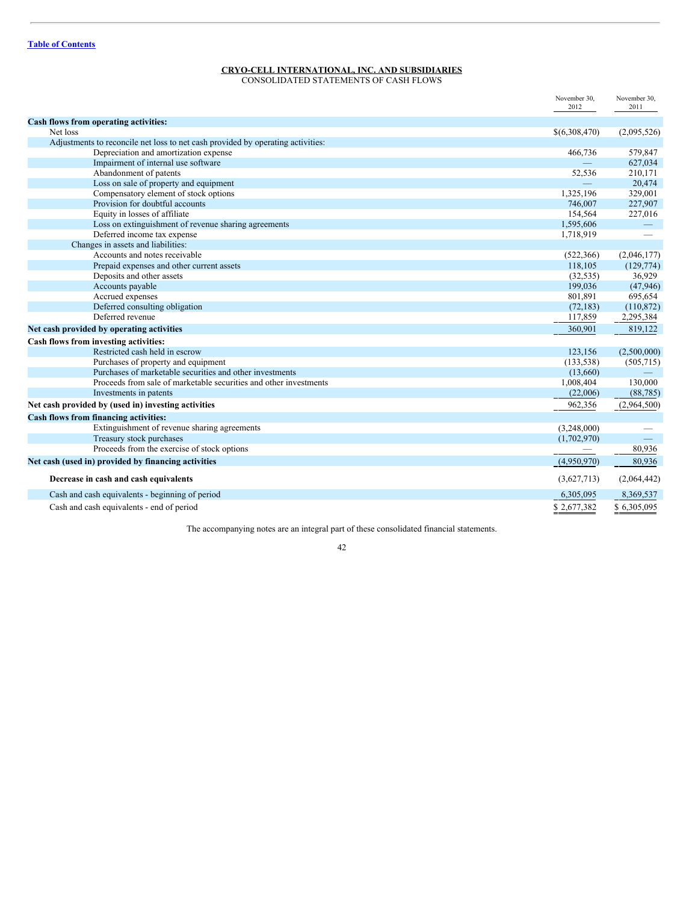[Table of Contents](#)

**CRYO-CELL INTERNATIONAL, INC. AND SUBSIDIARIES**
CONSOLIDATED STATEMENTS OF CASH FLOWS

| | November 30, 2012 | November 30, 2011 |
|---|---|---|
| **Cash flows from operating activities:** | | |
| Net loss | $(6,308,470) | (2,095,526) |
| Adjustments to reconcile net loss to net cash provided by operating activities: | | |
| Depreciation and amortization expense | 466,736 | 579,847 |
| Impairment of internal use software | — | 627,034 |
| Abandonment of patents | 52,536 | 210,171 |
| Loss on sale of property and equipment | — | 20,474 |
| Compensatory element of stock options | 1,325,196 | 329,001 |
| Provision for doubtful accounts | 746,007 | 227,907 |
| Equity in losses of affiliate | 154,564 | 227,016 |
| Loss on extinguishment of revenue sharing agreements | 1,595,606 | — |
| Deferred income tax expense | 1,718,919 | — |
| Changes in assets and liabilities: | | |
| Accounts and notes receivable | (522,366) | (2,046,177) |
| Prepaid expenses and other current assets | 118,105 | (129,774) |
| Deposits and other assets | (32,535) | 36,929 |
| Accounts payable | 199,036 | (47,946) |
| Accrued expenses | 801,891 | 695,654 |
| Deferred consulting obligation | (72,183) | (110,872) |
| Deferred revenue | 117,859 | 2,295,384 |
| **Net cash provided by operating activities** | 360,901 | 819,122 |
| **Cash flows from investing activities:** | | |
| Restricted cash held in escrow | 123,156 | (2,500,000) |
| Purchases of property and equipment | (133,538) | (505,715) |
| Purchases of marketable securities and other investments | (13,660) | — |
| Proceeds from sale of marketable securities and other investments | 1,008,404 | 130,000 |
| Investments in patents | (22,006) | (88,785) |
| **Net cash provided by (used in) investing activities** | 962,356 | (2,964,500) |
| **Cash flows from financing activities:** | | |
| Extinguishment of revenue sharing agreements | (3,248,000) | — |
| Treasury stock purchases | (1,702,970) | — |
| Proceeds from the exercise of stock options | — | 80,936 |
| **Net cash (used in) provided by financing activities** | (4,950,970) | 80,936 |
| **Decrease in cash and cash equivalents** | (3,627,713) | (2,064,442) |
| Cash and cash equivalents - beginning of period | 6,305,095 | 8,369,537 |
| Cash and cash equivalents - end of period | $ 2,677,382 | $ 6,305,095 |

The accompanying notes are an integral part of these consolidated financial statements.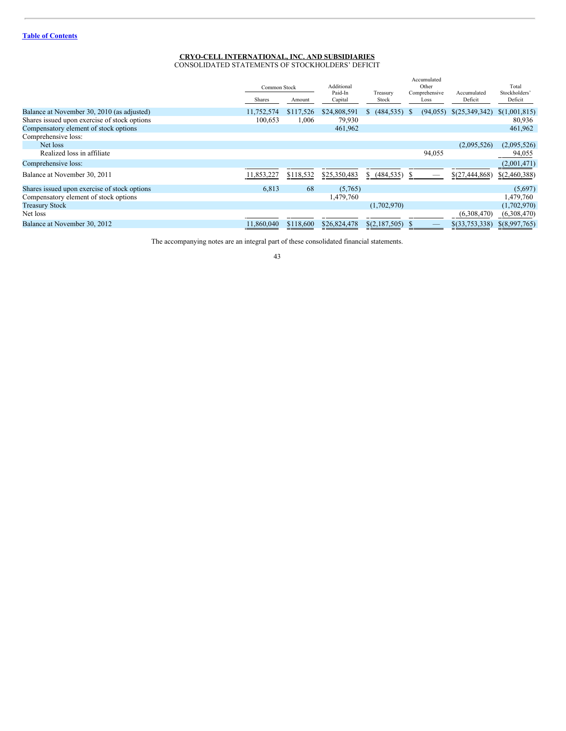[Table of Contents](#)

**CRYO-CELL INTERNATIONAL, INC. AND SUBSIDIARIES**
CONSOLIDATED STATEMENTS OF STOCKHOLDERS' DEFICIT

| | Common Stock | | Additional Paid-In Capital | Treasury Stock | Accumulated Other Comprehensive Loss | Accumulated Deficit | Total Stockholders' Deficit |
|---|---|---|---|---|---|---|---|
| | Shares | Amount | | | | | |
| Balance at November 30, 2010 (as adjusted) | 11,752,574 | $117,526 | $24,808,591 | $ (484,535) | $ (94,055) | $(25,349,342) | $(1,001,815) |
| Shares issued upon exercise of stock options | 100,653 | 1,006 | 79,930 | | | | 80,936 |
| Compensatory element of stock options | | | 461,962 | | | | 461,962 |
| Comprehensive loss: | | | | | | | |
| Net loss | | | | | | (2,095,526) | (2,095,526) |
| Realized loss in affiliate | | | | | 94,055 | | 94,055 |
| Comprehensive loss: | | | | | | | (2,001,471) |
| Balance at November 30, 2011 | 11,853,227 | $118,532 | $25,350,483 | $ (484,535) | $ — | $(27,444,868) | $(2,460,388) |
| Shares issued upon exercise of stock options | 6,813 | 68 | (5,765) | | | | (5,697) |
| Compensatory element of stock options | | | 1,479,760 | | | | 1,479,760 |
| Treasury Stock | | | | (1,702,970) | | | (1,702,970) |
| Net loss | | | | | | (6,308,470) | (6,308,470) |
| Balance at November 30, 2012 | 11,860,040 | $118,600 | $26,824,478 | $(2,187,505) | $ — | $(33,753,338) | $(8,997,765) |

The accompanying notes are an integral part of these consolidated financial statements.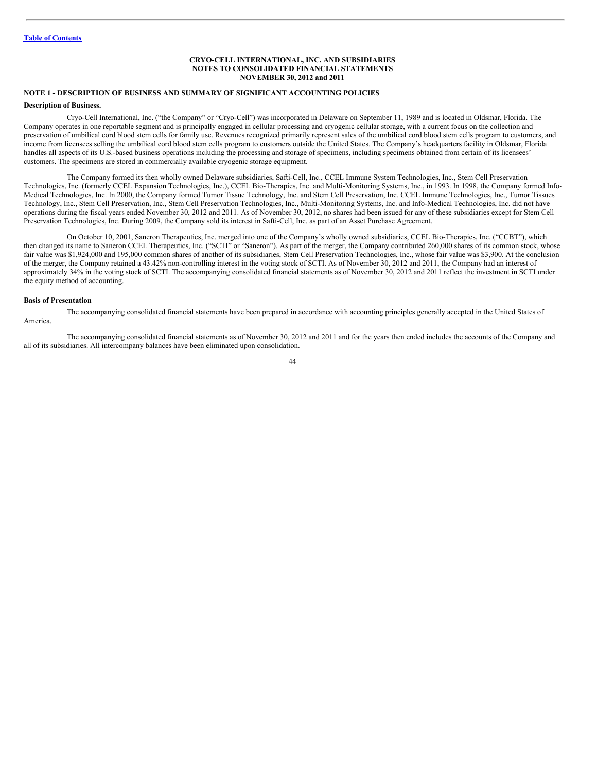**CRYO-CELL INTERNATIONAL, INC. AND SUBSIDIARIES**
**NOTES TO CONSOLIDATED FINANCIAL STATEMENTS**
**NOVEMBER 30, 2012 and 2011**

## NOTE 1 - DESCRIPTION OF BUSINESS AND SUMMARY OF SIGNIFICANT ACCOUNTING POLICIES

### Description of Business.

Cryo-Cell International, Inc. ("the Company" or "Cryo-Cell") was incorporated in Delaware on September 11, 1989 and is located in Oldsmar, Florida. The Company operates in one reportable segment and is principally engaged in cellular processing and cryogenic cellular storage, with a current focus on the collection and preservation of umbilical cord blood stem cells for family use. Revenues recognized primarily represent sales of the umbilical cord blood stem cells program to customers, and income from licensees selling the umbilical cord blood stem cells program to customers outside the United States. The Company's headquarters facility in Oldsmar, Florida handles all aspects of its U.S.-based business operations including the processing and storage of specimens, including specimens obtained from certain of its licensees' customers. The specimens are stored in commercially available cryogenic storage equipment.

The Company formed its then wholly owned Delaware subsidiaries, Safti-Cell, Inc., CCEL Immune System Technologies, Inc., Stem Cell Preservation Technologies, Inc. (formerly CCEL Expansion Technologies, Inc.), CCEL Bio-Therapies, Inc. and Multi-Monitoring Systems, Inc., in 1993. In 1998, the Company formed Info-Medical Technologies, Inc. In 2000, the Company formed Tumor Tissue Technology, Inc. and Stem Cell Preservation, Inc. CCEL Immune Technologies, Inc., Tumor Tissues Technology, Inc., Stem Cell Preservation, Inc., Stem Cell Preservation Technologies, Inc., Multi-Monitoring Systems, Inc. and Info-Medical Technologies, Inc. did not have operations during the fiscal years ended November 30, 2012 and 2011. As of November 30, 2012, no shares had been issued for any of these subsidiaries except for Stem Cell Preservation Technologies, Inc. During 2009, the Company sold its interest in Safti-Cell, Inc. as part of an Asset Purchase Agreement.

On October 10, 2001, Saneron Therapeutics, Inc. merged into one of the Company's wholly owned subsidiaries, CCEL Bio-Therapies, Inc. ("CCBT"), which then changed its name to Saneron CCEL Therapeutics, Inc. ("SCTI" or "Saneron"). As part of the merger, the Company contributed 260,000 shares of its common stock, whose fair value was $1,924,000 and 195,000 common shares of another of its subsidiaries, Stem Cell Preservation Technologies, Inc., whose fair value was $3,900. At the conclusion of the merger, the Company retained a 43.42% non-controlling interest in the voting stock of SCTI. As of November 30, 2012 and 2011, the Company had an interest of approximately 34% in the voting stock of SCTI. The accompanying consolidated financial statements as of November 30, 2012 and 2011 reflect the investment in SCTI under the equity method of accounting.

### Basis of Presentation

The accompanying consolidated financial statements have been prepared in accordance with accounting principles generally accepted in the United States of America.

The accompanying consolidated financial statements as of November 30, 2012 and 2011 and for the years then ended includes the accounts of the Company and all of its subsidiaries. All intercompany balances have been eliminated upon consolidation.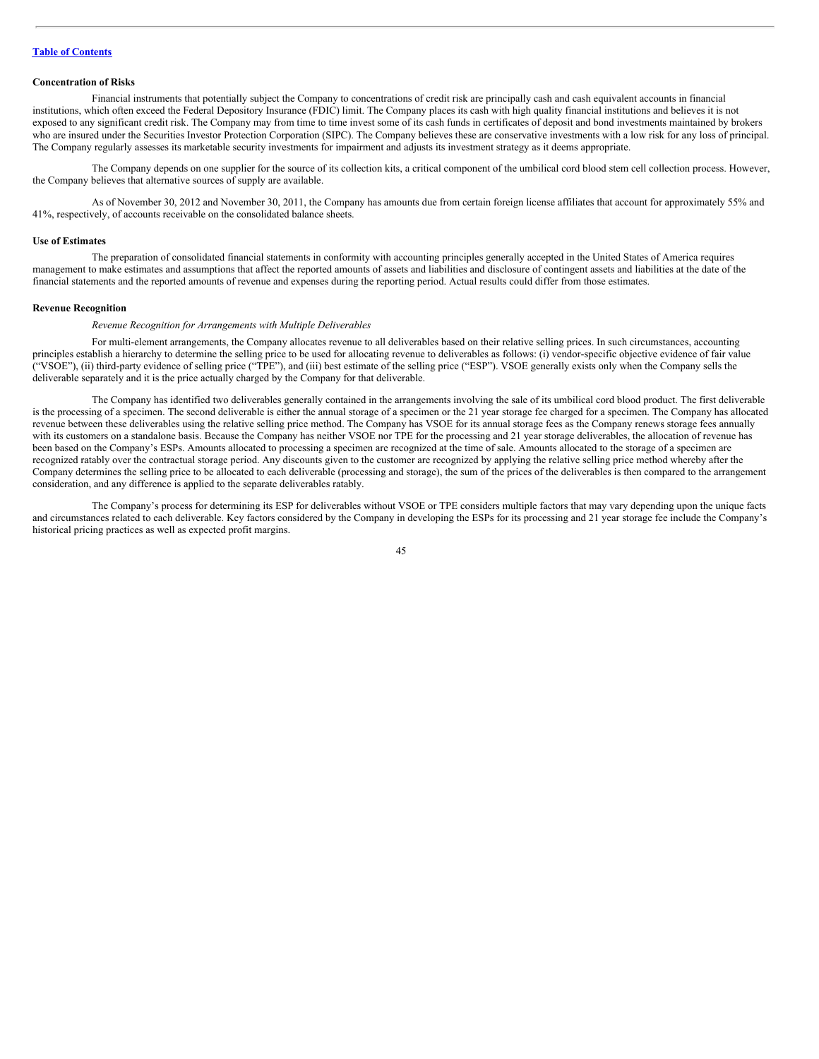**Concentration of Risks**

Financial instruments that potentially subject the Company to concentrations of credit risk are principally cash and cash equivalent accounts in financial institutions, which often exceed the Federal Depository Insurance (FDIC) limit. The Company places its cash with high quality financial institutions and believes it is not exposed to any significant credit risk. The Company may from time to time invest some of its cash funds in certificates of deposit and bond investments maintained by brokers who are insured under the Securities Investor Protection Corporation (SIPC). The Company believes these are conservative investments with a low risk for any loss of principal. The Company regularly assesses its marketable security investments for impairment and adjusts its investment strategy as it deems appropriate.

The Company depends on one supplier for the source of its collection kits, a critical component of the umbilical cord blood stem cell collection process. However, the Company believes that alternative sources of supply are available.

As of November 30, 2012 and November 30, 2011, the Company has amounts due from certain foreign license affiliates that account for approximately 55% and 41%, respectively, of accounts receivable on the consolidated balance sheets.

**Use of Estimates**

The preparation of consolidated financial statements in conformity with accounting principles generally accepted in the United States of America requires management to make estimates and assumptions that affect the reported amounts of assets and liabilities and disclosure of contingent assets and liabilities at the date of the financial statements and the reported amounts of revenue and expenses during the reporting period. Actual results could differ from those estimates.

**Revenue Recognition**

*Revenue Recognition for Arrangements with Multiple Deliverables*

For multi-element arrangements, the Company allocates revenue to all deliverables based on their relative selling prices. In such circumstances, accounting principles establish a hierarchy to determine the selling price to be used for allocating revenue to deliverables as follows: (i) vendor-specific objective evidence of fair value ("VSOE"), (ii) third-party evidence of selling price ("TPE"), and (iii) best estimate of the selling price ("ESP"). VSOE generally exists only when the Company sells the deliverable separately and it is the price actually charged by the Company for that deliverable.

The Company has identified two deliverables generally contained in the arrangements involving the sale of its umbilical cord blood product. The first deliverable is the processing of a specimen. The second deliverable is either the annual storage of a specimen or the 21 year storage fee charged for a specimen. The Company has allocated revenue between these deliverables using the relative selling price method. The Company has VSOE for its annual storage fees as the Company renews storage fees annually with its customers on a standalone basis. Because the Company has neither VSOE nor TPE for the processing and 21 year storage deliverables, the allocation of revenue has been based on the Company's ESPs. Amounts allocated to processing a specimen are recognized at the time of sale. Amounts allocated to the storage of a specimen are recognized ratably over the contractual storage period. Any discounts given to the customer are recognized by applying the relative selling price method whereby after the Company determines the selling price to be allocated to each deliverable (processing and storage), the sum of the prices of the deliverables is then compared to the arrangement consideration, and any difference is applied to the separate deliverables ratably.

The Company's process for determining its ESP for deliverables without VSOE or TPE considers multiple factors that may vary depending upon the unique facts and circumstances related to each deliverable. Key factors considered by the Company in developing the ESPs for its processing and 21 year storage fee include the Company's historical pricing practices as well as expected profit margins.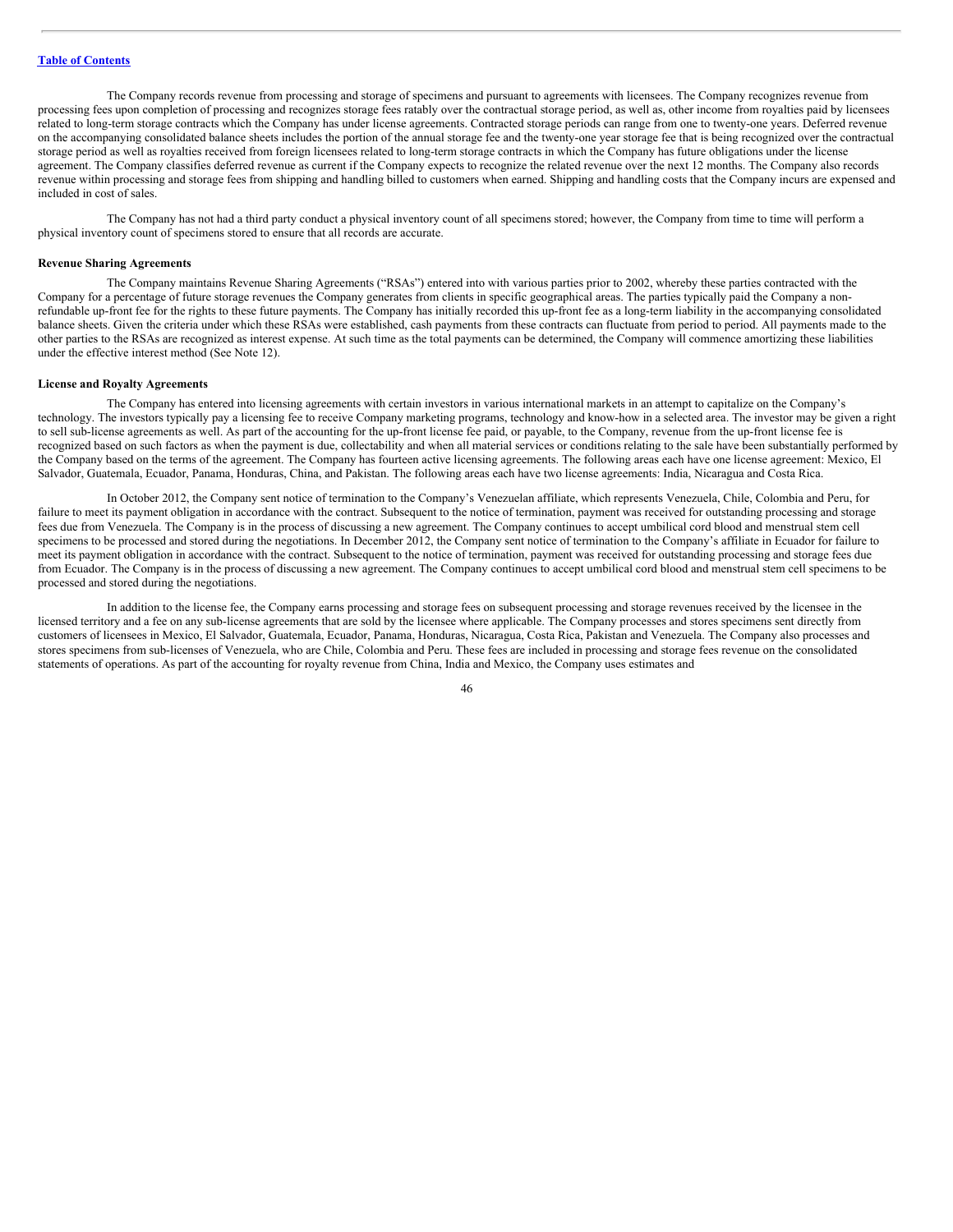The Company records revenue from processing and storage of specimens and pursuant to agreements with licensees. The Company recognizes revenue from processing fees upon completion of processing and recognizes storage fees ratably over the contractual storage period, as well as, other income from royalties paid by licensees related to long-term storage contracts which the Company has under license agreements. Contracted storage periods can range from one to twenty-one years. Deferred revenue on the accompanying consolidated balance sheets includes the portion of the annual storage fee and the twenty-one year storage fee that is being recognized over the contractual storage period as well as royalties received from foreign licensees related to long-term storage contracts in which the Company has future obligations under the license agreement. The Company classifies deferred revenue as current if the Company expects to recognize the related revenue over the next 12 months. The Company also records revenue within processing and storage fees from shipping and handling billed to customers when earned. Shipping and handling costs that the Company incurs are expensed and included in cost of sales.

The Company has not had a third party conduct a physical inventory count of all specimens stored; however, the Company from time to time will perform a physical inventory count of specimens stored to ensure that all records are accurate.

**Revenue Sharing Agreements**

The Company maintains Revenue Sharing Agreements ("RSAs") entered into with various parties prior to 2002, whereby these parties contracted with the Company for a percentage of future storage revenues the Company generates from clients in specific geographical areas. The parties typically paid the Company a non-refundable up-front fee for the rights to these future payments. The Company has initially recorded this up-front fee as a long-term liability in the accompanying consolidated balance sheets. Given the criteria under which these RSAs were established, cash payments from these contracts can fluctuate from period to period. All payments made to the other parties to the RSAs are recognized as interest expense. At such time as the total payments can be determined, the Company will commence amortizing these liabilities under the effective interest method (See Note 12).

**License and Royalty Agreements**

The Company has entered into licensing agreements with certain investors in various international markets in an attempt to capitalize on the Company's technology. The investors typically pay a licensing fee to receive Company marketing programs, technology and know-how in a selected area. The investor may be given a right to sell sub-license agreements as well. As part of the accounting for the up-front license fee paid, or payable, to the Company, revenue from the up-front license fee is recognized based on such factors as when the payment is due, collectability and when all material services or conditions relating to the sale have been substantially performed by the Company based on the terms of the agreement. The Company has fourteen active licensing agreements. The following areas each have one license agreement: Mexico, El Salvador, Guatemala, Ecuador, Panama, Honduras, China, and Pakistan. The following areas each have two license agreements: India, Nicaragua and Costa Rica.

In October 2012, the Company sent notice of termination to the Company's Venezuelan affiliate, which represents Venezuela, Chile, Colombia and Peru, for failure to meet its payment obligation in accordance with the contract. Subsequent to the notice of termination, payment was received for outstanding processing and storage fees due from Venezuela. The Company is in the process of discussing a new agreement. The Company continues to accept umbilical cord blood and menstrual stem cell specimens to be processed and stored during the negotiations. In December 2012, the Company sent notice of termination to the Company's affiliate in Ecuador for failure to meet its payment obligation in accordance with the contract. Subsequent to the notice of termination, payment was received for outstanding processing and storage fees due from Ecuador. The Company is in the process of discussing a new agreement. The Company continues to accept umbilical cord blood and menstrual stem cell specimens to be processed and stored during the negotiations.

In addition to the license fee, the Company earns processing and storage fees on subsequent processing and storage revenues received by the licensee in the licensed territory and a fee on any sub-license agreements that are sold by the licensee where applicable. The Company processes and stores specimens sent directly from customers of licensees in Mexico, El Salvador, Guatemala, Ecuador, Panama, Honduras, Nicaragua, Costa Rica, Pakistan and Venezuela. The Company also processes and stores specimens from sub-licenses of Venezuela, who are Chile, Colombia and Peru. These fees are included in processing and storage fees revenue on the consolidated statements of operations. As part of the accounting for royalty revenue from China, India and Mexico, the Company uses estimates and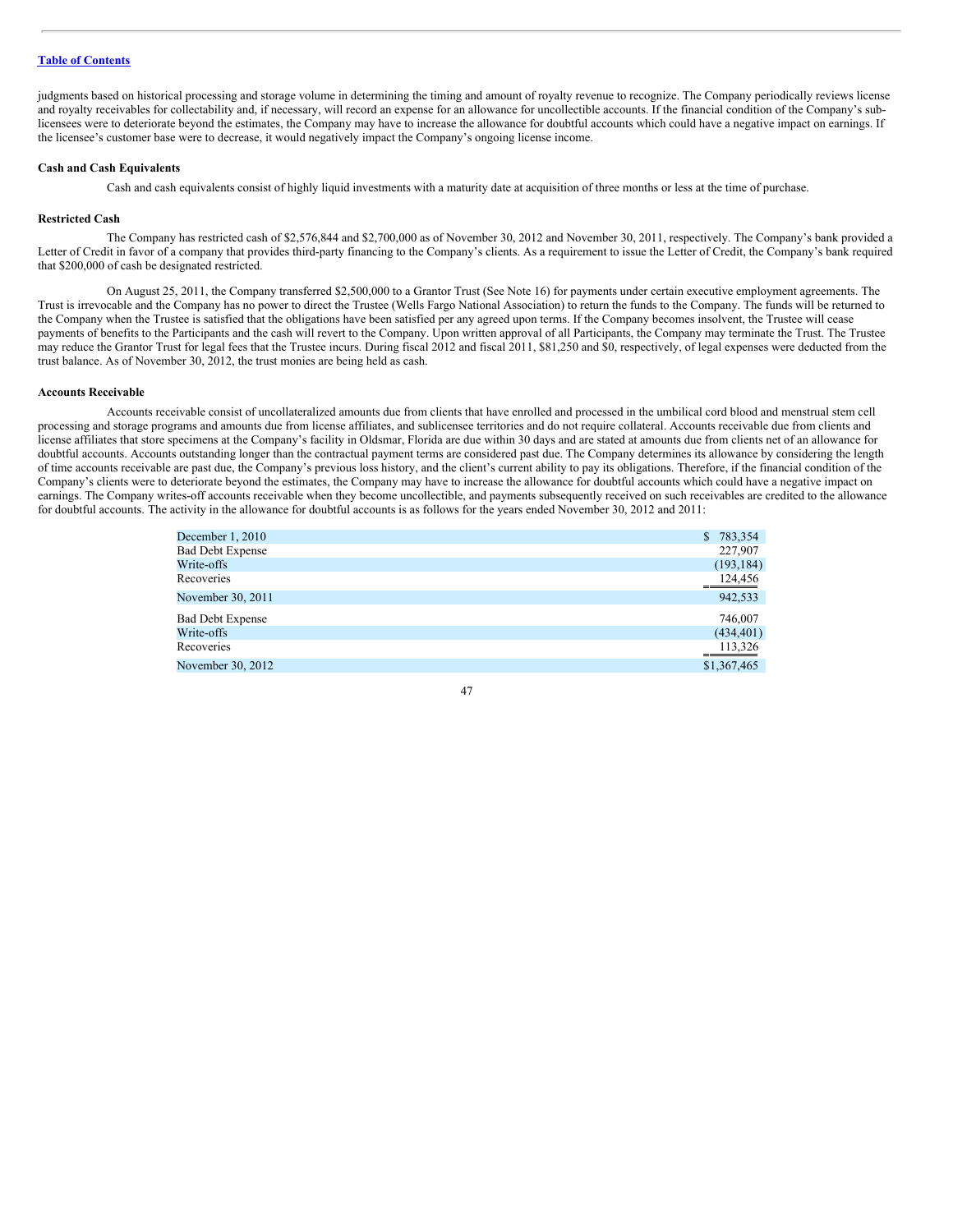judgments based on historical processing and storage volume in determining the timing and amount of royalty revenue to recognize. The Company periodically reviews license and royalty receivables for collectability and, if necessary, will record an expense for an allowance for uncollectible accounts. If the financial condition of the Company's sub-licensees were to deteriorate beyond the estimates, the Company may have to increase the allowance for doubtful accounts which could have a negative impact on earnings. If the licensee's customer base were to decrease, it would negatively impact the Company's ongoing license income.

**Cash and Cash Equivalents**

Cash and cash equivalents consist of highly liquid investments with a maturity date at acquisition of three months or less at the time of purchase.

**Restricted Cash**

The Company has restricted cash of $2,576,844 and $2,700,000 as of November 30, 2012 and November 30, 2011, respectively. The Company's bank provided a Letter of Credit in favor of a company that provides third-party financing to the Company's clients. As a requirement to issue the Letter of Credit, the Company's bank required that $200,000 of cash be designated restricted.

On August 25, 2011, the Company transferred $2,500,000 to a Grantor Trust (See Note 16) for payments under certain executive employment agreements. The Trust is irrevocable and the Company has no power to direct the Trustee (Wells Fargo National Association) to return the funds to the Company. The funds will be returned to the Company when the Trustee is satisfied that the obligations have been satisfied per any agreed upon terms. If the Company becomes insolvent, the Trustee will cease payments of benefits to the Participants and the cash will revert to the Company. Upon written approval of all Participants, the Company may terminate the Trust. The Trustee may reduce the Grantor Trust for legal fees that the Trustee incurs. During fiscal 2012 and fiscal 2011, $81,250 and $0, respectively, of legal expenses were deducted from the trust balance. As of November 30, 2012, the trust monies are being held as cash.

**Accounts Receivable**

Accounts receivable consist of uncollateralized amounts due from clients that have enrolled and processed in the umbilical cord blood and menstrual stem cell processing and storage programs and amounts due from license affiliates, and sublicensee territories and do not require collateral. Accounts receivable due from clients and license affiliates that store specimens at the Company's facility in Oldsmar, Florida are due within 30 days and are stated at amounts due from clients net of an allowance for doubtful accounts. Accounts outstanding longer than the contractual payment terms are considered past due. The Company determines its allowance by considering the length of time accounts receivable are past due, the Company's previous loss history, and the client's current ability to pay its obligations. Therefore, if the financial condition of the Company's clients were to deteriorate beyond the estimates, the Company may have to increase the allowance for doubtful accounts which could have a negative impact on earnings. The Company writes-off accounts receivable when they become uncollectible, and payments subsequently received on such receivables are credited to the allowance for doubtful accounts. The activity in the allowance for doubtful accounts is as follows for the years ended November 30, 2012 and 2011:

| | |
|---|---|
| December 1, 2010 | $ 783,354 |
| Bad Debt Expense | 227,907 |
| Write-offs | (193,184) |
| Recoveries | 124,456 |
| November 30, 2011 | 942,533 |
| Bad Debt Expense | 746,007 |
| Write-offs | (434,401) |
| Recoveries | 113,326 |
| November 30, 2012 | $1,367,465 |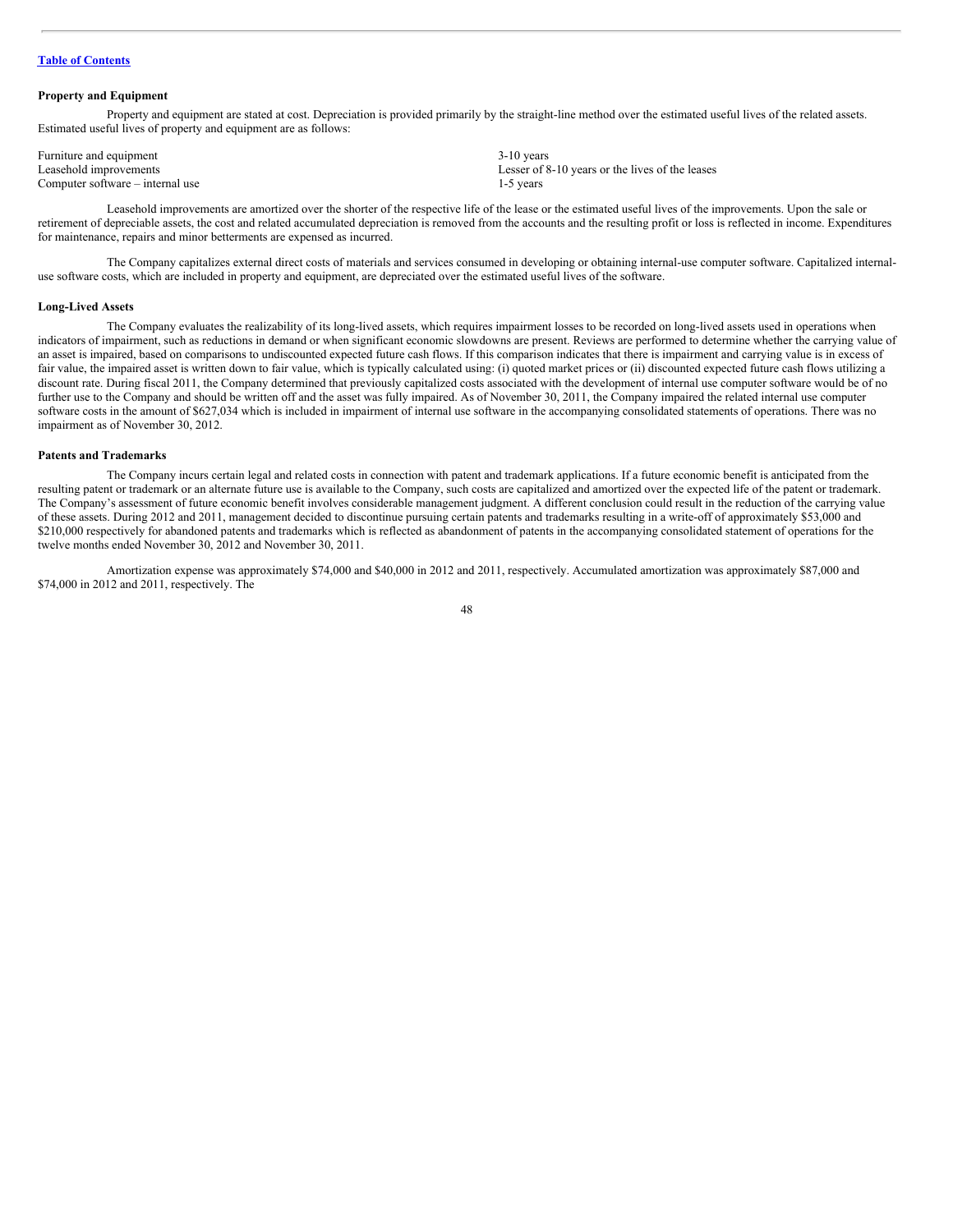**Property and Equipment**

Property and equipment are stated at cost. Depreciation is provided primarily by the straight-line method over the estimated useful lives of the related assets. Estimated useful lives of property and equipment are as follows:

| | |
|---|---|
| Furniture and equipment | 3-10 years |
| Leasehold improvements | Lesser of 8-10 years or the lives of the leases |
| Computer software – internal use | 1-5 years |

Leasehold improvements are amortized over the shorter of the respective life of the lease or the estimated useful lives of the improvements. Upon the sale or retirement of depreciable assets, the cost and related accumulated depreciation is removed from the accounts and the resulting profit or loss is reflected in income. Expenditures for maintenance, repairs and minor betterments are expensed as incurred.

The Company capitalizes external direct costs of materials and services consumed in developing or obtaining internal-use computer software. Capitalized internal-use software costs, which are included in property and equipment, are depreciated over the estimated useful lives of the software.

**Long-Lived Assets**

The Company evaluates the realizability of its long-lived assets, which requires impairment losses to be recorded on long-lived assets used in operations when indicators of impairment, such as reductions in demand or when significant economic slowdowns are present. Reviews are performed to determine whether the carrying value of an asset is impaired, based on comparisons to undiscounted expected future cash flows. If this comparison indicates that there is impairment and carrying value is in excess of fair value, the impaired asset is written down to fair value, which is typically calculated using: (i) quoted market prices or (ii) discounted expected future cash flows utilizing a discount rate. During fiscal 2011, the Company determined that previously capitalized costs associated with the development of internal use computer software would be of no further use to the Company and should be written off and the asset was fully impaired. As of November 30, 2011, the Company impaired the related internal use computer software costs in the amount of $627,034 which is included in impairment of internal use software in the accompanying consolidated statements of operations. There was no impairment as of November 30, 2012.

**Patents and Trademarks**

The Company incurs certain legal and related costs in connection with patent and trademark applications. If a future economic benefit is anticipated from the resulting patent or trademark or an alternate future use is available to the Company, such costs are capitalized and amortized over the expected life of the patent or trademark. The Company's assessment of future economic benefit involves considerable management judgment. A different conclusion could result in the reduction of the carrying value of these assets. During 2012 and 2011, management decided to discontinue pursuing certain patents and trademarks resulting in a write-off of approximately $53,000 and $210,000 respectively for abandoned patents and trademarks which is reflected as abandonment of patents in the accompanying consolidated statement of operations for the twelve months ended November 30, 2012 and November 30, 2011.

Amortization expense was approximately $74,000 and $40,000 in 2012 and 2011, respectively. Accumulated amortization was approximately $87,000 and $74,000 in 2012 and 2011, respectively. The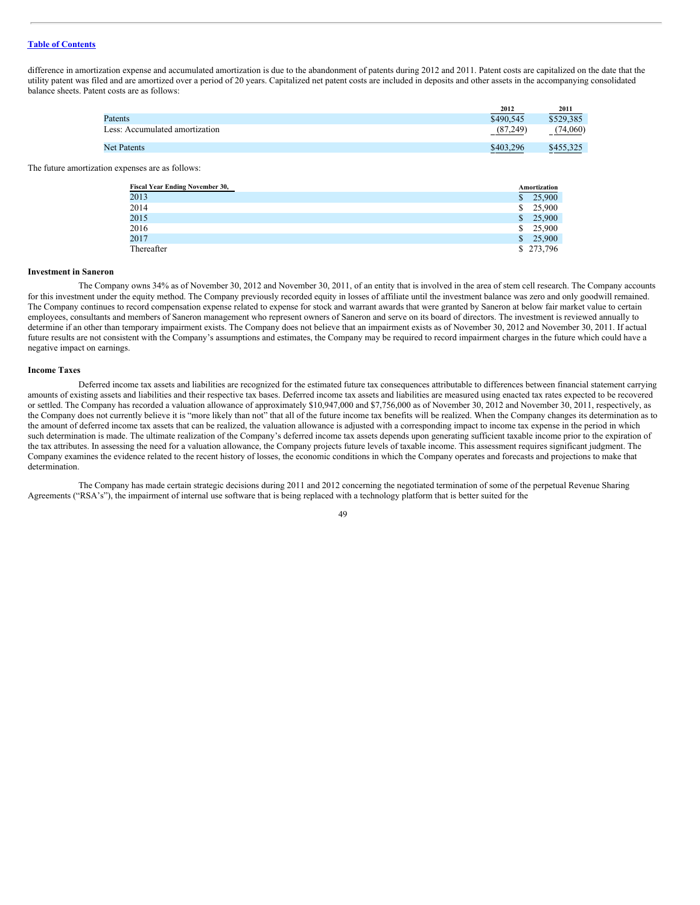difference in amortization expense and accumulated amortization is due to the abandonment of patents during 2012 and 2011. Patent costs are capitalized on the date that the utility patent was filed and are amortized over a period of 20 years. Capitalized net patent costs are included in deposits and other assets in the accompanying consolidated balance sheets. Patent costs are as follows:

| | 2012 | 2011 |
|---|---|---|
| Patents | $490,545 | $529,385 |
| Less: Accumulated amortization | (87,249) | (74,060) |
| Net Patents | $403,296 | $455,325 |

The future amortization expenses are as follows:

| Fiscal Year Ending November 30, | Amortization |
|---|---|
| 2013 | $ 25,900 |
| 2014 | $ 25,900 |
| 2015 | $ 25,900 |
| 2016 | $ 25,900 |
| 2017 | $ 25,900 |
| Thereafter | $ 273,796 |

**Investment in Saneron**

The Company owns 34% as of November 30, 2012 and November 30, 2011, of an entity that is involved in the area of stem cell research. The Company accounts for this investment under the equity method. The Company previously recorded equity in losses of affiliate until the investment balance was zero and only goodwill remained. The Company continues to record compensation expense related to expense for stock and warrant awards that were granted by Saneron at below fair market value to certain employees, consultants and members of Saneron management who represent owners of Saneron and serve on its board of directors. The investment is reviewed annually to determine if an other than temporary impairment exists. The Company does not believe that an impairment exists as of November 30, 2012 and November 30, 2011. If actual future results are not consistent with the Company's assumptions and estimates, the Company may be required to record impairment charges in the future which could have a negative impact on earnings.

**Income Taxes**

Deferred income tax assets and liabilities are recognized for the estimated future tax consequences attributable to differences between financial statement carrying amounts of existing assets and liabilities and their respective tax bases. Deferred income tax assets and liabilities are measured using enacted tax rates expected to be recovered or settled. The Company has recorded a valuation allowance of approximately $10,947,000 and $7,756,000 as of November 30, 2012 and November 30, 2011, respectively, as the Company does not currently believe it is "more likely than not" that all of the future income tax benefits will be realized. When the Company changes its determination as to the amount of deferred income tax assets that can be realized, the valuation allowance is adjusted with a corresponding impact to income tax expense in the period in which such determination is made. The ultimate realization of the Company's deferred income tax assets depends upon generating sufficient taxable income prior to the expiration of the tax attributes. In assessing the need for a valuation allowance, the Company projects future levels of taxable income. This assessment requires significant judgment. The Company examines the evidence related to the recent history of losses, the economic conditions in which the Company operates and forecasts and projections to make that determination.

The Company has made certain strategic decisions during 2011 and 2012 concerning the negotiated termination of some of the perpetual Revenue Sharing Agreements ("RSA's"), the impairment of internal use software that is being replaced with a technology platform that is better suited for the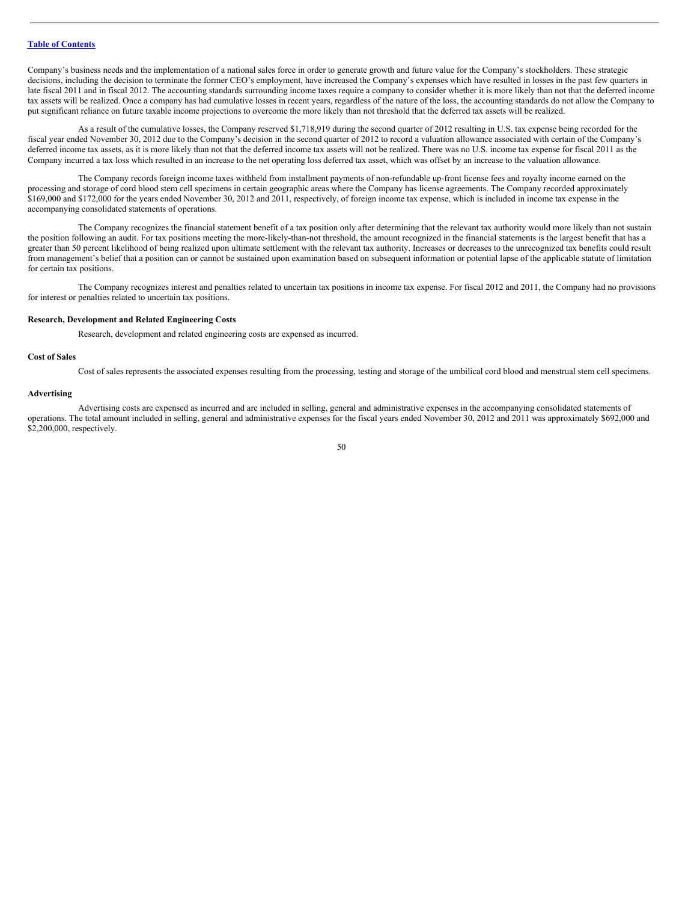Company's business needs and the implementation of a national sales force in order to generate growth and future value for the Company's stockholders. These strategic decisions, including the decision to terminate the former CEO's employment, have increased the Company's expenses which have resulted in losses in the past few quarters in late fiscal 2011 and in fiscal 2012. The accounting standards surrounding income taxes require a company to consider whether it is more likely than not that the deferred income tax assets will be realized. Once a company has had cumulative losses in recent years, regardless of the nature of the loss, the accounting standards do not allow the Company to put significant reliance on future taxable income projections to overcome the more likely than not threshold that the deferred tax assets will be realized.

As a result of the cumulative losses, the Company reserved $1,718,919 during the second quarter of 2012 resulting in U.S. tax expense being recorded for the fiscal year ended November 30, 2012 due to the Company's decision in the second quarter of 2012 to record a valuation allowance associated with certain of the Company's deferred income tax assets, as it is more likely than not that the deferred income tax assets will not be realized. There was no U.S. income tax expense for fiscal 2011 as the Company incurred a tax loss which resulted in an increase to the net operating loss deferred tax asset, which was offset by an increase to the valuation allowance.

The Company records foreign income taxes withheld from installment payments of non-refundable up-front license fees and royalty income earned on the processing and storage of cord blood stem cell specimens in certain geographic areas where the Company has license agreements. The Company recorded approximately $169,000 and $172,000 for the years ended November 30, 2012 and 2011, respectively, of foreign income tax expense, which is included in income tax expense in the accompanying consolidated statements of operations.

The Company recognizes the financial statement benefit of a tax position only after determining that the relevant tax authority would more likely than not sustain the position following an audit. For tax positions meeting the more-likely-than-not threshold, the amount recognized in the financial statements is the largest benefit that has a greater than 50 percent likelihood of being realized upon ultimate settlement with the relevant tax authority. Increases or decreases to the unrecognized tax benefits could result from management's belief that a position can or cannot be sustained upon examination based on subsequent information or potential lapse of the applicable statute of limitation for certain tax positions.

The Company recognizes interest and penalties related to uncertain tax positions in income tax expense. For fiscal 2012 and 2011, the Company had no provisions for interest or penalties related to uncertain tax positions.

**Research, Development and Related Engineering Costs**

Research, development and related engineering costs are expensed as incurred.

**Cost of Sales**

Cost of sales represents the associated expenses resulting from the processing, testing and storage of the umbilical cord blood and menstrual stem cell specimens.

**Advertising**

Advertising costs are expensed as incurred and are included in selling, general and administrative expenses in the accompanying consolidated statements of operations. The total amount included in selling, general and administrative expenses for the fiscal years ended November 30, 2012 and 2011 was approximately $692,000 and $2,200,000, respectively.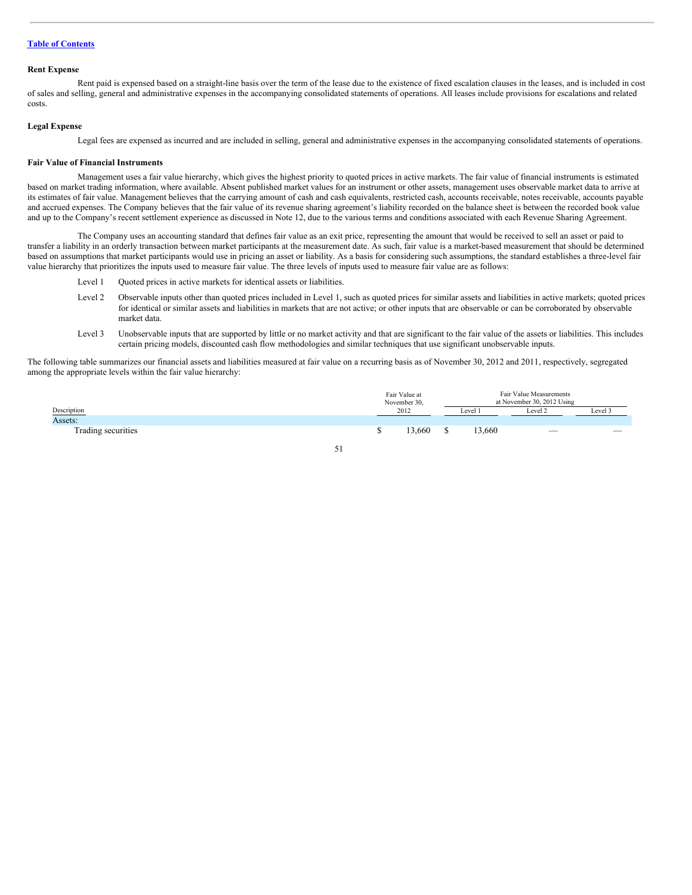[Table of Contents](#)

**Rent Expense**

Rent paid is expensed based on a straight-line basis over the term of the lease due to the existence of fixed escalation clauses in the leases, and is included in cost of sales and selling, general and administrative expenses in the accompanying consolidated statements of operations. All leases include provisions for escalations and related costs.

**Legal Expense**

Legal fees are expensed as incurred and are included in selling, general and administrative expenses in the accompanying consolidated statements of operations.

**Fair Value of Financial Instruments**

Management uses a fair value hierarchy, which gives the highest priority to quoted prices in active markets. The fair value of financial instruments is estimated based on market trading information, where available. Absent published market values for an instrument or other assets, management uses observable market data to arrive at its estimates of fair value. Management believes that the carrying amount of cash and cash equivalents, restricted cash, accounts receivable, notes receivable, accounts payable and accrued expenses. The Company believes that the fair value of its revenue sharing agreement's liability recorded on the balance sheet is between the recorded book value and up to the Company's recent settlement experience as discussed in Note 12, due to the various terms and conditions associated with each Revenue Sharing Agreement.

The Company uses an accounting standard that defines fair value as an exit price, representing the amount that would be received to sell an asset or paid to transfer a liability in an orderly transaction between market participants at the measurement date. As such, fair value is a market-based measurement that should be determined based on assumptions that market participants would use in pricing an asset or liability. As a basis for considering such assumptions, the standard establishes a three-level fair value hierarchy that prioritizes the inputs used to measure fair value. The three levels of inputs used to measure fair value are as follows:

- Level 1 Quoted prices in active markets for identical assets or liabilities.
- Level 2 Observable inputs other than quoted prices included in Level 1, such as quoted prices for similar assets and liabilities in active markets; quoted prices for identical or similar assets and liabilities in markets that are not active; or other inputs that are observable or can be corroborated by observable market data.
- Level 3 Unobservable inputs that are supported by little or no market activity and that are significant to the fair value of the assets or liabilities. This includes certain pricing models, discounted cash flow methodologies and similar techniques that use significant unobservable inputs.

The following table summarizes our financial assets and liabilities measured at fair value on a recurring basis as of November 30, 2012 and 2011, respectively, segregated among the appropriate levels within the fair value hierarchy:

| Description | Fair Value at November 30, 2012 | Fair Value Measurements at November 30, 2012 Using | | |
|---|---|---|---|---|
| | | Level 1 | Level 2 | Level 3 |
| Assets: | | | | |
| Trading securities | $ 13,660 | $ 13,660 | — | — |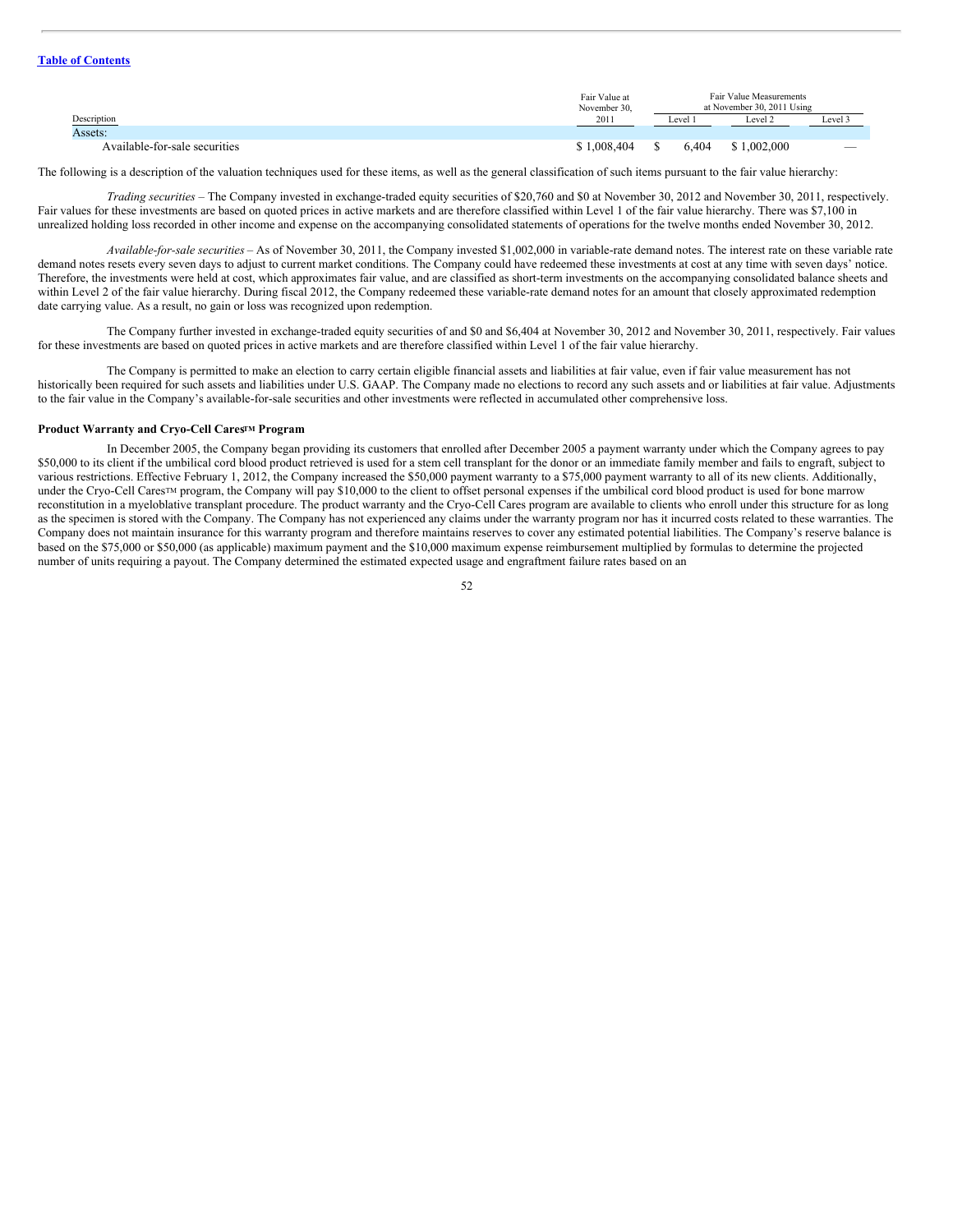[Table of Contents](#)

| Description | Fair Value at November 30, 2011 | Fair Value Measurements at November 30, 2011 Using | | |
|---|---|---|---|---|
| | | Level 1 | Level 2 | Level 3 |
| Assets: | | | | |
| Available-for-sale securities | $ 1,008,404 | $ 6,404 | $ 1,002,000 | — |

The following is a description of the valuation techniques used for these items, as well as the general classification of such items pursuant to the fair value hierarchy:

*Trading securities* – The Company invested in exchange-traded equity securities of $20,760 and $0 at November 30, 2012 and November 30, 2011, respectively. Fair values for these investments are based on quoted prices in active markets and are therefore classified within Level 1 of the fair value hierarchy. There was $7,100 in unrealized holding loss recorded in other income and expense on the accompanying consolidated statements of operations for the twelve months ended November 30, 2012.

*Available-for-sale securities* – As of November 30, 2011, the Company invested $1,002,000 in variable-rate demand notes. The interest rate on these variable rate demand notes resets every seven days to adjust to current market conditions. The Company could have redeemed these investments at cost at any time with seven days' notice. Therefore, the investments were held at cost, which approximates fair value, and are classified as short-term investments on the accompanying consolidated balance sheets and within Level 2 of the fair value hierarchy. During fiscal 2012, the Company redeemed these variable-rate demand notes for an amount that closely approximated redemption date carrying value. As a result, no gain or loss was recognized upon redemption.

The Company further invested in exchange-traded equity securities of and $0 and $6,404 at November 30, 2012 and November 30, 2011, respectively. Fair values for these investments are based on quoted prices in active markets and are therefore classified within Level 1 of the fair value hierarchy.

The Company is permitted to make an election to carry certain eligible financial assets and liabilities at fair value, even if fair value measurement has not historically been required for such assets and liabilities under U.S. GAAP. The Company made no elections to record any such assets and or liabilities at fair value. Adjustments to the fair value in the Company's available-for-sale securities and other investments were reflected in accumulated other comprehensive loss.

**Product Warranty and Cryo-Cell Cares™ Program**

In December 2005, the Company began providing its customers that enrolled after December 2005 a payment warranty under which the Company agrees to pay $50,000 to its client if the umbilical cord blood product retrieved is used for a stem cell transplant for the donor or an immediate family member and fails to engraft, subject to various restrictions. Effective February 1, 2012, the Company increased the $50,000 payment warranty to a $75,000 payment warranty to all of its new clients. Additionally, under the Cryo-Cell Cares™ program, the Company will pay $10,000 to the client to offset personal expenses if the umbilical cord blood product is used for bone marrow reconstitution in a myeloblative transplant procedure. The product warranty and the Cryo-Cell Cares program are available to clients who enroll under this structure for as long as the specimen is stored with the Company. The Company has not experienced any claims under the warranty program nor has it incurred costs related to these warranties. The Company does not maintain insurance for this warranty program and therefore maintains reserves to cover any estimated potential liabilities. The Company's reserve balance is based on the $75,000 or $50,000 (as applicable) maximum payment and the $10,000 maximum expense reimbursement multiplied by formulas to determine the projected number of units requiring a payout. The Company determined the estimated expected usage and engraftment failure rates based on an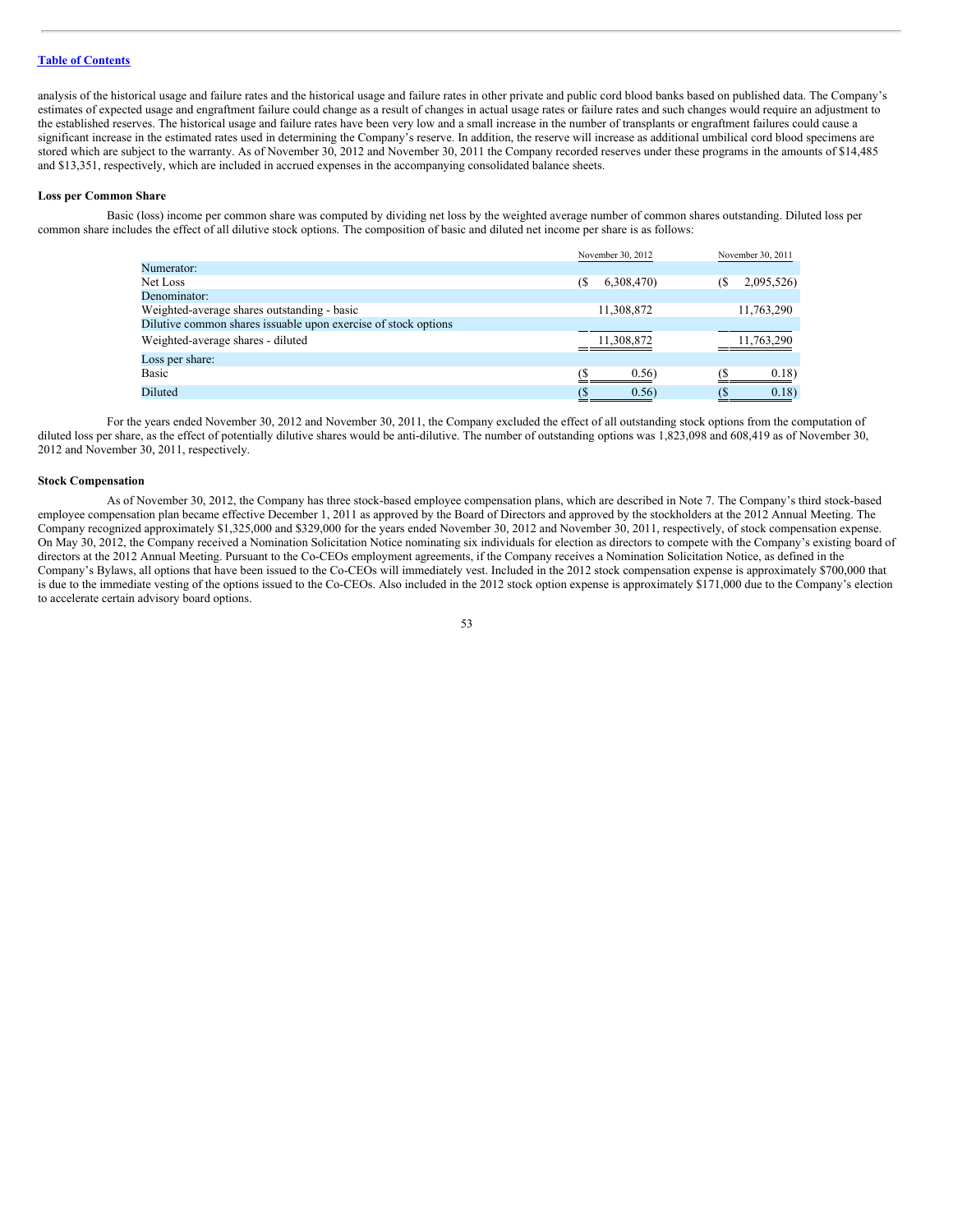analysis of the historical usage and failure rates and the historical usage and failure rates in other private and public cord blood banks based on published data. The Company's estimates of expected usage and engraftment failure could change as a result of changes in actual usage rates or failure rates and such changes would require an adjustment to the established reserves. The historical usage and failure rates have been very low and a small increase in the number of transplants or engraftment failures could cause a significant increase in the estimated rates used in determining the Company's reserve. In addition, the reserve will increase as additional umbilical cord blood specimens are stored which are subject to the warranty. As of November 30, 2012 and November 30, 2011 the Company recorded reserves under these programs in the amounts of $14,485 and $13,351, respectively, which are included in accrued expenses in the accompanying consolidated balance sheets.

**Loss per Common Share**

Basic (loss) income per common share was computed by dividing net loss by the weighted average number of common shares outstanding. Diluted loss per common share includes the effect of all dilutive stock options. The composition of basic and diluted net income per share is as follows:

| | November 30, 2012 | November 30, 2011 |
|---|---|---|
| Numerator: | | |
| Net Loss | ($ 6,308,470) | ($ 2,095,526) |
| Denominator: | | |
| Weighted-average shares outstanding - basic | 11,308,872 | 11,763,290 |
| Dilutive common shares issuable upon exercise of stock options | — | — |
| Weighted-average shares - diluted | 11,308,872 | 11,763,290 |
| Loss per share: | | |
| Basic | ($ 0.56) | ($ 0.18) |
| Diluted | ($ 0.56) | ($ 0.18) |

For the years ended November 30, 2012 and November 30, 2011, the Company excluded the effect of all outstanding stock options from the computation of diluted loss per share, as the effect of potentially dilutive shares would be anti-dilutive. The number of outstanding options was 1,823,098 and 608,419 as of November 30, 2012 and November 30, 2011, respectively.

**Stock Compensation**

As of November 30, 2012, the Company has three stock-based employee compensation plans, which are described in Note 7. The Company's third stock-based employee compensation plan became effective December 1, 2011 as approved by the Board of Directors and approved by the stockholders at the 2012 Annual Meeting. The Company recognized approximately $1,325,000 and $329,000 for the years ended November 30, 2012 and November 30, 2011, respectively, of stock compensation expense. On May 30, 2012, the Company received a Nomination Solicitation Notice nominating six individuals for election as directors to compete with the Company's existing board of directors at the 2012 Annual Meeting. Pursuant to the Co-CEOs employment agreements, if the Company receives a Nomination Solicitation Notice, as defined in the Company's Bylaws, all options that have been issued to the Co-CEOs will immediately vest. Included in the 2012 stock compensation expense is approximately $700,000 that is due to the immediate vesting of the options issued to the Co-CEOs. Also included in the 2012 stock option expense is approximately $171,000 due to the Company's election to accelerate certain advisory board options.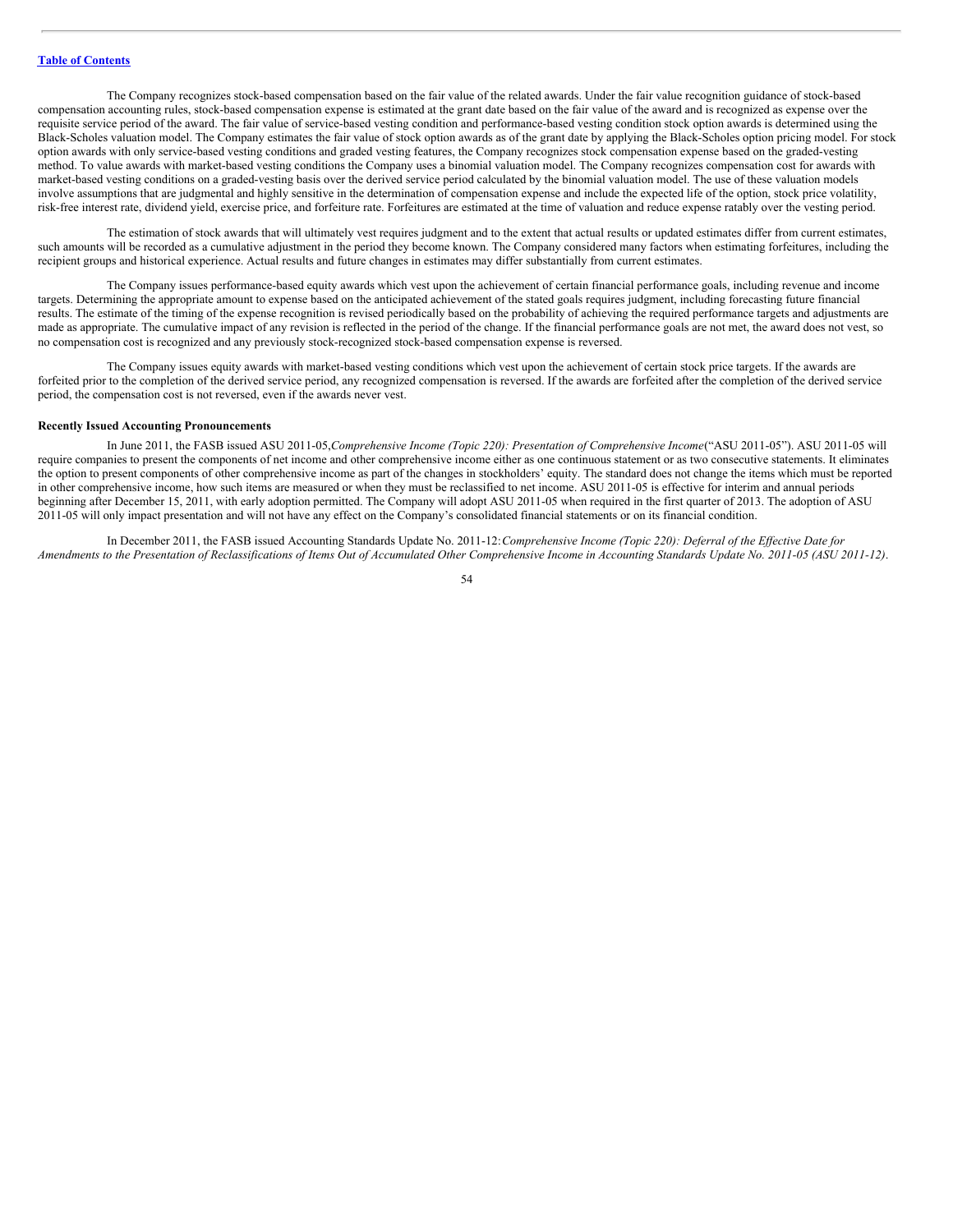The Company recognizes stock-based compensation based on the fair value of the related awards. Under the fair value recognition guidance of stock-based compensation accounting rules, stock-based compensation expense is estimated at the grant date based on the fair value of the award and is recognized as expense over the requisite service period of the award. The fair value of service-based vesting condition and performance-based vesting condition stock option awards is determined using the Black-Scholes valuation model. The Company estimates the fair value of stock option awards as of the grant date by applying the Black-Scholes option pricing model. For stock option awards with only service-based vesting conditions and graded vesting features, the Company recognizes stock compensation expense based on the graded-vesting method. To value awards with market-based vesting conditions the Company uses a binomial valuation model. The Company recognizes compensation cost for awards with market-based vesting conditions on a graded-vesting basis over the derived service period calculated by the binomial valuation model. The use of these valuation models involve assumptions that are judgmental and highly sensitive in the determination of compensation expense and include the expected life of the option, stock price volatility, risk-free interest rate, dividend yield, exercise price, and forfeiture rate. Forfeitures are estimated at the time of valuation and reduce expense ratably over the vesting period.

The estimation of stock awards that will ultimately vest requires judgment and to the extent that actual results or updated estimates differ from current estimates, such amounts will be recorded as a cumulative adjustment in the period they become known. The Company considered many factors when estimating forfeitures, including the recipient groups and historical experience. Actual results and future changes in estimates may differ substantially from current estimates.

The Company issues performance-based equity awards which vest upon the achievement of certain financial performance goals, including revenue and income targets. Determining the appropriate amount to expense based on the anticipated achievement of the stated goals requires judgment, including forecasting future financial results. The estimate of the timing of the expense recognition is revised periodically based on the probability of achieving the required performance targets and adjustments are made as appropriate. The cumulative impact of any revision is reflected in the period of the change. If the financial performance goals are not met, the award does not vest, so no compensation cost is recognized and any previously stock-recognized stock-based compensation expense is reversed.

The Company issues equity awards with market-based vesting conditions which vest upon the achievement of certain stock price targets. If the awards are forfeited prior to the completion of the derived service period, any recognized compensation is reversed. If the awards are forfeited after the completion of the derived service period, the compensation cost is not reversed, even if the awards never vest.

**Recently Issued Accounting Pronouncements**

In June 2011, the FASB issued ASU 2011-05,*Comprehensive Income (Topic 220): Presentation of Comprehensive Income*("ASU 2011-05"). ASU 2011-05 will require companies to present the components of net income and other comprehensive income either as one continuous statement or as two consecutive statements. It eliminates the option to present components of other comprehensive income as part of the changes in stockholders' equity. The standard does not change the items which must be reported in other comprehensive income, how such items are measured or when they must be reclassified to net income. ASU 2011-05 is effective for interim and annual periods beginning after December 15, 2011, with early adoption permitted. The Company will adopt ASU 2011-05 when required in the first quarter of 2013. The adoption of ASU 2011-05 will only impact presentation and will not have any effect on the Company's consolidated financial statements or on its financial condition.

In December 2011, the FASB issued Accounting Standards Update No. 2011-12:*Comprehensive Income (Topic 220): Deferral of the Effective Date for Amendments to the Presentation of Reclassifications of Items Out of Accumulated Other Comprehensive Income in Accounting Standards Update No. 2011-05 (ASU 2011-12)*.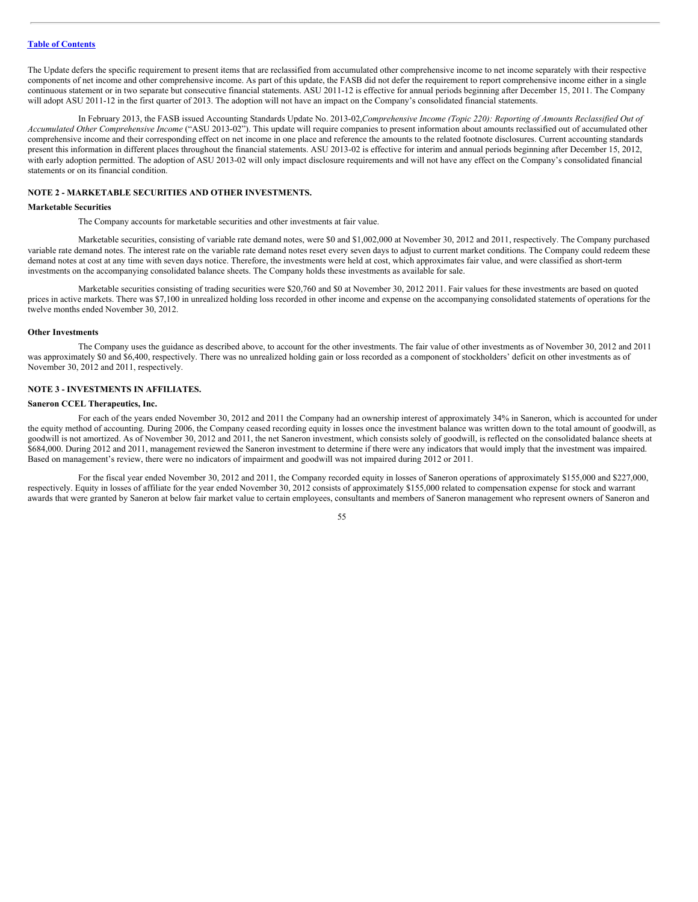The Update defers the specific requirement to present items that are reclassified from accumulated other comprehensive income to net income separately with their respective components of net income and other comprehensive income. As part of this update, the FASB did not defer the requirement to report comprehensive income either in a single continuous statement or in two separate but consecutive financial statements. ASU 2011-12 is effective for annual periods beginning after December 15, 2011. The Company will adopt ASU 2011-12 in the first quarter of 2013. The adoption will not have an impact on the Company's consolidated financial statements.

In February 2013, the FASB issued Accounting Standards Update No. 2013-02,*Comprehensive Income (Topic 220): Reporting of Amounts Reclassified Out of Accumulated Other Comprehensive Income* ("ASU 2013-02"). This update will require companies to present information about amounts reclassified out of accumulated other comprehensive income and their corresponding effect on net income in one place and reference the amounts to the related footnote disclosures. Current accounting standards present this information in different places throughout the financial statements. ASU 2013-02 is effective for interim and annual periods beginning after December 15, 2012, with early adoption permitted. The adoption of ASU 2013-02 will only impact disclosure requirements and will not have any effect on the Company's consolidated financial statements or on its financial condition.

## NOTE 2 - MARKETABLE SECURITIES AND OTHER INVESTMENTS.

### Marketable Securities

The Company accounts for marketable securities and other investments at fair value.

Marketable securities, consisting of variable rate demand notes, were $0 and $1,002,000 at November 30, 2012 and 2011, respectively. The Company purchased variable rate demand notes. The interest rate on the variable rate demand notes reset every seven days to adjust to current market conditions. The Company could redeem these demand notes at cost at any time with seven days notice. Therefore, the investments were held at cost, which approximates fair value, and were classified as short-term investments on the accompanying consolidated balance sheets. The Company holds these investments as available for sale.

Marketable securities consisting of trading securities were $20,760 and $0 at November 30, 2012 2011. Fair values for these investments are based on quoted prices in active markets. There was $7,100 in unrealized holding loss recorded in other income and expense on the accompanying consolidated statements of operations for the twelve months ended November 30, 2012.

### Other Investments

The Company uses the guidance as described above, to account for the other investments. The fair value of other investments as of November 30, 2012 and 2011 was approximately $0 and $6,400, respectively. There was no unrealized holding gain or loss recorded as a component of stockholders' deficit on other investments as of November 30, 2012 and 2011, respectively.

## NOTE 3 - INVESTMENTS IN AFFILIATES.

### Saneron CCEL Therapeutics, Inc.

For each of the years ended November 30, 2012 and 2011 the Company had an ownership interest of approximately 34% in Saneron, which is accounted for under the equity method of accounting. During 2006, the Company ceased recording equity in losses once the investment balance was written down to the total amount of goodwill, as goodwill is not amortized. As of November 30, 2012 and 2011, the net Saneron investment, which consists solely of goodwill, is reflected on the consolidated balance sheets at $684,000. During 2012 and 2011, management reviewed the Saneron investment to determine if there were any indicators that would imply that the investment was impaired. Based on management's review, there were no indicators of impairment and goodwill was not impaired during 2012 or 2011.

For the fiscal year ended November 30, 2012 and 2011, the Company recorded equity in losses of Saneron operations of approximately $155,000 and $227,000, respectively. Equity in losses of affiliate for the year ended November 30, 2012 consists of approximately $155,000 related to compensation expense for stock and warrant awards that were granted by Saneron at below fair market value to certain employees, consultants and members of Saneron management who represent owners of Saneron and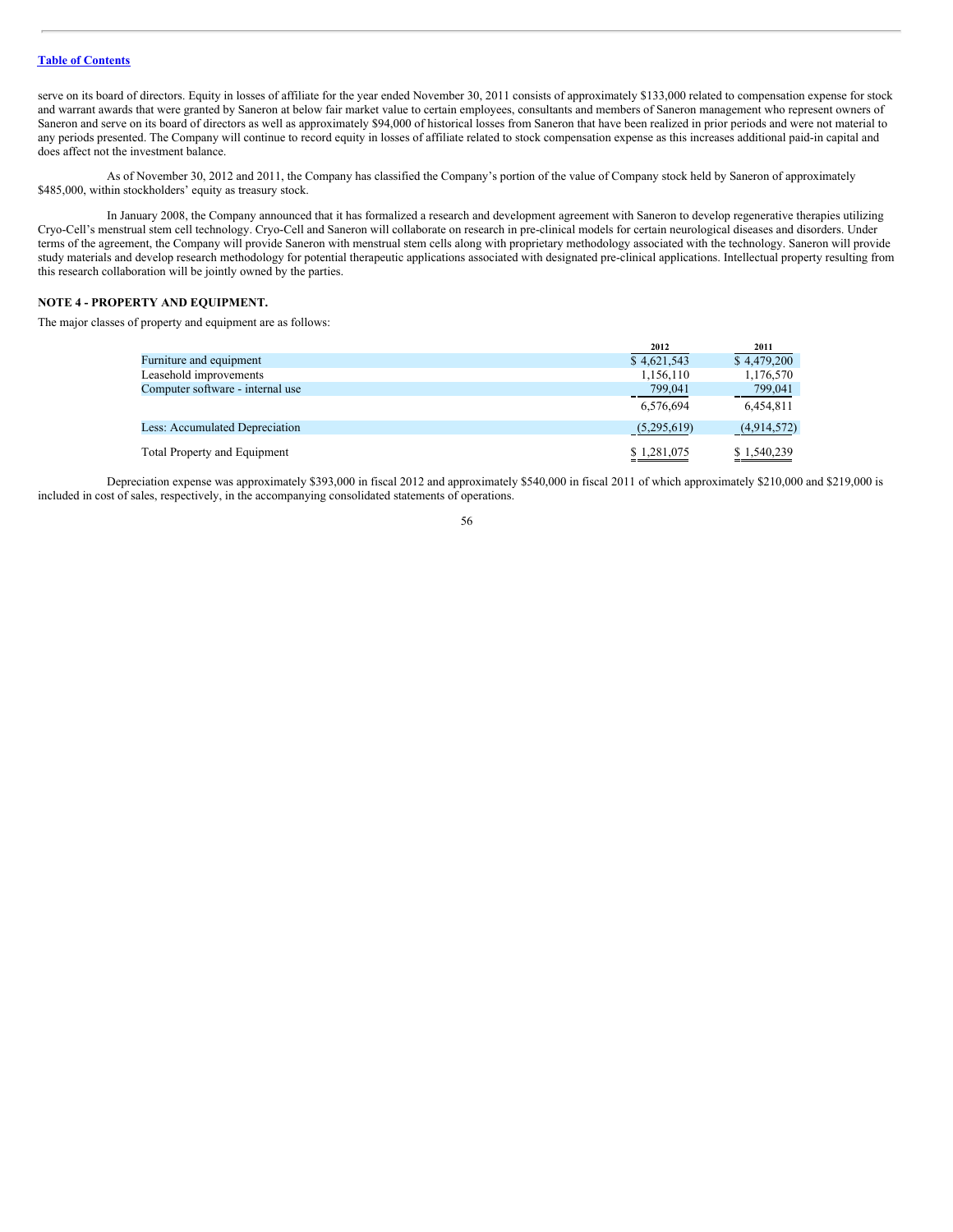serve on its board of directors. Equity in losses of affiliate for the year ended November 30, 2011 consists of approximately $133,000 related to compensation expense for stock and warrant awards that were granted by Saneron at below fair market value to certain employees, consultants and members of Saneron management who represent owners of Saneron and serve on its board of directors as well as approximately $94,000 of historical losses from Saneron that have been realized in prior periods and were not material to any periods presented. The Company will continue to record equity in losses of affiliate related to stock compensation expense as this increases additional paid-in capital and does affect not the investment balance.

As of November 30, 2012 and 2011, the Company has classified the Company's portion of the value of Company stock held by Saneron of approximately $485,000, within stockholders' equity as treasury stock.

In January 2008, the Company announced that it has formalized a research and development agreement with Saneron to develop regenerative therapies utilizing Cryo-Cell's menstrual stem cell technology. Cryo-Cell and Saneron will collaborate on research in pre-clinical models for certain neurological diseases and disorders. Under terms of the agreement, the Company will provide Saneron with menstrual stem cells along with proprietary methodology associated with the technology. Saneron will provide study materials and develop research methodology for potential therapeutic applications associated with designated pre-clinical applications. Intellectual property resulting from this research collaboration will be jointly owned by the parties.

## NOTE 4 - PROPERTY AND EQUIPMENT.

The major classes of property and equipment are as follows:

| | 2012 | 2011 |
|---|---|---|
| Furniture and equipment | $ 4,621,543 | $ 4,479,200 |
| Leasehold improvements | 1,156,110 | 1,176,570 |
| Computer software - internal use | 799,041 | 799,041 |
| | 6,576,694 | 6,454,811 |
| Less: Accumulated Depreciation | (5,295,619) | (4,914,572) |
| Total Property and Equipment | $ 1,281,075 | $ 1,540,239 |

Depreciation expense was approximately $393,000 in fiscal 2012 and approximately $540,000 in fiscal 2011 of which approximately $210,000 and $219,000 is included in cost of sales, respectively, in the accompanying consolidated statements of operations.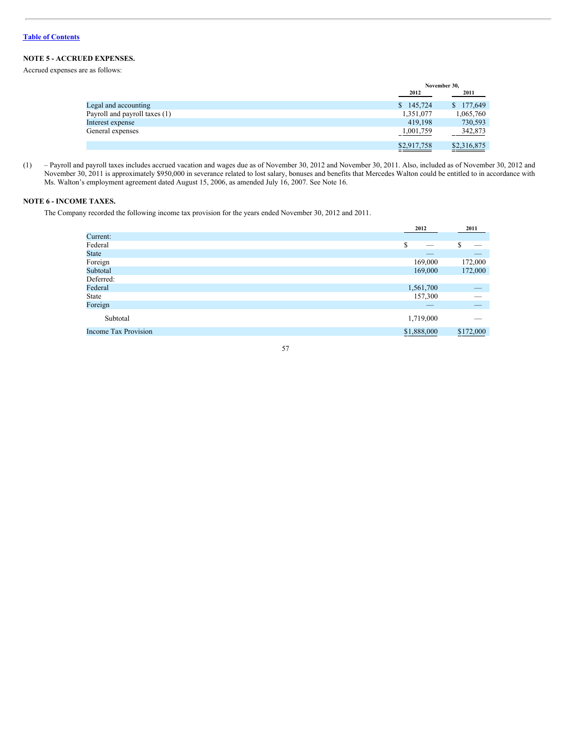[Table of Contents](#)

**NOTE 5 - ACCRUED EXPENSES.**

Accrued expenses are as follows:

| | November 30, 2012 | November 30, 2011 |
|---|---|---|
| Legal and accounting | $ 145,724 | $ 177,649 |
| Payroll and payroll taxes (1) | 1,351,077 | 1,065,760 |
| Interest expense | 419,198 | 730,593 |
| General expenses | 1,001,759 | 342,873 |
| | $2,917,758 | $2,316,875 |

(1) – Payroll and payroll taxes includes accrued vacation and wages due as of November 30, 2012 and November 30, 2011. Also, included as of November 30, 2012 and November 30, 2011 is approximately $950,000 in severance related to lost salary, bonuses and benefits that Mercedes Walton could be entitled to in accordance with Ms. Walton's employment agreement dated August 15, 2006, as amended July 16, 2007. See Note 16.

**NOTE 6 - INCOME TAXES.**

The Company recorded the following income tax provision for the years ended November 30, 2012 and 2011.

| | 2012 | 2011 |
|---|---|---|
| Current: | | |
| Federal | $ — | $ — |
| State | — | — |
| Foreign | 169,000 | 172,000 |
| Subtotal | 169,000 | 172,000 |
| Deferred: | | |
| Federal | 1,561,700 | — |
| State | 157,300 | — |
| Foreign | — | — |
| Subtotal | 1,719,000 | — |
| Income Tax Provision | $1,888,000 | $172,000 |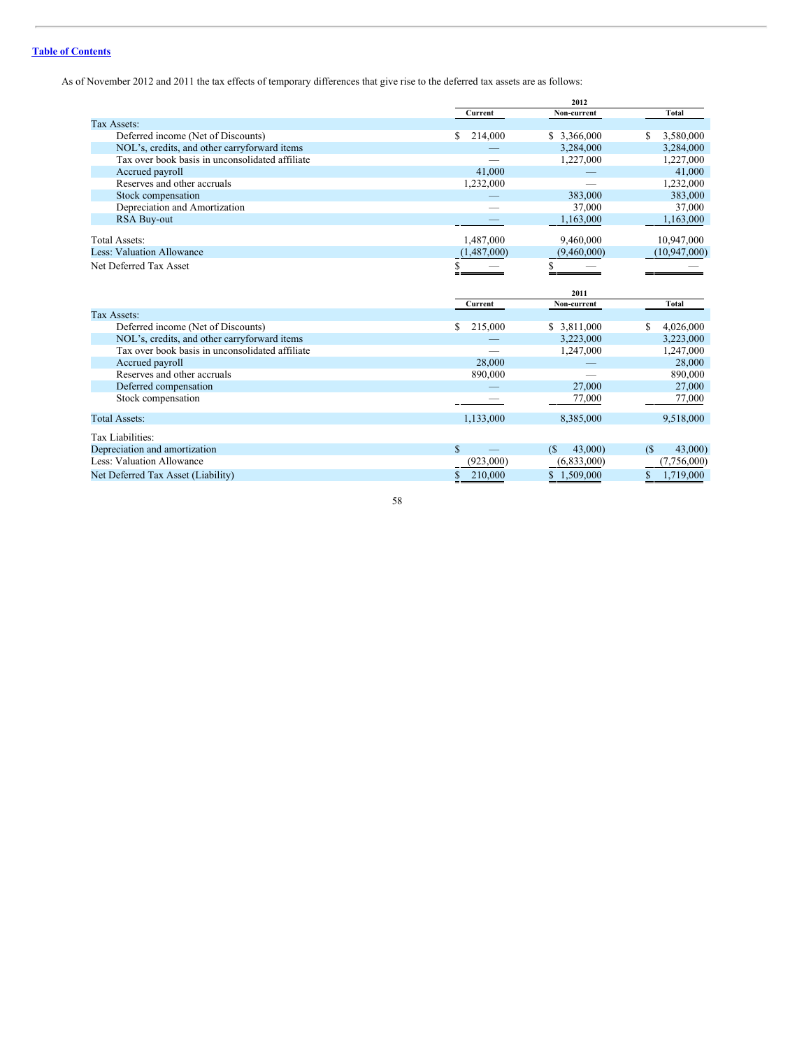[Table of Contents](#)

As of November 2012 and 2011 the tax effects of temporary differences that give rise to the deferred tax assets are as follows:

| | 2012 | | |
|---|---|---|---|
| | Current | Non-current | Total |
| Tax Assets: | | | |
| Deferred income (Net of Discounts) | $ 214,000 | $ 3,366,000 | $ 3,580,000 |
| NOL's, credits, and other carryforward items | — | 3,284,000 | 3,284,000 |
| Tax over book basis in unconsolidated affiliate | — | 1,227,000 | 1,227,000 |
| Accrued payroll | 41,000 | — | 41,000 |
| Reserves and other accruals | 1,232,000 | — | 1,232,000 |
| Stock compensation | — | 383,000 | 383,000 |
| Depreciation and Amortization | — | 37,000 | 37,000 |
| RSA Buy-out | — | 1,163,000 | 1,163,000 |
| Total Assets: | 1,487,000 | 9,460,000 | 10,947,000 |
| Less: Valuation Allowance | (1,487,000) | (9,460,000) | (10,947,000) |
| Net Deferred Tax Asset | $ — | $ — | — |

| | 2011 | | |
|---|---|---|---|
| | Current | Non-current | Total |
| Tax Assets: | | | |
| Deferred income (Net of Discounts) | $ 215,000 | $ 3,811,000 | $ 4,026,000 |
| NOL's, credits, and other carryforward items | — | 3,223,000 | 3,223,000 |
| Tax over book basis in unconsolidated affiliate | — | 1,247,000 | 1,247,000 |
| Accrued payroll | 28,000 | — | 28,000 |
| Reserves and other accruals | 890,000 | — | 890,000 |
| Deferred compensation | — | 27,000 | 27,000 |
| Stock compensation | — | 77,000 | 77,000 |
| Total Assets: | 1,133,000 | 8,385,000 | 9,518,000 |
| Tax Liabilities: | | | |
| Depreciation and amortization | $ — | ($ 43,000) | ($ 43,000) |
| Less: Valuation Allowance | (923,000) | (6,833,000) | (7,756,000) |
| Net Deferred Tax Asset (Liability) | $ 210,000 | $ 1,509,000 | $ 1,719,000 |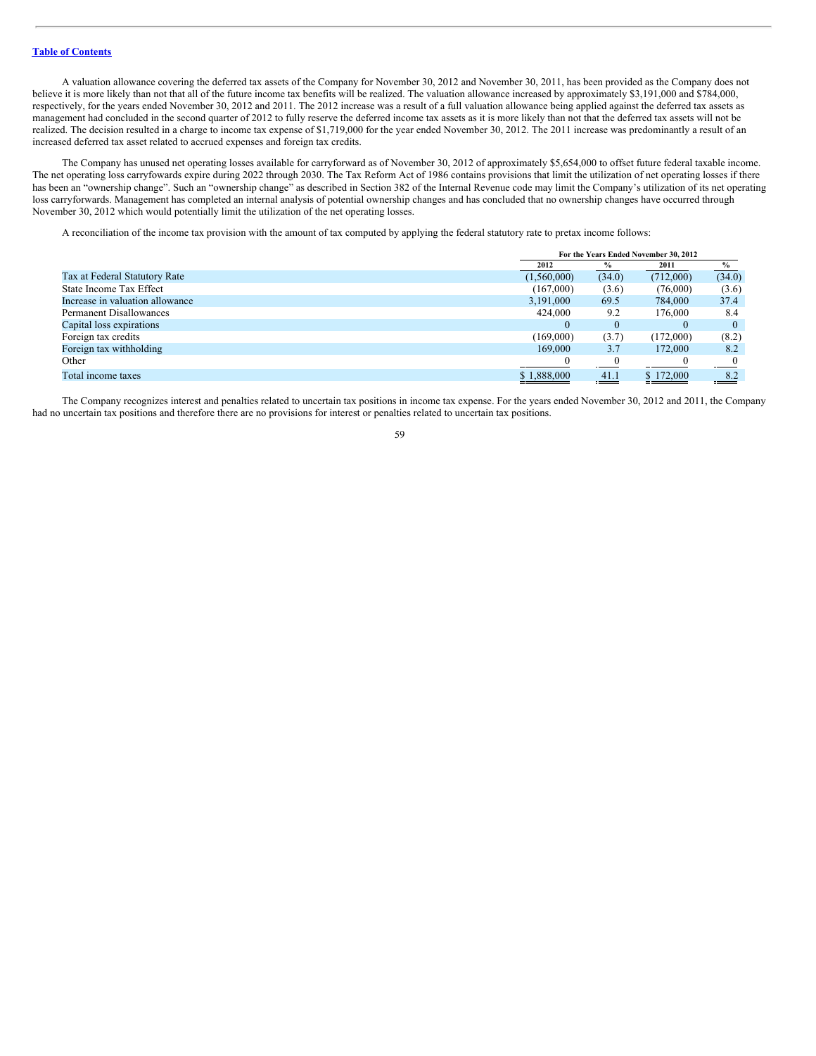[Table of Contents](#)

A valuation allowance covering the deferred tax assets of the Company for November 30, 2012 and November 30, 2011, has been provided as the Company does not believe it is more likely than not that all of the future income tax benefits will be realized. The valuation allowance increased by approximately $3,191,000 and $784,000, respectively, for the years ended November 30, 2012 and 2011. The 2012 increase was a result of a full valuation allowance being applied against the deferred tax assets as management had concluded in the second quarter of 2012 to fully reserve the deferred income tax assets as it is more likely than not that the deferred tax assets will not be realized. The decision resulted in a charge to income tax expense of $1,719,000 for the year ended November 30, 2012. The 2011 increase was predominantly a result of an increased deferred tax asset related to accrued expenses and foreign tax credits.

The Company has unused net operating losses available for carryforward as of November 30, 2012 of approximately $5,654,000 to offset future federal taxable income. The net operating loss carryfowards expire during 2022 through 2030. The Tax Reform Act of 1986 contains provisions that limit the utilization of net operating losses if there has been an "ownership change". Such an "ownership change" as described in Section 382 of the Internal Revenue code may limit the Company's utilization of its net operating loss carryforwards. Management has completed an internal analysis of potential ownership changes and has concluded that no ownership changes have occurred through November 30, 2012 which would potentially limit the utilization of the net operating losses.

A reconciliation of the income tax provision with the amount of tax computed by applying the federal statutory rate to pretax income follows:

| | For the Years Ended November 30, 2012 | | | |
|---|---|---|---|---|
| | 2012 | % | 2011 | % |
| Tax at Federal Statutory Rate | (1,560,000) | (34.0) | (712,000) | (34.0) |
| State Income Tax Effect | (167,000) | (3.6) | (76,000) | (3.6) |
| Increase in valuation allowance | 3,191,000 | 69.5 | 784,000 | 37.4 |
| Permanent Disallowances | 424,000 | 9.2 | 176,000 | 8.4 |
| Capital loss expirations | 0 | 0 | 0 | 0 |
| Foreign tax credits | (169,000) | (3.7) | (172,000) | (8.2) |
| Foreign tax withholding | 169,000 | 3.7 | 172,000 | 8.2 |
| Other | 0 | 0 | 0 | 0 |
| Total income taxes | $ 1,888,000 | 41.1 | $ 172,000 | 8.2 |

The Company recognizes interest and penalties related to uncertain tax positions in income tax expense. For the years ended November 30, 2012 and 2011, the Company had no uncertain tax positions and therefore there are no provisions for interest or penalties related to uncertain tax positions.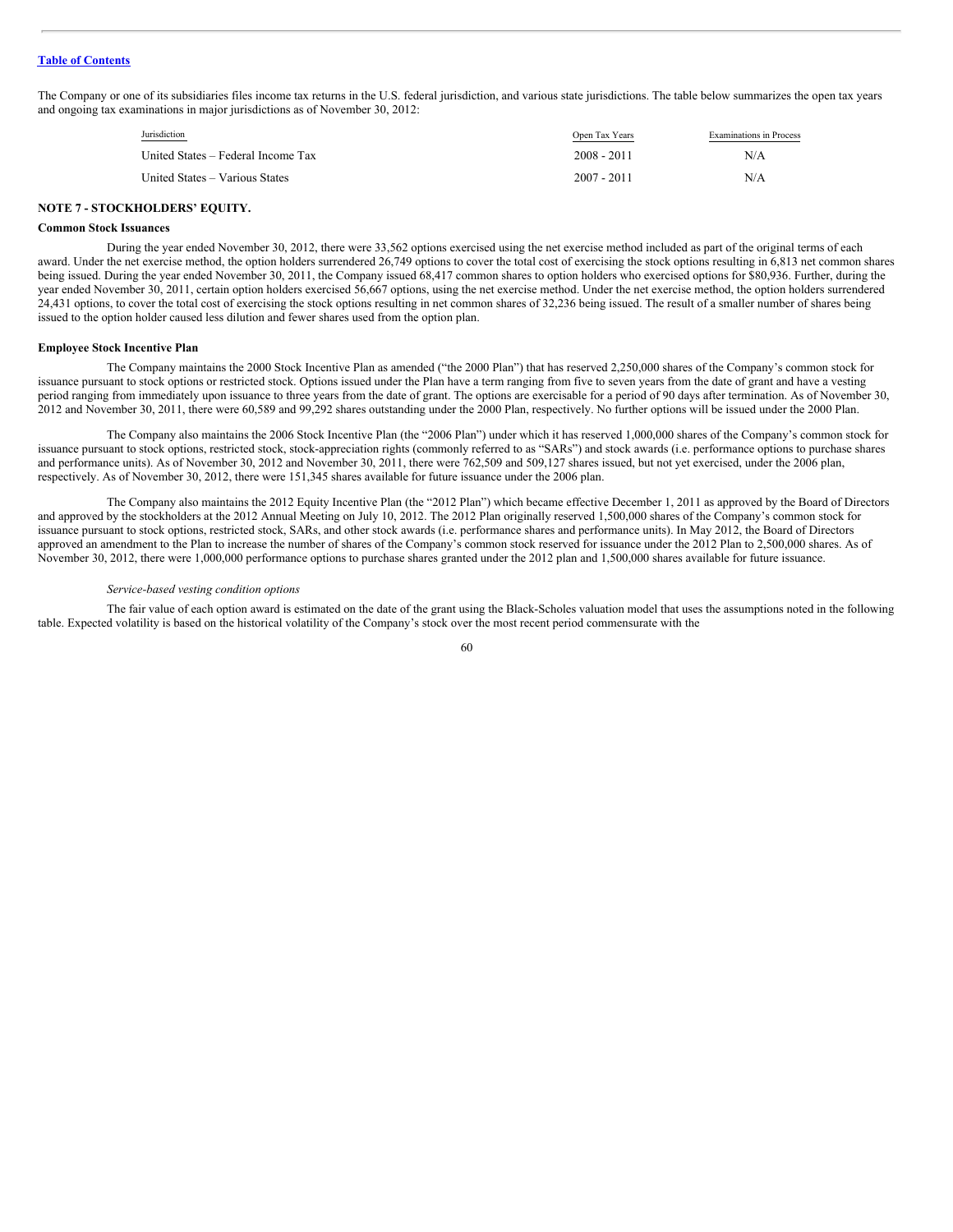The Company or one of its subsidiaries files income tax returns in the U.S. federal jurisdiction, and various state jurisdictions. The table below summarizes the open tax years and ongoing tax examinations in major jurisdictions as of November 30, 2012:

| Jurisdiction | Open Tax Years | Examinations in Process |
|---|---|---|
| United States – Federal Income Tax | 2008 - 2011 | N/A |
| United States – Various States | 2007 - 2011 | N/A |

## NOTE 7 - STOCKHOLDERS' EQUITY.

### Common Stock Issuances

During the year ended November 30, 2012, there were 33,562 options exercised using the net exercise method included as part of the original terms of each award. Under the net exercise method, the option holders surrendered 26,749 options to cover the total cost of exercising the stock options resulting in 6,813 net common shares being issued. During the year ended November 30, 2011, the Company issued 68,417 common shares to option holders who exercised options for $80,936. Further, during the year ended November 30, 2011, certain option holders exercised 56,667 options, using the net exercise method. Under the net exercise method, the option holders surrendered 24,431 options, to cover the total cost of exercising the stock options resulting in net common shares of 32,236 being issued. The result of a smaller number of shares being issued to the option holder caused less dilution and fewer shares used from the option plan.

### Employee Stock Incentive Plan

The Company maintains the 2000 Stock Incentive Plan as amended ("the 2000 Plan") that has reserved 2,250,000 shares of the Company's common stock for issuance pursuant to stock options or restricted stock. Options issued under the Plan have a term ranging from five to seven years from the date of grant and have a vesting period ranging from immediately upon issuance to three years from the date of grant. The options are exercisable for a period of 90 days after termination. As of November 30, 2012 and November 30, 2011, there were 60,589 and 99,292 shares outstanding under the 2000 Plan, respectively. No further options will be issued under the 2000 Plan.

The Company also maintains the 2006 Stock Incentive Plan (the "2006 Plan") under which it has reserved 1,000,000 shares of the Company's common stock for issuance pursuant to stock options, restricted stock, stock-appreciation rights (commonly referred to as "SARs") and stock awards (i.e. performance options to purchase shares and performance units). As of November 30, 2012 and November 30, 2011, there were 762,509 and 509,127 shares issued, but not yet exercised, under the 2006 plan, respectively. As of November 30, 2012, there were 151,345 shares available for future issuance under the 2006 plan.

The Company also maintains the 2012 Equity Incentive Plan (the "2012 Plan") which became effective December 1, 2011 as approved by the Board of Directors and approved by the stockholders at the 2012 Annual Meeting on July 10, 2012. The 2012 Plan originally reserved 1,500,000 shares of the Company's common stock for issuance pursuant to stock options, restricted stock, SARs, and other stock awards (i.e. performance shares and performance units). In May 2012, the Board of Directors approved an amendment to the Plan to increase the number of shares of the Company's common stock reserved for issuance under the 2012 Plan to 2,500,000 shares. As of November 30, 2012, there were 1,000,000 performance options to purchase shares granted under the 2012 plan and 1,500,000 shares available for future issuance.

*Service-based vesting condition options*

The fair value of each option award is estimated on the date of the grant using the Black-Scholes valuation model that uses the assumptions noted in the following table. Expected volatility is based on the historical volatility of the Company's stock over the most recent period commensurate with the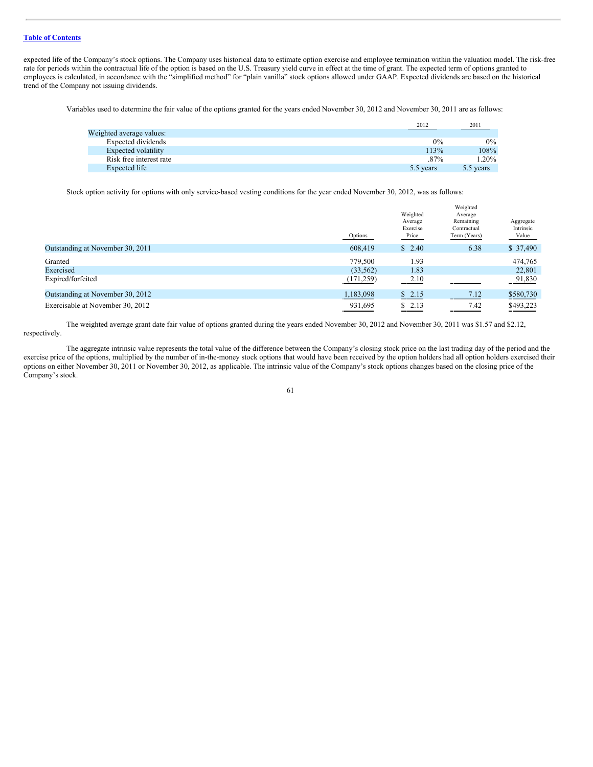expected life of the Company's stock options. The Company uses historical data to estimate option exercise and employee termination within the valuation model. The risk-free rate for periods within the contractual life of the option is based on the U.S. Treasury yield curve in effect at the time of grant. The expected term of options granted to employees is calculated, in accordance with the "simplified method" for "plain vanilla" stock options allowed under GAAP. Expected dividends are based on the historical trend of the Company not issuing dividends.

Variables used to determine the fair value of the options granted for the years ended November 30, 2012 and November 30, 2011 are as follows:

| | 2012 | 2011 |
|---|---|---|
| Weighted average values: | | |
| Expected dividends | 0% | 0% |
| Expected volatility | 113% | 108% |
| Risk free interest rate | .87% | 1.20% |
| Expected life | 5.5 years | 5.5 years |

Stock option activity for options with only service-based vesting conditions for the year ended November 30, 2012, was as follows:

| | Options | Weighted Average Exercise Price | Weighted Average Remaining Contractual Term (Years) | Aggregate Intrinsic Value |
|---|---|---|---|---|
| Outstanding at November 30, 2011 | 608,419 | $ 2.40 | 6.38 | $ 37,490 |
| Granted | 779,500 | 1.93 | | 474,765 |
| Exercised | (33,562) | 1.83 | | 22,801 |
| Expired/forfeited | (171,259) | 2.10 | | 91,830 |
| Outstanding at November 30, 2012 | 1,183,098 | $ 2.15 | 7.12 | $580,730 |
| Exercisable at November 30, 2012 | 931,695 | $ 2.13 | 7.42 | $493,223 |

The weighted average grant date fair value of options granted during the years ended November 30, 2012 and November 30, 2011 was $1.57 and $2.12, respectively.

The aggregate intrinsic value represents the total value of the difference between the Company's closing stock price on the last trading day of the period and the exercise price of the options, multiplied by the number of in-the-money stock options that would have been received by the option holders had all option holders exercised their options on either November 30, 2011 or November 30, 2012, as applicable. The intrinsic value of the Company's stock options changes based on the closing price of the Company's stock.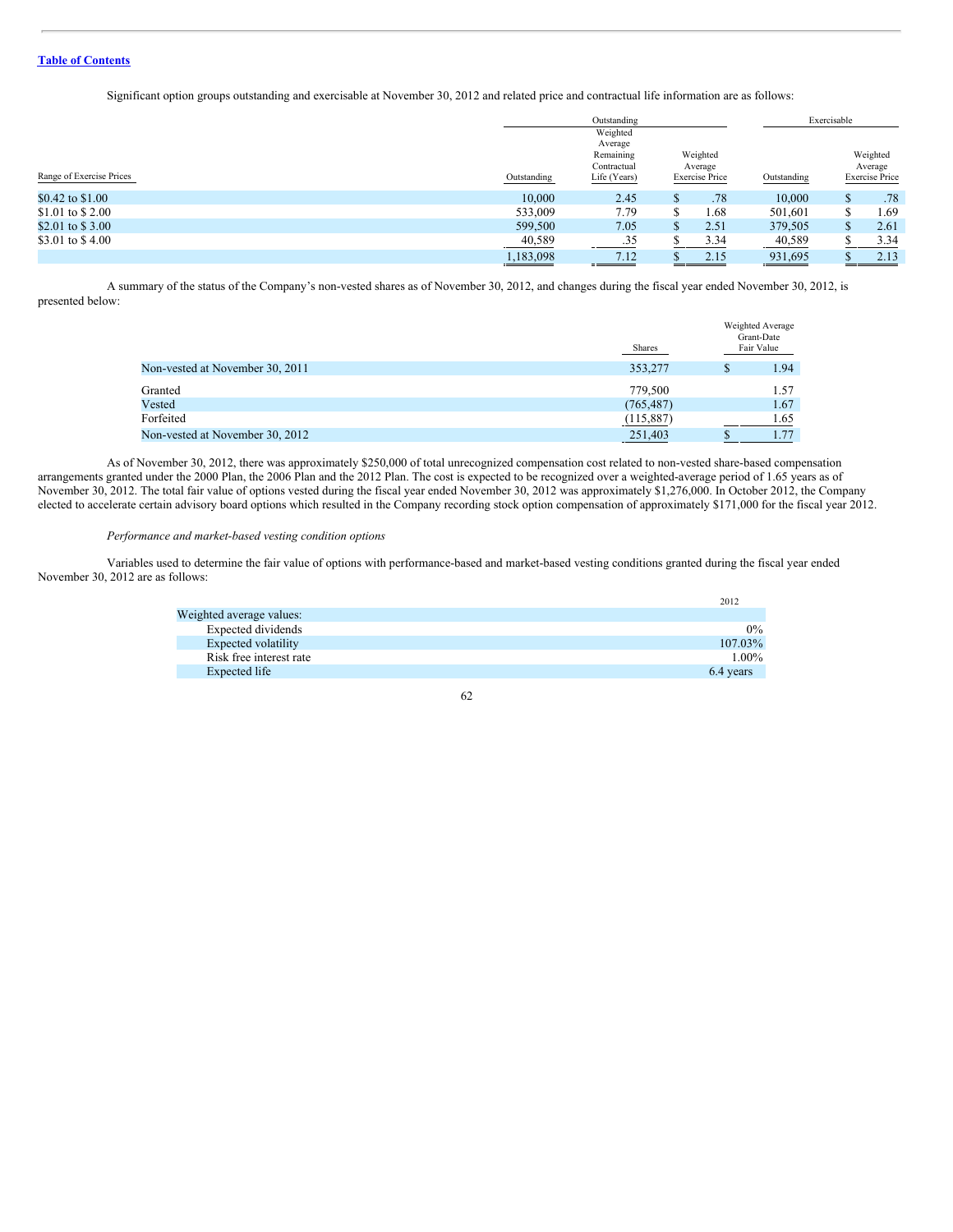Significant option groups outstanding and exercisable at November 30, 2012 and related price and contractual life information are as follows:

| | Outstanding | | | Exercisable | |
|---|---|---|---|---|---|
| Range of Exercise Prices | Outstanding | Weighted Average Remaining Contractual Life (Years) | Weighted Average Exercise Price | Outstanding | Weighted Average Exercise Price |
| $0.42 to $1.00 | 10,000 | 2.45 | $ .78 | 10,000 | $ .78 |
| $1.01 to $ 2.00 | 533,009 | 7.79 | $ 1.68 | 501,601 | $ 1.69 |
| $2.01 to $ 3.00 | 599,500 | 7.05 | $ 2.51 | 379,505 | $ 2.61 |
| $3.01 to $ 4.00 | 40,589 | .35 | $ 3.34 | 40,589 | $ 3.34 |
| | 1,183,098 | 7.12 | $ 2.15 | 931,695 | $ 2.13 |

A summary of the status of the Company's non-vested shares as of November 30, 2012, and changes during the fiscal year ended November 30, 2012, is presented below:

| | Shares | Weighted Average Grant-Date Fair Value |
|---|---|---|
| Non-vested at November 30, 2011 | 353,277 | $ 1.94 |
| Granted | 779,500 | 1.57 |
| Vested | (765,487) | 1.67 |
| Forfeited | (115,887) | 1.65 |
| Non-vested at November 30, 2012 | 251,403 | $ 1.77 |

As of November 30, 2012, there was approximately $250,000 of total unrecognized compensation cost related to non-vested share-based compensation arrangements granted under the 2000 Plan, the 2006 Plan and the 2012 Plan. The cost is expected to be recognized over a weighted-average period of 1.65 years as of November 30, 2012. The total fair value of options vested during the fiscal year ended November 30, 2012 was approximately $1,276,000. In October 2012, the Company elected to accelerate certain advisory board options which resulted in the Company recording stock option compensation of approximately $171,000 for the fiscal year 2012.

*Performance and market-based vesting condition options*

Variables used to determine the fair value of options with performance-based and market-based vesting conditions granted during the fiscal year ended November 30, 2012 are as follows:

| | 2012 |
|---|---|
| Weighted average values: | |
| Expected dividends | 0% |
| Expected volatility | 107.03% |
| Risk free interest rate | 1.00% |
| Expected life | 6.4 years |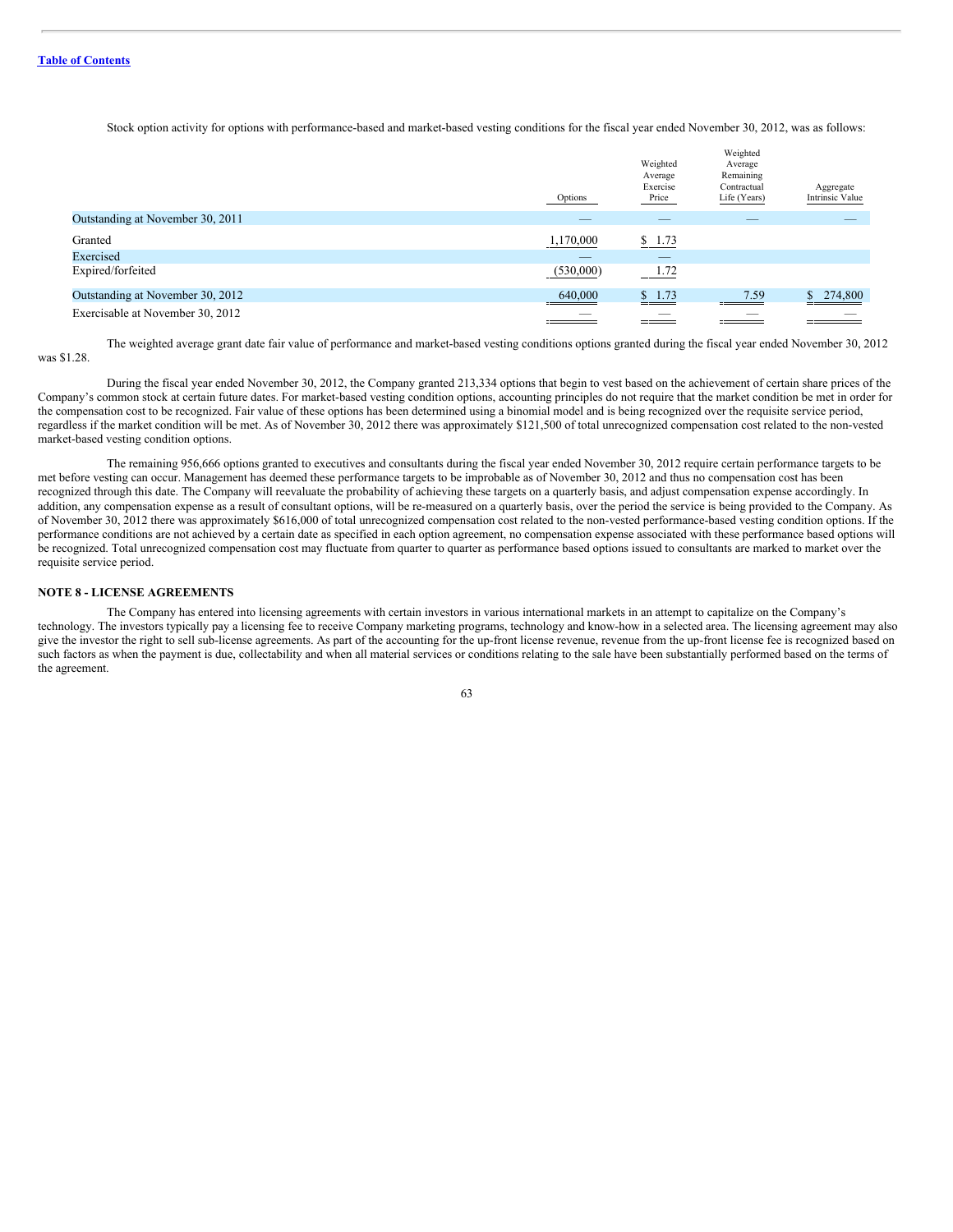Stock option activity for options with performance-based and market-based vesting conditions for the fiscal year ended November 30, 2012, was as follows:

| | Options | Weighted Average Exercise Price | Weighted Average Remaining Contractual Life (Years) | Aggregate Intrinsic Value |
|---|---|---|---|---|
| Outstanding at November 30, 2011 | — | — | — | — |
| Granted | 1,170,000 | $ 1.73 | | |
| Exercised | — | — | | |
| Expired/forfeited | (530,000) | 1.72 | | |
| Outstanding at November 30, 2012 | 640,000 | $ 1.73 | 7.59 | $ 274,800 |
| Exercisable at November 30, 2012 | — | — | — | — |

The weighted average grant date fair value of performance and market-based vesting conditions options granted during the fiscal year ended November 30, 2012 was $1.28.

During the fiscal year ended November 30, 2012, the Company granted 213,334 options that begin to vest based on the achievement of certain share prices of the Company's common stock at certain future dates. For market-based vesting condition options, accounting principles do not require that the market condition be met in order for the compensation cost to be recognized. Fair value of these options has been determined using a binomial model and is being recognized over the requisite service period, regardless if the market condition will be met. As of November 30, 2012 there was approximately $121,500 of total unrecognized compensation cost related to the non-vested market-based vesting condition options.

The remaining 956,666 options granted to executives and consultants during the fiscal year ended November 30, 2012 require certain performance targets to be met before vesting can occur. Management has deemed these performance targets to be improbable as of November 30, 2012 and thus no compensation cost has been recognized through this date. The Company will reevaluate the probability of achieving these targets on a quarterly basis, and adjust compensation expense accordingly. In addition, any compensation expense as a result of consultant options, will be re-measured on a quarterly basis, over the period the service is being provided to the Company. As of November 30, 2012 there was approximately $616,000 of total unrecognized compensation cost related to the non-vested performance-based vesting condition options. If the performance conditions are not achieved by a certain date as specified in each option agreement, no compensation expense associated with these performance based options will be recognized. Total unrecognized compensation cost may fluctuate from quarter to quarter as performance based options issued to consultants are marked to market over the requisite service period.

**NOTE 8 - LICENSE AGREEMENTS**

The Company has entered into licensing agreements with certain investors in various international markets in an attempt to capitalize on the Company's technology. The investors typically pay a licensing fee to receive Company marketing programs, technology and know-how in a selected area. The licensing agreement may also give the investor the right to sell sub-license agreements. As part of the accounting for the up-front license revenue, revenue from the up-front license fee is recognized based on such factors as when the payment is due, collectability and when all material services or conditions relating to the sale have been substantially performed based on the terms of the agreement.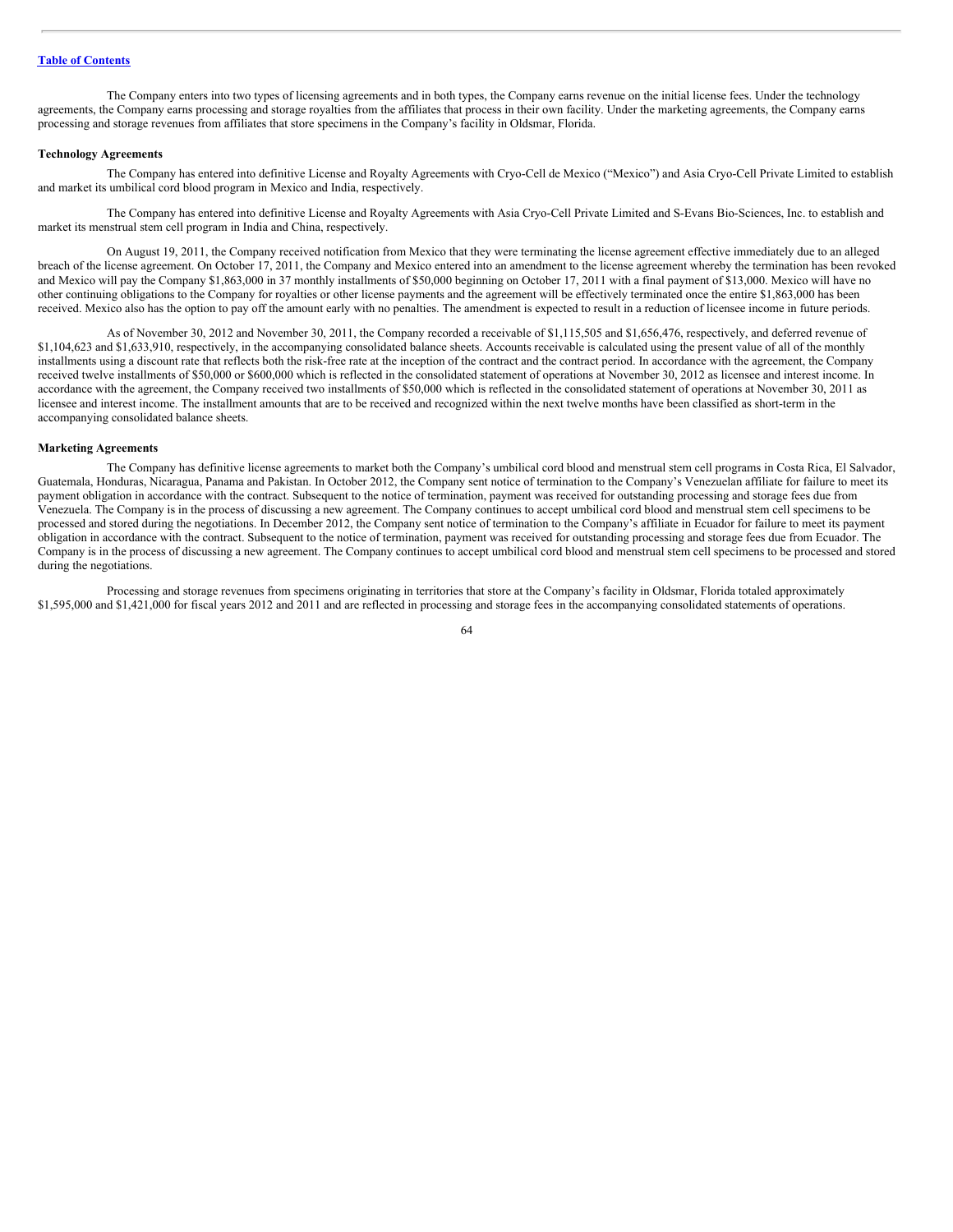The Company enters into two types of licensing agreements and in both types, the Company earns revenue on the initial license fees. Under the technology agreements, the Company earns processing and storage royalties from the affiliates that process in their own facility. Under the marketing agreements, the Company earns processing and storage revenues from affiliates that store specimens in the Company's facility in Oldsmar, Florida.

**Technology Agreements**

The Company has entered into definitive License and Royalty Agreements with Cryo-Cell de Mexico ("Mexico") and Asia Cryo-Cell Private Limited to establish and market its umbilical cord blood program in Mexico and India, respectively.

The Company has entered into definitive License and Royalty Agreements with Asia Cryo-Cell Private Limited and S-Evans Bio-Sciences, Inc. to establish and market its menstrual stem cell program in India and China, respectively.

On August 19, 2011, the Company received notification from Mexico that they were terminating the license agreement effective immediately due to an alleged breach of the license agreement. On October 17, 2011, the Company and Mexico entered into an amendment to the license agreement whereby the termination has been revoked and Mexico will pay the Company $1,863,000 in 37 monthly installments of $50,000 beginning on October 17, 2011 with a final payment of $13,000. Mexico will have no other continuing obligations to the Company for royalties or other license payments and the agreement will be effectively terminated once the entire $1,863,000 has been received. Mexico also has the option to pay off the amount early with no penalties. The amendment is expected to result in a reduction of licensee income in future periods.

As of November 30, 2012 and November 30, 2011, the Company recorded a receivable of $1,115,505 and $1,656,476, respectively, and deferred revenue of $1,104,623 and $1,633,910, respectively, in the accompanying consolidated balance sheets. Accounts receivable is calculated using the present value of all of the monthly installments using a discount rate that reflects both the risk-free rate at the inception of the contract and the contract period. In accordance with the agreement, the Company received twelve installments of $50,000 or $600,000 which is reflected in the consolidated statement of operations at November 30, 2012 as licensee and interest income. In accordance with the agreement, the Company received two installments of $50,000 which is reflected in the consolidated statement of operations at November 30, 2011 as licensee and interest income. The installment amounts that are to be received and recognized within the next twelve months have been classified as short-term in the accompanying consolidated balance sheets.

**Marketing Agreements**

The Company has definitive license agreements to market both the Company's umbilical cord blood and menstrual stem cell programs in Costa Rica, El Salvador, Guatemala, Honduras, Nicaragua, Panama and Pakistan. In October 2012, the Company sent notice of termination to the Company's Venezuelan affiliate for failure to meet its payment obligation in accordance with the contract. Subsequent to the notice of termination, payment was received for outstanding processing and storage fees due from Venezuela. The Company is in the process of discussing a new agreement. The Company continues to accept umbilical cord blood and menstrual stem cell specimens to be processed and stored during the negotiations. In December 2012, the Company sent notice of termination to the Company's affiliate in Ecuador for failure to meet its payment obligation in accordance with the contract. Subsequent to the notice of termination, payment was received for outstanding processing and storage fees due from Ecuador. The Company is in the process of discussing a new agreement. The Company continues to accept umbilical cord blood and menstrual stem cell specimens to be processed and stored during the negotiations.

Processing and storage revenues from specimens originating in territories that store at the Company's facility in Oldsmar, Florida totaled approximately $1,595,000 and $1,421,000 for fiscal years 2012 and 2011 and are reflected in processing and storage fees in the accompanying consolidated statements of operations.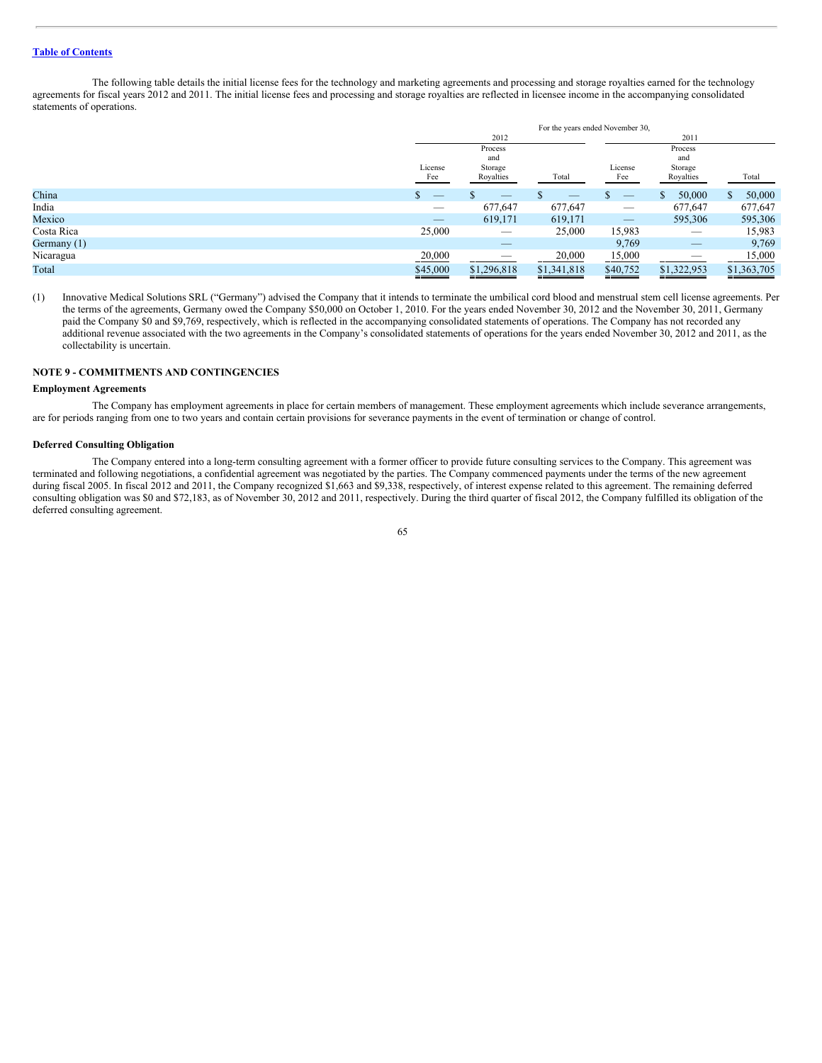Table of Contents

The following table details the initial license fees for the technology and marketing agreements and processing and storage royalties earned for the technology agreements for fiscal years 2012 and 2011. The initial license fees and processing and storage royalties are reflected in licensee income in the accompanying consolidated statements of operations.

| | For the years ended November 30, | | | | | |
|---|---|---|---|---|---|---|
| | 2012 | | | 2011 | | |
| | License Fee | Process and Storage Royalties | Total | License Fee | Process and Storage Royalties | Total |
| China | $ — | $ — | $ — | $ — | $ 50,000 | $ 50,000 |
| India | — | 677,647 | 677,647 | — | 677,647 | 677,647 |
| Mexico | — | 619,171 | 619,171 | — | 595,306 | 595,306 |
| Costa Rica | 25,000 | — | 25,000 | 15,983 | — | 15,983 |
| Germany (1) | | — | | 9,769 | — | 9,769 |
| Nicaragua | 20,000 | — | 20,000 | 15,000 | — | 15,000 |
| Total | $45,000 | $1,296,818 | $1,341,818 | $40,752 | $1,322,953 | $1,363,705 |

(1) Innovative Medical Solutions SRL ("Germany") advised the Company that it intends to terminate the umbilical cord blood and menstrual stem cell license agreements. Per the terms of the agreements, Germany owed the Company $50,000 on October 1, 2010. For the years ended November 30, 2012 and the November 30, 2011, Germany paid the Company $0 and $9,769, respectively, which is reflected in the accompanying consolidated statements of operations. The Company has not recorded any additional revenue associated with the two agreements in the Company's consolidated statements of operations for the years ended November 30, 2012 and 2011, as the collectability is uncertain.

## NOTE 9 - COMMITMENTS AND CONTINGENCIES

**Employment Agreements**

The Company has employment agreements in place for certain members of management. These employment agreements which include severance arrangements, are for periods ranging from one to two years and contain certain provisions for severance payments in the event of termination or change of control.

**Deferred Consulting Obligation**

The Company entered into a long-term consulting agreement with a former officer to provide future consulting services to the Company. This agreement was terminated and following negotiations, a confidential agreement was negotiated by the parties. The Company commenced payments under the terms of the new agreement during fiscal 2005. In fiscal 2012 and 2011, the Company recognized $1,663 and $9,338, respectively, of interest expense related to this agreement. The remaining deferred consulting obligation was $0 and $72,183, as of November 30, 2012 and 2011, respectively. During the third quarter of fiscal 2012, the Company fulfilled its obligation of the deferred consulting agreement.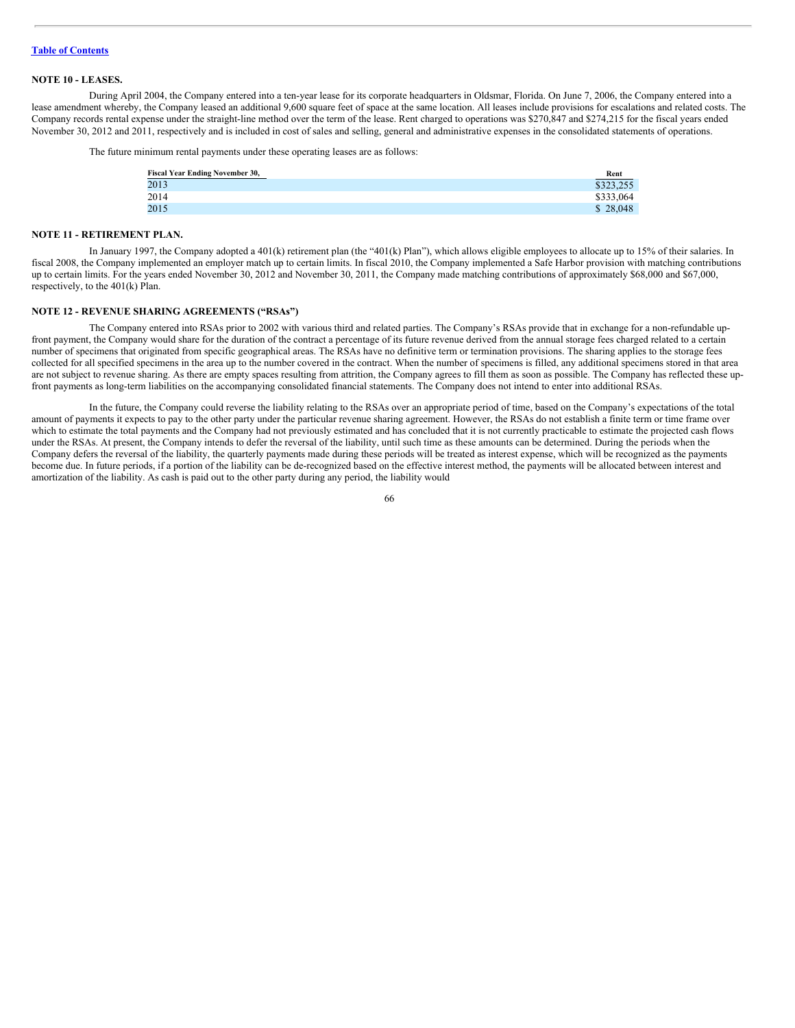## NOTE 10 - LEASES.

During April 2004, the Company entered into a ten-year lease for its corporate headquarters in Oldsmar, Florida. On June 7, 2006, the Company entered into a lease amendment whereby, the Company leased an additional 9,600 square feet of space at the same location. All leases include provisions for escalations and related costs. The Company records rental expense under the straight-line method over the term of the lease. Rent charged to operations was $270,847 and $274,215 for the fiscal years ended November 30, 2012 and 2011, respectively and is included in cost of sales and selling, general and administrative expenses in the consolidated statements of operations.

The future minimum rental payments under these operating leases are as follows:

| Fiscal Year Ending November 30, | Rent |
|---|---|
| 2013 | $323,255 |
| 2014 | $333,064 |
| 2015 | $ 28,048 |

## NOTE 11 - RETIREMENT PLAN.

In January 1997, the Company adopted a 401(k) retirement plan (the "401(k) Plan"), which allows eligible employees to allocate up to 15% of their salaries. In fiscal 2008, the Company implemented an employer match up to certain limits. In fiscal 2010, the Company implemented a Safe Harbor provision with matching contributions up to certain limits. For the years ended November 30, 2012 and November 30, 2011, the Company made matching contributions of approximately $68,000 and $67,000, respectively, to the 401(k) Plan.

## NOTE 12 - REVENUE SHARING AGREEMENTS ("RSAs")

The Company entered into RSAs prior to 2002 with various third and related parties. The Company's RSAs provide that in exchange for a non-refundable up-front payment, the Company would share for the duration of the contract a percentage of its future revenue derived from the annual storage fees charged related to a certain number of specimens that originated from specific geographical areas. The RSAs have no definitive term or termination provisions. The sharing applies to the storage fees collected for all specified specimens in the area up to the number covered in the contract. When the number of specimens is filled, any additional specimens stored in that area are not subject to revenue sharing. As there are empty spaces resulting from attrition, the Company agrees to fill them as soon as possible. The Company has reflected these up-front payments as long-term liabilities on the accompanying consolidated financial statements. The Company does not intend to enter into additional RSAs.

In the future, the Company could reverse the liability relating to the RSAs over an appropriate period of time, based on the Company's expectations of the total amount of payments it expects to pay to the other party under the particular revenue sharing agreement. However, the RSAs do not establish a finite term or time frame over which to estimate the total payments and the Company had not previously estimated and has concluded that it is not currently practicable to estimate the projected cash flows under the RSAs. At present, the Company intends to defer the reversal of the liability, until such time as these amounts can be determined. During the periods when the Company defers the reversal of the liability, the quarterly payments made during these periods will be treated as interest expense, which will be recognized as the payments become due. In future periods, if a portion of the liability can be de-recognized based on the effective interest method, the payments will be allocated between interest and amortization of the liability. As cash is paid out to the other party during any period, the liability would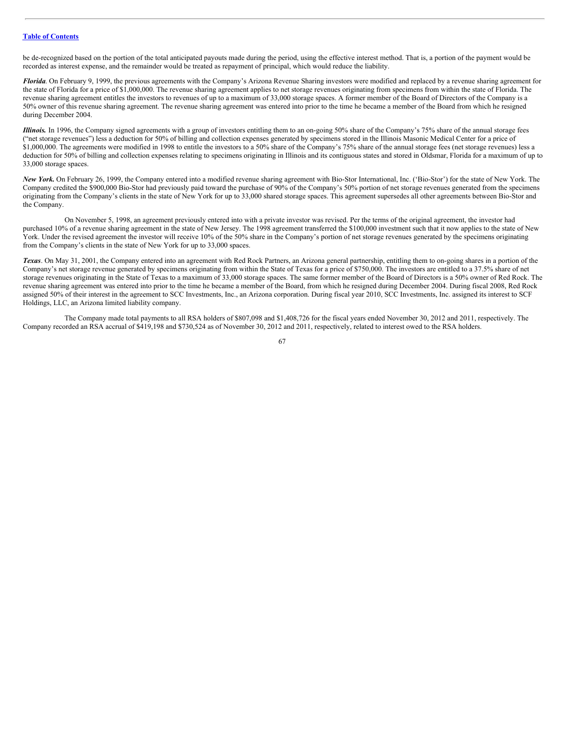be de-recognized based on the portion of the total anticipated payouts made during the period, using the effective interest method. That is, a portion of the payment would be recorded as interest expense, and the remainder would be treated as repayment of principal, which would reduce the liability.

***Florida***. On February 9, 1999, the previous agreements with the Company's Arizona Revenue Sharing investors were modified and replaced by a revenue sharing agreement for the state of Florida for a price of $1,000,000. The revenue sharing agreement applies to net storage revenues originating from specimens from within the state of Florida. The revenue sharing agreement entitles the investors to revenues of up to a maximum of 33,000 storage spaces. A former member of the Board of Directors of the Company is a 50% owner of this revenue sharing agreement. The revenue sharing agreement was entered into prior to the time he became a member of the Board from which he resigned during December 2004.

***Illinois.*** In 1996, the Company signed agreements with a group of investors entitling them to an on-going 50% share of the Company's 75% share of the annual storage fees ("net storage revenues") less a deduction for 50% of billing and collection expenses generated by specimens stored in the Illinois Masonic Medical Center for a price of $1,000,000. The agreements were modified in 1998 to entitle the investors to a 50% share of the Company's 75% share of the annual storage fees (net storage revenues) less a deduction for 50% of billing and collection expenses relating to specimens originating in Illinois and its contiguous states and stored in Oldsmar, Florida for a maximum of up to 33,000 storage spaces.

***New York.*** On February 26, 1999, the Company entered into a modified revenue sharing agreement with Bio-Stor International, Inc. ('Bio-Stor') for the state of New York. The Company credited the $900,000 Bio-Stor had previously paid toward the purchase of 90% of the Company's 50% portion of net storage revenues generated from the specimens originating from the Company's clients in the state of New York for up to 33,000 shared storage spaces. This agreement supersedes all other agreements between Bio-Stor and the Company.

On November 5, 1998, an agreement previously entered into with a private investor was revised. Per the terms of the original agreement, the investor had purchased 10% of a revenue sharing agreement in the state of New Jersey. The 1998 agreement transferred the $100,000 investment such that it now applies to the state of New York. Under the revised agreement the investor will receive 10% of the 50% share in the Company's portion of net storage revenues generated by the specimens originating from the Company's clients in the state of New York for up to 33,000 spaces.

***Texas***. On May 31, 2001, the Company entered into an agreement with Red Rock Partners, an Arizona general partnership, entitling them to on-going shares in a portion of the Company's net storage revenue generated by specimens originating from within the State of Texas for a price of $750,000. The investors are entitled to a 37.5% share of net storage revenues originating in the State of Texas to a maximum of 33,000 storage spaces. The same former member of the Board of Directors is a 50% owner of Red Rock. The revenue sharing agreement was entered into prior to the time he became a member of the Board, from which he resigned during December 2004. During fiscal 2008, Red Rock assigned 50% of their interest in the agreement to SCC Investments, Inc., an Arizona corporation. During fiscal year 2010, SCC Investments, Inc. assigned its interest to SCF Holdings, LLC, an Arizona limited liability company.

The Company made total payments to all RSA holders of $807,098 and $1,408,726 for the fiscal years ended November 30, 2012 and 2011, respectively. The Company recorded an RSA accrual of $419,198 and $730,524 as of November 30, 2012 and 2011, respectively, related to interest owed to the RSA holders.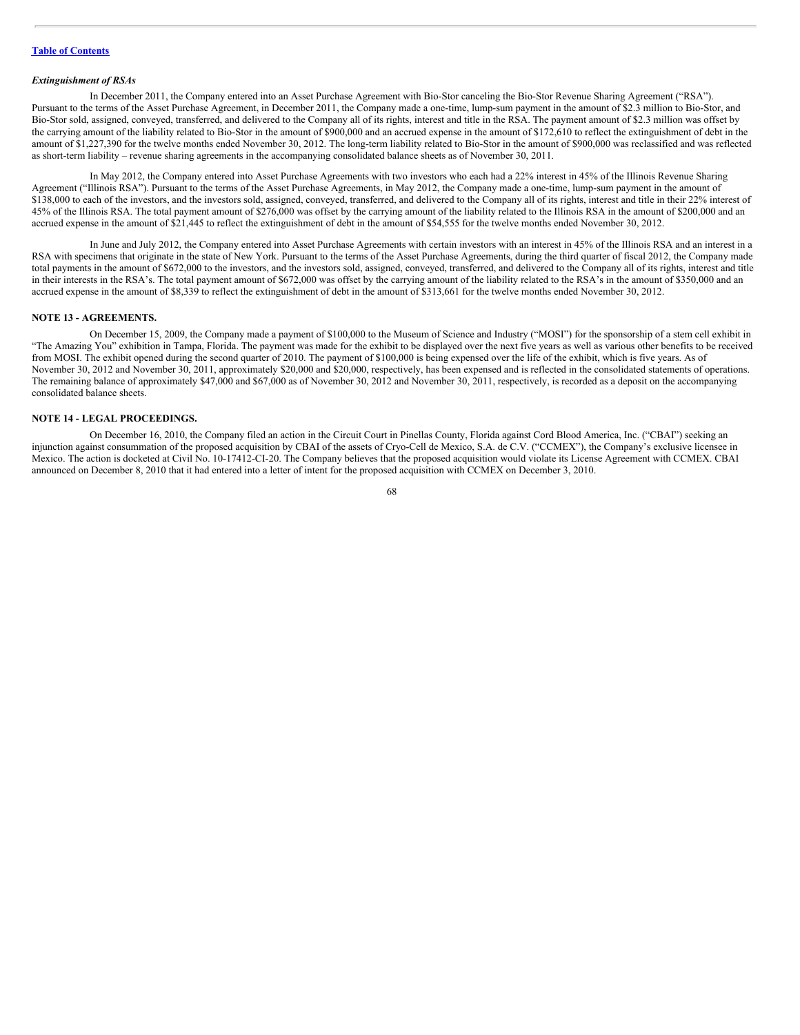*Extinguishment of RSAs*

In December 2011, the Company entered into an Asset Purchase Agreement with Bio-Stor canceling the Bio-Stor Revenue Sharing Agreement ("RSA"). Pursuant to the terms of the Asset Purchase Agreement, in December 2011, the Company made a one-time, lump-sum payment in the amount of $2.3 million to Bio-Stor, and Bio-Stor sold, assigned, conveyed, transferred, and delivered to the Company all of its rights, interest and title in the RSA. The payment amount of $2.3 million was offset by the carrying amount of the liability related to Bio-Stor in the amount of $900,000 and an accrued expense in the amount of $172,610 to reflect the extinguishment of debt in the amount of $1,227,390 for the twelve months ended November 30, 2012. The long-term liability related to Bio-Stor in the amount of $900,000 was reclassified and was reflected as short-term liability – revenue sharing agreements in the accompanying consolidated balance sheets as of November 30, 2011.

In May 2012, the Company entered into Asset Purchase Agreements with two investors who each had a 22% interest in 45% of the Illinois Revenue Sharing Agreement ("Illinois RSA"). Pursuant to the terms of the Asset Purchase Agreements, in May 2012, the Company made a one-time, lump-sum payment in the amount of $138,000 to each of the investors, and the investors sold, assigned, conveyed, transferred, and delivered to the Company all of its rights, interest and title in their 22% interest of 45% of the Illinois RSA. The total payment amount of $276,000 was offset by the carrying amount of the liability related to the Illinois RSA in the amount of $200,000 and an accrued expense in the amount of $21,445 to reflect the extinguishment of debt in the amount of $54,555 for the twelve months ended November 30, 2012.

In June and July 2012, the Company entered into Asset Purchase Agreements with certain investors with an interest in 45% of the Illinois RSA and an interest in a RSA with specimens that originate in the state of New York. Pursuant to the terms of the Asset Purchase Agreements, during the third quarter of fiscal 2012, the Company made total payments in the amount of $672,000 to the investors, and the investors sold, assigned, conveyed, transferred, and delivered to the Company all of its rights, interest and title in their interests in the RSA's. The total payment amount of $672,000 was offset by the carrying amount of the liability related to the RSA's in the amount of $350,000 and an accrued expense in the amount of $8,339 to reflect the extinguishment of debt in the amount of $313,661 for the twelve months ended November 30, 2012.

## NOTE 13 - AGREEMENTS.

On December 15, 2009, the Company made a payment of $100,000 to the Museum of Science and Industry ("MOSI") for the sponsorship of a stem cell exhibit in "The Amazing You" exhibition in Tampa, Florida. The payment was made for the exhibit to be displayed over the next five years as well as various other benefits to be received from MOSI. The exhibit opened during the second quarter of 2010. The payment of $100,000 is being expensed over the life of the exhibit, which is five years. As of November 30, 2012 and November 30, 2011, approximately $20,000 and $20,000, respectively, has been expensed and is reflected in the consolidated statements of operations. The remaining balance of approximately $47,000 and $67,000 as of November 30, 2012 and November 30, 2011, respectively, is recorded as a deposit on the accompanying consolidated balance sheets.

## NOTE 14 - LEGAL PROCEEDINGS.

On December 16, 2010, the Company filed an action in the Circuit Court in Pinellas County, Florida against Cord Blood America, Inc. ("CBAI") seeking an injunction against consummation of the proposed acquisition by CBAI of the assets of Cryo-Cell de Mexico, S.A. de C.V. ("CCMEX"), the Company's exclusive licensee in Mexico. The action is docketed at Civil No. 10-17412-CI-20. The Company believes that the proposed acquisition would violate its License Agreement with CCMEX. CBAI announced on December 8, 2010 that it had entered into a letter of intent for the proposed acquisition with CCMEX on December 3, 2010.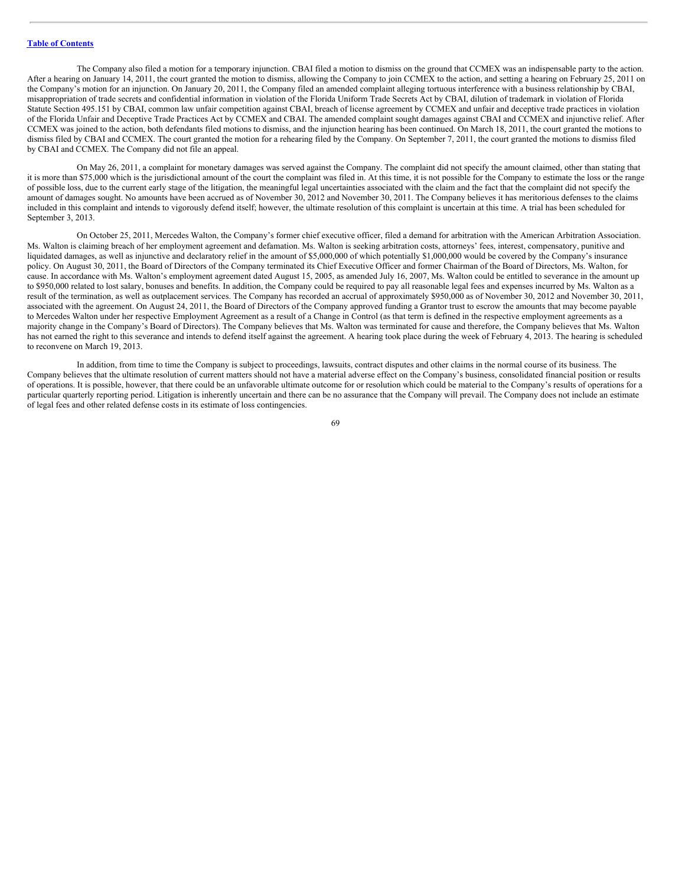The Company also filed a motion for a temporary injunction. CBAI filed a motion to dismiss on the ground that CCMEX was an indispensable party to the action. After a hearing on January 14, 2011, the court granted the motion to dismiss, allowing the Company to join CCMEX to the action, and setting a hearing on February 25, 2011 on the Company's motion for an injunction. On January 20, 2011, the Company filed an amended complaint alleging tortuous interference with a business relationship by CBAI, misappropriation of trade secrets and confidential information in violation of the Florida Uniform Trade Secrets Act by CBAI, dilution of trademark in violation of Florida Statute Section 495.151 by CBAI, common law unfair competition against CBAI, breach of license agreement by CCMEX and unfair and deceptive trade practices in violation of the Florida Unfair and Deceptive Trade Practices Act by CCMEX and CBAI. The amended complaint sought damages against CBAI and CCMEX and injunctive relief. After CCMEX was joined to the action, both defendants filed motions to dismiss, and the injunction hearing has been continued. On March 18, 2011, the court granted the motions to dismiss filed by CBAI and CCMEX. The court granted the motion for a rehearing filed by the Company. On September 7, 2011, the court granted the motions to dismiss filed by CBAI and CCMEX. The Company did not file an appeal.

On May 26, 2011, a complaint for monetary damages was served against the Company. The complaint did not specify the amount claimed, other than stating that it is more than $75,000 which is the jurisdictional amount of the court the complaint was filed in. At this time, it is not possible for the Company to estimate the loss or the range of possible loss, due to the current early stage of the litigation, the meaningful legal uncertainties associated with the claim and the fact that the complaint did not specify the amount of damages sought. No amounts have been accrued as of November 30, 2012 and November 30, 2011. The Company believes it has meritorious defenses to the claims included in this complaint and intends to vigorously defend itself; however, the ultimate resolution of this complaint is uncertain at this time. A trial has been scheduled for September 3, 2013.

On October 25, 2011, Mercedes Walton, the Company's former chief executive officer, filed a demand for arbitration with the American Arbitration Association. Ms. Walton is claiming breach of her employment agreement and defamation. Ms. Walton is seeking arbitration costs, attorneys' fees, interest, compensatory, punitive and liquidated damages, as well as injunctive and declaratory relief in the amount of $5,000,000 of which potentially $1,000,000 would be covered by the Company's insurance policy. On August 30, 2011, the Board of Directors of the Company terminated its Chief Executive Officer and former Chairman of the Board of Directors, Ms. Walton, for cause. In accordance with Ms. Walton's employment agreement dated August 15, 2005, as amended July 16, 2007, Ms. Walton could be entitled to severance in the amount up to $950,000 related to lost salary, bonuses and benefits. In addition, the Company could be required to pay all reasonable legal fees and expenses incurred by Ms. Walton as a result of the termination, as well as outplacement services. The Company has recorded an accrual of approximately $950,000 as of November 30, 2012 and November 30, 2011, associated with the agreement. On August 24, 2011, the Board of Directors of the Company approved funding a Grantor trust to escrow the amounts that may become payable to Mercedes Walton under her respective Employment Agreement as a result of a Change in Control (as that term is defined in the respective employment agreements as a majority change in the Company's Board of Directors). The Company believes that Ms. Walton was terminated for cause and therefore, the Company believes that Ms. Walton has not earned the right to this severance and intends to defend itself against the agreement. A hearing took place during the week of February 4, 2013. The hearing is scheduled to reconvene on March 19, 2013.

In addition, from time to time the Company is subject to proceedings, lawsuits, contract disputes and other claims in the normal course of its business. The Company believes that the ultimate resolution of current matters should not have a material adverse effect on the Company's business, consolidated financial position or results of operations. It is possible, however, that there could be an unfavorable ultimate outcome for or resolution which could be material to the Company's results of operations for a particular quarterly reporting period. Litigation is inherently uncertain and there can be no assurance that the Company will prevail. The Company does not include an estimate of legal fees and other related defense costs in its estimate of loss contingencies.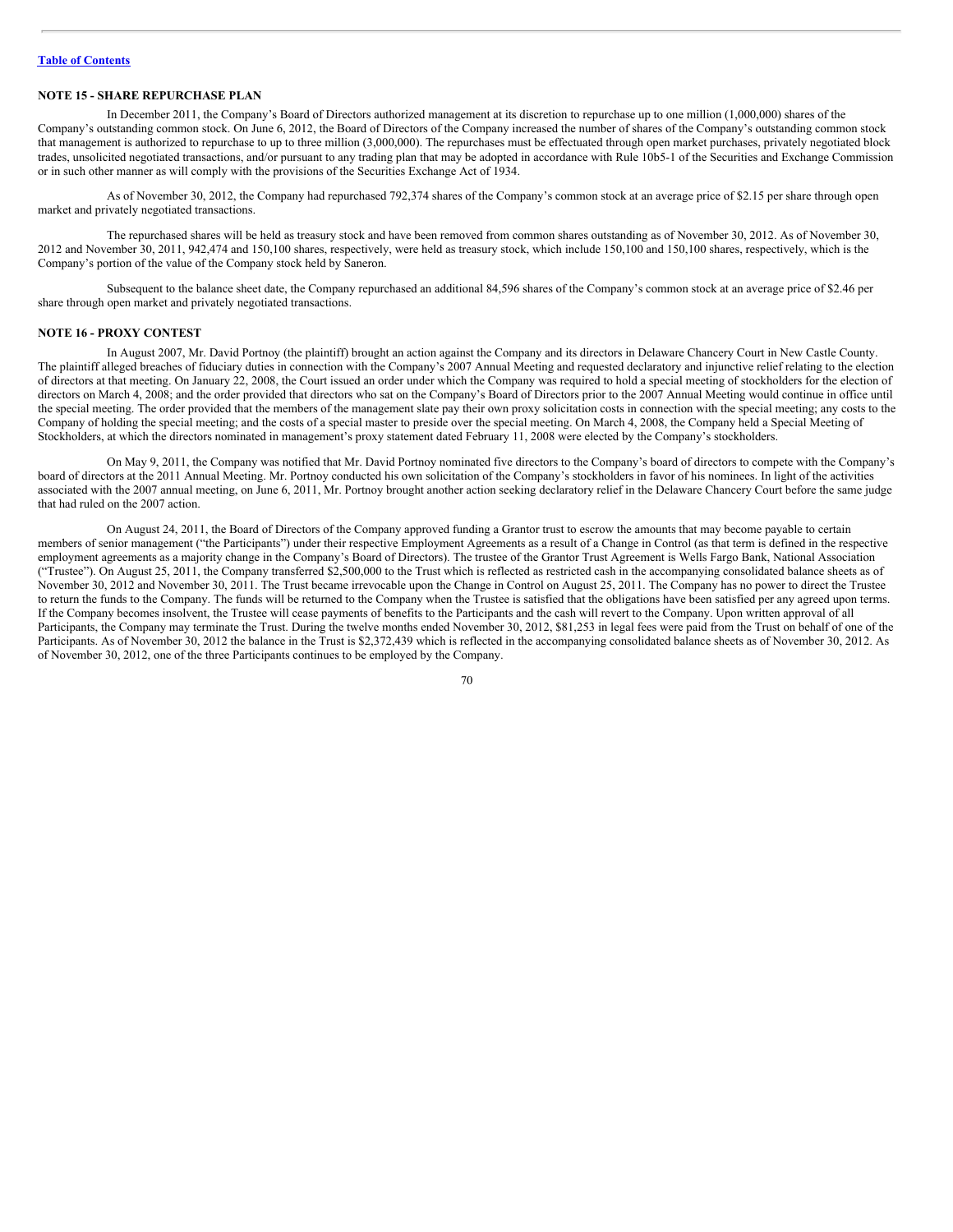[Table of Contents](#)

## NOTE 15 - SHARE REPURCHASE PLAN

In December 2011, the Company's Board of Directors authorized management at its discretion to repurchase up to one million (1,000,000) shares of the Company's outstanding common stock. On June 6, 2012, the Board of Directors of the Company increased the number of shares of the Company's outstanding common stock that management is authorized to repurchase to up to three million (3,000,000). The repurchases must be effectuated through open market purchases, privately negotiated block trades, unsolicited negotiated transactions, and/or pursuant to any trading plan that may be adopted in accordance with Rule 10b5-1 of the Securities and Exchange Commission or in such other manner as will comply with the provisions of the Securities Exchange Act of 1934.

As of November 30, 2012, the Company had repurchased 792,374 shares of the Company's common stock at an average price of $2.15 per share through open market and privately negotiated transactions.

The repurchased shares will be held as treasury stock and have been removed from common shares outstanding as of November 30, 2012. As of November 30, 2012 and November 30, 2011, 942,474 and 150,100 shares, respectively, were held as treasury stock, which include 150,100 and 150,100 shares, respectively, which is the Company's portion of the value of the Company stock held by Saneron.

Subsequent to the balance sheet date, the Company repurchased an additional 84,596 shares of the Company's common stock at an average price of $2.46 per share through open market and privately negotiated transactions.

## NOTE 16 - PROXY CONTEST

In August 2007, Mr. David Portnoy (the plaintiff) brought an action against the Company and its directors in Delaware Chancery Court in New Castle County. The plaintiff alleged breaches of fiduciary duties in connection with the Company's 2007 Annual Meeting and requested declaratory and injunctive relief relating to the election of directors at that meeting. On January 22, 2008, the Court issued an order under which the Company was required to hold a special meeting of stockholders for the election of directors on March 4, 2008; and the order provided that directors who sat on the Company's Board of Directors prior to the 2007 Annual Meeting would continue in office until the special meeting. The order provided that the members of the management slate pay their own proxy solicitation costs in connection with the special meeting; any costs to the Company of holding the special meeting; and the costs of a special master to preside over the special meeting. On March 4, 2008, the Company held a Special Meeting of Stockholders, at which the directors nominated in management's proxy statement dated February 11, 2008 were elected by the Company's stockholders.

On May 9, 2011, the Company was notified that Mr. David Portnoy nominated five directors to the Company's board of directors to compete with the Company's board of directors at the 2011 Annual Meeting. Mr. Portnoy conducted his own solicitation of the Company's stockholders in favor of his nominees. In light of the activities associated with the 2007 annual meeting, on June 6, 2011, Mr. Portnoy brought another action seeking declaratory relief in the Delaware Chancery Court before the same judge that had ruled on the 2007 action.

On August 24, 2011, the Board of Directors of the Company approved funding a Grantor trust to escrow the amounts that may become payable to certain members of senior management ("the Participants") under their respective Employment Agreements as a result of a Change in Control (as that term is defined in the respective employment agreements as a majority change in the Company's Board of Directors). The trustee of the Grantor Trust Agreement is Wells Fargo Bank, National Association ("Trustee"). On August 25, 2011, the Company transferred $2,500,000 to the Trust which is reflected as restricted cash in the accompanying consolidated balance sheets as of November 30, 2012 and November 30, 2011. The Trust became irrevocable upon the Change in Control on August 25, 2011. The Company has no power to direct the Trustee to return the funds to the Company. The funds will be returned to the Company when the Trustee is satisfied that the obligations have been satisfied per any agreed upon terms. If the Company becomes insolvent, the Trustee will cease payments of benefits to the Participants and the cash will revert to the Company. Upon written approval of all Participants, the Company may terminate the Trust. During the twelve months ended November 30, 2012, $81,253 in legal fees were paid from the Trust on behalf of one of the Participants. As of November 30, 2012 the balance in the Trust is $2,372,439 which is reflected in the accompanying consolidated balance sheets as of November 30, 2012. As of November 30, 2012, one of the three Participants continues to be employed by the Company.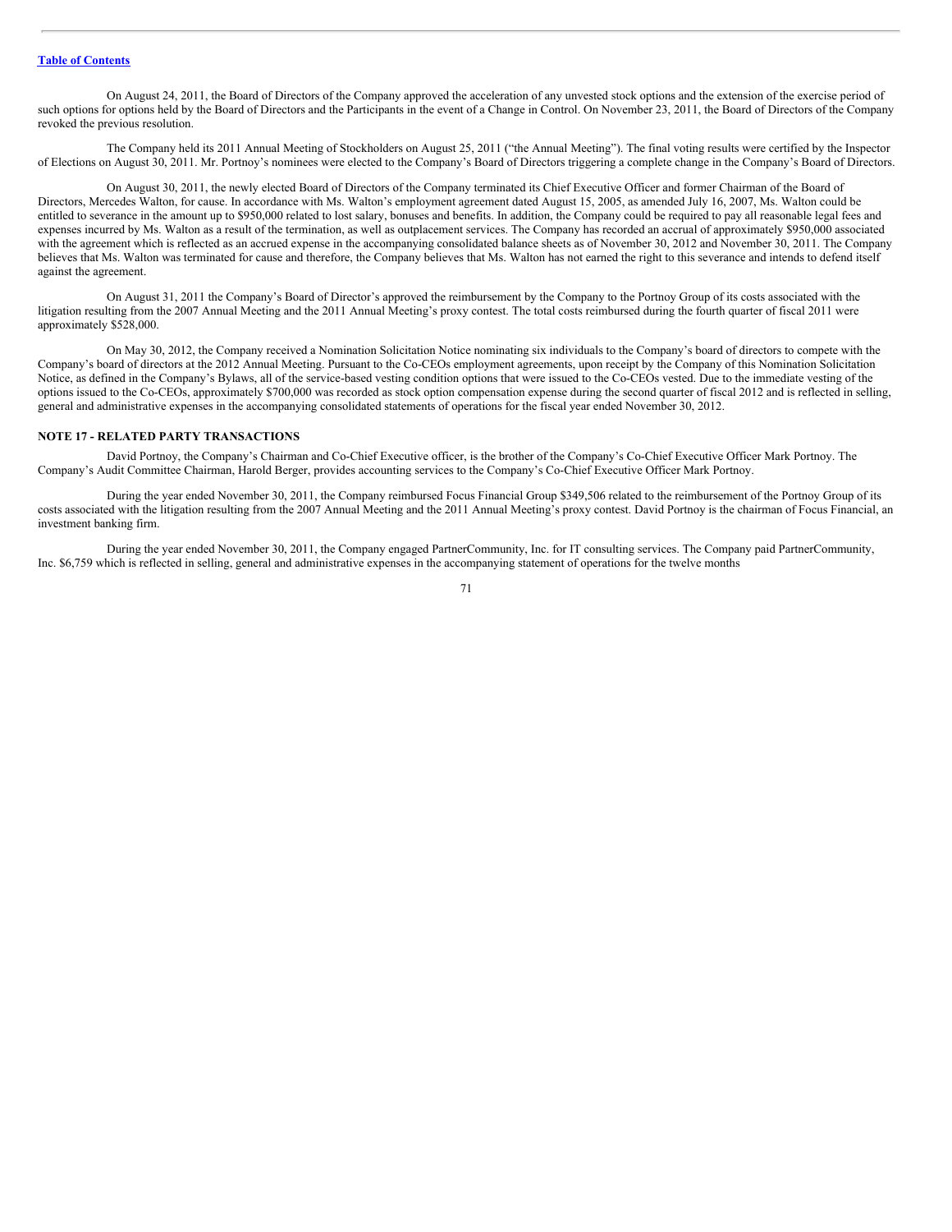On August 24, 2011, the Board of Directors of the Company approved the acceleration of any unvested stock options and the extension of the exercise period of such options for options held by the Board of Directors and the Participants in the event of a Change in Control. On November 23, 2011, the Board of Directors of the Company revoked the previous resolution.

The Company held its 2011 Annual Meeting of Stockholders on August 25, 2011 ("the Annual Meeting"). The final voting results were certified by the Inspector of Elections on August 30, 2011. Mr. Portnoy's nominees were elected to the Company's Board of Directors triggering a complete change in the Company's Board of Directors.

On August 30, 2011, the newly elected Board of Directors of the Company terminated its Chief Executive Officer and former Chairman of the Board of Directors, Mercedes Walton, for cause. In accordance with Ms. Walton's employment agreement dated August 15, 2005, as amended July 16, 2007, Ms. Walton could be entitled to severance in the amount up to $950,000 related to lost salary, bonuses and benefits. In addition, the Company could be required to pay all reasonable legal fees and expenses incurred by Ms. Walton as a result of the termination, as well as outplacement services. The Company has recorded an accrual of approximately $950,000 associated with the agreement which is reflected as an accrued expense in the accompanying consolidated balance sheets as of November 30, 2012 and November 30, 2011. The Company believes that Ms. Walton was terminated for cause and therefore, the Company believes that Ms. Walton has not earned the right to this severance and intends to defend itself against the agreement.

On August 31, 2011 the Company's Board of Director's approved the reimbursement by the Company to the Portnoy Group of its costs associated with the litigation resulting from the 2007 Annual Meeting and the 2011 Annual Meeting's proxy contest. The total costs reimbursed during the fourth quarter of fiscal 2011 were approximately $528,000.

On May 30, 2012, the Company received a Nomination Solicitation Notice nominating six individuals to the Company's board of directors to compete with the Company's board of directors at the 2012 Annual Meeting. Pursuant to the Co-CEOs employment agreements, upon receipt by the Company of this Nomination Solicitation Notice, as defined in the Company's Bylaws, all of the service-based vesting condition options that were issued to the Co-CEOs vested. Due to the immediate vesting of the options issued to the Co-CEOs, approximately $700,000 was recorded as stock option compensation expense during the second quarter of fiscal 2012 and is reflected in selling, general and administrative expenses in the accompanying consolidated statements of operations for the fiscal year ended November 30, 2012.

## NOTE 17 - RELATED PARTY TRANSACTIONS

David Portnoy, the Company's Chairman and Co-Chief Executive officer, is the brother of the Company's Co-Chief Executive Officer Mark Portnoy. The Company's Audit Committee Chairman, Harold Berger, provides accounting services to the Company's Co-Chief Executive Officer Mark Portnoy.

During the year ended November 30, 2011, the Company reimbursed Focus Financial Group $349,506 related to the reimbursement of the Portnoy Group of its costs associated with the litigation resulting from the 2007 Annual Meeting and the 2011 Annual Meeting's proxy contest. David Portnoy is the chairman of Focus Financial, an investment banking firm.

During the year ended November 30, 2011, the Company engaged PartnerCommunity, Inc. for IT consulting services. The Company paid PartnerCommunity, Inc. $6,759 which is reflected in selling, general and administrative expenses in the accompanying statement of operations for the twelve months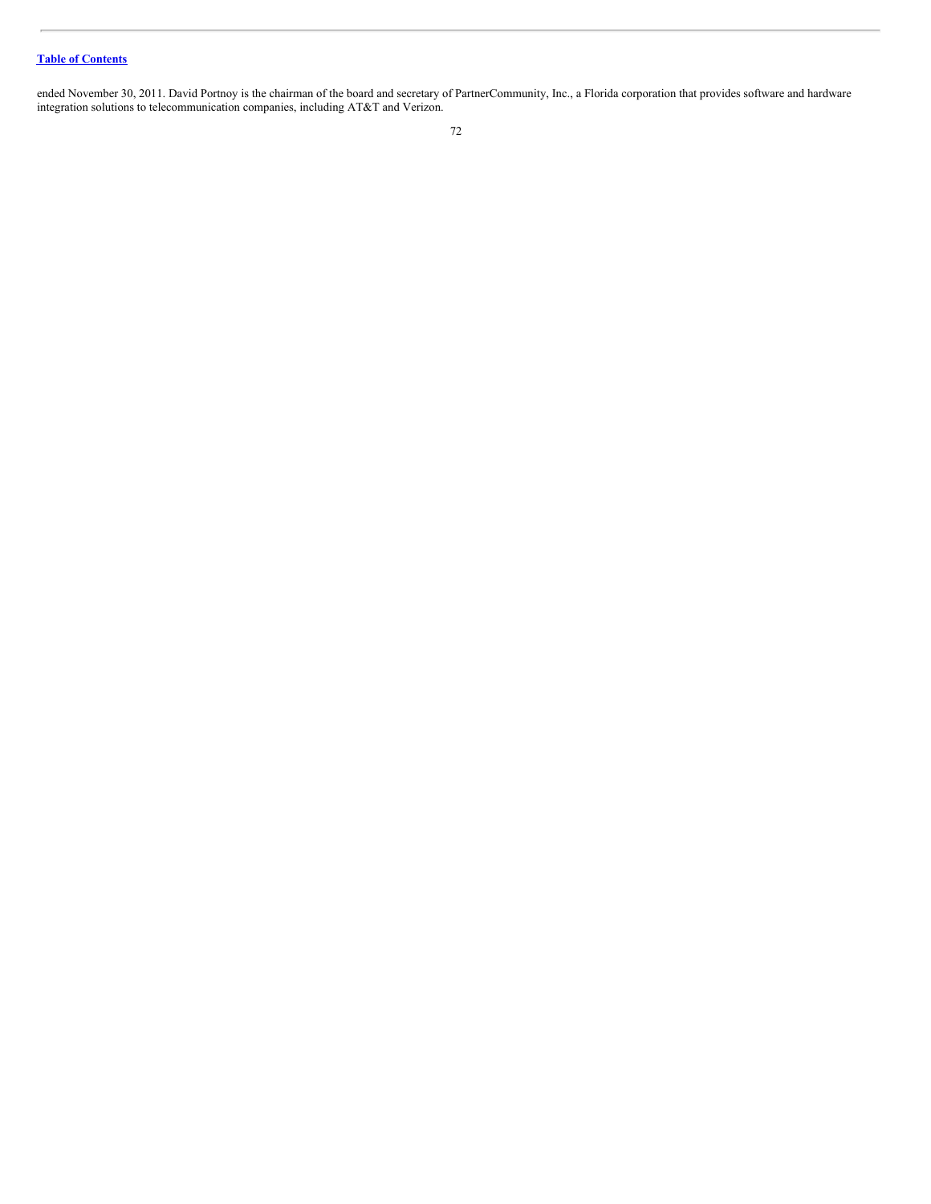ended November 30, 2011. David Portnoy is the chairman of the board and secretary of PartnerCommunity, Inc., a Florida corporation that provides software and hardware integration solutions to telecommunication companies, including AT&T and Verizon.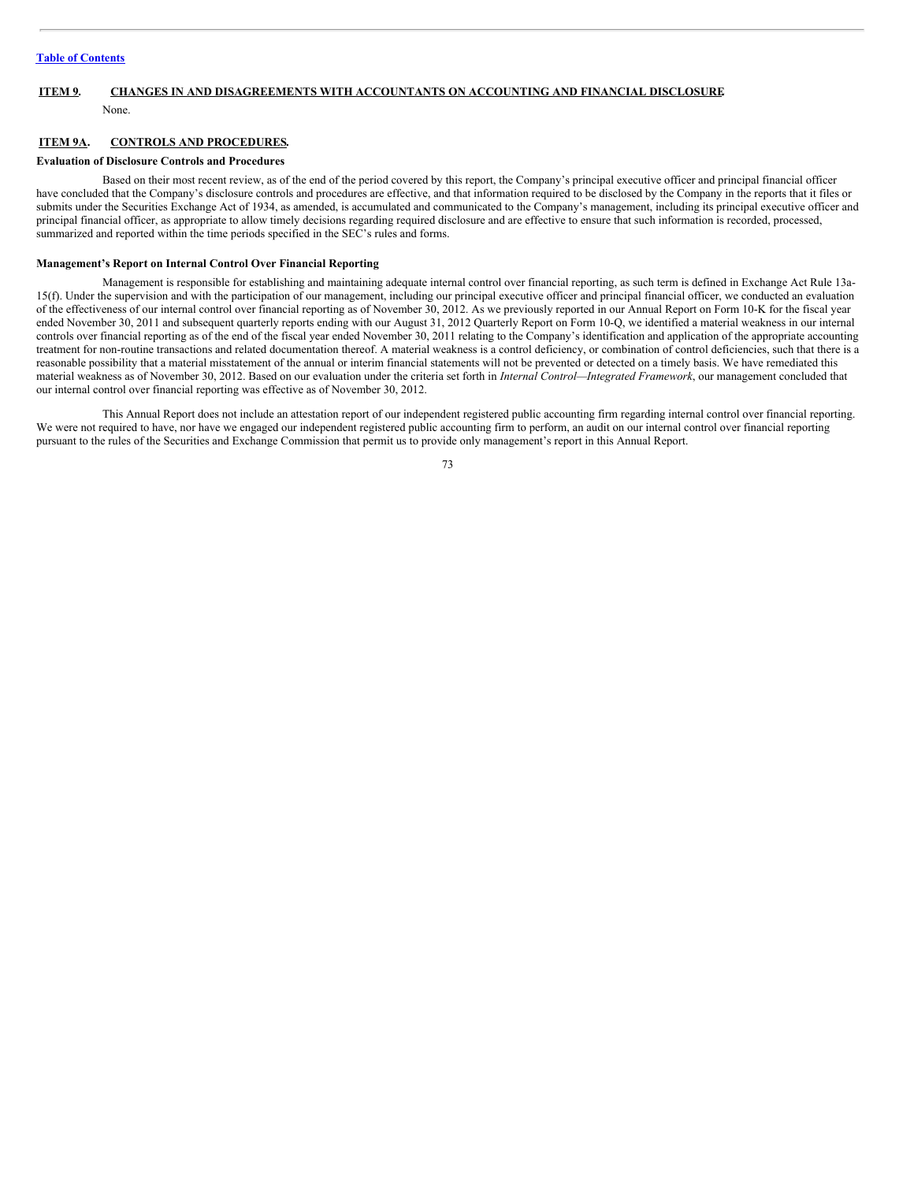## ITEM 9. CHANGES IN AND DISAGREEMENTS WITH ACCOUNTANTS ON ACCOUNTING AND FINANCIAL DISCLOSURE.

None.

## ITEM 9A. CONTROLS AND PROCEDURES.

**Evaluation of Disclosure Controls and Procedures**

Based on their most recent review, as of the end of the period covered by this report, the Company's principal executive officer and principal financial officer have concluded that the Company's disclosure controls and procedures are effective, and that information required to be disclosed by the Company in the reports that it files or submits under the Securities Exchange Act of 1934, as amended, is accumulated and communicated to the Company's management, including its principal executive officer and principal financial officer, as appropriate to allow timely decisions regarding required disclosure and are effective to ensure that such information is recorded, processed, summarized and reported within the time periods specified in the SEC's rules and forms.

**Management's Report on Internal Control Over Financial Reporting**

Management is responsible for establishing and maintaining adequate internal control over financial reporting, as such term is defined in Exchange Act Rule 13a-15(f). Under the supervision and with the participation of our management, including our principal executive officer and principal financial officer, we conducted an evaluation of the effectiveness of our internal control over financial reporting as of November 30, 2012. As we previously reported in our Annual Report on Form 10-K for the fiscal year ended November 30, 2011 and subsequent quarterly reports ending with our August 31, 2012 Quarterly Report on Form 10-Q, we identified a material weakness in our internal controls over financial reporting as of the end of the fiscal year ended November 30, 2011 relating to the Company's identification and application of the appropriate accounting treatment for non-routine transactions and related documentation thereof. A material weakness is a control deficiency, or combination of control deficiencies, such that there is a reasonable possibility that a material misstatement of the annual or interim financial statements will not be prevented or detected on a timely basis. We have remediated this material weakness as of November 30, 2012. Based on our evaluation under the criteria set forth in *Internal Control—Integrated Framework*, our management concluded that our internal control over financial reporting was effective as of November 30, 2012.

This Annual Report does not include an attestation report of our independent registered public accounting firm regarding internal control over financial reporting. We were not required to have, nor have we engaged our independent registered public accounting firm to perform, an audit on our internal control over financial reporting pursuant to the rules of the Securities and Exchange Commission that permit us to provide only management's report in this Annual Report.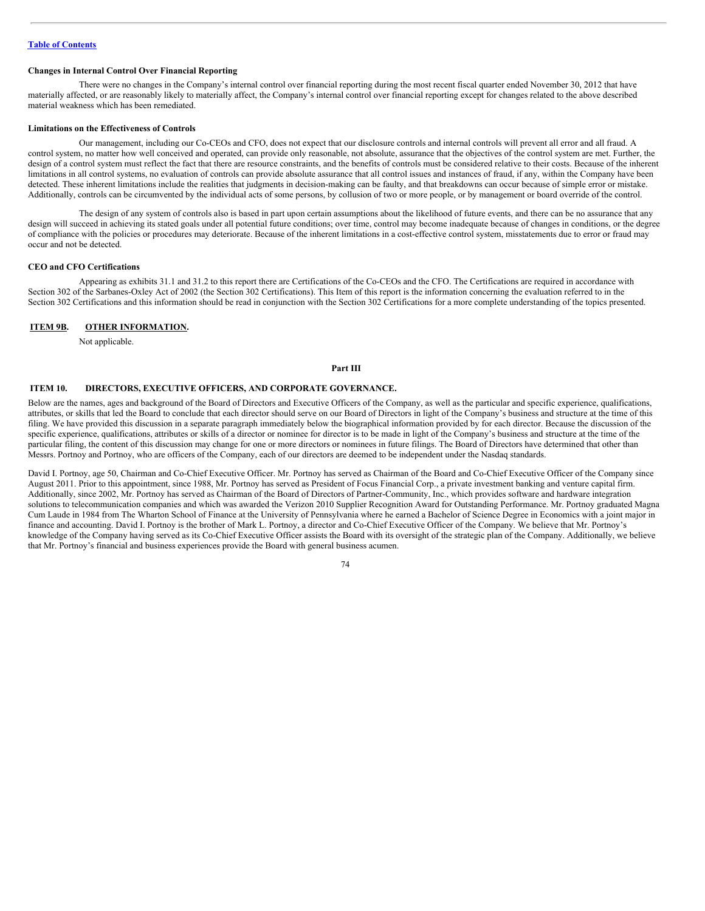**Changes in Internal Control Over Financial Reporting**

There were no changes in the Company's internal control over financial reporting during the most recent fiscal quarter ended November 30, 2012 that have materially affected, or are reasonably likely to materially affect, the Company's internal control over financial reporting except for changes related to the above described material weakness which has been remediated.

**Limitations on the Effectiveness of Controls**

Our management, including our Co-CEOs and CFO, does not expect that our disclosure controls and internal controls will prevent all error and all fraud. A control system, no matter how well conceived and operated, can provide only reasonable, not absolute, assurance that the objectives of the control system are met. Further, the design of a control system must reflect the fact that there are resource constraints, and the benefits of controls must be considered relative to their costs. Because of the inherent limitations in all control systems, no evaluation of controls can provide absolute assurance that all control issues and instances of fraud, if any, within the Company have been detected. These inherent limitations include the realities that judgments in decision-making can be faulty, and that breakdowns can occur because of simple error or mistake. Additionally, controls can be circumvented by the individual acts of some persons, by collusion of two or more people, or by management or board override of the control.

The design of any system of controls also is based in part upon certain assumptions about the likelihood of future events, and there can be no assurance that any design will succeed in achieving its stated goals under all potential future conditions; over time, control may become inadequate because of changes in conditions, or the degree of compliance with the policies or procedures may deteriorate. Because of the inherent limitations in a cost-effective control system, misstatements due to error or fraud may occur and not be detected.

**CEO and CFO Certifications**

Appearing as exhibits 31.1 and 31.2 to this report there are Certifications of the Co-CEOs and the CFO. The Certifications are required in accordance with Section 302 of the Sarbanes-Oxley Act of 2002 (the Section 302 Certifications). This Item of this report is the information concerning the evaluation referred to in the Section 302 Certifications and this information should be read in conjunction with the Section 302 Certifications for a more complete understanding of the topics presented.

## ITEM 9B. OTHER INFORMATION.

Not applicable.

# Part III

## ITEM 10. DIRECTORS, EXECUTIVE OFFICERS, AND CORPORATE GOVERNANCE.

Below are the names, ages and background of the Board of Directors and Executive Officers of the Company, as well as the particular and specific experience, qualifications, attributes, or skills that led the Board to conclude that each director should serve on our Board of Directors in light of the Company's business and structure at the time of this filing. We have provided this discussion in a separate paragraph immediately below the biographical information provided by for each director. Because the discussion of the specific experience, qualifications, attributes or skills of a director or nominee for director is to be made in light of the Company's business and structure at the time of the particular filing, the content of this discussion may change for one or more directors or nominees in future filings. The Board of Directors have determined that other than Messrs. Portnoy and Portnoy, who are officers of the Company, each of our directors are deemed to be independent under the Nasdaq standards.

David I. Portnoy, age 50, Chairman and Co-Chief Executive Officer. Mr. Portnoy has served as Chairman of the Board and Co-Chief Executive Officer of the Company since August 2011. Prior to this appointment, since 1988, Mr. Portnoy has served as President of Focus Financial Corp., a private investment banking and venture capital firm. Additionally, since 2002, Mr. Portnoy has served as Chairman of the Board of Directors of Partner-Community, Inc., which provides software and hardware integration solutions to telecommunication companies and which was awarded the Verizon 2010 Supplier Recognition Award for Outstanding Performance. Mr. Portnoy graduated Magna Cum Laude in 1984 from The Wharton School of Finance at the University of Pennsylvania where he earned a Bachelor of Science Degree in Economics with a joint major in finance and accounting. David I. Portnoy is the brother of Mark L. Portnoy, a director and Co-Chief Executive Officer of the Company. We believe that Mr. Portnoy's knowledge of the Company having served as its Co-Chief Executive Officer assists the Board with its oversight of the strategic plan of the Company. Additionally, we believe that Mr. Portnoy's financial and business experiences provide the Board with general business acumen.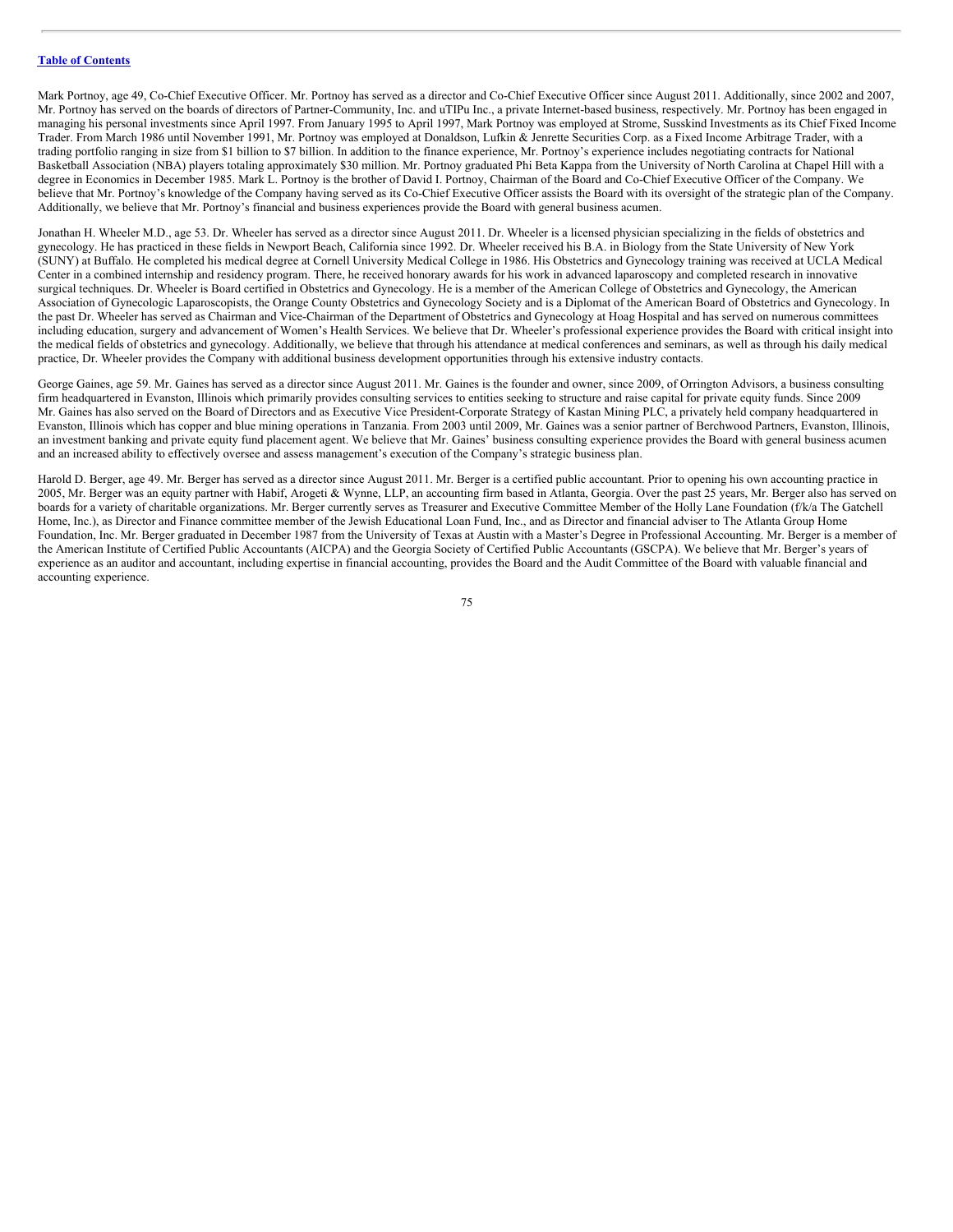Mark Portnoy, age 49, Co-Chief Executive Officer. Mr. Portnoy has served as a director and Co-Chief Executive Officer since August 2011. Additionally, since 2002 and 2007, Mr. Portnoy has served on the boards of directors of Partner-Community, Inc. and uTIPu Inc., a private Internet-based business, respectively. Mr. Portnoy has been engaged in managing his personal investments since April 1997. From January 1995 to April 1997, Mark Portnoy was employed at Strome, Susskind Investments as its Chief Fixed Income Trader. From March 1986 until November 1991, Mr. Portnoy was employed at Donaldson, Lufkin & Jenrette Securities Corp. as a Fixed Income Arbitrage Trader, with a trading portfolio ranging in size from $1 billion to $7 billion. In addition to the finance experience, Mr. Portnoy's experience includes negotiating contracts for National Basketball Association (NBA) players totaling approximately $30 million. Mr. Portnoy graduated Phi Beta Kappa from the University of North Carolina at Chapel Hill with a degree in Economics in December 1985. Mark L. Portnoy is the brother of David I. Portnoy, Chairman of the Board and Co-Chief Executive Officer of the Company. We believe that Mr. Portnoy's knowledge of the Company having served as its Co-Chief Executive Officer assists the Board with its oversight of the strategic plan of the Company. Additionally, we believe that Mr. Portnoy's financial and business experiences provide the Board with general business acumen.

Jonathan H. Wheeler M.D., age 53. Dr. Wheeler has served as a director since August 2011. Dr. Wheeler is a licensed physician specializing in the fields of obstetrics and gynecology. He has practiced in these fields in Newport Beach, California since 1992. Dr. Wheeler received his B.A. in Biology from the State University of New York (SUNY) at Buffalo. He completed his medical degree at Cornell University Medical College in 1986. His Obstetrics and Gynecology training was received at UCLA Medical Center in a combined internship and residency program. There, he received honorary awards for his work in advanced laparoscopy and completed research in innovative surgical techniques. Dr. Wheeler is Board certified in Obstetrics and Gynecology. He is a member of the American College of Obstetrics and Gynecology, the American Association of Gynecologic Laparoscopists, the Orange County Obstetrics and Gynecology Society and is a Diplomat of the American Board of Obstetrics and Gynecology. In the past Dr. Wheeler has served as Chairman and Vice-Chairman of the Department of Obstetrics and Gynecology at Hoag Hospital and has served on numerous committees including education, surgery and advancement of Women's Health Services. We believe that Dr. Wheeler's professional experience provides the Board with critical insight into the medical fields of obstetrics and gynecology. Additionally, we believe that through his attendance at medical conferences and seminars, as well as through his daily medical practice, Dr. Wheeler provides the Company with additional business development opportunities through his extensive industry contacts.

George Gaines, age 59. Mr. Gaines has served as a director since August 2011. Mr. Gaines is the founder and owner, since 2009, of Orrington Advisors, a business consulting firm headquartered in Evanston, Illinois which primarily provides consulting services to entities seeking to structure and raise capital for private equity funds. Since 2009 Mr. Gaines has also served on the Board of Directors and as Executive Vice President-Corporate Strategy of Kastan Mining PLC, a privately held company headquartered in Evanston, Illinois which has copper and blue mining operations in Tanzania. From 2003 until 2009, Mr. Gaines was a senior partner of Berchwood Partners, Evanston, Illinois, an investment banking and private equity fund placement agent. We believe that Mr. Gaines' business consulting experience provides the Board with general business acumen and an increased ability to effectively oversee and assess management's execution of the Company's strategic business plan.

Harold D. Berger, age 49. Mr. Berger has served as a director since August 2011. Mr. Berger is a certified public accountant. Prior to opening his own accounting practice in 2005, Mr. Berger was an equity partner with Habif, Arogeti & Wynne, LLP, an accounting firm based in Atlanta, Georgia. Over the past 25 years, Mr. Berger also has served on boards for a variety of charitable organizations. Mr. Berger currently serves as Treasurer and Executive Committee Member of the Holly Lane Foundation (f/k/a The Gatchell Home, Inc.), as Director and Finance committee member of the Jewish Educational Loan Fund, Inc., and as Director and financial adviser to The Atlanta Group Home Foundation, Inc. Mr. Berger graduated in December 1987 from the University of Texas at Austin with a Master's Degree in Professional Accounting. Mr. Berger is a member of the American Institute of Certified Public Accountants (AICPA) and the Georgia Society of Certified Public Accountants (GSCPA). We believe that Mr. Berger's years of experience as an auditor and accountant, including expertise in financial accounting, provides the Board and the Audit Committee of the Board with valuable financial and accounting experience.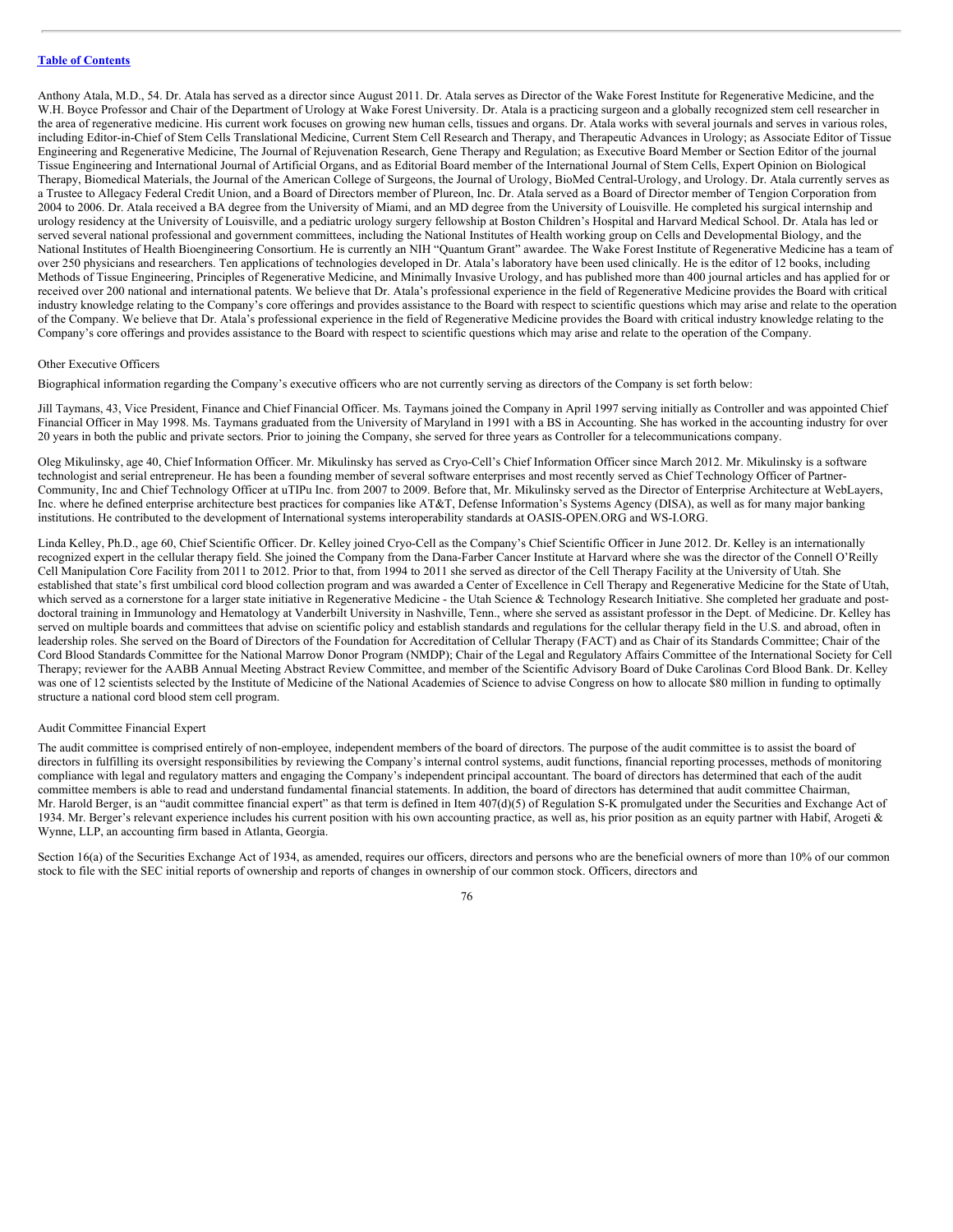Anthony Atala, M.D., 54. Dr. Atala has served as a director since August 2011. Dr. Atala serves as Director of the Wake Forest Institute for Regenerative Medicine, and the W.H. Boyce Professor and Chair of the Department of Urology at Wake Forest University. Dr. Atala is a practicing surgeon and a globally recognized stem cell researcher in the area of regenerative medicine. His current work focuses on growing new human cells, tissues and organs. Dr. Atala works with several journals and serves in various roles, including Editor-in-Chief of Stem Cells Translational Medicine, Current Stem Cell Research and Therapy, and Therapeutic Advances in Urology; as Associate Editor of Tissue Engineering and Regenerative Medicine, The Journal of Rejuvenation Research, Gene Therapy and Regulation; as Executive Board Member or Section Editor of the journal Tissue Engineering and International Journal of Artificial Organs, and as Editorial Board member of the International Journal of Stem Cells, Expert Opinion on Biological Therapy, Biomedical Materials, the Journal of the American College of Surgeons, the Journal of Urology, BioMed Central-Urology, and Urology. Dr. Atala currently serves as a Trustee to Allegacy Federal Credit Union, and a Board of Directors member of Plureon, Inc. Dr. Atala served as a Board of Director member of Tengion Corporation from 2004 to 2006. Dr. Atala received a BA degree from the University of Miami, and an MD degree from the University of Louisville. He completed his surgical internship and urology residency at the University of Louisville, and a pediatric urology surgery fellowship at Boston Children's Hospital and Harvard Medical School. Dr. Atala has led or served several national professional and government committees, including the National Institutes of Health working group on Cells and Developmental Biology, and the National Institutes of Health Bioengineering Consortium. He is currently an NIH "Quantum Grant" awardee. The Wake Forest Institute of Regenerative Medicine has a team of over 250 physicians and researchers. Ten applications of technologies developed in Dr. Atala's laboratory have been used clinically. He is the editor of 12 books, including Methods of Tissue Engineering, Principles of Regenerative Medicine, and Minimally Invasive Urology, and has published more than 400 journal articles and has applied for or received over 200 national and international patents. We believe that Dr. Atala's professional experience in the field of Regenerative Medicine provides the Board with critical industry knowledge relating to the Company's core offerings and provides assistance to the Board with respect to scientific questions which may arise and relate to the operation of the Company. We believe that Dr. Atala's professional experience in the field of Regenerative Medicine provides the Board with critical industry knowledge relating to the Company's core offerings and provides assistance to the Board with respect to scientific questions which may arise and relate to the operation of the Company.

Other Executive Officers

Biographical information regarding the Company's executive officers who are not currently serving as directors of the Company is set forth below:

Jill Taymans, 43, Vice President, Finance and Chief Financial Officer. Ms. Taymans joined the Company in April 1997 serving initially as Controller and was appointed Chief Financial Officer in May 1998. Ms. Taymans graduated from the University of Maryland in 1991 with a BS in Accounting. She has worked in the accounting industry for over 20 years in both the public and private sectors. Prior to joining the Company, she served for three years as Controller for a telecommunications company.

Oleg Mikulinsky, age 40, Chief Information Officer. Mr. Mikulinsky has served as Cryo-Cell's Chief Information Officer since March 2012. Mr. Mikulinsky is a software technologist and serial entrepreneur. He has been a founding member of several software enterprises and most recently served as Chief Technology Officer of Partner-Community, Inc and Chief Technology Officer at uTIPu Inc. from 2007 to 2009. Before that, Mr. Mikulinsky served as the Director of Enterprise Architecture at WebLayers, Inc. where he defined enterprise architecture best practices for companies like AT&T, Defense Information's Systems Agency (DISA), as well as for many major banking institutions. He contributed to the development of International systems interoperability standards at OASIS-OPEN.ORG and WS-I.ORG.

Linda Kelley, Ph.D., age 60, Chief Scientific Officer. Dr. Kelley joined Cryo-Cell as the Company's Chief Scientific Officer in June 2012. Dr. Kelley is an internationally recognized expert in the cellular therapy field. She joined the Company from the Dana-Farber Cancer Institute at Harvard where she was the director of the Connell O'Reilly Cell Manipulation Core Facility from 2011 to 2012. Prior to that, from 1994 to 2011 she served as director of the Cell Therapy Facility at the University of Utah. She established that state's first umbilical cord blood collection program and was awarded a Center of Excellence in Cell Therapy and Regenerative Medicine for the State of Utah, which served as a cornerstone for a larger state initiative in Regenerative Medicine - the Utah Science & Technology Research Initiative. She completed her graduate and post-doctoral training in Immunology and Hematology at Vanderbilt University in Nashville, Tenn., where she served as assistant professor in the Dept. of Medicine. Dr. Kelley has served on multiple boards and committees that advise on scientific policy and establish standards and regulations for the cellular therapy field in the U.S. and abroad, often in leadership roles. She served on the Board of Directors of the Foundation for Accreditation of Cellular Therapy (FACT) and as Chair of its Standards Committee; Chair of the Cord Blood Standards Committee for the National Marrow Donor Program (NMDP); Chair of the Legal and Regulatory Affairs Committee of the International Society for Cell Therapy; reviewer for the AABB Annual Meeting Abstract Review Committee, and member of the Scientific Advisory Board of Duke Carolinas Cord Blood Bank. Dr. Kelley was one of 12 scientists selected by the Institute of Medicine of the National Academies of Science to advise Congress on how to allocate $80 million in funding to optimally structure a national cord blood stem cell program.

Audit Committee Financial Expert

The audit committee is comprised entirely of non-employee, independent members of the board of directors. The purpose of the audit committee is to assist the board of directors in fulfilling its oversight responsibilities by reviewing the Company's internal control systems, audit functions, financial reporting processes, methods of monitoring compliance with legal and regulatory matters and engaging the Company's independent principal accountant. The board of directors has determined that each of the audit committee members is able to read and understand fundamental financial statements. In addition, the board of directors has determined that audit committee Chairman, Mr. Harold Berger, is an "audit committee financial expert" as that term is defined in Item 407(d)(5) of Regulation S-K promulgated under the Securities and Exchange Act of 1934. Mr. Berger's relevant experience includes his current position with his own accounting practice, as well as, his prior position as an equity partner with Habif, Arogeti & Wynne, LLP, an accounting firm based in Atlanta, Georgia.

Section 16(a) of the Securities Exchange Act of 1934, as amended, requires our officers, directors and persons who are the beneficial owners of more than 10% of our common stock to file with the SEC initial reports of ownership and reports of changes in ownership of our common stock. Officers, directors and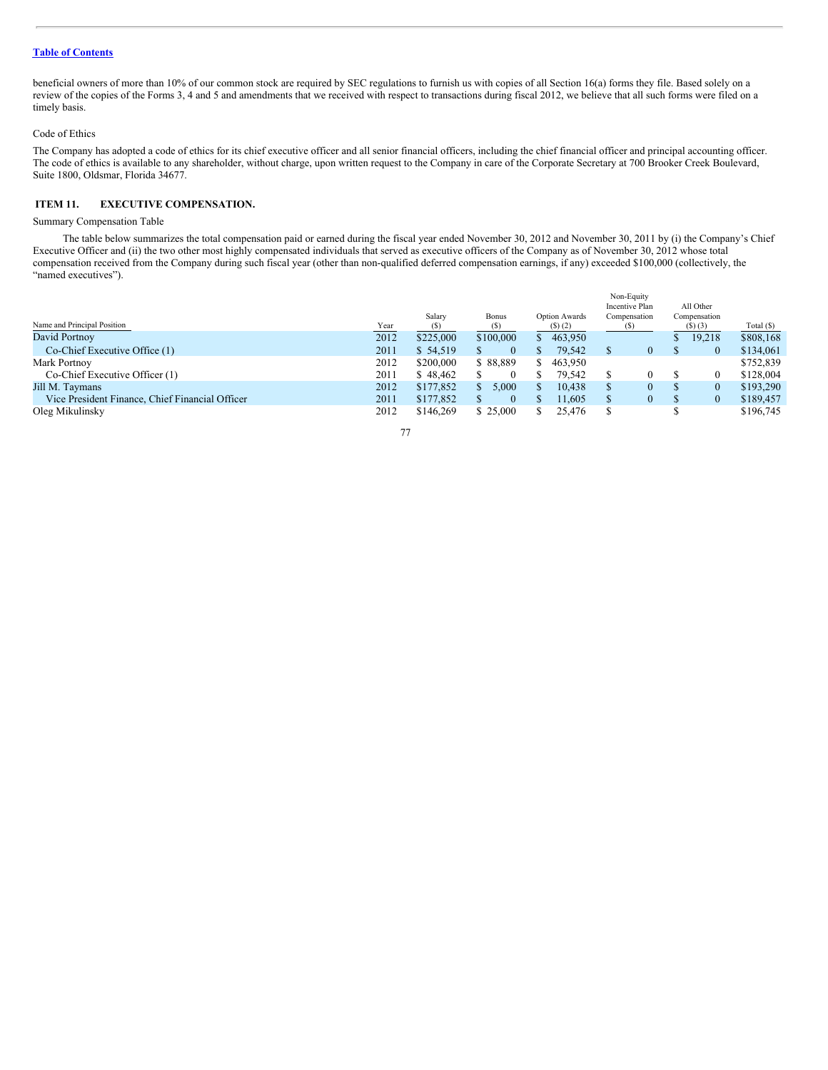beneficial owners of more than 10% of our common stock are required by SEC regulations to furnish us with copies of all Section 16(a) forms they file. Based solely on a review of the copies of the Forms 3, 4 and 5 and amendments that we received with respect to transactions during fiscal 2012, we believe that all such forms were filed on a timely basis.

Code of Ethics

The Company has adopted a code of ethics for its chief executive officer and all senior financial officers, including the chief financial officer and principal accounting officer. The code of ethics is available to any shareholder, without charge, upon written request to the Company in care of the Corporate Secretary at 700 Brooker Creek Boulevard, Suite 1800, Oldsmar, Florida 34677.

## ITEM 11. EXECUTIVE COMPENSATION.

Summary Compensation Table

The table below summarizes the total compensation paid or earned during the fiscal year ended November 30, 2012 and November 30, 2011 by (i) the Company's Chief Executive Officer and (ii) the two other most highly compensated individuals that served as executive officers of the Company as of November 30, 2012 whose total compensation received from the Company during such fiscal year (other than non-qualified deferred compensation earnings, if any) exceeded $100,000 (collectively, the "named executives").

| Name and Principal Position | Year | Salary ($) | Bonus ($) | Option Awards ($) (2) | Non-Equity Incentive Plan Compensation ($) | All Other Compensation ($) (3) | Total ($) |
|---|---|---|---|---|---|---|---|
| David Portnoy | 2012 | $225,000 | $100,000 | $ 463,950 | | $ 19,218 | $808,168 |
| Co-Chief Executive Office (1) | 2011 | $ 54,519 | $ 0 | $ 79,542 | $ 0 | $ 0 | $134,061 |
| Mark Portnoy | 2012 | $200,000 | $ 88,889 | $ 463,950 | | | $752,839 |
| Co-Chief Executive Officer (1) | 2011 | $ 48,462 | $ 0 | $ 79,542 | $ 0 | $ 0 | $128,004 |
| Jill M. Taymans | 2012 | $177,852 | $ 5,000 | $ 10,438 | $ 0 | $ 0 | $193,290 |
| Vice President Finance, Chief Financial Officer | 2011 | $177,852 | $ 0 | $ 11,605 | $ 0 | $ 0 | $189,457 |
| Oleg Mikulinsky | 2012 | $146,269 | $ 25,000 | $ 25,476 | $ | $ | $196,745 |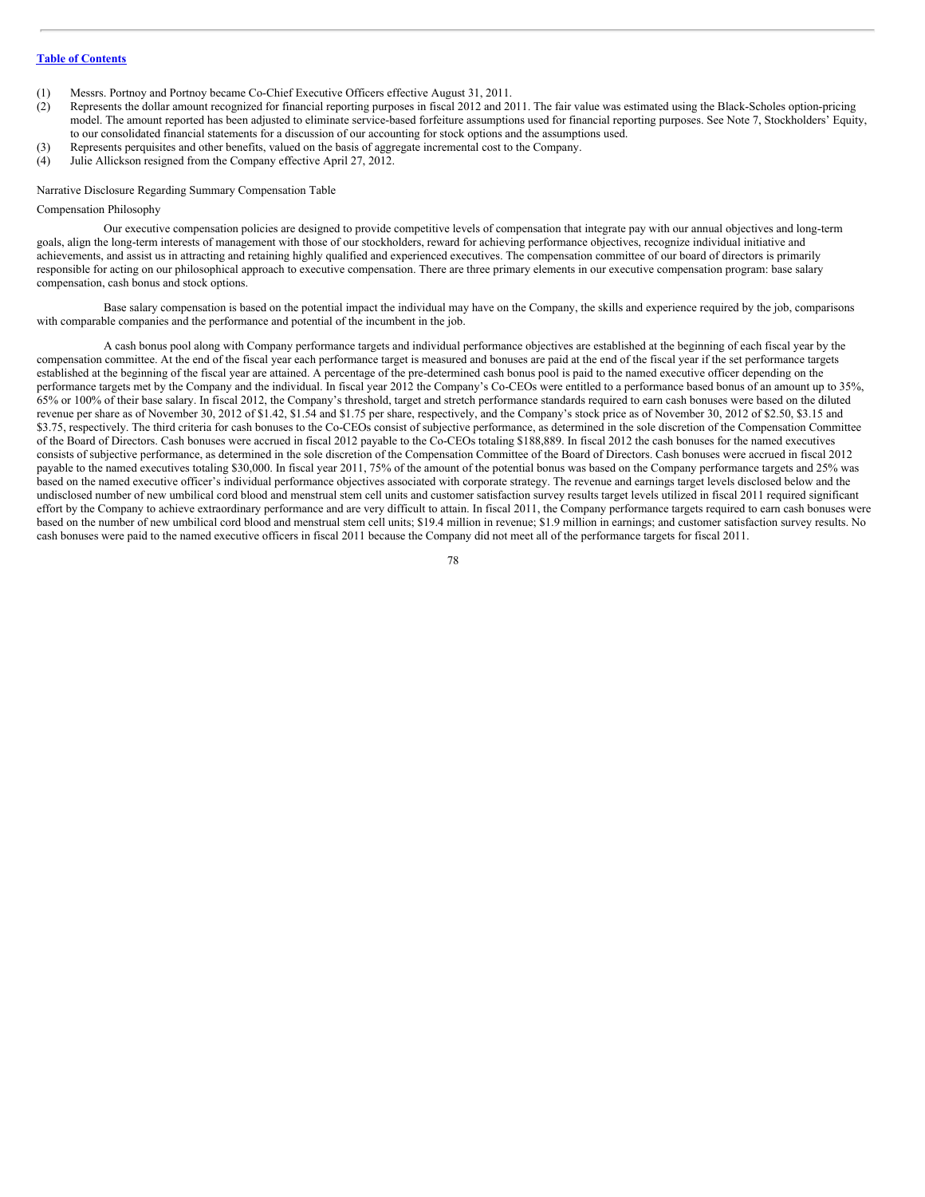(1) Messrs. Portnoy and Portnoy became Co-Chief Executive Officers effective August 31, 2011.

(2) Represents the dollar amount recognized for financial reporting purposes in fiscal 2012 and 2011. The fair value was estimated using the Black-Scholes option-pricing model. The amount reported has been adjusted to eliminate service-based forfeiture assumptions used for financial reporting purposes. See Note 7, Stockholders' Equity, to our consolidated financial statements for a discussion of our accounting for stock options and the assumptions used.

(3) Represents perquisites and other benefits, valued on the basis of aggregate incremental cost to the Company.

(4) Julie Allickson resigned from the Company effective April 27, 2012.

Narrative Disclosure Regarding Summary Compensation Table

Compensation Philosophy

Our executive compensation policies are designed to provide competitive levels of compensation that integrate pay with our annual objectives and long-term goals, align the long-term interests of management with those of our stockholders, reward for achieving performance objectives, recognize individual initiative and achievements, and assist us in attracting and retaining highly qualified and experienced executives. The compensation committee of our board of directors is primarily responsible for acting on our philosophical approach to executive compensation. There are three primary elements in our executive compensation program: base salary compensation, cash bonus and stock options.

Base salary compensation is based on the potential impact the individual may have on the Company, the skills and experience required by the job, comparisons with comparable companies and the performance and potential of the incumbent in the job.

A cash bonus pool along with Company performance targets and individual performance objectives are established at the beginning of each fiscal year by the compensation committee. At the end of the fiscal year each performance target is measured and bonuses are paid at the end of the fiscal year if the set performance targets established at the beginning of the fiscal year are attained. A percentage of the pre-determined cash bonus pool is paid to the named executive officer depending on the performance targets met by the Company and the individual. In fiscal year 2012 the Company's Co-CEOs were entitled to a performance based bonus of an amount up to 35%, 65% or 100% of their base salary. In fiscal 2012, the Company's threshold, target and stretch performance standards required to earn cash bonuses were based on the diluted revenue per share as of November 30, 2012 of $1.42, $1.54 and $1.75 per share, respectively, and the Company's stock price as of November 30, 2012 of $2.50, $3.15 and $3.75, respectively. The third criteria for cash bonuses to the Co-CEOs consist of subjective performance, as determined in the sole discretion of the Compensation Committee of the Board of Directors. Cash bonuses were accrued in fiscal 2012 payable to the Co-CEOs totaling $188,889. In fiscal 2012 the cash bonuses for the named executives consists of subjective performance, as determined in the sole discretion of the Compensation Committee of the Board of Directors. Cash bonuses were accrued in fiscal 2012 payable to the named executives totaling $30,000. In fiscal year 2011, 75% of the amount of the potential bonus was based on the Company performance targets and 25% was based on the named executive officer's individual performance objectives associated with corporate strategy. The revenue and earnings target levels disclosed below and the undisclosed number of new umbilical cord blood and menstrual stem cell units and customer satisfaction survey results target levels utilized in fiscal 2011 required significant effort by the Company to achieve extraordinary performance and are very difficult to attain. In fiscal 2011, the Company performance targets required to earn cash bonuses were based on the number of new umbilical cord blood and menstrual stem cell units; $19.4 million in revenue; $1.9 million in earnings; and customer satisfaction survey results. No cash bonuses were paid to the named executive officers in fiscal 2011 because the Company did not meet all of the performance targets for fiscal 2011.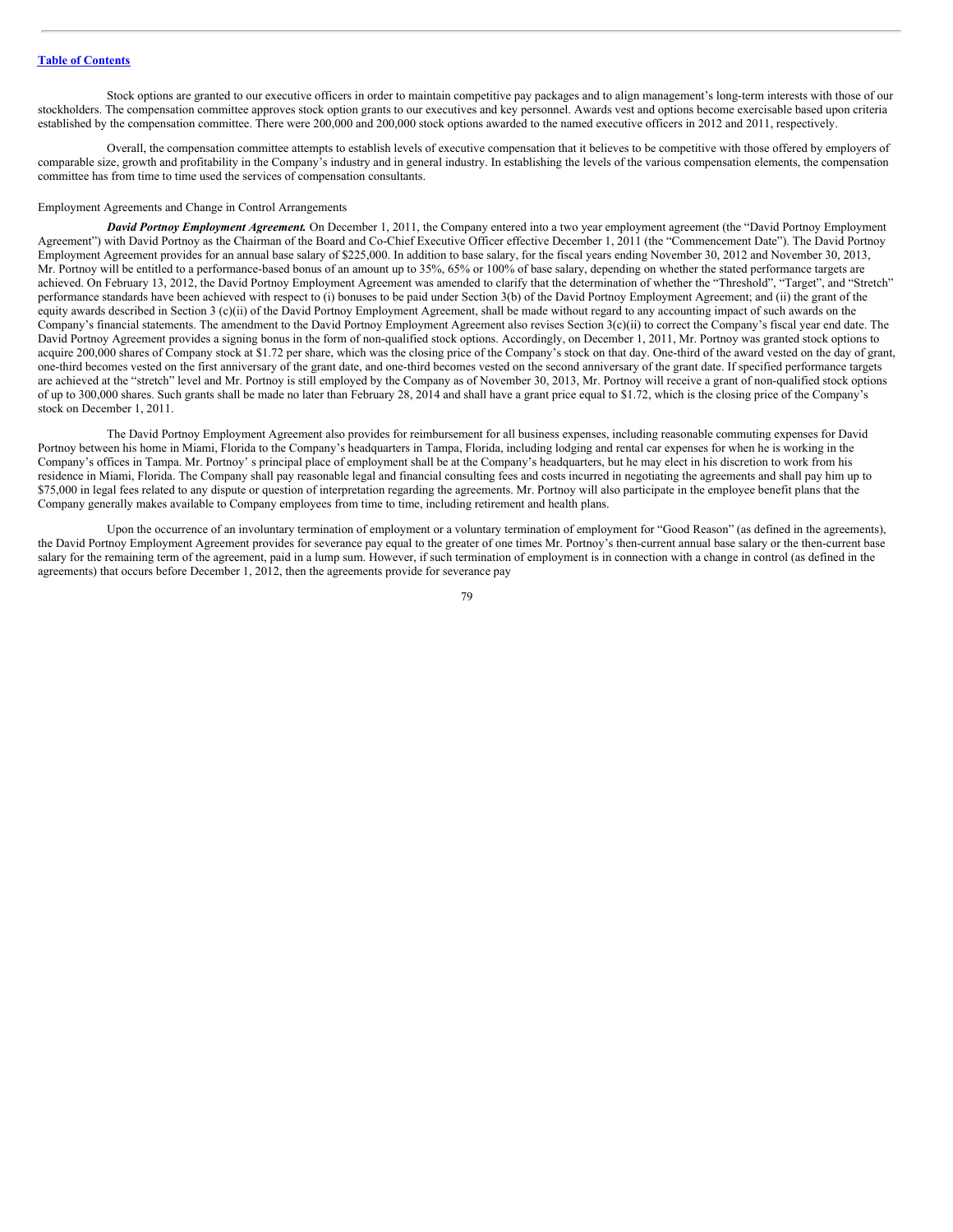[Table of Contents](#)

Stock options are granted to our executive officers in order to maintain competitive pay packages and to align management's long-term interests with those of our stockholders. The compensation committee approves stock option grants to our executives and key personnel. Awards vest and options become exercisable based upon criteria established by the compensation committee. There were 200,000 and 200,000 stock options awarded to the named executive officers in 2012 and 2011, respectively.

Overall, the compensation committee attempts to establish levels of executive compensation that it believes to be competitive with those offered by employers of comparable size, growth and profitability in the Company's industry and in general industry. In establishing the levels of the various compensation elements, the compensation committee has from time to time used the services of compensation consultants.

Employment Agreements and Change in Control Arrangements

***David Portnoy Employment Agreement.*** On December 1, 2011, the Company entered into a two year employment agreement (the "David Portnoy Employment Agreement") with David Portnoy as the Chairman of the Board and Co-Chief Executive Officer effective December 1, 2011 (the "Commencement Date"). The David Portnoy Employment Agreement provides for an annual base salary of $225,000. In addition to base salary, for the fiscal years ending November 30, 2012 and November 30, 2013, Mr. Portnoy will be entitled to a performance-based bonus of an amount up to 35%, 65% or 100% of base salary, depending on whether the stated performance targets are achieved. On February 13, 2012, the David Portnoy Employment Agreement was amended to clarify that the determination of whether the "Threshold", "Target", and "Stretch" performance standards have been achieved with respect to (i) bonuses to be paid under Section 3(b) of the David Portnoy Employment Agreement; and (ii) the grant of the equity awards described in Section 3 (c)(ii) of the David Portnoy Employment Agreement, shall be made without regard to any accounting impact of such awards on the Company's financial statements. The amendment to the David Portnoy Employment Agreement also revises Section 3(c)(ii) to correct the Company's fiscal year end date. The David Portnoy Agreement provides a signing bonus in the form of non-qualified stock options. Accordingly, on December 1, 2011, Mr. Portnoy was granted stock options to acquire 200,000 shares of Company stock at $1.72 per share, which was the closing price of the Company's stock on that day. One-third of the award vested on the day of grant, one-third becomes vested on the first anniversary of the grant date, and one-third becomes vested on the second anniversary of the grant date. If specified performance targets are achieved at the "stretch" level and Mr. Portnoy is still employed by the Company as of November 30, 2013, Mr. Portnoy will receive a grant of non-qualified stock options of up to 300,000 shares. Such grants shall be made no later than February 28, 2014 and shall have a grant price equal to $1.72, which is the closing price of the Company's stock on December 1, 2011.

The David Portnoy Employment Agreement also provides for reimbursement for all business expenses, including reasonable commuting expenses for David Portnoy between his home in Miami, Florida to the Company's headquarters in Tampa, Florida, including lodging and rental car expenses for when he is working in the Company's offices in Tampa. Mr. Portnoy' s principal place of employment shall be at the Company's headquarters, but he may elect in his discretion to work from his residence in Miami, Florida. The Company shall pay reasonable legal and financial consulting fees and costs incurred in negotiating the agreements and shall pay him up to $75,000 in legal fees related to any dispute or question of interpretation regarding the agreements. Mr. Portnoy will also participate in the employee benefit plans that the Company generally makes available to Company employees from time to time, including retirement and health plans.

Upon the occurrence of an involuntary termination of employment or a voluntary termination of employment for "Good Reason" (as defined in the agreements), the David Portnoy Employment Agreement provides for severance pay equal to the greater of one times Mr. Portnoy's then-current annual base salary or the then-current base salary for the remaining term of the agreement, paid in a lump sum. However, if such termination of employment is in connection with a change in control (as defined in the agreements) that occurs before December 1, 2012, then the agreements provide for severance pay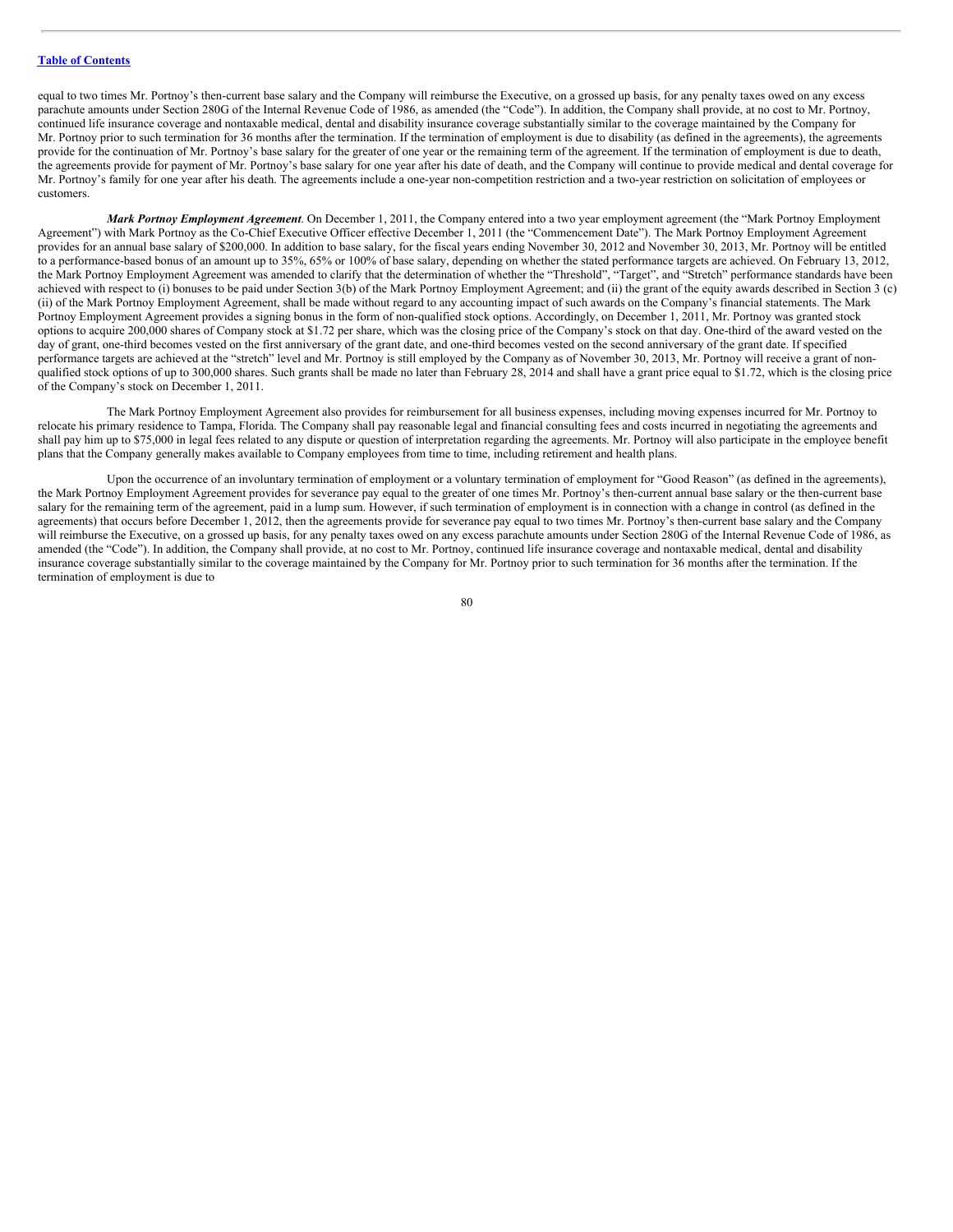equal to two times Mr. Portnoy's then-current base salary and the Company will reimburse the Executive, on a grossed up basis, for any penalty taxes owed on any excess parachute amounts under Section 280G of the Internal Revenue Code of 1986, as amended (the "Code"). In addition, the Company shall provide, at no cost to Mr. Portnoy, continued life insurance coverage and nontaxable medical, dental and disability insurance coverage substantially similar to the coverage maintained by the Company for Mr. Portnoy prior to such termination for 36 months after the termination. If the termination of employment is due to disability (as defined in the agreements), the agreements provide for the continuation of Mr. Portnoy's base salary for the greater of one year or the remaining term of the agreement. If the termination of employment is due to death, the agreements provide for payment of Mr. Portnoy's base salary for one year after his date of death, and the Company will continue to provide medical and dental coverage for Mr. Portnoy's family for one year after his death. The agreements include a one-year non-competition restriction and a two-year restriction on solicitation of employees or customers.

***Mark Portnoy Employment Agreement***. On December 1, 2011, the Company entered into a two year employment agreement (the "Mark Portnoy Employment Agreement") with Mark Portnoy as the Co-Chief Executive Officer effective December 1, 2011 (the "Commencement Date"). The Mark Portnoy Employment Agreement provides for an annual base salary of $200,000. In addition to base salary, for the fiscal years ending November 30, 2012 and November 30, 2013, Mr. Portnoy will be entitled to a performance-based bonus of an amount up to 35%, 65% or 100% of base salary, depending on whether the stated performance targets are achieved. On February 13, 2012, the Mark Portnoy Employment Agreement was amended to clarify that the determination of whether the "Threshold", "Target", and "Stretch" performance standards have been achieved with respect to (i) bonuses to be paid under Section 3(b) of the Mark Portnoy Employment Agreement; and (ii) the grant of the equity awards described in Section 3 (c)(ii) of the Mark Portnoy Employment Agreement, shall be made without regard to any accounting impact of such awards on the Company's financial statements. The Mark Portnoy Employment Agreement provides a signing bonus in the form of non-qualified stock options. Accordingly, on December 1, 2011, Mr. Portnoy was granted stock options to acquire 200,000 shares of Company stock at $1.72 per share, which was the closing price of the Company's stock on that day. One-third of the award vested on the day of grant, one-third becomes vested on the first anniversary of the grant date, and one-third becomes vested on the second anniversary of the grant date. If specified performance targets are achieved at the "stretch" level and Mr. Portnoy is still employed by the Company as of November 30, 2013, Mr. Portnoy will receive a grant of non-qualified stock options of up to 300,000 shares. Such grants shall be made no later than February 28, 2014 and shall have a grant price equal to $1.72, which is the closing price of the Company's stock on December 1, 2011.

The Mark Portnoy Employment Agreement also provides for reimbursement for all business expenses, including moving expenses incurred for Mr. Portnoy to relocate his primary residence to Tampa, Florida. The Company shall pay reasonable legal and financial consulting fees and costs incurred in negotiating the agreements and shall pay him up to $75,000 in legal fees related to any dispute or question of interpretation regarding the agreements. Mr. Portnoy will also participate in the employee benefit plans that the Company generally makes available to Company employees from time to time, including retirement and health plans.

Upon the occurrence of an involuntary termination of employment or a voluntary termination of employment for "Good Reason" (as defined in the agreements), the Mark Portnoy Employment Agreement provides for severance pay equal to the greater of one times Mr. Portnoy's then-current annual base salary or the then-current base salary for the remaining term of the agreement, paid in a lump sum. However, if such termination of employment is in connection with a change in control (as defined in the agreements) that occurs before December 1, 2012, then the agreements provide for severance pay equal to two times Mr. Portnoy's then-current base salary and the Company will reimburse the Executive, on a grossed up basis, for any penalty taxes owed on any excess parachute amounts under Section 280G of the Internal Revenue Code of 1986, as amended (the "Code"). In addition, the Company shall provide, at no cost to Mr. Portnoy, continued life insurance coverage and nontaxable medical, dental and disability insurance coverage substantially similar to the coverage maintained by the Company for Mr. Portnoy prior to such termination for 36 months after the termination. If the termination of employment is due to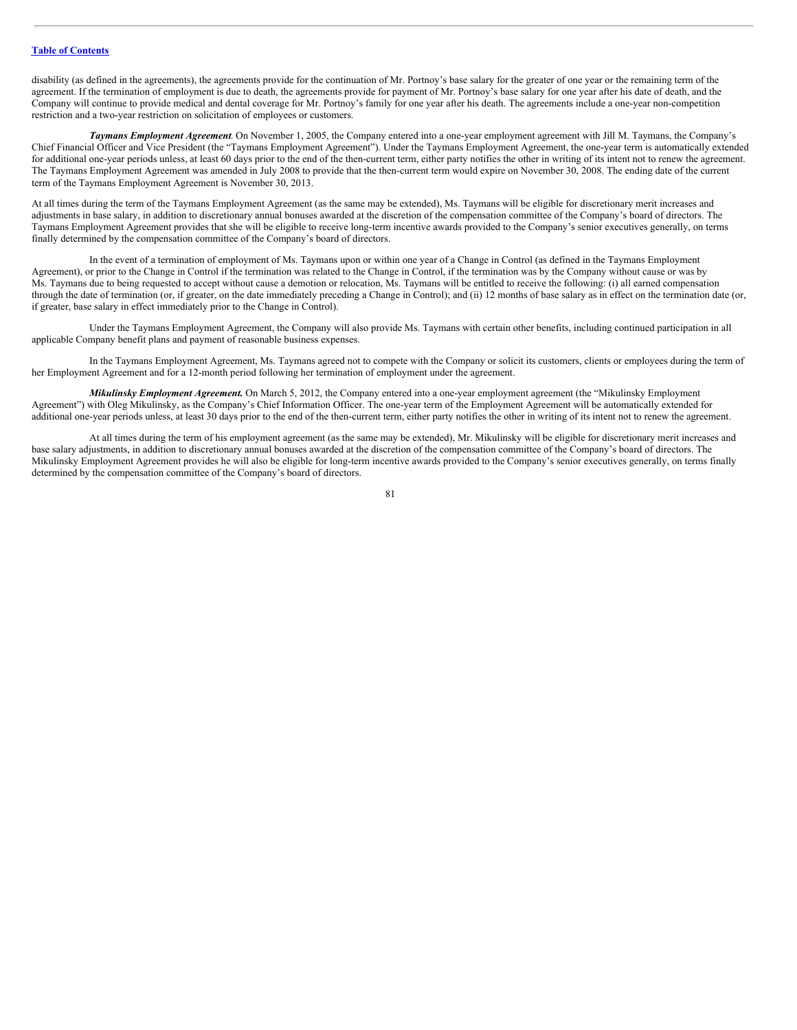disability (as defined in the agreements), the agreements provide for the continuation of Mr. Portnoy's base salary for the greater of one year or the remaining term of the agreement. If the termination of employment is due to death, the agreements provide for payment of Mr. Portnoy's base salary for one year after his date of death, and the Company will continue to provide medical and dental coverage for Mr. Portnoy's family for one year after his death. The agreements include a one-year non-competition restriction and a two-year restriction on solicitation of employees or customers.

***Taymans Employment Agreement*.** On November 1, 2005, the Company entered into a one-year employment agreement with Jill M. Taymans, the Company's Chief Financial Officer and Vice President (the "Taymans Employment Agreement"). Under the Taymans Employment Agreement, the one-year term is automatically extended for additional one-year periods unless, at least 60 days prior to the end of the then-current term, either party notifies the other in writing of its intent not to renew the agreement. The Taymans Employment Agreement was amended in July 2008 to provide that the then-current term would expire on November 30, 2008. The ending date of the current term of the Taymans Employment Agreement is November 30, 2013.

At all times during the term of the Taymans Employment Agreement (as the same may be extended), Ms. Taymans will be eligible for discretionary merit increases and adjustments in base salary, in addition to discretionary annual bonuses awarded at the discretion of the compensation committee of the Company's board of directors. The Taymans Employment Agreement provides that she will be eligible to receive long-term incentive awards provided to the Company's senior executives generally, on terms finally determined by the compensation committee of the Company's board of directors.

In the event of a termination of employment of Ms. Taymans upon or within one year of a Change in Control (as defined in the Taymans Employment Agreement), or prior to the Change in Control if the termination was related to the Change in Control, if the termination was by the Company without cause or was by Ms. Taymans due to being requested to accept without cause a demotion or relocation, Ms. Taymans will be entitled to receive the following: (i) all earned compensation through the date of termination (or, if greater, on the date immediately preceding a Change in Control); and (ii) 12 months of base salary as in effect on the termination date (or, if greater, base salary in effect immediately prior to the Change in Control).

Under the Taymans Employment Agreement, the Company will also provide Ms. Taymans with certain other benefits, including continued participation in all applicable Company benefit plans and payment of reasonable business expenses.

In the Taymans Employment Agreement, Ms. Taymans agreed not to compete with the Company or solicit its customers, clients or employees during the term of her Employment Agreement and for a 12-month period following her termination of employment under the agreement.

***Mikulinsky Employment Agreement.*** On March 5, 2012, the Company entered into a one-year employment agreement (the "Mikulinsky Employment Agreement") with Oleg Mikulinsky, as the Company's Chief Information Officer. The one-year term of the Employment Agreement will be automatically extended for additional one-year periods unless, at least 30 days prior to the end of the then-current term, either party notifies the other in writing of its intent not to renew the agreement.

At all times during the term of his employment agreement (as the same may be extended), Mr. Mikulinsky will be eligible for discretionary merit increases and base salary adjustments, in addition to discretionary annual bonuses awarded at the discretion of the compensation committee of the Company's board of directors. The Mikulinsky Employment Agreement provides he will also be eligible for long-term incentive awards provided to the Company's senior executives generally, on terms finally determined by the compensation committee of the Company's board of directors.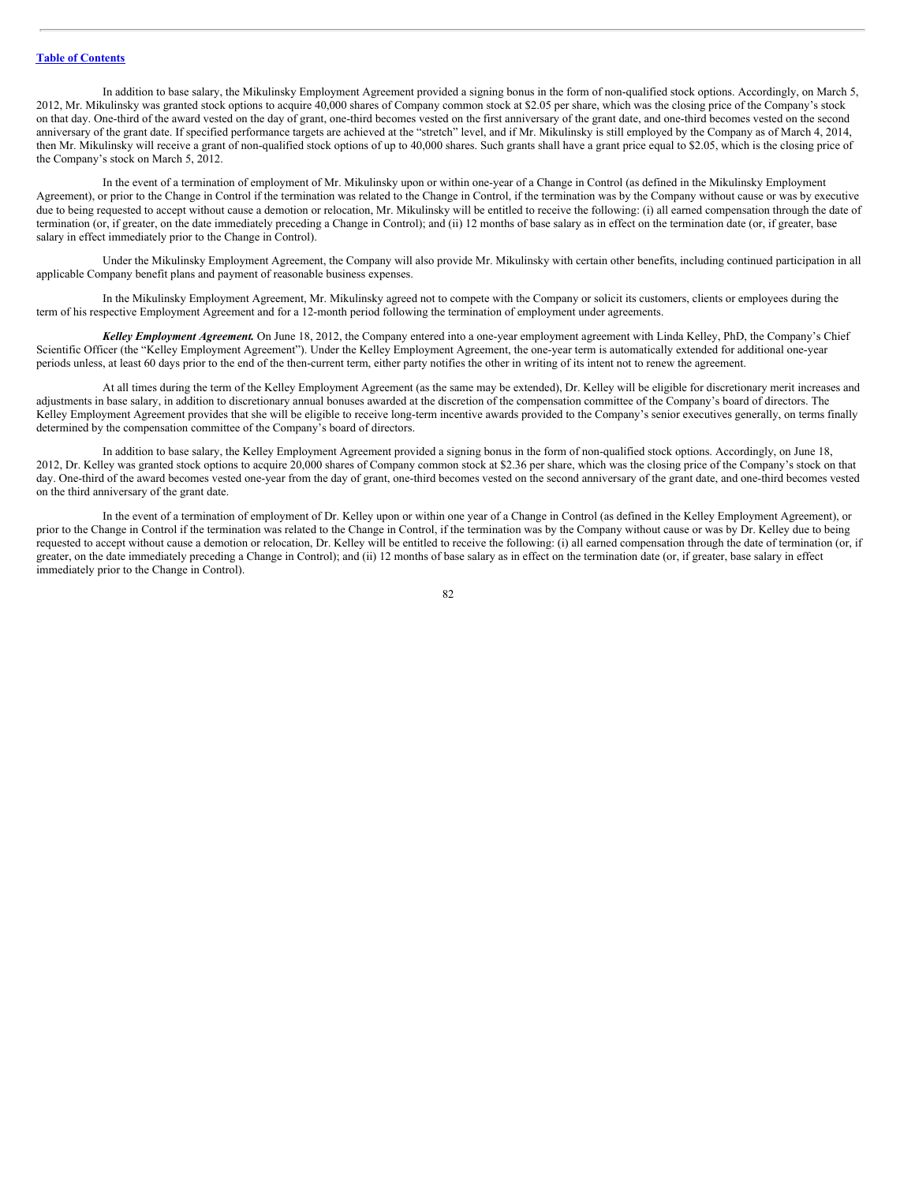In addition to base salary, the Mikulinsky Employment Agreement provided a signing bonus in the form of non-qualified stock options. Accordingly, on March 5, 2012, Mr. Mikulinsky was granted stock options to acquire 40,000 shares of Company common stock at $2.05 per share, which was the closing price of the Company's stock on that day. One-third of the award vested on the day of grant, one-third becomes vested on the first anniversary of the grant date, and one-third becomes vested on the second anniversary of the grant date. If specified performance targets are achieved at the "stretch" level, and if Mr. Mikulinsky is still employed by the Company as of March 4, 2014, then Mr. Mikulinsky will receive a grant of non-qualified stock options of up to 40,000 shares. Such grants shall have a grant price equal to $2.05, which is the closing price of the Company's stock on March 5, 2012.

In the event of a termination of employment of Mr. Mikulinsky upon or within one-year of a Change in Control (as defined in the Mikulinsky Employment Agreement), or prior to the Change in Control if the termination was related to the Change in Control, if the termination was by the Company without cause or was by executive due to being requested to accept without cause a demotion or relocation, Mr. Mikulinsky will be entitled to receive the following: (i) all earned compensation through the date of termination (or, if greater, on the date immediately preceding a Change in Control); and (ii) 12 months of base salary as in effect on the termination date (or, if greater, base salary in effect immediately prior to the Change in Control).

Under the Mikulinsky Employment Agreement, the Company will also provide Mr. Mikulinsky with certain other benefits, including continued participation in all applicable Company benefit plans and payment of reasonable business expenses.

In the Mikulinsky Employment Agreement, Mr. Mikulinsky agreed not to compete with the Company or solicit its customers, clients or employees during the term of his respective Employment Agreement and for a 12-month period following the termination of employment under agreements.

***Kelley Employment Agreement.*** On June 18, 2012, the Company entered into a one-year employment agreement with Linda Kelley, PhD, the Company's Chief Scientific Officer (the "Kelley Employment Agreement"). Under the Kelley Employment Agreement, the one-year term is automatically extended for additional one-year periods unless, at least 60 days prior to the end of the then-current term, either party notifies the other in writing of its intent not to renew the agreement.

At all times during the term of the Kelley Employment Agreement (as the same may be extended), Dr. Kelley will be eligible for discretionary merit increases and adjustments in base salary, in addition to discretionary annual bonuses awarded at the discretion of the compensation committee of the Company's board of directors. The Kelley Employment Agreement provides that she will be eligible to receive long-term incentive awards provided to the Company's senior executives generally, on terms finally determined by the compensation committee of the Company's board of directors.

In addition to base salary, the Kelley Employment Agreement provided a signing bonus in the form of non-qualified stock options. Accordingly, on June 18, 2012, Dr. Kelley was granted stock options to acquire 20,000 shares of Company common stock at $2.36 per share, which was the closing price of the Company's stock on that day. One-third of the award becomes vested one-year from the day of grant, one-third becomes vested on the second anniversary of the grant date, and one-third becomes vested on the third anniversary of the grant date.

In the event of a termination of employment of Dr. Kelley upon or within one year of a Change in Control (as defined in the Kelley Employment Agreement), or prior to the Change in Control if the termination was related to the Change in Control, if the termination was by the Company without cause or was by Dr. Kelley due to being requested to accept without cause a demotion or relocation, Dr. Kelley will be entitled to receive the following: (i) all earned compensation through the date of termination (or, if greater, on the date immediately preceding a Change in Control); and (ii) 12 months of base salary as in effect on the termination date (or, if greater, base salary in effect immediately prior to the Change in Control).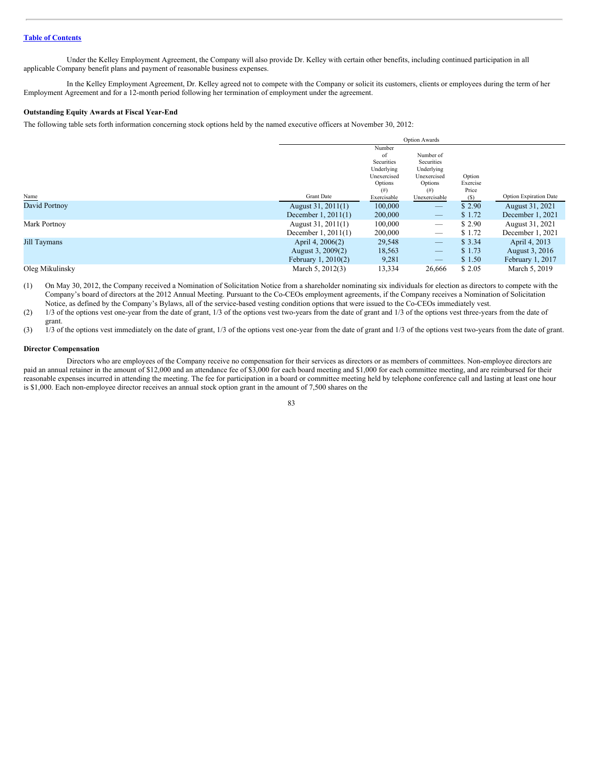Under the Kelley Employment Agreement, the Company will also provide Dr. Kelley with certain other benefits, including continued participation in all applicable Company benefit plans and payment of reasonable business expenses.

In the Kelley Employment Agreement, Dr. Kelley agreed not to compete with the Company or solicit its customers, clients or employees during the term of her Employment Agreement and for a 12-month period following her termination of employment under the agreement.

**Outstanding Equity Awards at Fiscal Year-End**

The following table sets forth information concerning stock options held by the named executive officers at November 30, 2012:

| | Option Awards | | | | |
|---|---|---|---|---|---|
| Name | Grant Date | Number of Securities Underlying Unexercised Options (#) Exercisable | Number of Securities Underlying Unexercised Options (#) Unexercisable | Option Exercise Price ($) | Option Expiration Date |
| David Portnoy | August 31, 2011(1) | 100,000 | — | $ 2.90 | August 31, 2021 |
| | December 1, 2011(1) | 200,000 | — | $ 1.72 | December 1, 2021 |
| Mark Portnoy | August 31, 2011(1) | 100,000 | — | $ 2.90 | August 31, 2021 |
| | December 1, 2011(1) | 200,000 | — | $ 1.72 | December 1, 2021 |
| Jill Taymans | April 4, 2006(2) | 29,548 | — | $ 3.34 | April 4, 2013 |
| | August 3, 2009(2) | 18,563 | — | $ 1.73 | August 3, 2016 |
| | February 1, 2010(2) | 9,281 | — | $ 1.50 | February 1, 2017 |
| Oleg Mikulinsky | March 5, 2012(3) | 13,334 | 26,666 | $ 2.05 | March 5, 2019 |

(1) On May 30, 2012, the Company received a Nomination of Solicitation Notice from a shareholder nominating six individuals for election as directors to compete with the Company's board of directors at the 2012 Annual Meeting. Pursuant to the Co-CEOs employment agreements, if the Company receives a Nomination of Solicitation Notice, as defined by the Company's Bylaws, all of the service-based vesting condition options that were issued to the Co-CEOs immediately vest.

(2) 1/3 of the options vest one-year from the date of grant, 1/3 of the options vest two-years from the date of grant and 1/3 of the options vest three-years from the date of grant.

(3) 1/3 of the options vest immediately on the date of grant, 1/3 of the options vest one-year from the date of grant and 1/3 of the options vest two-years from the date of grant.

**Director Compensation**

Directors who are employees of the Company receive no compensation for their services as directors or as members of committees. Non-employee directors are paid an annual retainer in the amount of $12,000 and an attendance fee of $3,000 for each board meeting and $1,000 for each committee meeting, and are reimbursed for their reasonable expenses incurred in attending the meeting. The fee for participation in a board or committee meeting held by telephone conference call and lasting at least one hour is $1,000. Each non-employee director receives an annual stock option grant in the amount of 7,500 shares on the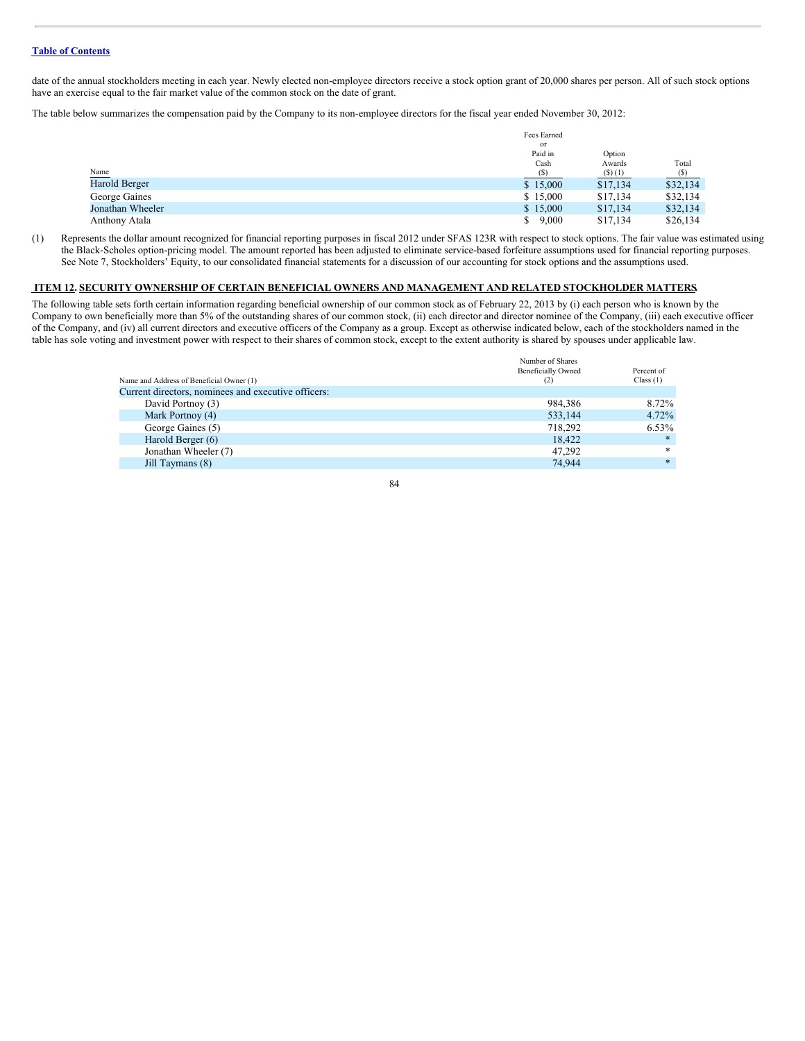date of the annual stockholders meeting in each year. Newly elected non-employee directors receive a stock option grant of 20,000 shares per person. All of such stock options have an exercise equal to the fair market value of the common stock on the date of grant.

The table below summarizes the compensation paid by the Company to its non-employee directors for the fiscal year ended November 30, 2012:

| Name | Fees Earned or Paid in Cash ($) | Option Awards ($) (1) | Total ($) |
|---|---|---|---|
| Harold Berger | $ 15,000 | $17,134 | $32,134 |
| George Gaines | $ 15,000 | $17,134 | $32,134 |
| Jonathan Wheeler | $ 15,000 | $17,134 | $32,134 |
| Anthony Atala | $ 9,000 | $17,134 | $26,134 |

(1) Represents the dollar amount recognized for financial reporting purposes in fiscal 2012 under SFAS 123R with respect to stock options. The fair value was estimated using the Black-Scholes option-pricing model. The amount reported has been adjusted to eliminate service-based forfeiture assumptions used for financial reporting purposes. See Note 7, Stockholders' Equity, to our consolidated financial statements for a discussion of our accounting for stock options and the assumptions used.

## ITEM 12. SECURITY OWNERSHIP OF CERTAIN BENEFICIAL OWNERS AND MANAGEMENT AND RELATED STOCKHOLDER MATTERS

The following table sets forth certain information regarding beneficial ownership of our common stock as of February 22, 2013 by (i) each person who is known by the Company to own beneficially more than 5% of the outstanding shares of our common stock, (ii) each director and director nominee of the Company, (iii) each executive officer of the Company, and (iv) all current directors and executive officers of the Company as a group. Except as otherwise indicated below, each of the stockholders named in the table has sole voting and investment power with respect to their shares of common stock, except to the extent authority is shared by spouses under applicable law.

| Name and Address of Beneficial Owner (1) | Number of Shares Beneficially Owned (2) | Percent of Class (1) |
|---|---|---|
| Current directors, nominees and executive officers: | | |
| David Portnoy (3) | 984,386 | 8.72% |
| Mark Portnoy (4) | 533,144 | 4.72% |
| George Gaines (5) | 718,292 | 6.53% |
| Harold Berger (6) | 18,422 | * |
| Jonathan Wheeler (7) | 47,292 | * |
| Jill Taymans (8) | 74,944 | * |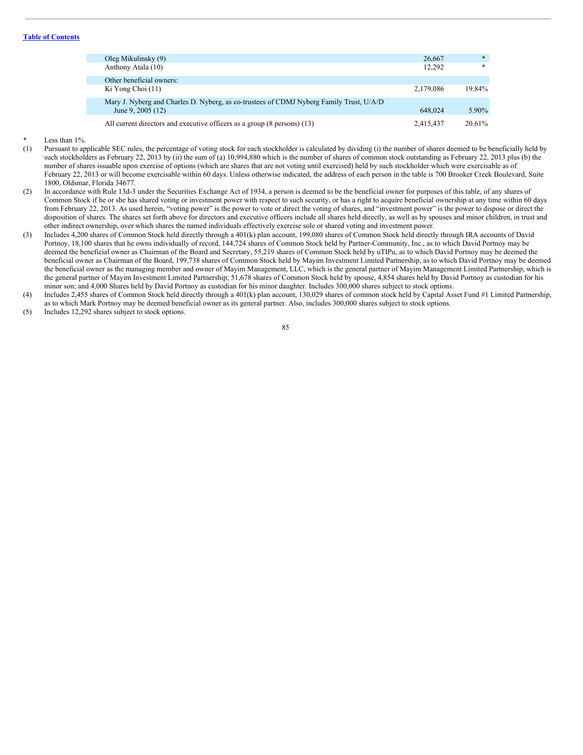[Table of Contents](#)

| | | |
|---|---|---|
| Oleg Mikulinsky (9) | 26,667 | * |
| Anthony Atala (10) | 12,292 | * |
| Other beneficial owners: | | |
| Ki Yong Choi (11) | 2,179,086 | 19.84% |
| Mary J. Nyberg and Charles D. Nyberg, as co-trustees of CDMJ Nyberg Family Trust, U/A/D June 9, 2005 (12) | 648,024 | 5.90% |
| All current directors and executive officers as a group (8 persons) (13) | 2,415,437 | 20.61% |

\* Less than 1%.

(1) Pursuant to applicable SEC rules, the percentage of voting stock for each stockholder is calculated by dividing (i) the number of shares deemed to be beneficially held by such stockholders as February 22, 2013 by (ii) the sum of (a) 10,994,880 which is the number of shares of common stock outstanding as February 22, 2013 plus (b) the number of shares issuable upon exercise of options (which are shares that are not voting until exercised) held by such stockholder which were exercisable as of February 22, 2013 or will become exercisable within 60 days. Unless otherwise indicated, the address of each person in the table is 700 Brooker Creek Boulevard, Suite 1800, Oldsmar, Florida 34677.

(2) In accordance with Rule 13d-3 under the Securities Exchange Act of 1934, a person is deemed to be the beneficial owner for purposes of this table, of any shares of Common Stock if he or she has shared voting or investment power with respect to such security, or has a right to acquire beneficial ownership at any time within 60 days from February 22, 2013. As used herein, "voting power" is the power to vote or direct the voting of shares, and "investment power" is the power to dispose or direct the disposition of shares. The shares set forth above for directors and executive officers include all shares held directly, as well as by spouses and minor children, in trust and other indirect ownership, over which shares the named individuals effectively exercise sole or shared voting and investment power.

(3) Includes 4,200 shares of Common Stock held directly through a 401(k) plan account, 199,080 shares of Common Stock held directly through IRA accounts of David Portnoy, 18,100 shares that he owns individually of record, 144,724 shares of Common Stock held by Partner-Community, Inc., as to which David Portnoy may be deemed the beneficial owner as Chairman of the Board and Secretary, 55,219 shares of Common Stock held by uTIPu, as to which David Portnoy may be deemed the beneficial owner as Chairman of the Board, 199,738 shares of Common Stock held by Mayim Investment Limited Partnership, as to which David Portnoy may be deemed the beneficial owner as the managing member and owner of Mayim Management, LLC, which is the general partner of Mayim Management Limited Partnership, which is the general partner of Mayim Investment Limited Partnership; 51,678 shares of Common Stock held by spouse, 4,854 shares held by David Portnoy as custodian for his minor son; and 4,000 Shares held by David Portnoy as custodian for his minor daughter. Includes 300,000 shares subject to stock options.

(4) Includes 2,455 shares of Common Stock held directly through a 401(k) plan account, 130,029 shares of common stock held by Capital Asset Fund #1 Limited Partnership, as to which Mark Portnoy may be deemed beneficial owner as its general partner. Also, includes 300,000 shares subject to stock options.

(5) Includes 12,292 shares subject to stock options.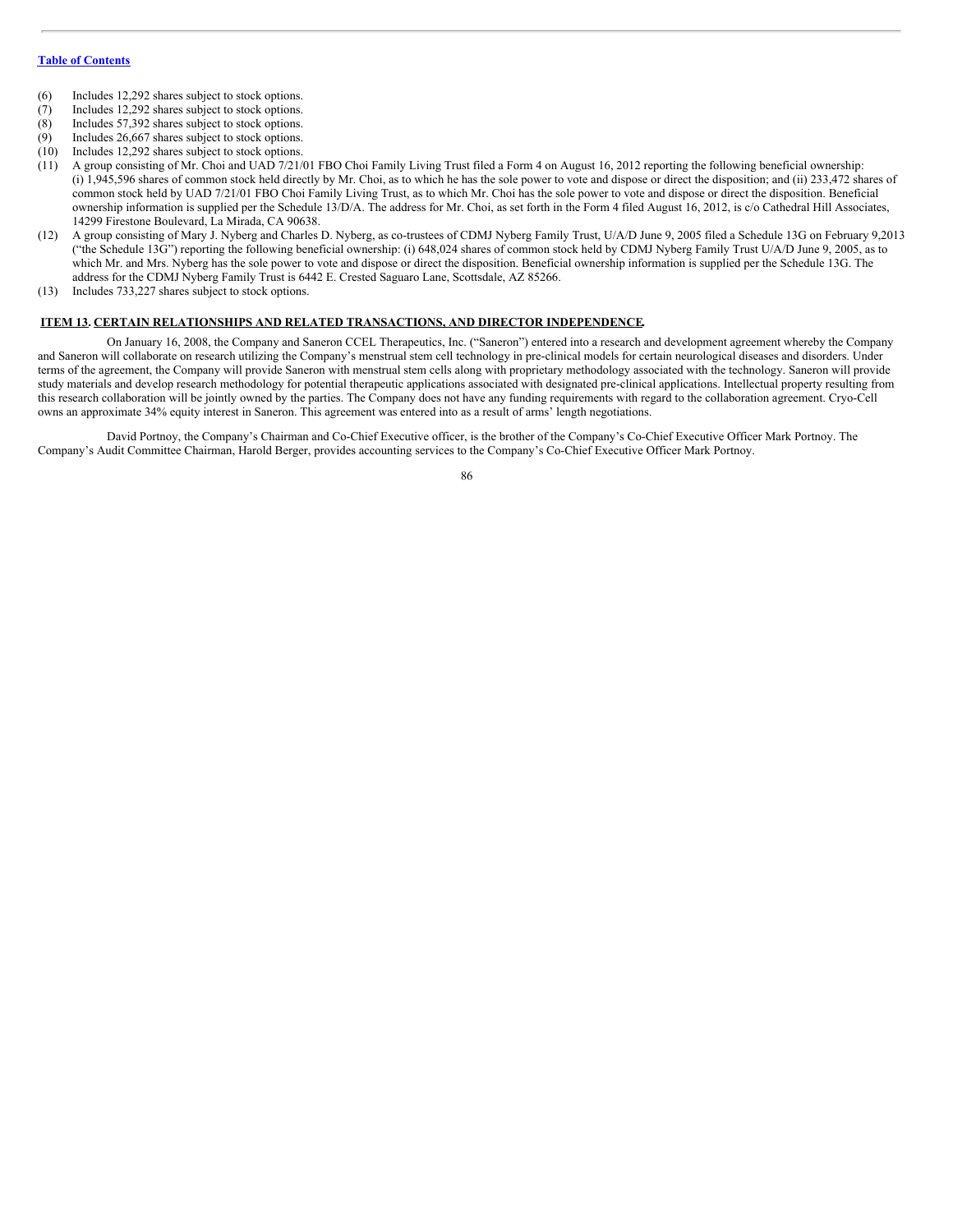[Table of Contents](#)

(6) Includes 12,292 shares subject to stock options.

(7) Includes 12,292 shares subject to stock options.

(8) Includes 57,392 shares subject to stock options.

(9) Includes 26,667 shares subject to stock options.

(10) Includes 12,292 shares subject to stock options.

(11) A group consisting of Mr. Choi and UAD 7/21/01 FBO Choi Family Living Trust filed a Form 4 on August 16, 2012 reporting the following beneficial ownership: (i) 1,945,596 shares of common stock held directly by Mr. Choi, as to which he has the sole power to vote and dispose or direct the disposition; and (ii) 233,472 shares of common stock held by UAD 7/21/01 FBO Choi Family Living Trust, as to which Mr. Choi has the sole power to vote and dispose or direct the disposition. Beneficial ownership information is supplied per the Schedule 13/D/A. The address for Mr. Choi, as set forth in the Form 4 filed August 16, 2012, is c/o Cathedral Hill Associates, 14299 Firestone Boulevard, La Mirada, CA 90638.

(12) A group consisting of Mary J. Nyberg and Charles D. Nyberg, as co-trustees of CDMJ Nyberg Family Trust, U/A/D June 9, 2005 filed a Schedule 13G on February 9,2013 ("the Schedule 13G") reporting the following beneficial ownership: (i) 648,024 shares of common stock held by CDMJ Nyberg Family Trust U/A/D June 9, 2005, as to which Mr. and Mrs. Nyberg has the sole power to vote and dispose or direct the disposition. Beneficial ownership information is supplied per the Schedule 13G. The address for the CDMJ Nyberg Family Trust is 6442 E. Crested Saguaro Lane, Scottsdale, AZ 85266.

(13) Includes 733,227 shares subject to stock options.

## ITEM 13. CERTAIN RELATIONSHIPS AND RELATED TRANSACTIONS, AND DIRECTOR INDEPENDENCE.

On January 16, 2008, the Company and Saneron CCEL Therapeutics, Inc. ("Saneron") entered into a research and development agreement whereby the Company and Saneron will collaborate on research utilizing the Company's menstrual stem cell technology in pre-clinical models for certain neurological diseases and disorders. Under terms of the agreement, the Company will provide Saneron with menstrual stem cells along with proprietary methodology associated with the technology. Saneron will provide study materials and develop research methodology for potential therapeutic applications associated with designated pre-clinical applications. Intellectual property resulting from this research collaboration will be jointly owned by the parties. The Company does not have any funding requirements with regard to the collaboration agreement. Cryo-Cell owns an approximate 34% equity interest in Saneron. This agreement was entered into as a result of arms' length negotiations.

David Portnoy, the Company's Chairman and Co-Chief Executive officer, is the brother of the Company's Co-Chief Executive Officer Mark Portnoy. The Company's Audit Committee Chairman, Harold Berger, provides accounting services to the Company's Co-Chief Executive Officer Mark Portnoy.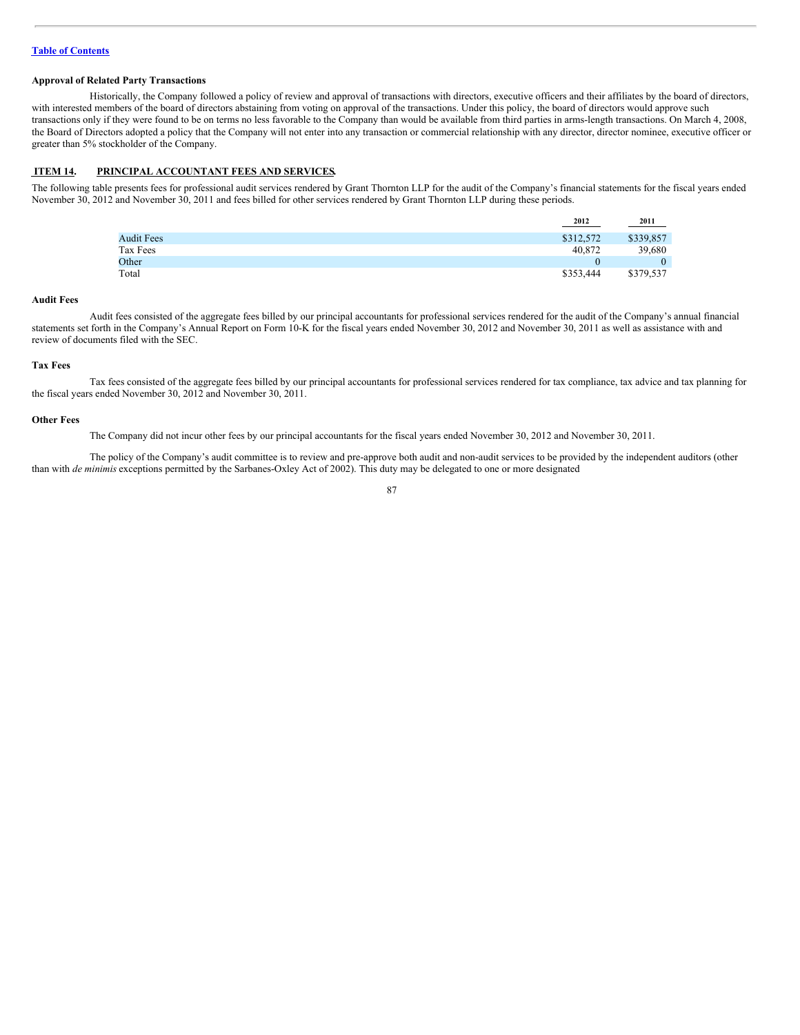[Table of Contents](#)

**Approval of Related Party Transactions**

Historically, the Company followed a policy of review and approval of transactions with directors, executive officers and their affiliates by the board of directors, with interested members of the board of directors abstaining from voting on approval of the transactions. Under this policy, the board of directors would approve such transactions only if they were found to be on terms no less favorable to the Company than would be available from third parties in arms-length transactions. On March 4, 2008, the Board of Directors adopted a policy that the Company will not enter into any transaction or commercial relationship with any director, director nominee, executive officer or greater than 5% stockholder of the Company.

## ITEM 14. PRINCIPAL ACCOUNTANT FEES AND SERVICES.

The following table presents fees for professional audit services rendered by Grant Thornton LLP for the audit of the Company's financial statements for the fiscal years ended November 30, 2012 and November 30, 2011 and fees billed for other services rendered by Grant Thornton LLP during these periods.

| | 2012 | 2011 |
|---|---|---|
| Audit Fees | $312,572 | $339,857 |
| Tax Fees | 40,872 | 39,680 |
| Other | 0 | 0 |
| Total | $353,444 | $379,537 |

**Audit Fees**

Audit fees consisted of the aggregate fees billed by our principal accountants for professional services rendered for the audit of the Company's annual financial statements set forth in the Company's Annual Report on Form 10-K for the fiscal years ended November 30, 2012 and November 30, 2011 as well as assistance with and review of documents filed with the SEC.

**Tax Fees**

Tax fees consisted of the aggregate fees billed by our principal accountants for professional services rendered for tax compliance, tax advice and tax planning for the fiscal years ended November 30, 2012 and November 30, 2011.

**Other Fees**

The Company did not incur other fees by our principal accountants for the fiscal years ended November 30, 2012 and November 30, 2011.

The policy of the Company's audit committee is to review and pre-approve both audit and non-audit services to be provided by the independent auditors (other than with *de minimis* exceptions permitted by the Sarbanes-Oxley Act of 2002). This duty may be delegated to one or more designated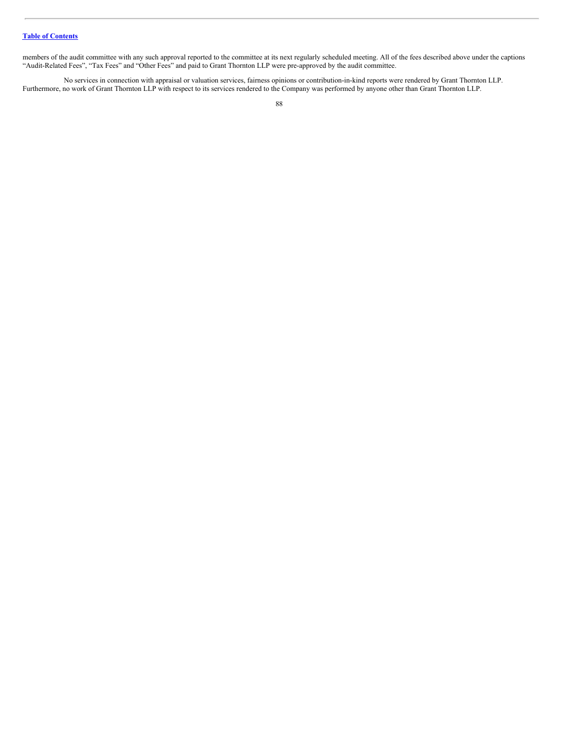members of the audit committee with any such approval reported to the committee at its next regularly scheduled meeting. All of the fees described above under the captions "Audit-Related Fees", "Tax Fees" and "Other Fees" and paid to Grant Thornton LLP were pre-approved by the audit committee.

No services in connection with appraisal or valuation services, fairness opinions or contribution-in-kind reports were rendered by Grant Thornton LLP. Furthermore, no work of Grant Thornton LLP with respect to its services rendered to the Company was performed by anyone other than Grant Thornton LLP.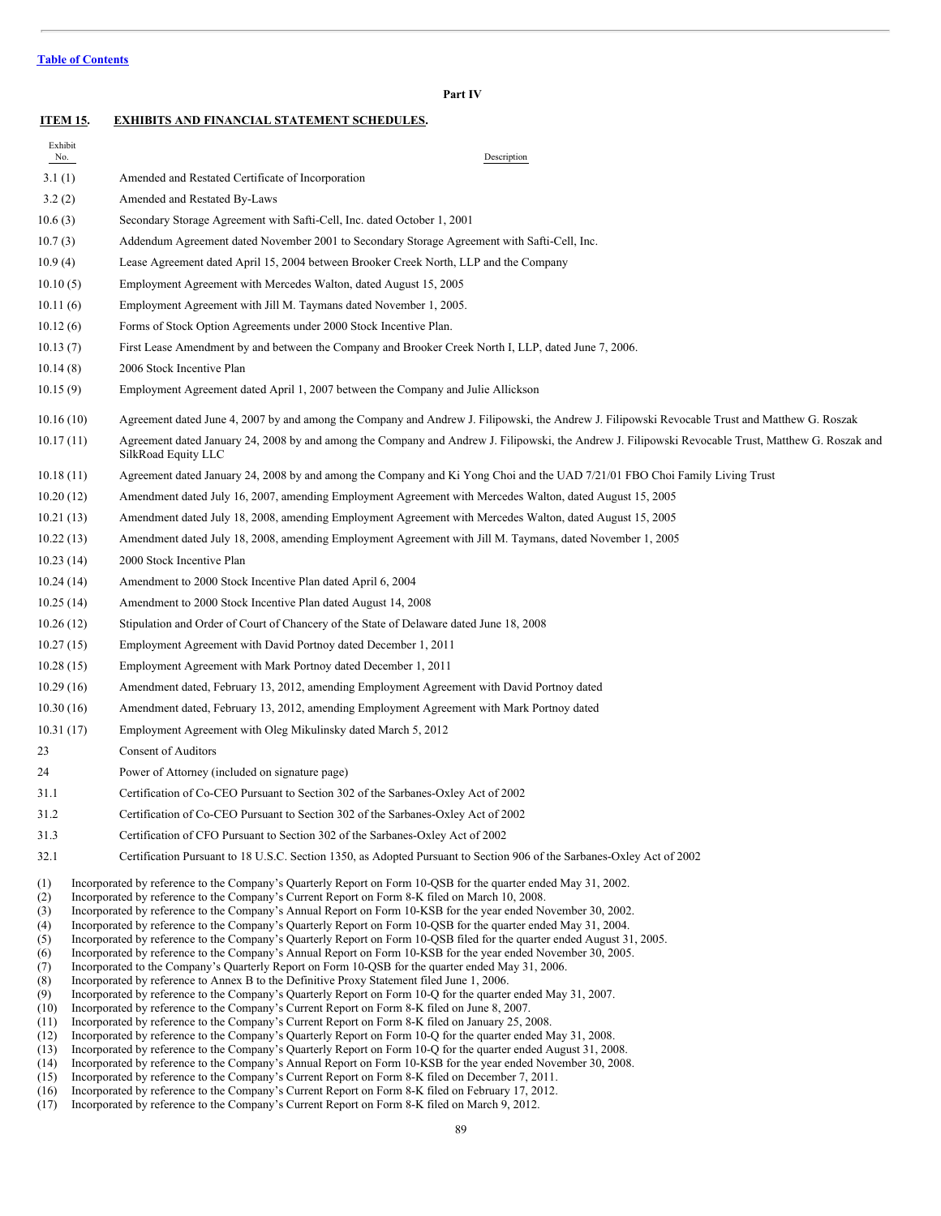[Table of Contents](#)

**Part IV**

## ITEM 15. EXHIBITS AND FINANCIAL STATEMENT SCHEDULES.

| Exhibit No. | Description |
|---|---|
| 3.1 (1) | Amended and Restated Certificate of Incorporation |
| 3.2 (2) | Amended and Restated By-Laws |
| 10.6 (3) | Secondary Storage Agreement with Safti-Cell, Inc. dated October 1, 2001 |
| 10.7 (3) | Addendum Agreement dated November 2001 to Secondary Storage Agreement with Safti-Cell, Inc. |
| 10.9 (4) | Lease Agreement dated April 15, 2004 between Brooker Creek North, LLP and the Company |
| 10.10 (5) | Employment Agreement with Mercedes Walton, dated August 15, 2005 |
| 10.11 (6) | Employment Agreement with Jill M. Taymans dated November 1, 2005. |
| 10.12 (6) | Forms of Stock Option Agreements under 2000 Stock Incentive Plan. |
| 10.13 (7) | First Lease Amendment by and between the Company and Brooker Creek North I, LLP, dated June 7, 2006. |
| 10.14 (8) | 2006 Stock Incentive Plan |
| 10.15 (9) | Employment Agreement dated April 1, 2007 between the Company and Julie Allickson |
| 10.16 (10) | Agreement dated June 4, 2007 by and among the Company and Andrew J. Filipowski, the Andrew J. Filipowski Revocable Trust and Matthew G. Roszak |
| 10.17 (11) | Agreement dated January 24, 2008 by and among the Company and Andrew J. Filipowski, the Andrew J. Filipowski Revocable Trust, Matthew G. Roszak and SilkRoad Equity LLC |
| 10.18 (11) | Agreement dated January 24, 2008 by and among the Company and Ki Yong Choi and the UAD 7/21/01 FBO Choi Family Living Trust |
| 10.20 (12) | Amendment dated July 16, 2007, amending Employment Agreement with Mercedes Walton, dated August 15, 2005 |
| 10.21 (13) | Amendment dated July 18, 2008, amending Employment Agreement with Mercedes Walton, dated August 15, 2005 |
| 10.22 (13) | Amendment dated July 18, 2008, amending Employment Agreement with Jill M. Taymans, dated November 1, 2005 |
| 10.23 (14) | 2000 Stock Incentive Plan |
| 10.24 (14) | Amendment to 2000 Stock Incentive Plan dated April 6, 2004 |
| 10.25 (14) | Amendment to 2000 Stock Incentive Plan dated August 14, 2008 |
| 10.26 (12) | Stipulation and Order of Court of Chancery of the State of Delaware dated June 18, 2008 |
| 10.27 (15) | Employment Agreement with David Portnoy dated December 1, 2011 |
| 10.28 (15) | Employment Agreement with Mark Portnoy dated December 1, 2011 |
| 10.29 (16) | Amendment dated, February 13, 2012, amending Employment Agreement with David Portnoy dated |
| 10.30 (16) | Amendment dated, February 13, 2012, amending Employment Agreement with Mark Portnoy dated |
| 10.31 (17) | Employment Agreement with Oleg Mikulinsky dated March 5, 2012 |
| 23 | Consent of Auditors |
| 24 | Power of Attorney (included on signature page) |
| 31.1 | Certification of Co-CEO Pursuant to Section 302 of the Sarbanes-Oxley Act of 2002 |
| 31.2 | Certification of Co-CEO Pursuant to Section 302 of the Sarbanes-Oxley Act of 2002 |
| 31.3 | Certification of CFO Pursuant to Section 302 of the Sarbanes-Oxley Act of 2002 |
| 32.1 | Certification Pursuant to 18 U.S.C. Section 1350, as Adopted Pursuant to Section 906 of the Sarbanes-Oxley Act of 2002 |

(1) Incorporated by reference to the Company's Quarterly Report on Form 10-QSB for the quarter ended May 31, 2002.
(2) Incorporated by reference to the Company's Current Report on Form 8-K filed on March 10, 2008.
(3) Incorporated by reference to the Company's Annual Report on Form 10-KSB for the year ended November 30, 2002.
(4) Incorporated by reference to the Company's Quarterly Report on Form 10-QSB for the quarter ended May 31, 2004.
(5) Incorporated by reference to the Company's Quarterly Report on Form 10-QSB filed for the quarter ended August 31, 2005.
(6) Incorporated by reference to the Company's Annual Report on Form 10-KSB for the year ended November 30, 2005.
(7) Incorporated to the Company's Quarterly Report on Form 10-QSB for the quarter ended May 31, 2006.
(8) Incorporated by reference to Annex B to the Definitive Proxy Statement filed June 1, 2006.
(9) Incorporated by reference to the Company's Quarterly Report on Form 10-Q for the quarter ended May 31, 2007.
(10) Incorporated by reference to the Company's Current Report on Form 8-K filed on June 8, 2007.
(11) Incorporated by reference to the Company's Current Report on Form 8-K filed on January 25, 2008.
(12) Incorporated by reference to the Company's Quarterly Report on Form 10-Q for the quarter ended May 31, 2008.
(13) Incorporated by reference to the Company's Quarterly Report on Form 10-Q for the quarter ended August 31, 2008.
(14) Incorporated by reference to the Company's Annual Report on Form 10-KSB for the year ended November 30, 2008.
(15) Incorporated by reference to the Company's Current Report on Form 8-K filed on December 7, 2011.
(16) Incorporated by reference to the Company's Current Report on Form 8-K filed on February 17, 2012.
(17) Incorporated by reference to the Company's Current Report on Form 8-K filed on March 9, 2012.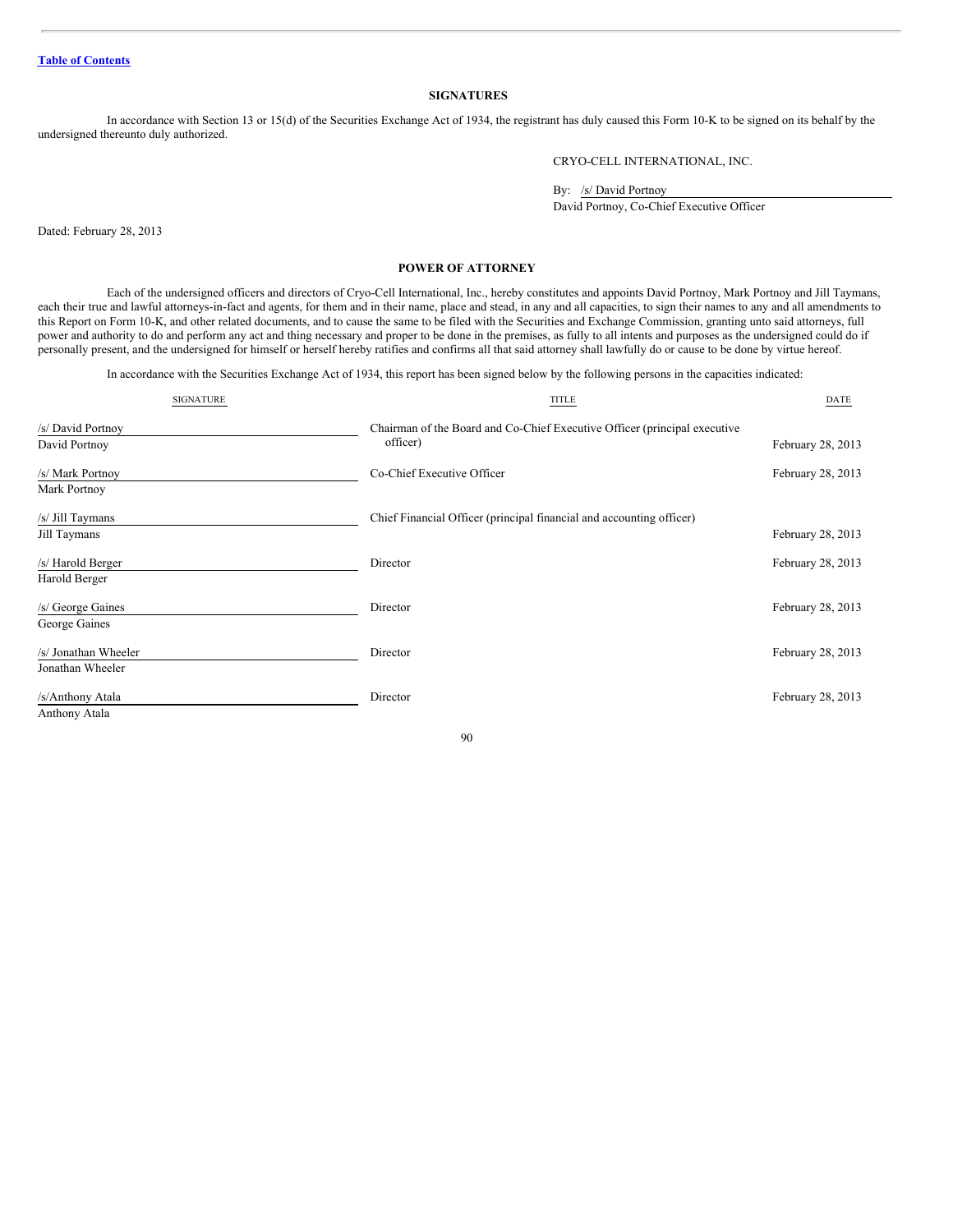[Table of Contents](#)

## SIGNATURES

In accordance with Section 13 or 15(d) of the Securities Exchange Act of 1934, the registrant has duly caused this Form 10-K to be signed on its behalf by the undersigned thereunto duly authorized.

CRYO-CELL INTERNATIONAL, INC.

By: /s/ David Portnoy
David Portnoy, Co-Chief Executive Officer

Dated: February 28, 2013

## POWER OF ATTORNEY

Each of the undersigned officers and directors of Cryo-Cell International, Inc., hereby constitutes and appoints David Portnoy, Mark Portnoy and Jill Taymans, each their true and lawful attorneys-in-fact and agents, for them and in their name, place and stead, in any and all capacities, to sign their names to any and all amendments to this Report on Form 10-K, and other related documents, and to cause the same to be filed with the Securities and Exchange Commission, granting unto said attorneys, full power and authority to do and perform any act and thing necessary and proper to be done in the premises, as fully to all intents and purposes as the undersigned could do if personally present, and the undersigned for himself or herself hereby ratifies and confirms all that said attorney shall lawfully do or cause to be done by virtue hereof.

In accordance with the Securities Exchange Act of 1934, this report has been signed below by the following persons in the capacities indicated:

| SIGNATURE | TITLE | DATE |
| --- | --- | --- |
| /s/ David Portnoy<br>David Portnoy | Chairman of the Board and Co-Chief Executive Officer (principal executive officer) | February 28, 2013 |
| /s/ Mark Portnoy<br>Mark Portnoy | Co-Chief Executive Officer | February 28, 2013 |
| /s/ Jill Taymans<br>Jill Taymans | Chief Financial Officer (principal financial and accounting officer) | February 28, 2013 |
| /s/ Harold Berger<br>Harold Berger | Director | February 28, 2013 |
| /s/ George Gaines<br>George Gaines | Director | February 28, 2013 |
| /s/ Jonathan Wheeler<br>Jonathan Wheeler | Director | February 28, 2013 |
| /s/Anthony Atala<br>Anthony Atala | Director | February 28, 2013 |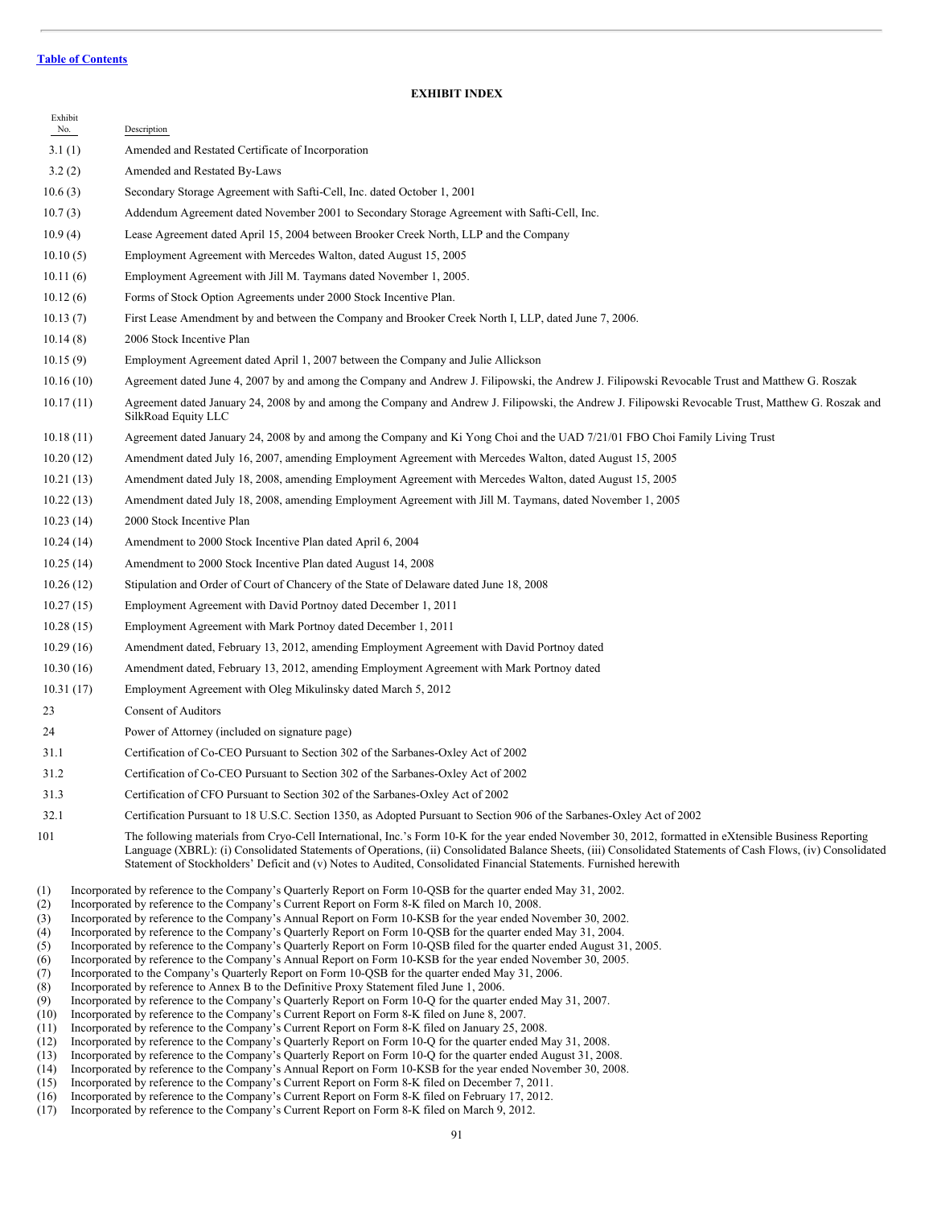[Table of Contents](#)

## EXHIBIT INDEX

| Exhibit No. | Description |
|---|---|
| 3.1 (1) | Amended and Restated Certificate of Incorporation |
| 3.2 (2) | Amended and Restated By-Laws |
| 10.6 (3) | Secondary Storage Agreement with Safti-Cell, Inc. dated October 1, 2001 |
| 10.7 (3) | Addendum Agreement dated November 2001 to Secondary Storage Agreement with Safti-Cell, Inc. |
| 10.9 (4) | Lease Agreement dated April 15, 2004 between Brooker Creek North, LLP and the Company |
| 10.10 (5) | Employment Agreement with Mercedes Walton, dated August 15, 2005 |
| 10.11 (6) | Employment Agreement with Jill M. Taymans dated November 1, 2005. |
| 10.12 (6) | Forms of Stock Option Agreements under 2000 Stock Incentive Plan. |
| 10.13 (7) | First Lease Amendment by and between the Company and Brooker Creek North I, LLP, dated June 7, 2006. |
| 10.14 (8) | 2006 Stock Incentive Plan |
| 10.15 (9) | Employment Agreement dated April 1, 2007 between the Company and Julie Allickson |
| 10.16 (10) | Agreement dated June 4, 2007 by and among the Company and Andrew J. Filipowski, the Andrew J. Filipowski Revocable Trust and Matthew G. Roszak |
| 10.17 (11) | Agreement dated January 24, 2008 by and among the Company and Andrew J. Filipowski, the Andrew J. Filipowski Revocable Trust, Matthew G. Roszak and SilkRoad Equity LLC |
| 10.18 (11) | Agreement dated January 24, 2008 by and among the Company and Ki Yong Choi and the UAD 7/21/01 FBO Choi Family Living Trust |
| 10.20 (12) | Amendment dated July 16, 2007, amending Employment Agreement with Mercedes Walton, dated August 15, 2005 |
| 10.21 (13) | Amendment dated July 18, 2008, amending Employment Agreement with Mercedes Walton, dated August 15, 2005 |
| 10.22 (13) | Amendment dated July 18, 2008, amending Employment Agreement with Jill M. Taymans, dated November 1, 2005 |
| 10.23 (14) | 2000 Stock Incentive Plan |
| 10.24 (14) | Amendment to 2000 Stock Incentive Plan dated April 6, 2004 |
| 10.25 (14) | Amendment to 2000 Stock Incentive Plan dated August 14, 2008 |
| 10.26 (12) | Stipulation and Order of Court of Chancery of the State of Delaware dated June 18, 2008 |
| 10.27 (15) | Employment Agreement with David Portnoy dated December 1, 2011 |
| 10.28 (15) | Employment Agreement with Mark Portnoy dated December 1, 2011 |
| 10.29 (16) | Amendment dated, February 13, 2012, amending Employment Agreement with David Portnoy dated |
| 10.30 (16) | Amendment dated, February 13, 2012, amending Employment Agreement with Mark Portnoy dated |
| 10.31 (17) | Employment Agreement with Oleg Mikulinsky dated March 5, 2012 |
| 23 | Consent of Auditors |
| 24 | Power of Attorney (included on signature page) |
| 31.1 | Certification of Co-CEO Pursuant to Section 302 of the Sarbanes-Oxley Act of 2002 |
| 31.2 | Certification of Co-CEO Pursuant to Section 302 of the Sarbanes-Oxley Act of 2002 |
| 31.3 | Certification of CFO Pursuant to Section 302 of the Sarbanes-Oxley Act of 2002 |
| 32.1 | Certification Pursuant to 18 U.S.C. Section 1350, as Adopted Pursuant to Section 906 of the Sarbanes-Oxley Act of 2002 |
| 101 | The following materials from Cryo-Cell International, Inc.'s Form 10-K for the year ended November 30, 2012, formatted in eXtensible Business Reporting Language (XBRL): (i) Consolidated Statements of Operations, (ii) Consolidated Balance Sheets, (iii) Consolidated Statements of Cash Flows, (iv) Consolidated Statement of Stockholders' Deficit and (v) Notes to Audited, Consolidated Financial Statements. Furnished herewith |

(1) Incorporated by reference to the Company's Quarterly Report on Form 10-QSB for the quarter ended May 31, 2002.
(2) Incorporated by reference to the Company's Current Report on Form 8-K filed on March 10, 2008.
(3) Incorporated by reference to the Company's Annual Report on Form 10-KSB for the year ended November 30, 2002.
(4) Incorporated by reference to the Company's Quarterly Report on Form 10-QSB for the quarter ended May 31, 2004.
(5) Incorporated by reference to the Company's Quarterly Report on Form 10-QSB filed for the quarter ended August 31, 2005.
(6) Incorporated by reference to the Company's Annual Report on Form 10-KSB for the year ended November 30, 2005.
(7) Incorporated to the Company's Quarterly Report on Form 10-QSB for the quarter ended May 31, 2006.
(8) Incorporated by reference to Annex B to the Definitive Proxy Statement filed June 1, 2006.
(9) Incorporated by reference to the Company's Quarterly Report on Form 10-Q for the quarter ended May 31, 2007.
(10) Incorporated by reference to the Company's Current Report on Form 8-K filed on June 8, 2007.
(11) Incorporated by reference to the Company's Current Report on Form 8-K filed on January 25, 2008.
(12) Incorporated by reference to the Company's Quarterly Report on Form 10-Q for the quarter ended May 31, 2008.
(13) Incorporated by reference to the Company's Quarterly Report on Form 10-Q for the quarter ended August 31, 2008.
(14) Incorporated by reference to the Company's Annual Report on Form 10-KSB for the year ended November 30, 2008.
(15) Incorporated by reference to the Company's Current Report on Form 8-K filed on December 7, 2011.
(16) Incorporated by reference to the Company's Current Report on Form 8-K filed on February 17, 2012.
(17) Incorporated by reference to the Company's Current Report on Form 8-K filed on March 9, 2012.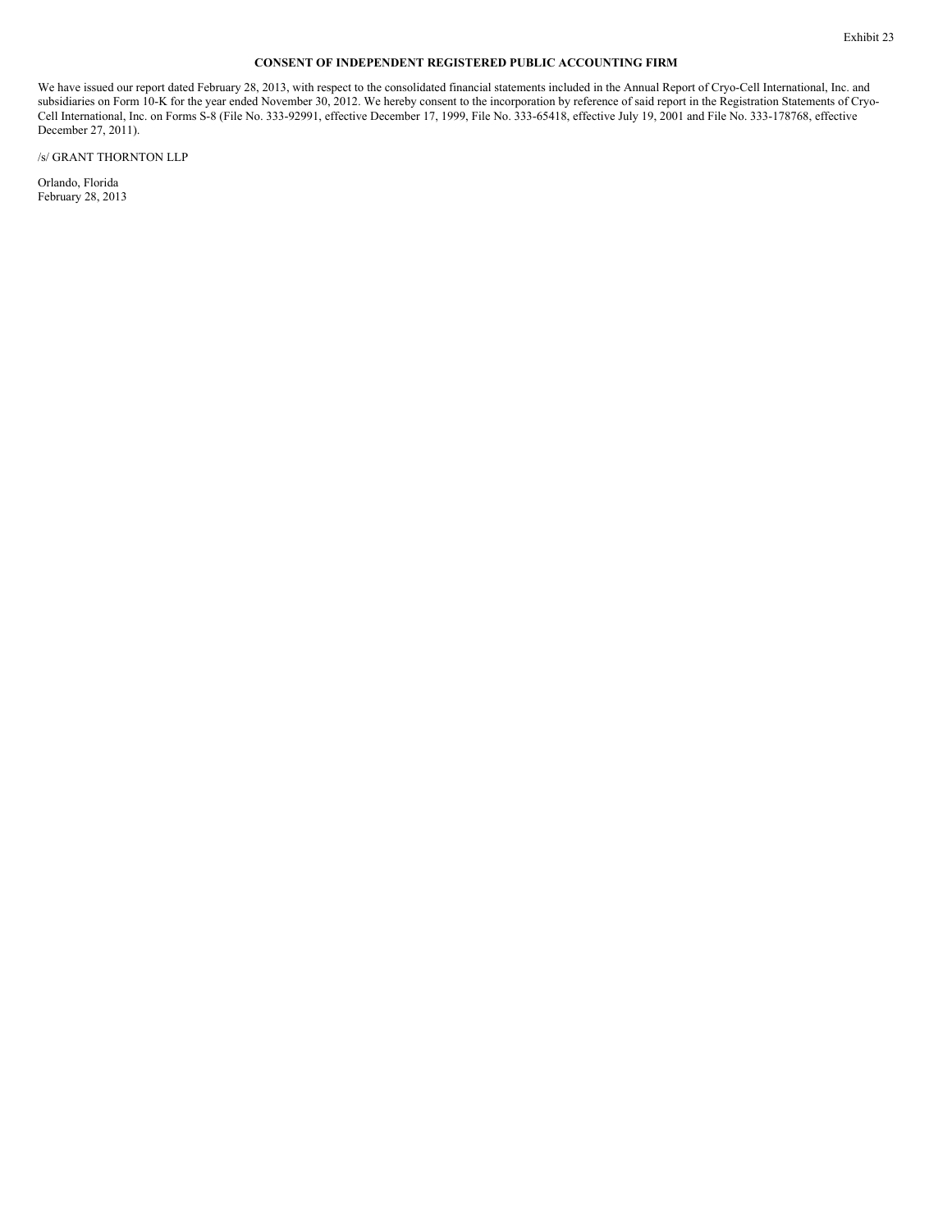Exhibit 23

**CONSENT OF INDEPENDENT REGISTERED PUBLIC ACCOUNTING FIRM**

We have issued our report dated February 28, 2013, with respect to the consolidated financial statements included in the Annual Report of Cryo-Cell International, Inc. and subsidiaries on Form 10-K for the year ended November 30, 2012. We hereby consent to the incorporation by reference of said report in the Registration Statements of Cryo-Cell International, Inc. on Forms S-8 (File No. 333-92991, effective December 17, 1999, File No. 333-65418, effective July 19, 2001 and File No. 333-178768, effective December 27, 2011).

/s/ GRANT THORNTON LLP

Orlando, Florida
February 28, 2013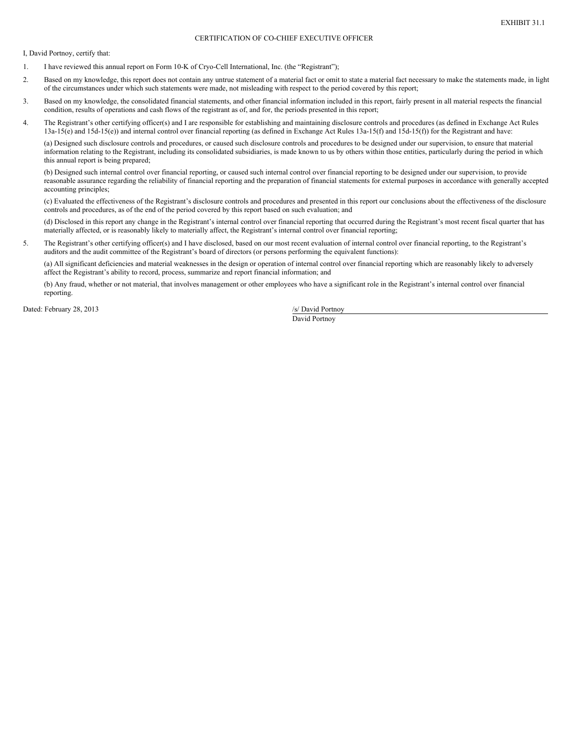EXHIBIT 31.1

# CERTIFICATION OF CO-CHIEF EXECUTIVE OFFICER

I, David Portnoy, certify that:

1. I have reviewed this annual report on Form 10-K of Cryo-Cell International, Inc. (the "Registrant");

2. Based on my knowledge, this report does not contain any untrue statement of a material fact or omit to state a material fact necessary to make the statements made, in light of the circumstances under which such statements were made, not misleading with respect to the period covered by this report;

3. Based on my knowledge, the consolidated financial statements, and other financial information included in this report, fairly present in all material respects the financial condition, results of operations and cash flows of the registrant as of, and for, the periods presented in this report;

4. The Registrant's other certifying officer(s) and I are responsible for establishing and maintaining disclosure controls and procedures (as defined in Exchange Act Rules 13a-15(e) and 15d-15(e)) and internal control over financial reporting (as defined in Exchange Act Rules 13a-15(f) and 15d-15(f)) for the Registrant and have:

   (a) Designed such disclosure controls and procedures, or caused such disclosure controls and procedures to be designed under our supervision, to ensure that material information relating to the Registrant, including its consolidated subsidiaries, is made known to us by others within those entities, particularly during the period in which this annual report is being prepared;

   (b) Designed such internal control over financial reporting, or caused such internal control over financial reporting to be designed under our supervision, to provide reasonable assurance regarding the reliability of financial reporting and the preparation of financial statements for external purposes in accordance with generally accepted accounting principles;

   (c) Evaluated the effectiveness of the Registrant's disclosure controls and procedures and presented in this report our conclusions about the effectiveness of the disclosure controls and procedures, as of the end of the period covered by this report based on such evaluation; and

   (d) Disclosed in this report any change in the Registrant's internal control over financial reporting that occurred during the Registrant's most recent fiscal quarter that has materially affected, or is reasonably likely to materially affect, the Registrant's internal control over financial reporting;

5. The Registrant's other certifying officer(s) and I have disclosed, based on our most recent evaluation of internal control over financial reporting, to the Registrant's auditors and the audit committee of the Registrant's board of directors (or persons performing the equivalent functions):

   (a) All significant deficiencies and material weaknesses in the design or operation of internal control over financial reporting which are reasonably likely to adversely affect the Registrant's ability to record, process, summarize and report financial information; and

   (b) Any fraud, whether or not material, that involves management or other employees who have a significant role in the Registrant's internal control over financial reporting.

Dated: February 28, 2013

/s/ David Portnoy

David Portnoy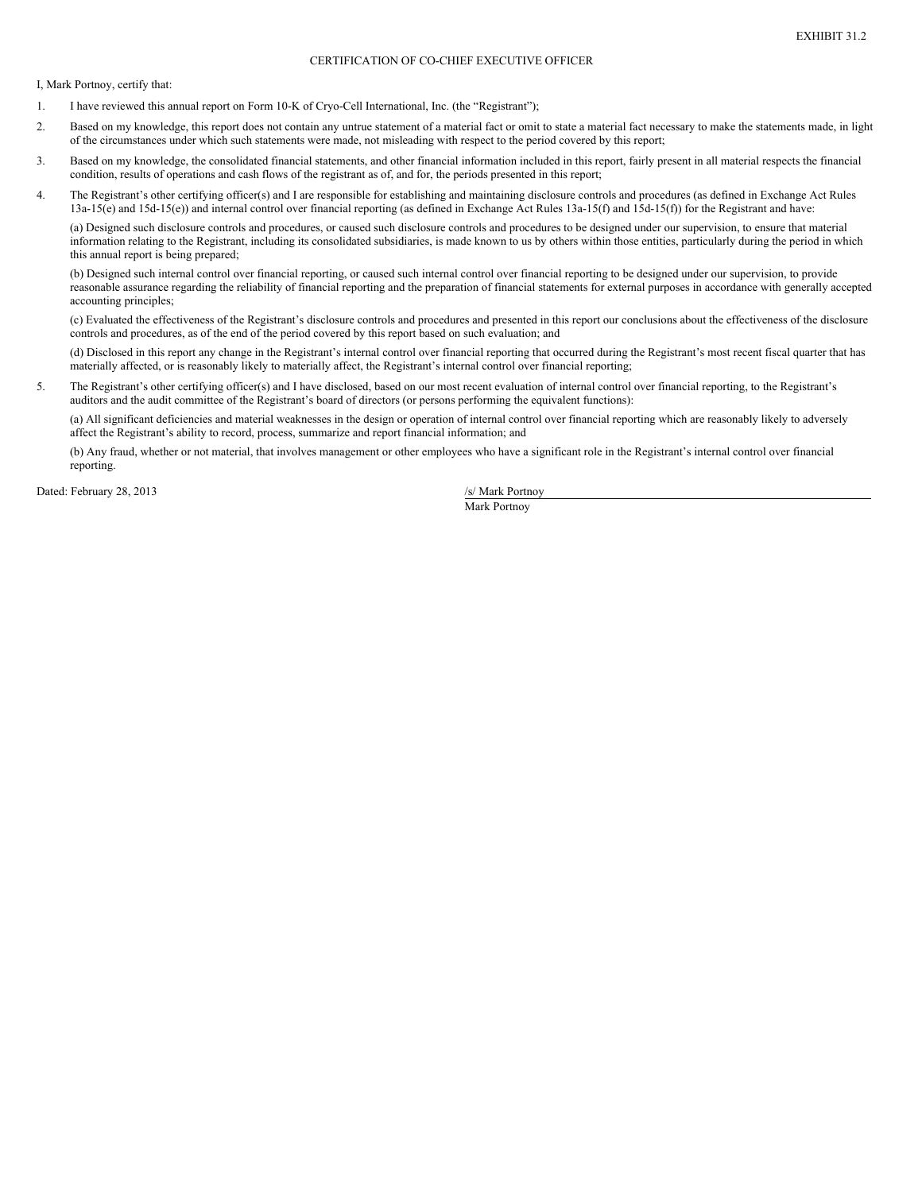EXHIBIT 31.2

# CERTIFICATION OF CO-CHIEF EXECUTIVE OFFICER

I, Mark Portnoy, certify that:

1. I have reviewed this annual report on Form 10-K of Cryo-Cell International, Inc. (the "Registrant");
2. Based on my knowledge, this report does not contain any untrue statement of a material fact or omit to state a material fact necessary to make the statements made, in light of the circumstances under which such statements were made, not misleading with respect to the period covered by this report;
3. Based on my knowledge, the consolidated financial statements, and other financial information included in this report, fairly present in all material respects the financial condition, results of operations and cash flows of the registrant as of, and for, the periods presented in this report;
4. The Registrant's other certifying officer(s) and I are responsible for establishing and maintaining disclosure controls and procedures (as defined in Exchange Act Rules 13a-15(e) and 15d-15(e)) and internal control over financial reporting (as defined in Exchange Act Rules 13a-15(f) and 15d-15(f)) for the Registrant and have:

   (a) Designed such disclosure controls and procedures, or caused such disclosure controls and procedures to be designed under our supervision, to ensure that material information relating to the Registrant, including its consolidated subsidiaries, is made known to us by others within those entities, particularly during the period in which this annual report is being prepared;

   (b) Designed such internal control over financial reporting, or caused such internal control over financial reporting to be designed under our supervision, to provide reasonable assurance regarding the reliability of financial reporting and the preparation of financial statements for external purposes in accordance with generally accepted accounting principles;

   (c) Evaluated the effectiveness of the Registrant's disclosure controls and procedures and presented in this report our conclusions about the effectiveness of the disclosure controls and procedures, as of the end of the period covered by this report based on such evaluation; and

   (d) Disclosed in this report any change in the Registrant's internal control over financial reporting that occurred during the Registrant's most recent fiscal quarter that has materially affected, or is reasonably likely to materially affect, the Registrant's internal control over financial reporting;
5. The Registrant's other certifying officer(s) and I have disclosed, based on our most recent evaluation of internal control over financial reporting, to the Registrant's auditors and the audit committee of the Registrant's board of directors (or persons performing the equivalent functions):

   (a) All significant deficiencies and material weaknesses in the design or operation of internal control over financial reporting which are reasonably likely to adversely affect the Registrant's ability to record, process, summarize and report financial information; and

   (b) Any fraud, whether or not material, that involves management or other employees who have a significant role in the Registrant's internal control over financial reporting.

Dated: February 28, 2013

/s/ Mark Portnoy
Mark Portnoy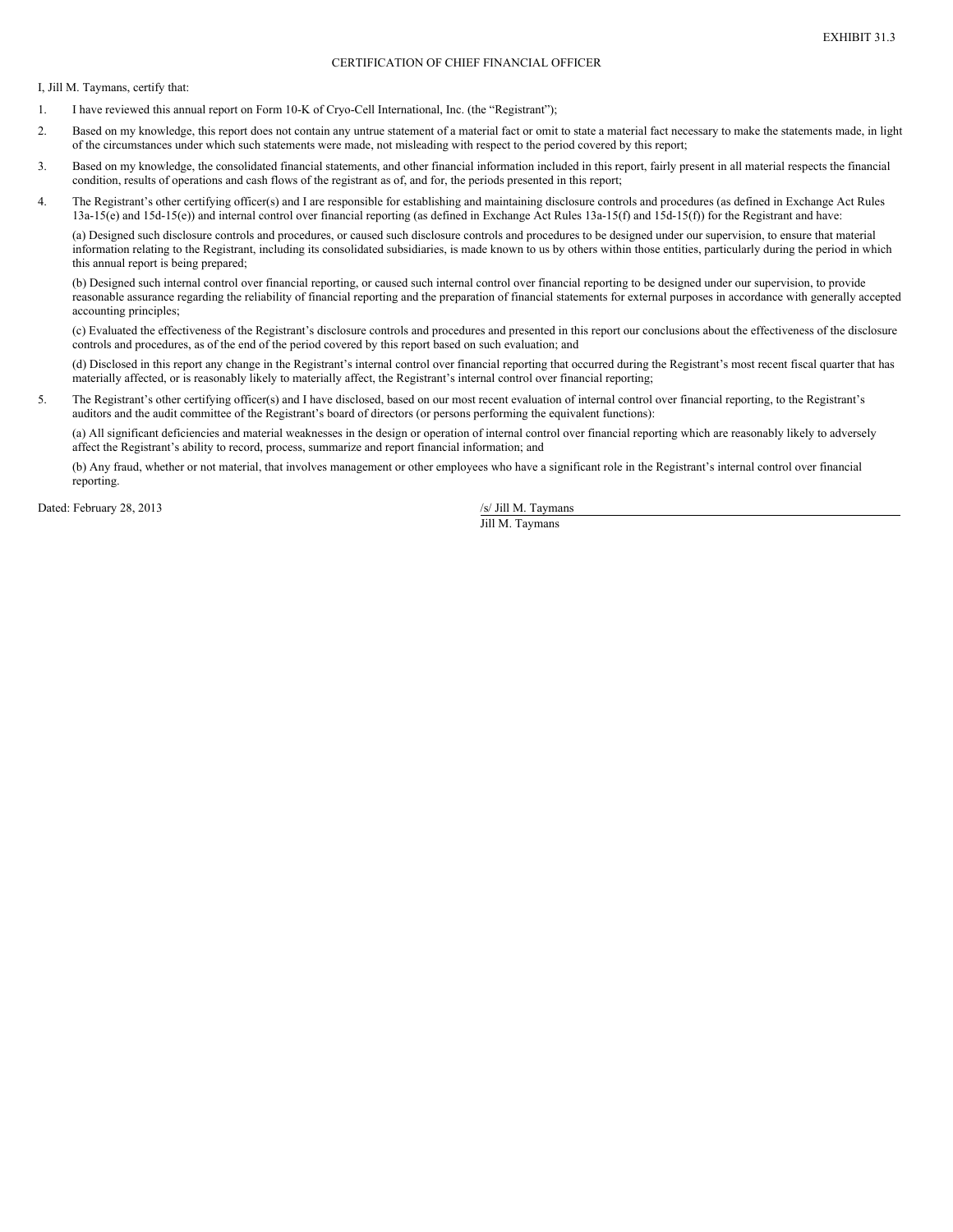EXHIBIT 31.3

CERTIFICATION OF CHIEF FINANCIAL OFFICER

I, Jill M. Taymans, certify that:

1. I have reviewed this annual report on Form 10-K of Cryo-Cell International, Inc. (the "Registrant");

2. Based on my knowledge, this report does not contain any untrue statement of a material fact or omit to state a material fact necessary to make the statements made, in light of the circumstances under which such statements were made, not misleading with respect to the period covered by this report;

3. Based on my knowledge, the consolidated financial statements, and other financial information included in this report, fairly present in all material respects the financial condition, results of operations and cash flows of the registrant as of, and for, the periods presented in this report;

4. The Registrant's other certifying officer(s) and I are responsible for establishing and maintaining disclosure controls and procedures (as defined in Exchange Act Rules 13a-15(e) and 15d-15(e)) and internal control over financial reporting (as defined in Exchange Act Rules 13a-15(f) and 15d-15(f)) for the Registrant and have:

   (a) Designed such disclosure controls and procedures, or caused such disclosure controls and procedures to be designed under our supervision, to ensure that material information relating to the Registrant, including its consolidated subsidiaries, is made known to us by others within those entities, particularly during the period in which this annual report is being prepared;

   (b) Designed such internal control over financial reporting, or caused such internal control over financial reporting to be designed under our supervision, to provide reasonable assurance regarding the reliability of financial reporting and the preparation of financial statements for external purposes in accordance with generally accepted accounting principles;

   (c) Evaluated the effectiveness of the Registrant's disclosure controls and procedures and presented in this report our conclusions about the effectiveness of the disclosure controls and procedures, as of the end of the period covered by this report based on such evaluation; and

   (d) Disclosed in this report any change in the Registrant's internal control over financial reporting that occurred during the Registrant's most recent fiscal quarter that has materially affected, or is reasonably likely to materially affect, the Registrant's internal control over financial reporting;

5. The Registrant's other certifying officer(s) and I have disclosed, based on our most recent evaluation of internal control over financial reporting, to the Registrant's auditors and the audit committee of the Registrant's board of directors (or persons performing the equivalent functions):

   (a) All significant deficiencies and material weaknesses in the design or operation of internal control over financial reporting which are reasonably likely to adversely affect the Registrant's ability to record, process, summarize and report financial information; and

   (b) Any fraud, whether or not material, that involves management or other employees who have a significant role in the Registrant's internal control over financial reporting.

Dated: February 28, 2013

/s/ Jill M. Taymans
Jill M. Taymans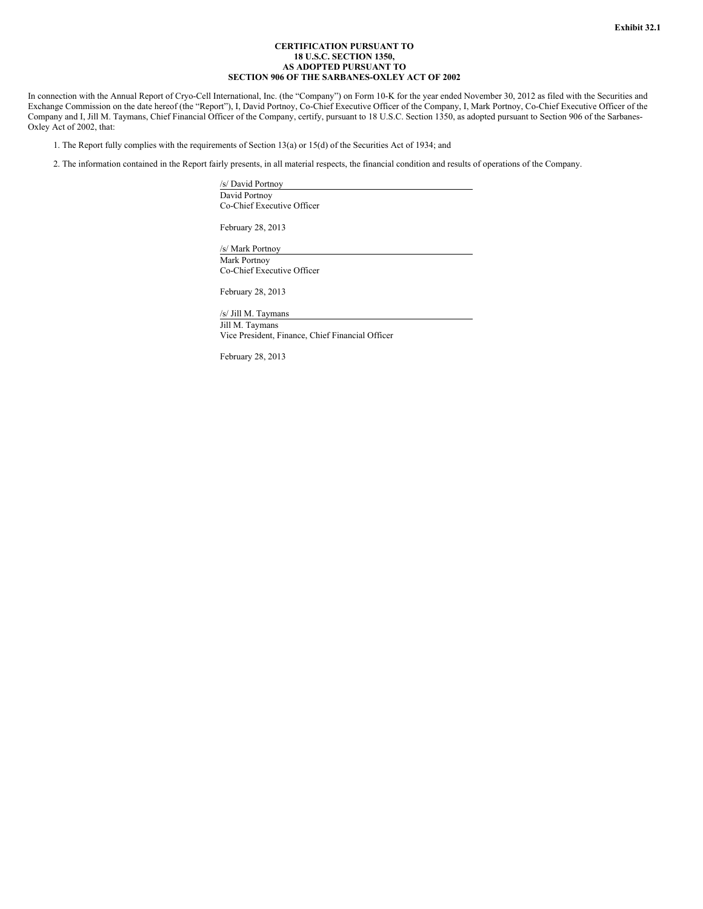Exhibit 32.1

**CERTIFICATION PURSUANT TO**
**18 U.S.C. SECTION 1350,**
**AS ADOPTED PURSUANT TO**
**SECTION 906 OF THE SARBANES-OXLEY ACT OF 2002**

In connection with the Annual Report of Cryo-Cell International, Inc. (the "Company") on Form 10-K for the year ended November 30, 2012 as filed with the Securities and Exchange Commission on the date hereof (the "Report"), I, David Portnoy, Co-Chief Executive Officer of the Company, I, Mark Portnoy, Co-Chief Executive Officer of the Company and I, Jill M. Taymans, Chief Financial Officer of the Company, certify, pursuant to 18 U.S.C. Section 1350, as adopted pursuant to Section 906 of the Sarbanes-Oxley Act of 2002, that:

1. The Report fully complies with the requirements of Section 13(a) or 15(d) of the Securities Act of 1934; and

2. The information contained in the Report fairly presents, in all material respects, the financial condition and results of operations of the Company.

/s/ David Portnoy
David Portnoy
Co-Chief Executive Officer

February 28, 2013

/s/ Mark Portnoy
Mark Portnoy
Co-Chief Executive Officer

February 28, 2013

/s/ Jill M. Taymans
Jill M. Taymans
Vice President, Finance, Chief Financial Officer

February 28, 2013